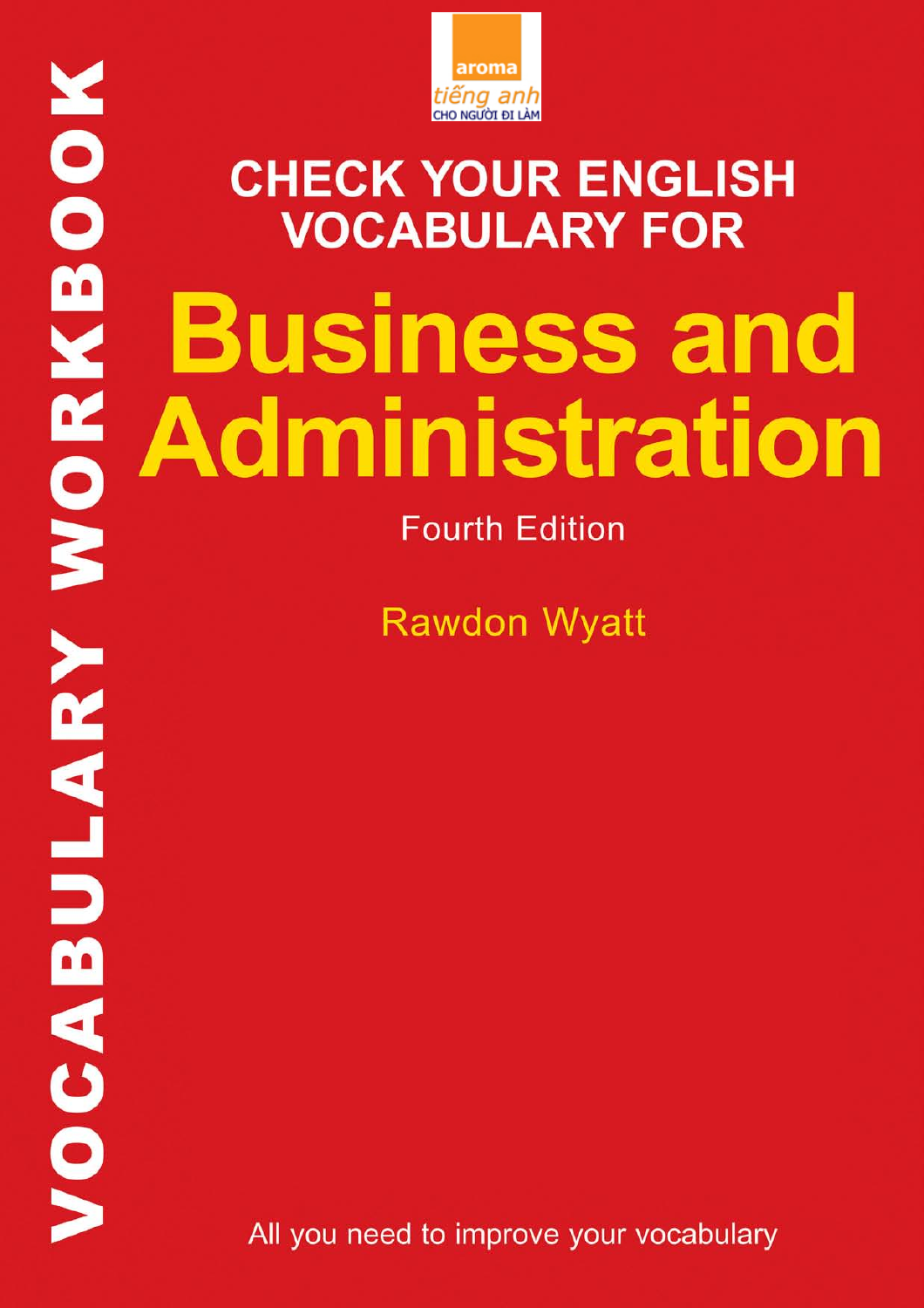aroma

tiếng anh

CHO NGƯỜI ĐI LÀM

VOCABULARY WORKBOOK

## CHECK YOUR ENGLISH VOCABULARY FOR

# Business and Administration

Fourth Edition

Rawdon Wyatt

All you need to improve your vocabulary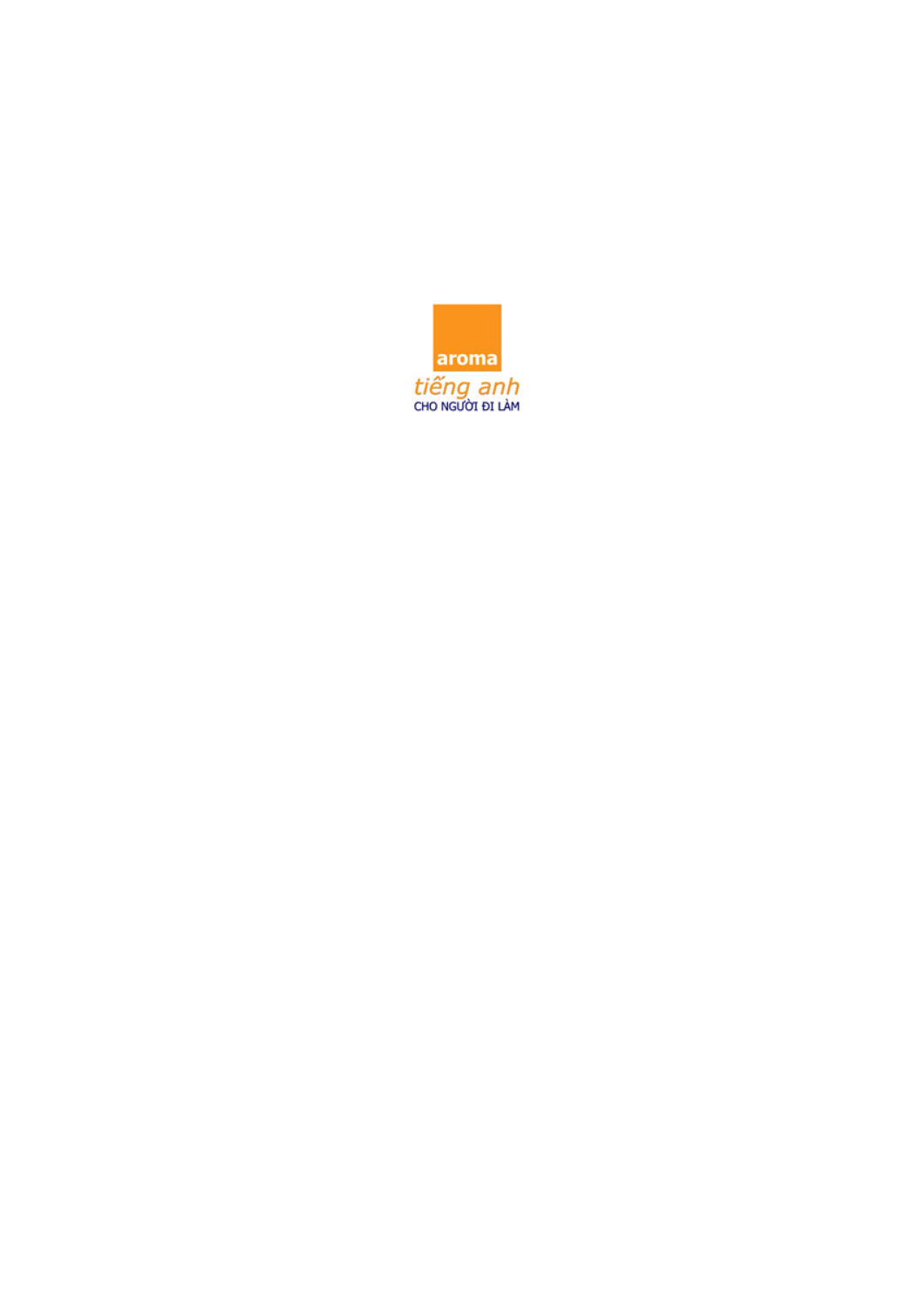aroma

tiếng anh

CHO NGƯỜI ĐI LÀM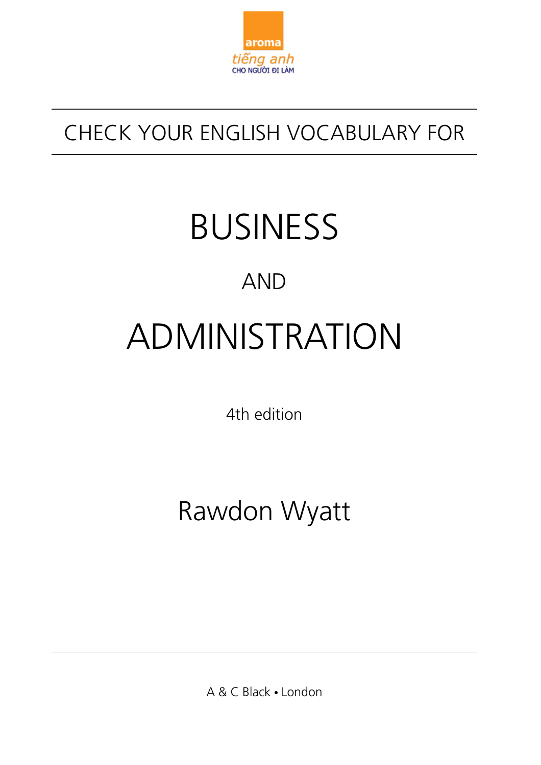aroma

tiếng anh

CHO NGƯỜI ĐI LÀM

CHECK YOUR ENGLISH VOCABULARY FOR

# BUSINESS

## AND

# ADMINISTRATION

4th edition

Rawdon Wyatt

A & C Black • London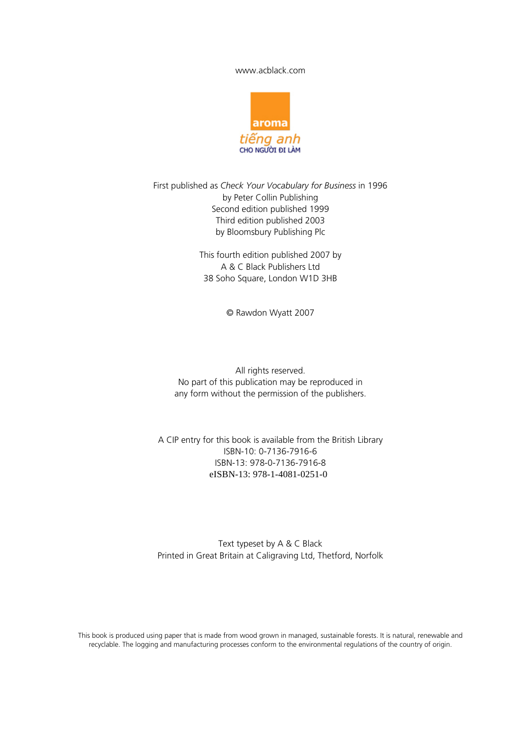www.acblack.com

aroma
tiếng anh
CHO NGƯỜI ĐI LÀM

First published as *Check Your Vocabulary for Business* in 1996
by Peter Collin Publishing
Second edition published 1999
Third edition published 2003
by Bloomsbury Publishing Plc

This fourth edition published 2007 by
A & C Black Publishers Ltd
38 Soho Square, London W1D 3HB

© Rawdon Wyatt 2007

All rights reserved.
No part of this publication may be reproduced in
any form without the permission of the publishers.

A CIP entry for this book is available from the British Library
ISBN-10: 0-7136-7916-6
ISBN-13: 978-0-7136-7916-8
eISBN-13: 978-1-4081-0251-0

Text typeset by A & C Black
Printed in Great Britain at Caligraving Ltd, Thetford, Norfolk

This book is produced using paper that is made from wood grown in managed, sustainable forests. It is natural, renewable and recyclable. The logging and manufacturing processes conform to the environmental regulations of the country of origin.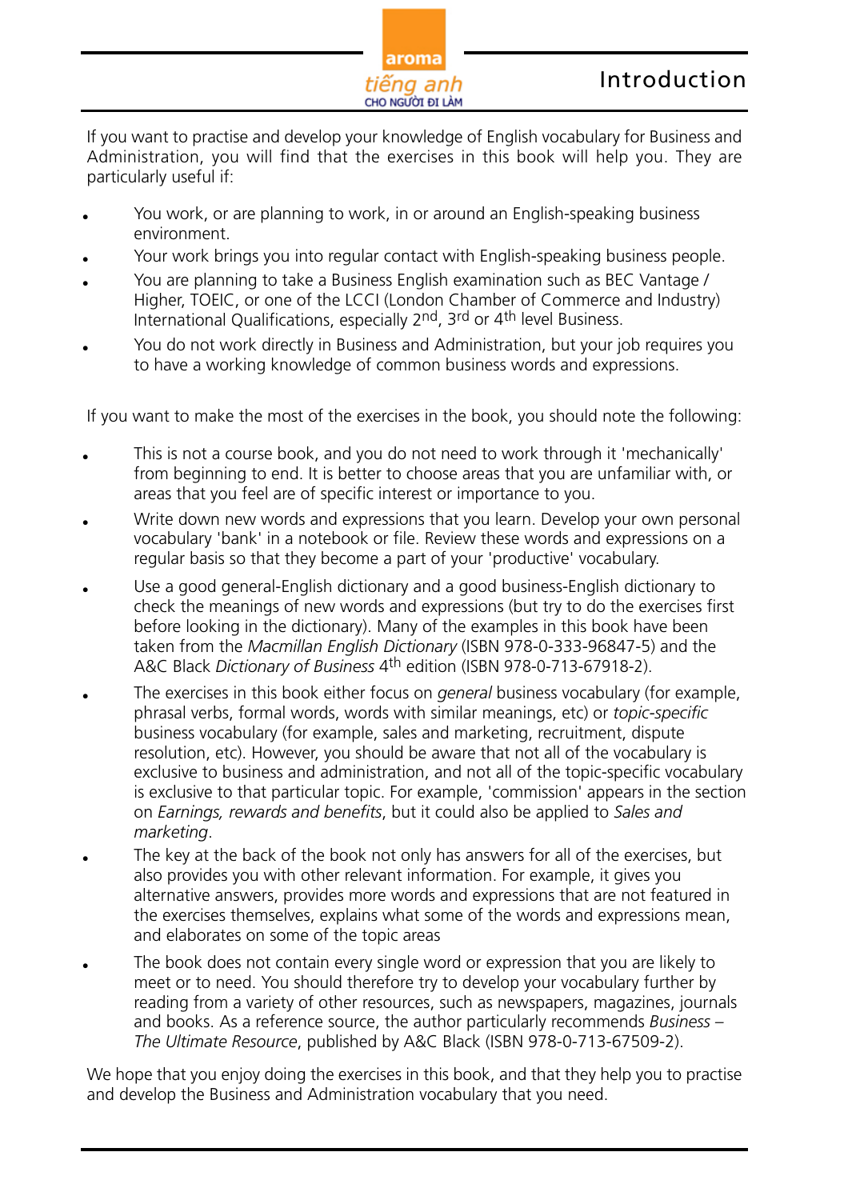# Introduction

If you want to practise and develop your knowledge of English vocabulary for Business and Administration, you will find that the exercises in this book will help you. They are particularly useful if:

- You work, or are planning to work, in or around an English-speaking business environment.
- Your work brings you into regular contact with English-speaking business people.
- You are planning to take a Business English examination such as BEC Vantage / Higher, TOEIC, or one of the LCCI (London Chamber of Commerce and Industry) International Qualifications, especially 2nd, 3rd or 4th level Business.
- You do not work directly in Business and Administration, but your job requires you to have a working knowledge of common business words and expressions.

If you want to make the most of the exercises in the book, you should note the following:

- This is not a course book, and you do not need to work through it 'mechanically' from beginning to end. It is better to choose areas that you are unfamiliar with, or areas that you feel are of specific interest or importance to you.
- Write down new words and expressions that you learn. Develop your own personal vocabulary 'bank' in a notebook or file. Review these words and expressions on a regular basis so that they become a part of your 'productive' vocabulary.
- Use a good general-English dictionary and a good business-English dictionary to check the meanings of new words and expressions (but try to do the exercises first before looking in the dictionary). Many of the examples in this book have been taken from the *Macmillan English Dictionary* (ISBN 978-0-333-96847-5) and the A&C Black *Dictionary of Business* 4th edition (ISBN 978-0-713-67918-2).
- The exercises in this book either focus on *general* business vocabulary (for example, phrasal verbs, formal words, words with similar meanings, etc) or *topic-specific* business vocabulary (for example, sales and marketing, recruitment, dispute resolution, etc). However, you should be aware that not all of the vocabulary is exclusive to business and administration, and not all of the topic-specific vocabulary is exclusive to that particular topic. For example, 'commission' appears in the section on *Earnings, rewards and benefits*, but it could also be applied to *Sales and marketing*.
- The key at the back of the book not only has answers for all of the exercises, but also provides you with other relevant information. For example, it gives you alternative answers, provides more words and expressions that are not featured in the exercises themselves, explains what some of the words and expressions mean, and elaborates on some of the topic areas
- The book does not contain every single word or expression that you are likely to meet or to need. You should therefore try to develop your vocabulary further by reading from a variety of other resources, such as newspapers, magazines, journals and books. As a reference source, the author particularly recommends *Business – The Ultimate Resource*, published by A&C Black (ISBN 978-0-713-67509-2).

We hope that you enjoy doing the exercises in this book, and that they help you to practise and develop the Business and Administration vocabulary that you need.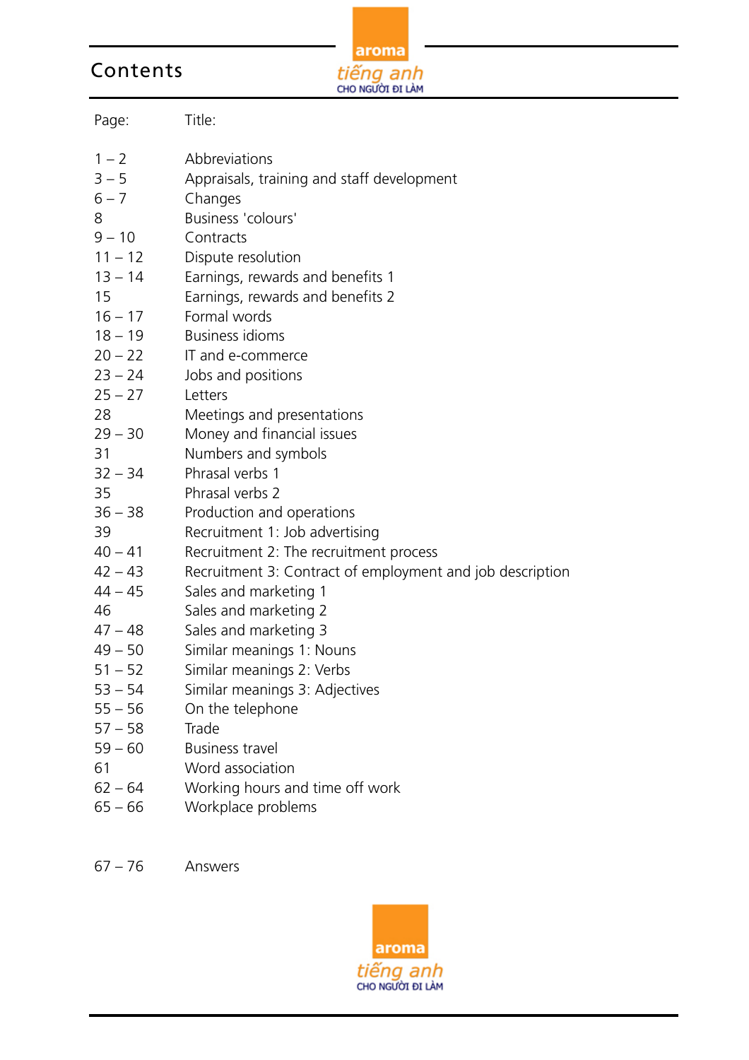# Contents

| Page: | Title: |
|---|---|
| 1 – 2 | Abbreviations |
| 3 – 5 | Appraisals, training and staff development |
| 6 – 7 | Changes |
| 8 | Business 'colours' |
| 9 – 10 | Contracts |
| 11 – 12 | Dispute resolution |
| 13 – 14 | Earnings, rewards and benefits 1 |
| 15 | Earnings, rewards and benefits 2 |
| 16 – 17 | Formal words |
| 18 – 19 | Business idioms |
| 20 – 22 | IT and e-commerce |
| 23 – 24 | Jobs and positions |
| 25 – 27 | Letters |
| 28 | Meetings and presentations |
| 29 – 30 | Money and financial issues |
| 31 | Numbers and symbols |
| 32 – 34 | Phrasal verbs 1 |
| 35 | Phrasal verbs 2 |
| 36 – 38 | Production and operations |
| 39 | Recruitment 1: Job advertising |
| 40 – 41 | Recruitment 2: The recruitment process |
| 42 – 43 | Recruitment 3: Contract of employment and job description |
| 44 – 45 | Sales and marketing 1 |
| 46 | Sales and marketing 2 |
| 47 – 48 | Sales and marketing 3 |
| 49 – 50 | Similar meanings 1: Nouns |
| 51 – 52 | Similar meanings 2: Verbs |
| 53 – 54 | Similar meanings 3: Adjectives |
| 55 – 56 | On the telephone |
| 57 – 58 | Trade |
| 59 – 60 | Business travel |
| 61 | Word association |
| 62 – 64 | Working hours and time off work |
| 65 – 66 | Workplace problems |
| | |
| 67 – 76 | Answers |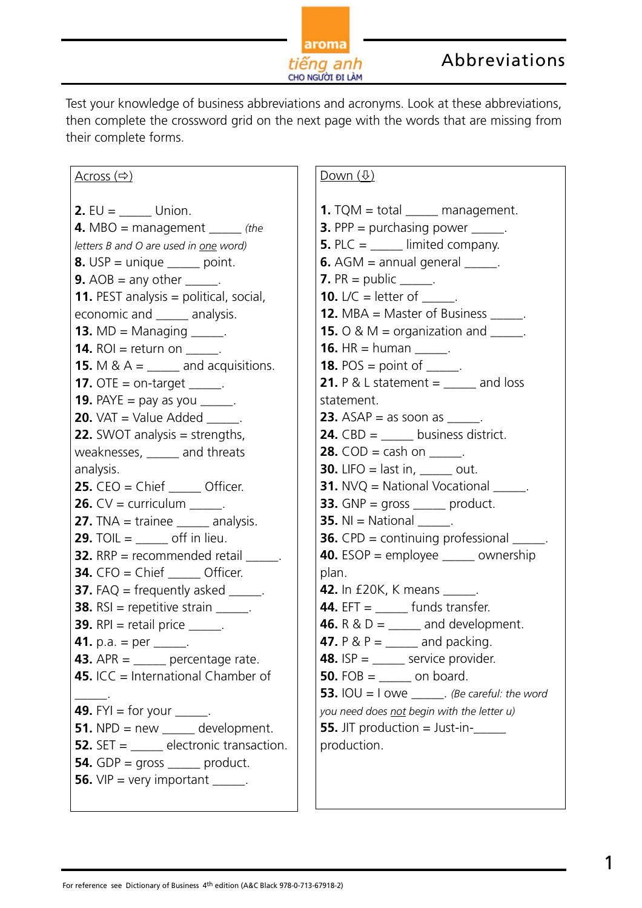# Abbreviations

Test your knowledge of business abbreviations and acronyms. Look at these abbreviations, then complete the crossword grid on the next page with the words that are missing from their complete forms.

## Across (⇨)

**2.** EU = _____ Union.
**4.** MBO = management _____ *(the letters B and O are used in one word)*
**8.** USP = unique _____ point.
**9.** AOB = any other _____.
**11.** PEST analysis = political, social, economic and _____ analysis.
**13.** MD = Managing _____.
**14.** ROI = return on _____.
**15.** M & A = _____ and acquisitions.
**17.** OTE = on-target _____.
**19.** PAYE = pay as you _____.
**20.** VAT = Value Added _____.
**22.** SWOT analysis = strengths, weaknesses, _____ and threats analysis.
**25.** CEO = Chief _____ Officer.
**26.** CV = curriculum _____.
**27.** TNA = trainee _____ analysis.
**29.** TOIL = _____ off in lieu.
**32.** RRP = recommended retail _____.
**34.** CFO = Chief _____ Officer.
**37.** FAQ = frequently asked _____.
**38.** RSI = repetitive strain _____.
**39.** RPI = retail price _____.
**41.** p.a. = per _____.
**43.** APR = _____ percentage rate.
**45.** ICC = International Chamber of _____.
**49.** FYI = for your _____.
**51.** NPD = new _____ development.
**52.** SET = _____ electronic transaction.
**54.** GDP = gross _____ product.
**56.** VIP = very important _____.

## Down (⇩)

**1.** TQM = total _____ management.
**3.** PPP = purchasing power _____.
**5.** PLC = _____ limited company.
**6.** AGM = annual general _____.
**7.** PR = public _____.
**10.** L/C = letter of _____.
**12.** MBA = Master of Business _____.
**15.** O & M = organization and _____.
**16.** HR = human _____.
**18.** POS = point of _____.
**21.** P & L statement = _____ and loss statement.
**23.** ASAP = as soon as _____.
**24.** CBD = _____ business district.
**28.** COD = cash on _____.
**30.** LIFO = last in, _____ out.
**31.** NVQ = National Vocational _____.
**33.** GNP = gross _____ product.
**35.** NI = National _____.
**36.** CPD = continuing professional _____.
**40.** ESOP = employee _____ ownership plan.
**42.** In £20K, K means _____.
**44.** EFT = _____ funds transfer.
**46.** R & D = _____ and development.
**47.** P & P = _____ and packing.
**48.** ISP = _____ service provider.
**50.** FOB = _____ on board.
**53.** IOU = I owe _____. *(Be careful: the word you need does not begin with the letter u)*
**55.** JIT production = Just-in-_____ production.

For reference see Dictionary of Business 4th edition (A&C Black 978-0-713-67918-2)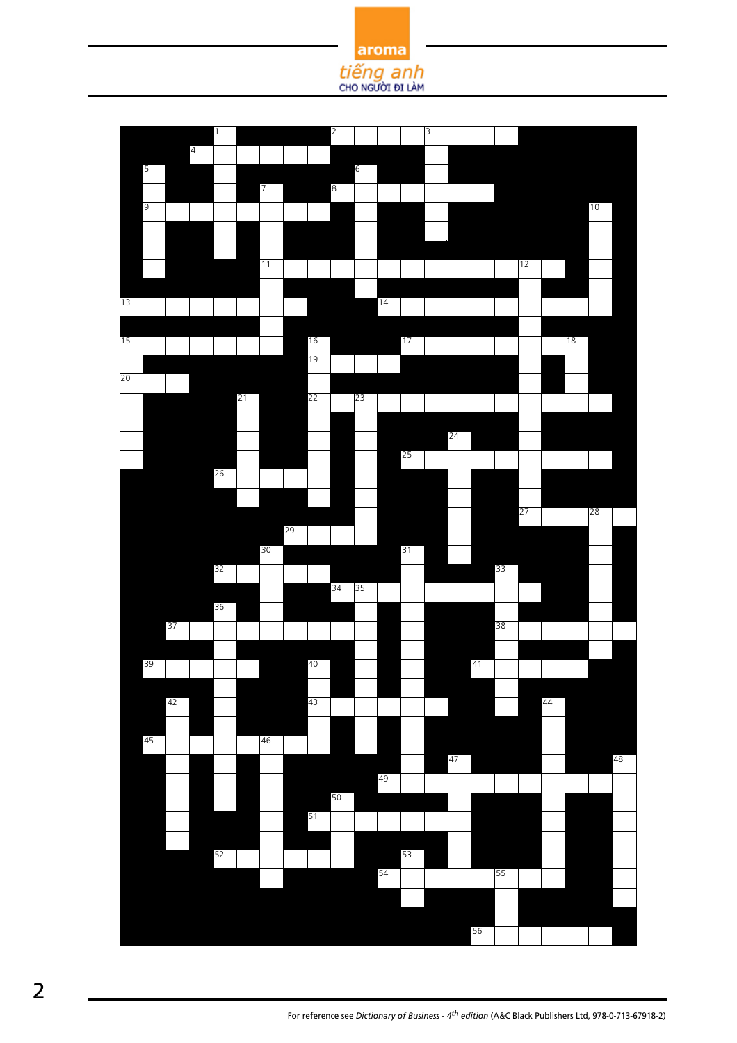For reference see *Dictionary of Business - 4th edition* (A&C Black Publishers Ltd, 978-0-713-67918-2)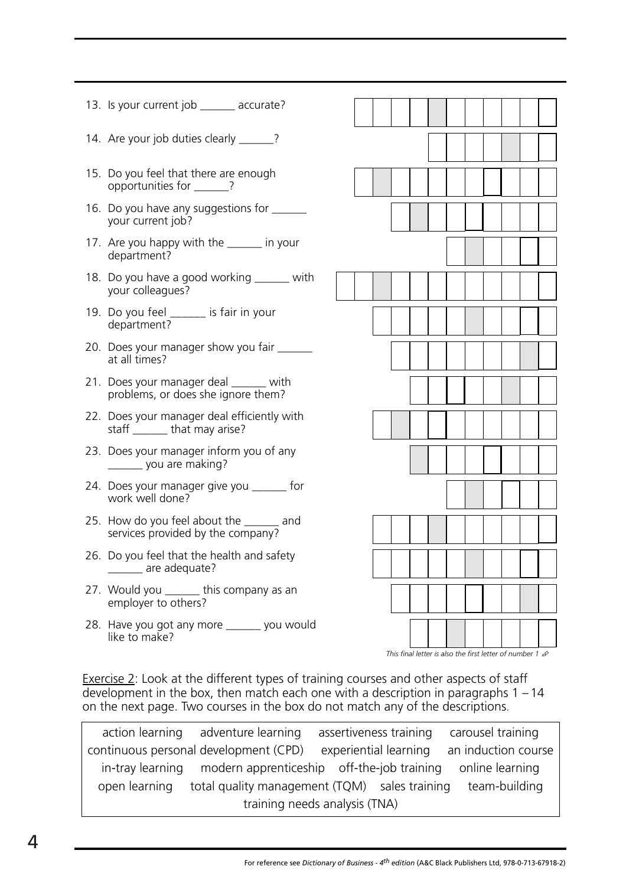13. Is your current job ______ accurate?
14. Are your job duties clearly ______?
15. Do you feel that there are enough opportunities for ______?
16. Do you have any suggestions for ______ your current job?
17. Are you happy with the ______ in your department?
18. Do you have a good working ______ with your colleagues?
19. Do you feel ______ is fair in your department?
20. Does your manager show you fair ______ at all times?
21. Does your manager deal ______ with problems, or does she ignore them?
22. Does your manager deal efficiently with staff ______ that may arise?
23. Does your manager inform you of any ______ you are making?
24. Does your manager give you ______ for work well done?
25. How do you feel about the ______ and services provided by the company?
26. Do you feel that the health and safety ______ are adequate?
27. Would you ______ this company as an employer to others?
28. Have you got any more ______ you would like to make?

*This final letter is also the first letter of number 1* ☞

Exercise 2: Look at the different types of training courses and other aspects of staff development in the box, then match each one with a description in paragraphs 1 – 14 on the next page. Two courses in the box do not match any of the descriptions.

| action learning · adventure learning · assertiveness training · carousel training · continuous personal development (CPD) · experiential learning · an induction course · in-tray learning · modern apprenticeship · off-the-job training · online learning · open learning · total quality management (TQM) · sales training · team-building · training needs analysis (TNA) |
|---|

For reference see *Dictionary of Business - 4th edition* (A&C Black Publishers Ltd, 978-0-713-67918-2)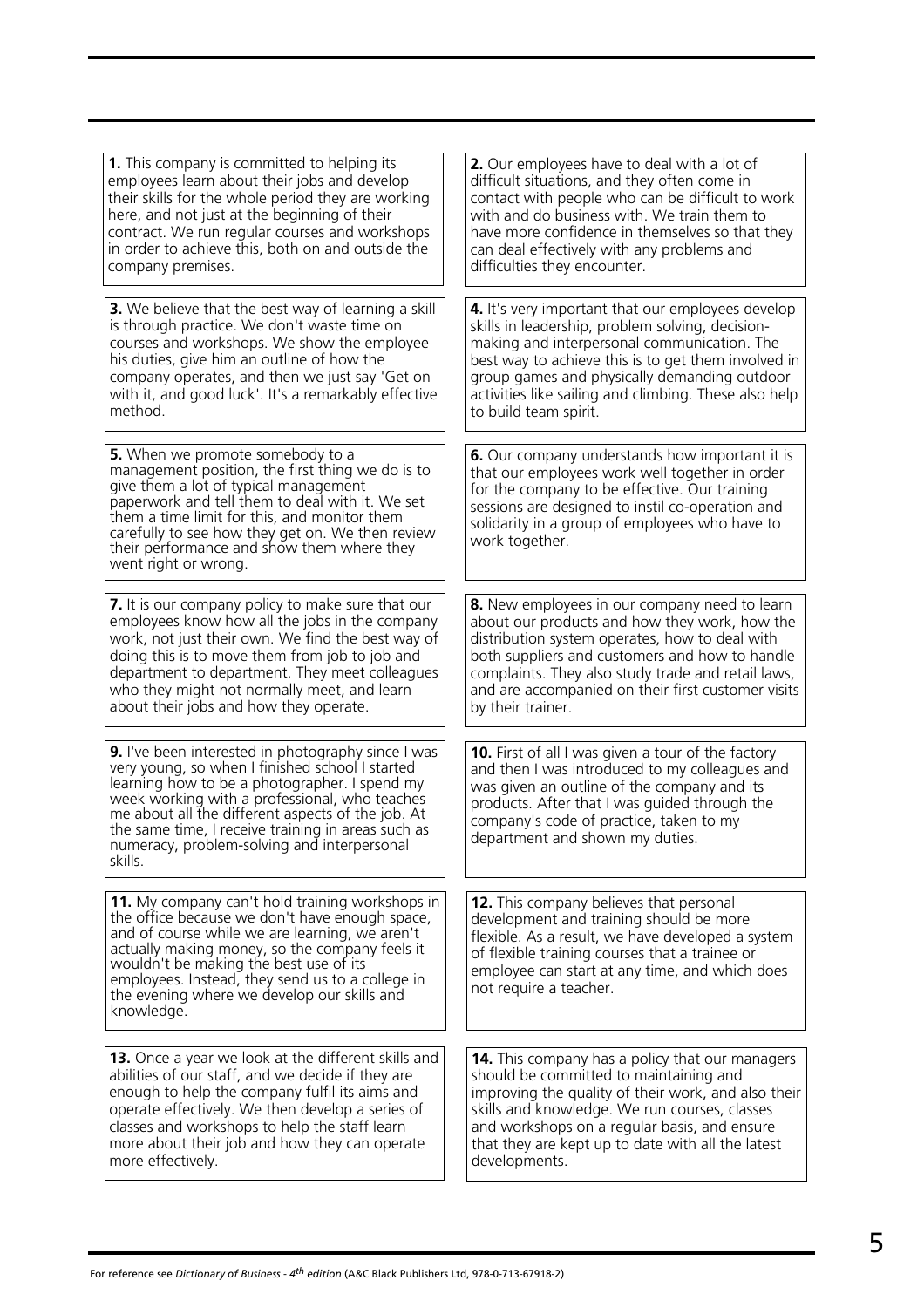**1.** This company is committed to helping its employees learn about their jobs and develop their skills for the whole period they are working here, and not just at the beginning of their contract. We run regular courses and workshops in order to achieve this, both on and outside the company premises.

**2.** Our employees have to deal with a lot of difficult situations, and they often come in contact with people who can be difficult to work with and do business with. We train them to have more confidence in themselves so that they can deal effectively with any problems and difficulties they encounter.

**3.** We believe that the best way of learning a skill is through practice. We don't waste time on courses and workshops. We show the employee his duties, give him an outline of how the company operates, and then we just say 'Get on with it, and good luck'. It's a remarkably effective method.

**4.** It's very important that our employees develop skills in leadership, problem solving, decision-making and interpersonal communication. The best way to achieve this is to get them involved in group games and physically demanding outdoor activities like sailing and climbing. These also help to build team spirit.

**5.** When we promote somebody to a management position, the first thing we do is to give them a lot of typical management paperwork and tell them to deal with it. We set them a time limit for this, and monitor them carefully to see how they get on. We then review their performance and show them where they went right or wrong.

**6.** Our company understands how important it is that our employees work well together in order for the company to be effective. Our training sessions are designed to instil co-operation and solidarity in a group of employees who have to work together.

**7.** It is our company policy to make sure that our employees know how all the jobs in the company work, not just their own. We find the best way of doing this is to move them from job to job and department to department. They meet colleagues who they might not normally meet, and learn about their jobs and how they operate.

**8.** New employees in our company need to learn about our products and how they work, how the distribution system operates, how to deal with both suppliers and customers and how to handle complaints. They also study trade and retail laws, and are accompanied on their first customer visits by their trainer.

**9.** I've been interested in photography since I was very young, so when I finished school I started learning how to be a photographer. I spend my week working with a professional, who teaches me about all the different aspects of the job. At the same time, I receive training in areas such as numeracy, problem-solving and interpersonal skills.

**10.** First of all I was given a tour of the factory and then I was introduced to my colleagues and was given an outline of the company and its products. After that I was guided through the company's code of practice, taken to my department and shown my duties.

**11.** My company can't hold training workshops in the office because we don't have enough space, and of course while we are learning, we aren't actually making money, so the company feels it wouldn't be making the best use of its employees. Instead, they send us to a college in the evening where we develop our skills and knowledge.

**12.** This company believes that personal development and training should be more flexible. As a result, we have developed a system of flexible training courses that a trainee or employee can start at any time, and which does not require a teacher.

**13.** Once a year we look at the different skills and abilities of our staff, and we decide if they are enough to help the company fulfil its aims and operate effectively. We then develop a series of classes and workshops to help the staff learn more about their job and how they can operate more effectively.

**14.** This company has a policy that our managers should be committed to maintaining and improving the quality of their work, and also their skills and knowledge. We run courses, classes and workshops on a regular basis, and ensure that they are kept up to date with all the latest developments.

For reference see *Dictionary of Business - 4th edition* (A&C Black Publishers Ltd, 978-0-713-67918-2)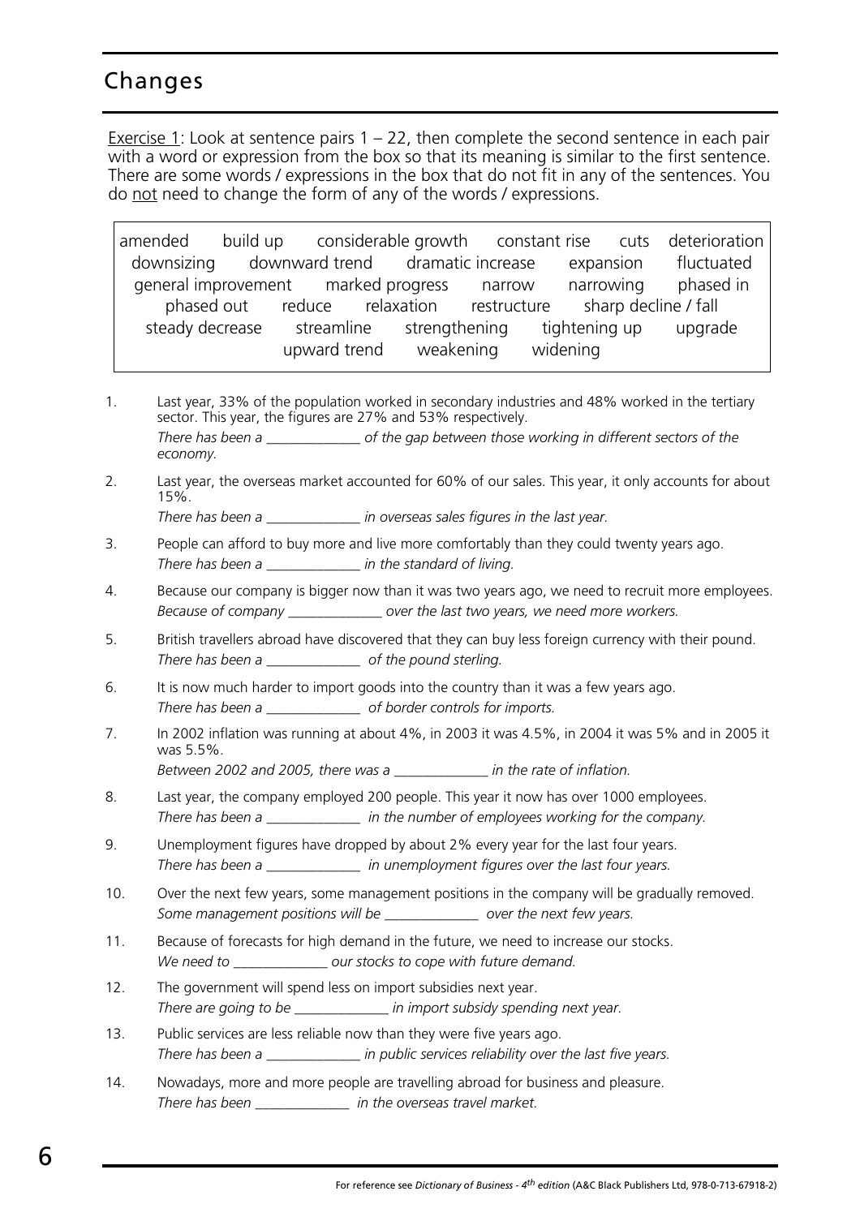## Changes

Exercise 1: Look at sentence pairs 1 – 22, then complete the second sentence in each pair with a word or expression from the box so that its meaning is similar to the first sentence. There are some words / expressions in the box that do not fit in any of the sentences. You do not need to change the form of any of the words / expressions.

| amended | build up | considerable growth | constant rise | cuts | deterioration |
|---|---|---|---|---|---|
| downsizing | downward trend | dramatic increase | expansion | fluctuated | |
| general improvement | marked progress | narrow | narrowing | phased in | |
| phased out | reduce | relaxation | restructure | sharp decline / fall | |
| steady decrease | streamline | strengthening | tightening up | upgrade | |
| upward trend | weakening | widening | | | |

1. Last year, 33% of the population worked in secondary industries and 48% worked in the tertiary sector. This year, the figures are 27% and 53% respectively.
   *There has been a _____________ of the gap between those working in different sectors of the economy.*
2. Last year, the overseas market accounted for 60% of our sales. This year, it only accounts for about 15%.
   *There has been a _____________ in overseas sales figures in the last year.*
3. People can afford to buy more and live more comfortably than they could twenty years ago.
   *There has been a _____________ in the standard of living.*
4. Because our company is bigger now than it was two years ago, we need to recruit more employees.
   *Because of company _____________ over the last two years, we need more workers.*
5. British travellers abroad have discovered that they can buy less foreign currency with their pound.
   *There has been a _____________ of the pound sterling.*
6. It is now much harder to import goods into the country than it was a few years ago.
   *There has been a _____________ of border controls for imports.*
7. In 2002 inflation was running at about 4%, in 2003 it was 4.5%, in 2004 it was 5% and in 2005 it was 5.5%.
   *Between 2002 and 2005, there was a _____________ in the rate of inflation.*
8. Last year, the company employed 200 people. This year it now has over 1000 employees.
   *There has been a _____________ in the number of employees working for the company.*
9. Unemployment figures have dropped by about 2% every year for the last four years.
   *There has been a _____________ in unemployment figures over the last four years.*
10. Over the next few years, some management positions in the company will be gradually removed.
    *Some management positions will be _____________ over the next few years.*
11. Because of forecasts for high demand in the future, we need to increase our stocks.
    *We need to _____________ our stocks to cope with future demand.*
12. The government will spend less on import subsidies next year.
    *There are going to be _____________ in import subsidy spending next year.*
13. Public services are less reliable now than they were five years ago.
    *There has been a _____________ in public services reliability over the last five years.*
14. Nowadays, more and more people are travelling abroad for business and pleasure.
    *There has been _____________ in the overseas travel market.*

For reference see *Dictionary of Business - 4th edition* (A&C Black Publishers Ltd, 978-0-713-67918-2)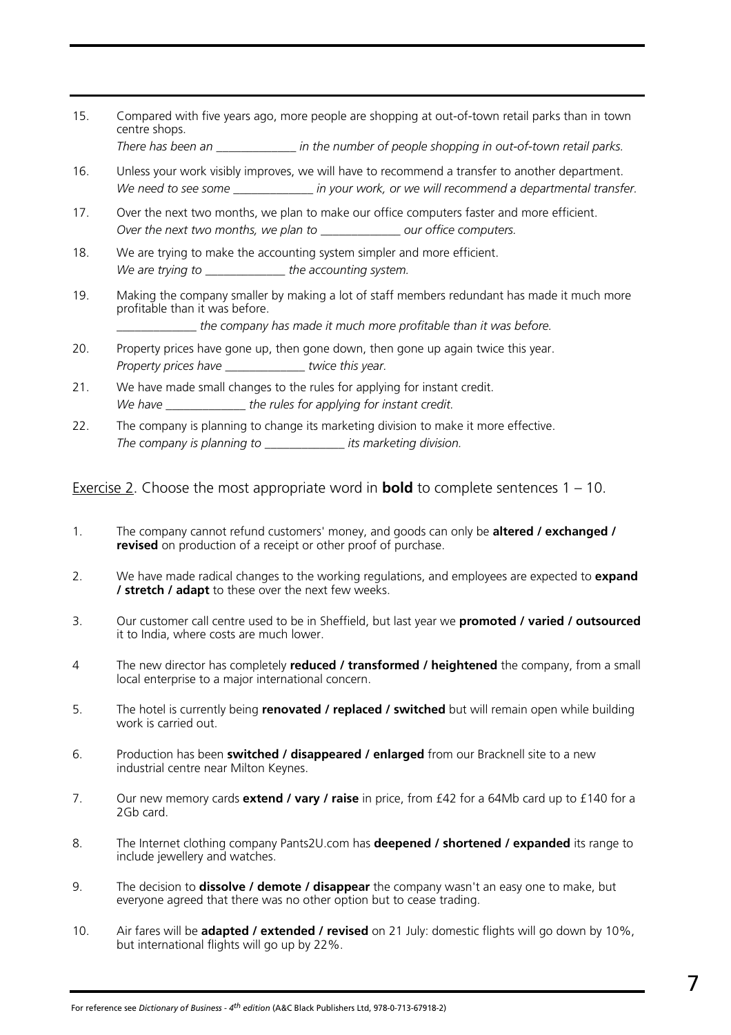15. Compared with five years ago, more people are shopping at out-of-town retail parks than in town centre shops.
    *There has been an _____________ in the number of people shopping in out-of-town retail parks.*

16. Unless your work visibly improves, we will have to recommend a transfer to another department.
    *We need to see some _____________ in your work, or we will recommend a departmental transfer.*

17. Over the next two months, we plan to make our office computers faster and more efficient.
    *Over the next two months, we plan to _____________ our office computers.*

18. We are trying to make the accounting system simpler and more efficient.
    *We are trying to _____________ the accounting system.*

19. Making the company smaller by making a lot of staff members redundant has made it much more profitable than it was before.
    *_____________ the company has made it much more profitable than it was before.*

20. Property prices have gone up, then gone down, then gone up again twice this year.
    *Property prices have _____________ twice this year.*

21. We have made small changes to the rules for applying for instant credit.
    *We have _____________ the rules for applying for instant credit.*

22. The company is planning to change its marketing division to make it more effective.
    *The company is planning to _____________ its marketing division.*

Exercise 2. Choose the most appropriate word in **bold** to complete sentences 1 – 10.

1. The company cannot refund customers' money, and goods can only be **altered / exchanged / revised** on production of a receipt or other proof of purchase.

2. We have made radical changes to the working regulations, and employees are expected to **expand / stretch / adapt** to these over the next few weeks.

3. Our customer call centre used to be in Sheffield, but last year we **promoted / varied / outsourced** it to India, where costs are much lower.

4. The new director has completely **reduced / transformed / heightened** the company, from a small local enterprise to a major international concern.

5. The hotel is currently being **renovated / replaced / switched** but will remain open while building work is carried out.

6. Production has been **switched / disappeared / enlarged** from our Bracknell site to a new industrial centre near Milton Keynes.

7. Our new memory cards **extend / vary / raise** in price, from £42 for a 64Mb card up to £140 for a 2Gb card.

8. The Internet clothing company Pants2U.com has **deepened / shortened / expanded** its range to include jewellery and watches.

9. The decision to **dissolve / demote / disappear** the company wasn't an easy one to make, but everyone agreed that there was no other option but to cease trading.

10. Air fares will be **adapted / extended / revised** on 21 July: domestic flights will go down by 10%, but international flights will go up by 22%.

For reference see *Dictionary of Business - 4th edition* (A&C Black Publishers Ltd, 978-0-713-67918-2)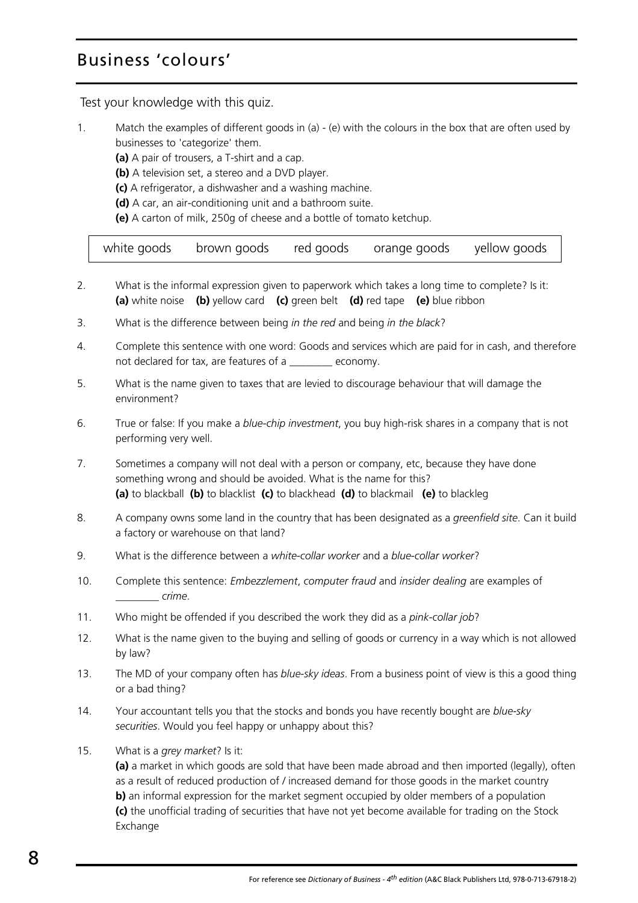# Business 'colours'

Test your knowledge with this quiz.

1. Match the examples of different goods in (a) - (e) with the colours in the box that are often used by businesses to 'categorize' them.
   **(a)** A pair of trousers, a T-shirt and a cap.
   **(b)** A television set, a stereo and a DVD player.
   **(c)** A refrigerator, a dishwasher and a washing machine.
   **(d)** A car, an air-conditioning unit and a bathroom suite.
   **(e)** A carton of milk, 250g of cheese and a bottle of tomato ketchup.

| white goods | brown goods | red goods | orange goods | yellow goods |
|---|---|---|---|---|

2. What is the informal expression given to paperwork which takes a long time to complete? Is it:
   **(a)** white noise **(b)** yellow card **(c)** green belt **(d)** red tape **(e)** blue ribbon

3. What is the difference between being *in the red* and being *in the black*?

4. Complete this sentence with one word: Goods and services which are paid for in cash, and therefore not declared for tax, are features of a ________ economy.

5. What is the name given to taxes that are levied to discourage behaviour that will damage the environment?

6. True or false: If you make a *blue-chip investment*, you buy high-risk shares in a company that is not performing very well.

7. Sometimes a company will not deal with a person or company, etc, because they have done something wrong and should be avoided. What is the name for this?
   **(a)** to blackball **(b)** to blacklist **(c)** to blackhead **(d)** to blackmail **(e)** to blackleg

8. A company owns some land in the country that has been designated as a *greenfield site*. Can it build a factory or warehouse on that land?

9. What is the difference between a *white-collar worker* and a *blue-collar worker*?

10. Complete this sentence: *Embezzlement*, *computer fraud* and *insider dealing* are examples of ________ *crime*.

11. Who might be offended if you described the work they did as a *pink-collar job*?

12. What is the name given to the buying and selling of goods or currency in a way which is not allowed by law?

13. The MD of your company often has *blue-sky ideas*. From a business point of view is this a good thing or a bad thing?

14. Your accountant tells you that the stocks and bonds you have recently bought are *blue-sky securities*. Would you feel happy or unhappy about this?

15. What is a *grey market*? Is it:
    **(a)** a market in which goods are sold that have been made abroad and then imported (legally), often as a result of reduced production of / increased demand for those goods in the market country
    **b)** an informal expression for the market segment occupied by older members of a population
    **(c)** the unofficial trading of securities that have not yet become available for trading on the Stock Exchange

For reference see *Dictionary of Business - 4th edition* (A&C Black Publishers Ltd, 978-0-713-67918-2)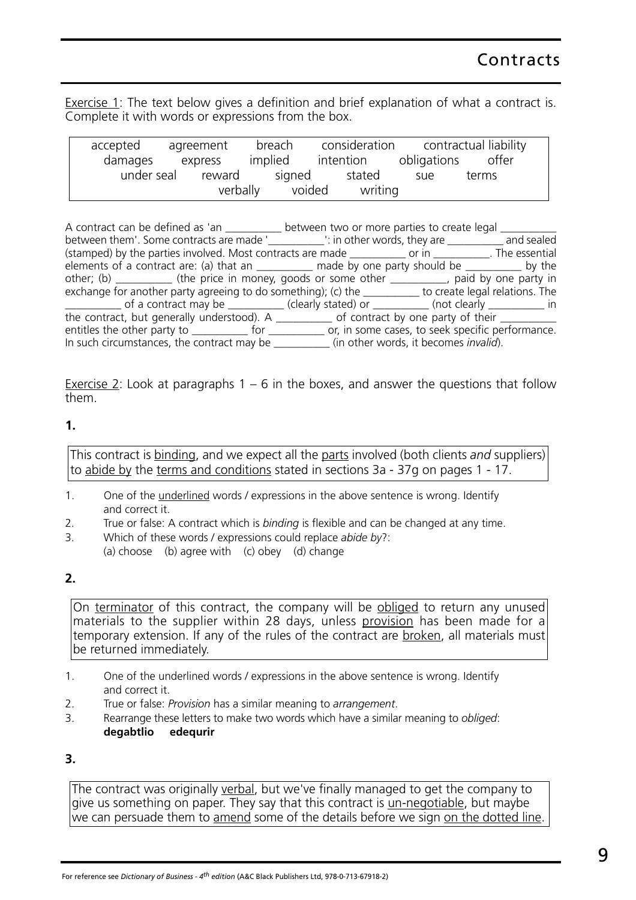# Contracts

Exercise 1: The text below gives a definition and brief explanation of what a contract is. Complete it with words or expressions from the box.

| accepted | agreement | breach | consideration | contractual liability |
|---|---|---|---|---|
| damages | express | implied | intention | obligations | offer |
| under seal | reward | signed | stated | sue | terms |
| verbally | voided | writing | | |

A contract can be defined as 'an __________ between two or more parties to create legal __________ between them'. Some contracts are made '__________': in other words, they are __________ and sealed (stamped) by the parties involved. Most contracts are made __________ or in __________. The essential elements of a contract are: (a) that an __________ made by one party should be __________ by the other; (b) __________ (the price in money, goods or some other __________, paid by one party in exchange for another party agreeing to do something); (c) the __________ to create legal relations. The __________ of a contract may be __________ (clearly stated) or __________ (not clearly __________ in the contract, but generally understood). A __________ of contract by one party of their __________ entitles the other party to __________ for __________ or, in some cases, to seek specific performance. In such circumstances, the contract may be __________ (in other words, it becomes *invalid*).

Exercise 2: Look at paragraphs 1 – 6 in the boxes, and answer the questions that follow them.

**1.**

> This contract is <u>binding</u>, and we expect all the <u>parts</u> involved (both clients *and* suppliers) to <u>abide by</u> the <u>terms and conditions</u> stated in sections 3a - 37g on pages 1 - 17.

1. One of the <u>underlined</u> words / expressions in the above sentence is wrong. Identify and correct it.
2. True or false: A contract which is *binding* is flexible and can be changed at any time.
3. Which of these words / expressions could replace *abide by*?:
   (a) choose (b) agree with (c) obey (d) change

**2.**

> On <u>terminator</u> of this contract, the company will be <u>obliged</u> to return any unused materials to the supplier within 28 days, unless <u>provision</u> has been made for a temporary extension. If any of the rules of the contract are <u>broken</u>, all materials must be returned immediately.

1. One of the underlined words / expressions in the above sentence is wrong. Identify and correct it.
2. True or false: *Provision* has a similar meaning to *arrangement*.
3. Rearrange these letters to make two words which have a similar meaning to *obliged*:
   **degabtlio edequrir**

**3.**

> The contract was originally <u>verbal</u>, but we've finally managed to get the company to give us something on paper. They say that this contract is <u>un-negotiable</u>, but maybe we can persuade them to <u>amend</u> some of the details before we sign <u>on the dotted line</u>.

For reference see *Dictionary of Business - 4th edition* (A&C Black Publishers Ltd, 978-0-713-67918-2)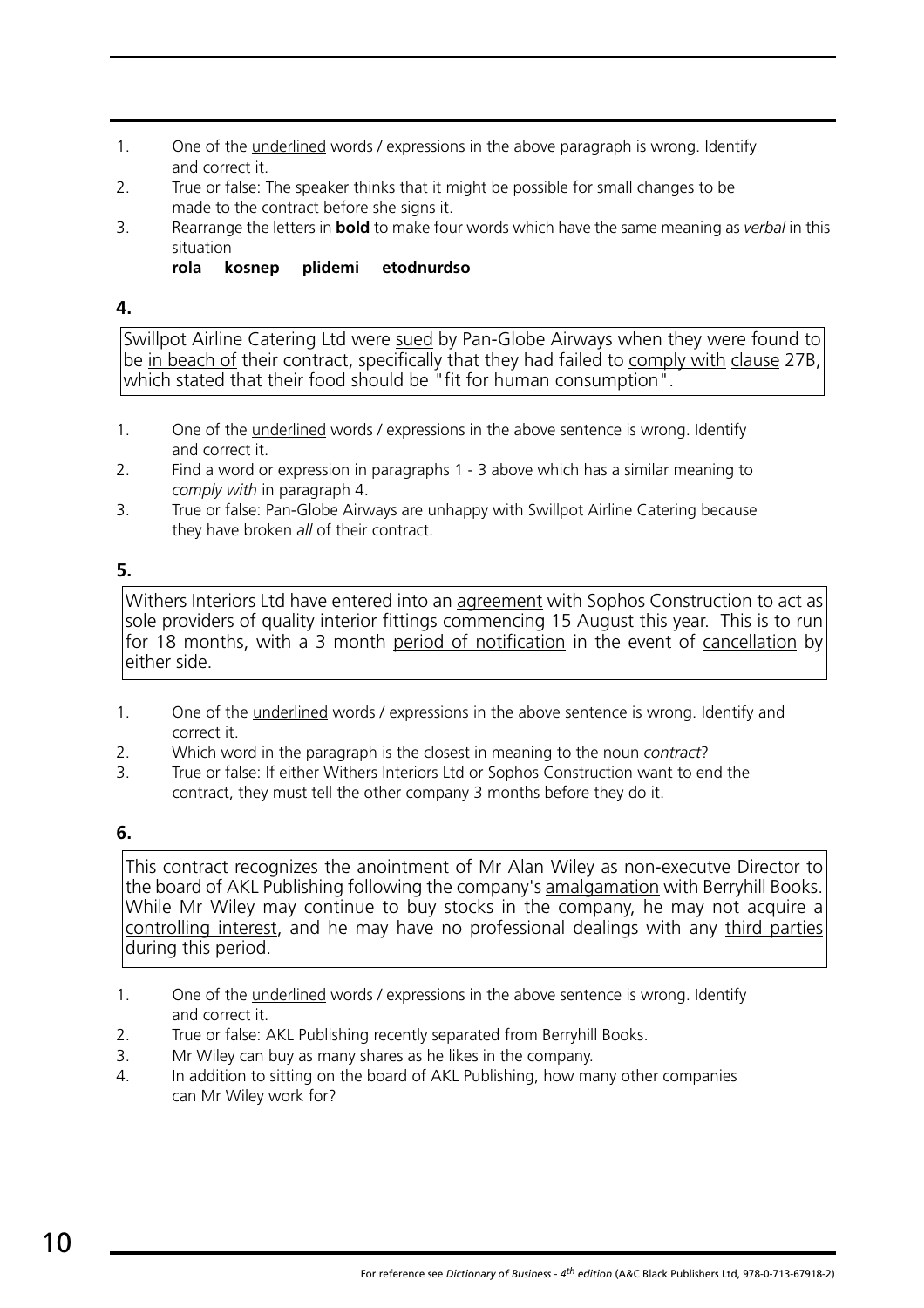1. One of the underlined words / expressions in the above paragraph is wrong. Identify and correct it.
2. True or false: The speaker thinks that it might be possible for small changes to be made to the contract before she signs it.
3. Rearrange the letters in **bold** to make four words which have the same meaning as *verbal* in this situation

   **rola kosnep plidemi etodnurdso**

**4.**

> Swillpot Airline Catering Ltd were sued by Pan-Globe Airways when they were found to be in beach of their contract, specifically that they had failed to comply with clause 27B, which stated that their food should be "fit for human consumption".

1. One of the underlined words / expressions in the above sentence is wrong. Identify and correct it.
2. Find a word or expression in paragraphs 1 - 3 above which has a similar meaning to *comply with* in paragraph 4.
3. True or false: Pan-Globe Airways are unhappy with Swillpot Airline Catering because they have broken *all* of their contract.

**5.**

> Withers Interiors Ltd have entered into an agreement with Sophos Construction to act as sole providers of quality interior fittings commencing 15 August this year. This is to run for 18 months, with a 3 month period of notification in the event of cancellation by either side.

1. One of the underlined words / expressions in the above sentence is wrong. Identify and correct it.
2. Which word in the paragraph is the closest in meaning to the noun *contract*?
3. True or false: If either Withers Interiors Ltd or Sophos Construction want to end the contract, they must tell the other company 3 months before they do it.

**6.**

> This contract recognizes the anointment of Mr Alan Wiley as non-executve Director to the board of AKL Publishing following the company's amalgamation with Berryhill Books. While Mr Wiley may continue to buy stocks in the company, he may not acquire a controlling interest, and he may have no professional dealings with any third parties during this period.

1. One of the underlined words / expressions in the above sentence is wrong. Identify and correct it.
2. True or false: AKL Publishing recently separated from Berryhill Books.
3. Mr Wiley can buy as many shares as he likes in the company.
4. In addition to sitting on the board of AKL Publishing, how many other companies can Mr Wiley work for?

For reference see *Dictionary of Business - 4th edition* (A&C Black Publishers Ltd, 978-0-713-67918-2)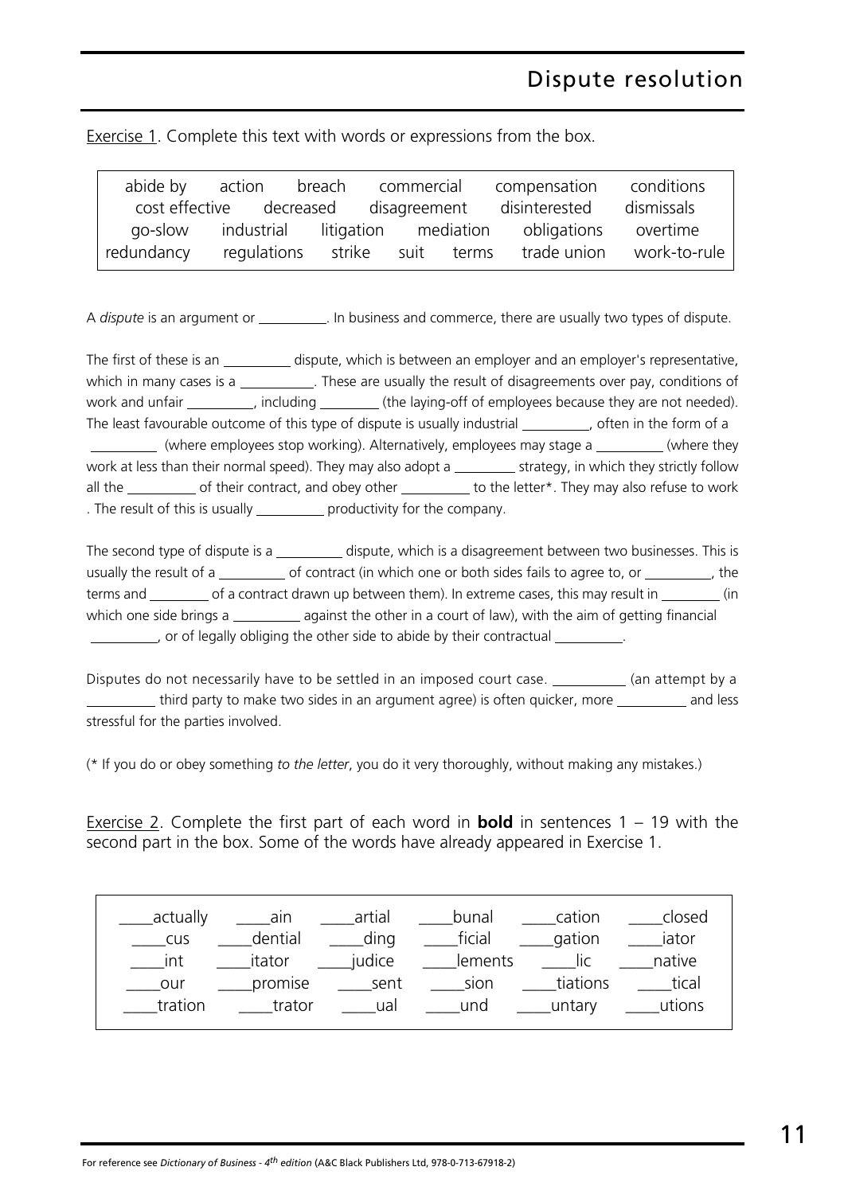# Dispute resolution

Exercise 1. Complete this text with words or expressions from the box.

| | | | | | |
|---|---|---|---|---|---|
| abide by | action | breach | commercial | compensation | conditions |
| cost effective | decreased | disagreement | disinterested | dismissals | |
| go-slow | industrial | litigation | mediation | obligations | overtime |
| redundancy | regulations | strike | suit | terms | trade union | work-to-rule |

A *dispute* is an argument or __________. In business and commerce, there are usually two types of dispute.

The first of these is an __________ dispute, which is between an employer and an employer's representative, which in many cases is a __________. These are usually the result of disagreements over pay, conditions of work and unfair __________, including __________ (the laying-off of employees because they are not needed). The least favourable outcome of this type of dispute is usually industrial __________, often in the form of a __________ (where employees stop working). Alternatively, employees may stage a __________ (where they work at less than their normal speed). They may also adopt a __________ strategy, in which they strictly follow all the __________ of their contract, and obey other __________ to the letter*. They may also refuse to work . The result of this is usually __________ productivity for the company.

The second type of dispute is a __________ dispute, which is a disagreement between two businesses. This is usually the result of a __________ of contract (in which one or both sides fails to agree to, or __________, the terms and __________ of a contract drawn up between them). In extreme cases, this may result in __________ (in which one side brings a __________ against the other in a court of law), with the aim of getting financial __________, or of legally obliging the other side to abide by their contractual __________.

Disputes do not necessarily have to be settled in an imposed court case. __________ (an attempt by a __________ third party to make two sides in an argument agree) is often quicker, more __________ and less stressful for the parties involved.

(* If you do or obey something *to the letter*, you do it very thoroughly, without making any mistakes.)

Exercise 2. Complete the first part of each word in **bold** in sentences 1 – 19 with the second part in the box. Some of the words have already appeared in Exercise 1.

| | | | | | |
|---|---|---|---|---|---|
| ____actually | ____ain | ____artial | ____bunal | ____cation | ____closed |
| ____cus | ____dential | ____ding | ____ficial | ____gation | ____iator |
| ____int | ____itator | ____judice | ____lements | ____lic | ____native |
| ____our | ____promise | ____sent | ____sion | ____tiations | ____tical |
| ____tration | ____trator | ____ual | ____und | ____untary | ____utions |

For reference see *Dictionary of Business - 4th edition* (A&C Black Publishers Ltd, 978-0-713-67918-2)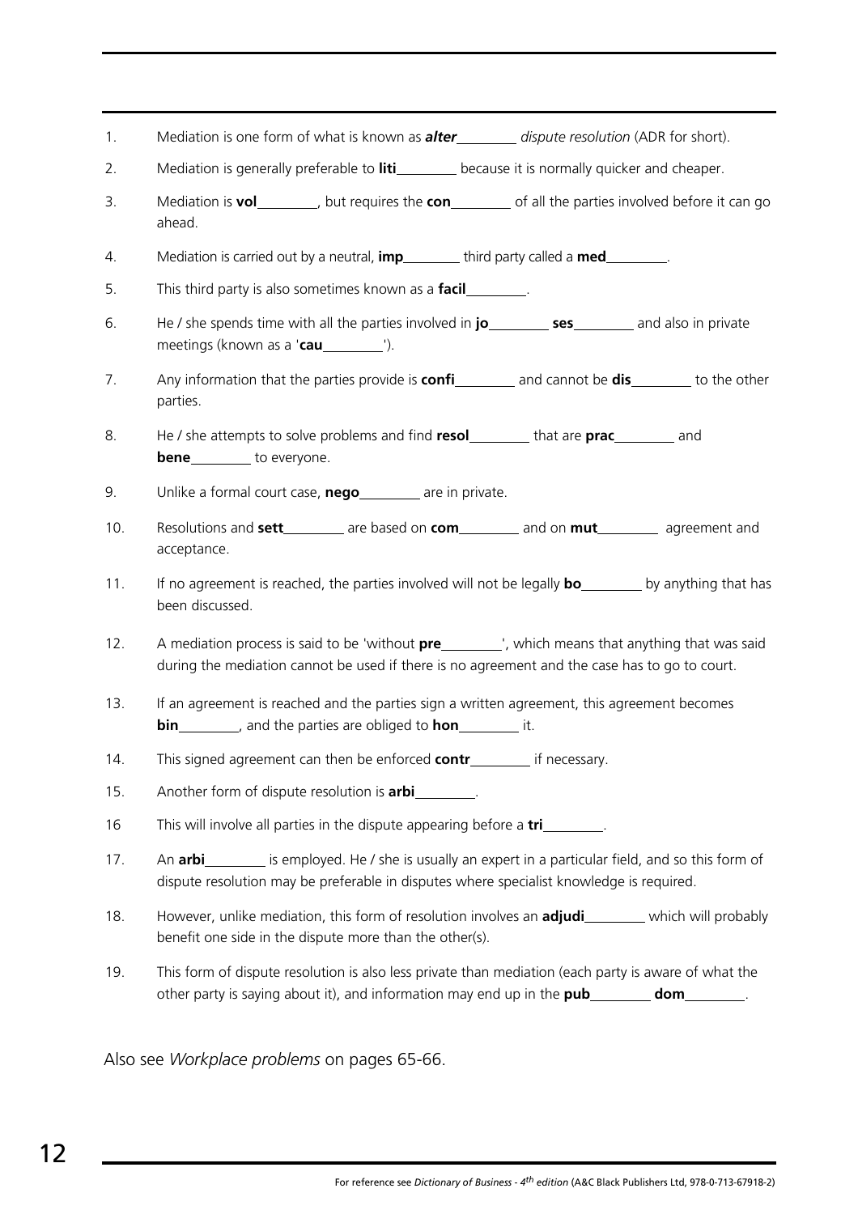1. Mediation is one form of what is known as ***alter***________ *dispute resolution* (ADR for short).
2. Mediation is generally preferable to **liti**________ because it is normally quicker and cheaper.
3. Mediation is **vol**________, but requires the **con**________ of all the parties involved before it can go ahead.
4. Mediation is carried out by a neutral, **imp**________ third party called a **med**________.
5. This third party is also sometimes known as a **facil**________.
6. He / she spends time with all the parties involved in **jo**________ **ses**________ and also in private meetings (known as a '**cau**________').
7. Any information that the parties provide is **confi**________ and cannot be **dis**________ to the other parties.
8. He / she attempts to solve problems and find **resol**________ that are **prac**________ and **bene**________ to everyone.
9. Unlike a formal court case, **nego**________ are in private.
10. Resolutions and **sett**________ are based on **com**________ and on **mut**________ agreement and acceptance.
11. If no agreement is reached, the parties involved will not be legally **bo**________ by anything that has been discussed.
12. A mediation process is said to be 'without **pre**________', which means that anything that was said during the mediation cannot be used if there is no agreement and the case has to go to court.
13. If an agreement is reached and the parties sign a written agreement, this agreement becomes **bin**________, and the parties are obliged to **hon**________ it.
14. This signed agreement can then be enforced **contr**________ if necessary.
15. Another form of dispute resolution is **arbi**________.
16. This will involve all parties in the dispute appearing before a **tri**________.
17. An **arbi**________ is employed. He / she is usually an expert in a particular field, and so this form of dispute resolution may be preferable in disputes where specialist knowledge is required.
18. However, unlike mediation, this form of resolution involves an **adjudi**________ which will probably benefit one side in the dispute more than the other(s).
19. This form of dispute resolution is also less private than mediation (each party is aware of what the other party is saying about it), and information may end up in the **pub**________ **dom**________.

Also see *Workplace problems* on pages 65-66.

For reference see *Dictionary of Business - 4th edition* (A&C Black Publishers Ltd, 978-0-713-67918-2)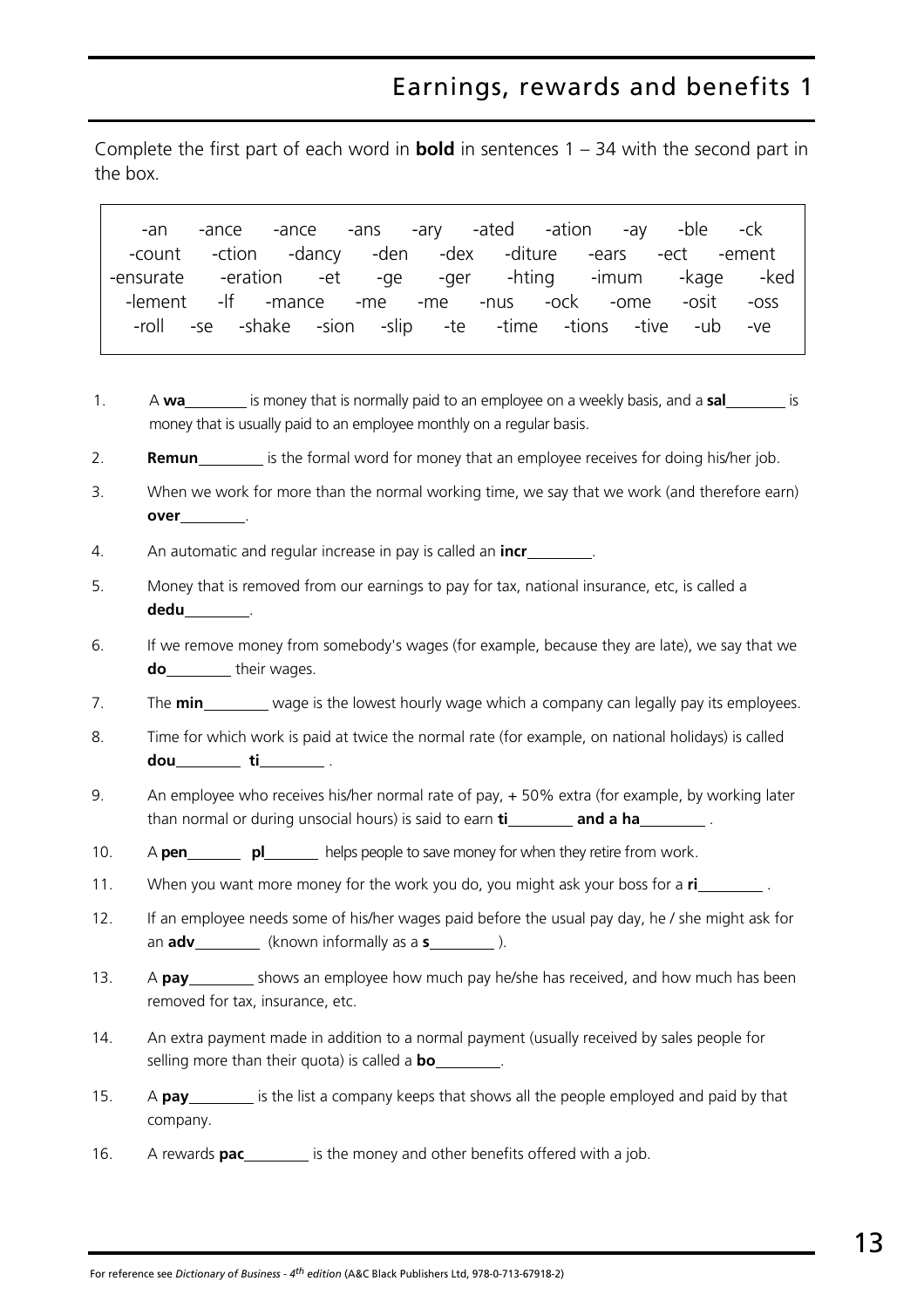# Earnings, rewards and benefits 1

Complete the first part of each word in **bold** in sentences 1 – 34 with the second part in the box.

-an -ance -ance -ans -ary -ated -ation -ay -ble -ck -count -ction -dancy -den -dex -diture -ears -ect -ement -ensurate -eration -et -ge -ger -hting -imum -kage -ked -lement -lf -mance -me -me -nus -ock -ome -osit -oss -roll -se -shake -sion -slip -te -time -tions -tive -ub -ve

1. A **wa**________ is money that is normally paid to an employee on a weekly basis, and a **sal**________ is money that is usually paid to an employee monthly on a regular basis.
2. **Remun**________ is the formal word for money that an employee receives for doing his/her job.
3. When we work for more than the normal working time, we say that we work (and therefore earn) **over**________.
4. An automatic and regular increase in pay is called an **incr**________.
5. Money that is removed from our earnings to pay for tax, national insurance, etc, is called a **dedu**________.
6. If we remove money from somebody's wages (for example, because they are late), we say that we **do**________ their wages.
7. The **min**________ wage is the lowest hourly wage which a company can legally pay its employees.
8. Time for which work is paid at twice the normal rate (for example, on national holidays) is called **dou**________ **ti**________ .
9. An employee who receives his/her normal rate of pay, + 50% extra (for example, by working later than normal or during unsocial hours) is said to earn **ti**________ **and a ha**________ .
10. A **pen**________ **pl**________ helps people to save money for when they retire from work.
11. When you want more money for the work you do, you might ask your boss for a **ri**________ .
12. If an employee needs some of his/her wages paid before the usual pay day, he / she might ask for an **adv**________ (known informally as a **s**________ ).
13. A **pay**________ shows an employee how much pay he/she has received, and how much has been removed for tax, insurance, etc.
14. An extra payment made in addition to a normal payment (usually received by sales people for selling more than their quota) is called a **bo**________.
15. A **pay**________ is the list a company keeps that shows all the people employed and paid by that company.
16. A rewards **pac**________ is the money and other benefits offered with a job.

For reference see *Dictionary of Business - 4th edition* (A&C Black Publishers Ltd, 978-0-713-67918-2)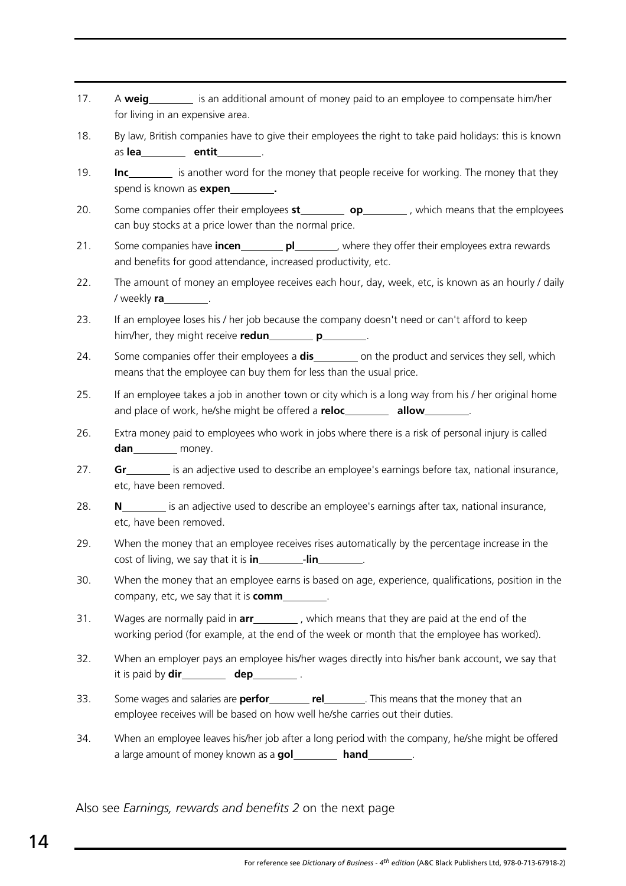17. A **weig________** is an additional amount of money paid to an employee to compensate him/her for living in an expensive area.

18. By law, British companies have to give their employees the right to take paid holidays: this is known as **lea________ entit________**.

19. **Inc________** is another word for the money that people receive for working. The money that they spend is known as **expen________.**

20. Some companies offer their employees **st________ op________** , which means that the employees can buy stocks at a price lower than the normal price.

21. Some companies have **incen________ pl________**, where they offer their employees extra rewards and benefits for good attendance, increased productivity, etc.

22. The amount of money an employee receives each hour, day, week, etc, is known as an hourly / daily / weekly **ra________**.

23. If an employee loses his / her job because the company doesn't need or can't afford to keep him/her, they might receive **redun________ p________**.

24. Some companies offer their employees a **dis________** on the product and services they sell, which means that the employee can buy them for less than the usual price.

25. If an employee takes a job in another town or city which is a long way from his / her original home and place of work, he/she might be offered a **reloc________ allow________**.

26. Extra money paid to employees who work in jobs where there is a risk of personal injury is called **dan________** money.

27. **Gr________** is an adjective used to describe an employee's earnings before tax, national insurance, etc, have been removed.

28. **N________** is an adjective used to describe an employee's earnings after tax, national insurance, etc, have been removed.

29. When the money that an employee receives rises automatically by the percentage increase in the cost of living, we say that it is **in________-lin________**.

30. When the money that an employee earns is based on age, experience, qualifications, position in the company, etc, we say that it is **comm________**.

31. Wages are normally paid in **arr________** , which means that they are paid at the end of the working period (for example, at the end of the week or month that the employee has worked).

32. When an employer pays an employee his/her wages directly into his/her bank account, we say that it is paid by **dir________ dep________** .

33. Some wages and salaries are **perfor________ rel________**. This means that the money that an employee receives will be based on how well he/she carries out their duties.

34. When an employee leaves his/her job after a long period with the company, he/she might be offered a large amount of money known as a **gol________ hand________**.

Also see *Earnings, rewards and benefits 2* on the next page

For reference see *Dictionary of Business - 4th edition* (A&C Black Publishers Ltd, 978-0-713-67918-2)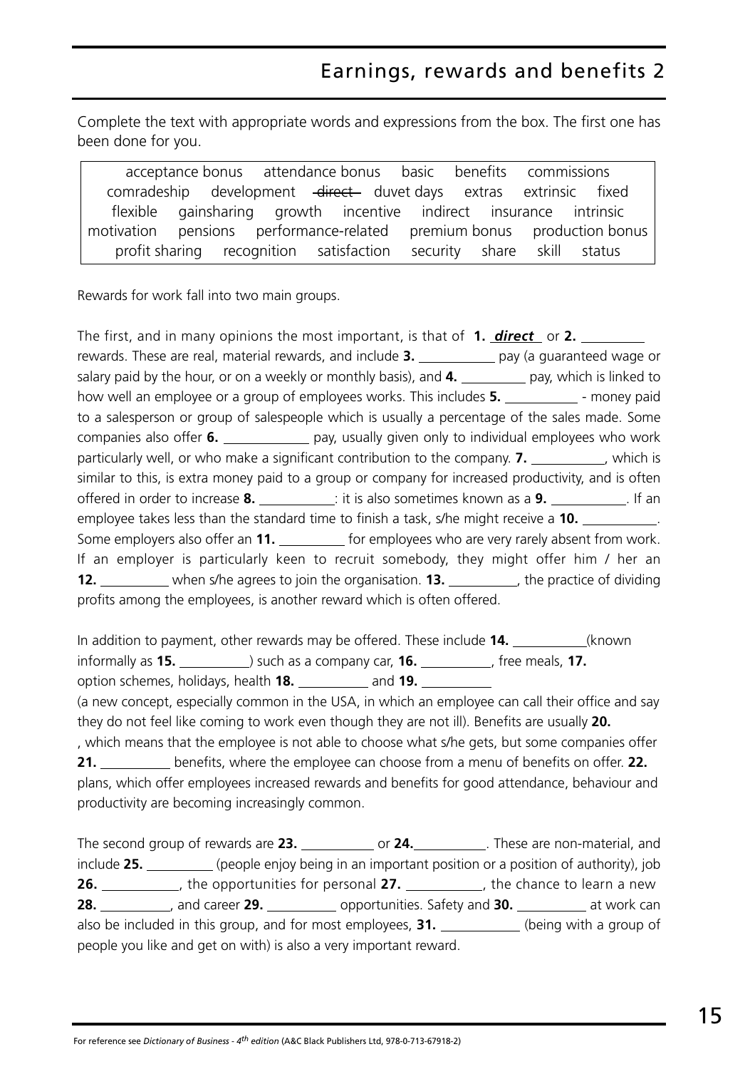# Earnings, rewards and benefits 2

Complete the text with appropriate words and expressions from the box. The first one has been done for you.

| acceptance bonus | attendance bonus | basic | benefits | commissions |
|---|---|---|---|---|
| comradeship | development | ~~direct~~ | duvet days | extras |
| extrinsic | fixed | flexible | gainsharing | growth |
| incentive | indirect | insurance | intrinsic | motivation |
| pensions | performance-related | premium bonus | production bonus | profit sharing |
| recognition | satisfaction | security | share | skill |
| status | | | | |

Rewards for work fall into two main groups.

The first, and in many opinions the most important, is that of **1.** ***direct*** or **2.** \_\_\_\_\_\_\_\_\_\_ rewards. These are real, material rewards, and include **3.** \_\_\_\_\_\_\_\_\_\_ pay (a guaranteed wage or salary paid by the hour, or on a weekly or monthly basis), and **4.** \_\_\_\_\_\_\_\_\_\_ pay, which is linked to how well an employee or a group of employees works. This includes **5.** \_\_\_\_\_\_\_\_\_\_ - money paid to a salesperson or group of salespeople which is usually a percentage of the sales made. Some companies also offer **6.** \_\_\_\_\_\_\_\_\_\_ pay, usually given only to individual employees who work particularly well, or who make a significant contribution to the company. **7.** \_\_\_\_\_\_\_\_\_\_, which is similar to this, is extra money paid to a group or company for increased productivity, and is often offered in order to increase **8.** \_\_\_\_\_\_\_\_\_\_: it is also sometimes known as a **9.** \_\_\_\_\_\_\_\_\_\_. If an employee takes less than the standard time to finish a task, s/he might receive a **10.** \_\_\_\_\_\_\_\_\_\_. Some employers also offer an **11.** \_\_\_\_\_\_\_\_\_\_ for employees who are very rarely absent from work. If an employer is particularly keen to recruit somebody, they might offer him / her an **12.** \_\_\_\_\_\_\_\_\_\_ when s/he agrees to join the organisation. **13.** \_\_\_\_\_\_\_\_\_\_, the practice of dividing profits among the employees, is another reward which is often offered.

In addition to payment, other rewards may be offered. These include **14.** \_\_\_\_\_\_\_\_\_\_(known informally as **15.** \_\_\_\_\_\_\_\_\_\_) such as a company car, **16.** \_\_\_\_\_\_\_\_\_\_, free meals, **17.** \_\_\_\_\_\_\_\_\_\_ option schemes, holidays, health **18.** \_\_\_\_\_\_\_\_\_\_ and **19.** \_\_\_\_\_\_\_\_\_\_ (a new concept, especially common in the USA, in which an employee can call their office and say they do not feel like coming to work even though they are not ill). Benefits are usually **20.** \_\_\_\_\_\_\_\_\_\_, which means that the employee is not able to choose what s/he gets, but some companies offer **21.** \_\_\_\_\_\_\_\_\_\_ benefits, where the employee can choose from a menu of benefits on offer. **22.** \_\_\_\_\_\_\_\_\_\_ plans, which offer employees increased rewards and benefits for good attendance, behaviour and productivity are becoming increasingly common.

The second group of rewards are **23.** \_\_\_\_\_\_\_\_\_\_ or **24.** \_\_\_\_\_\_\_\_\_\_. These are non-material, and include **25.** \_\_\_\_\_\_\_\_\_\_ (people enjoy being in an important position or a position of authority), job **26.** \_\_\_\_\_\_\_\_\_\_, the opportunities for personal **27.** \_\_\_\_\_\_\_\_\_\_, the chance to learn a new **28.** \_\_\_\_\_\_\_\_\_\_, and career **29.** \_\_\_\_\_\_\_\_\_\_ opportunities. Safety and **30.** \_\_\_\_\_\_\_\_\_\_ at work can also be included in this group, and for most employees, **31.** \_\_\_\_\_\_\_\_\_\_ (being with a group of people you like and get on with) is also a very important reward.

For reference see *Dictionary of Business - 4th edition* (A&C Black Publishers Ltd, 978-0-713-67918-2)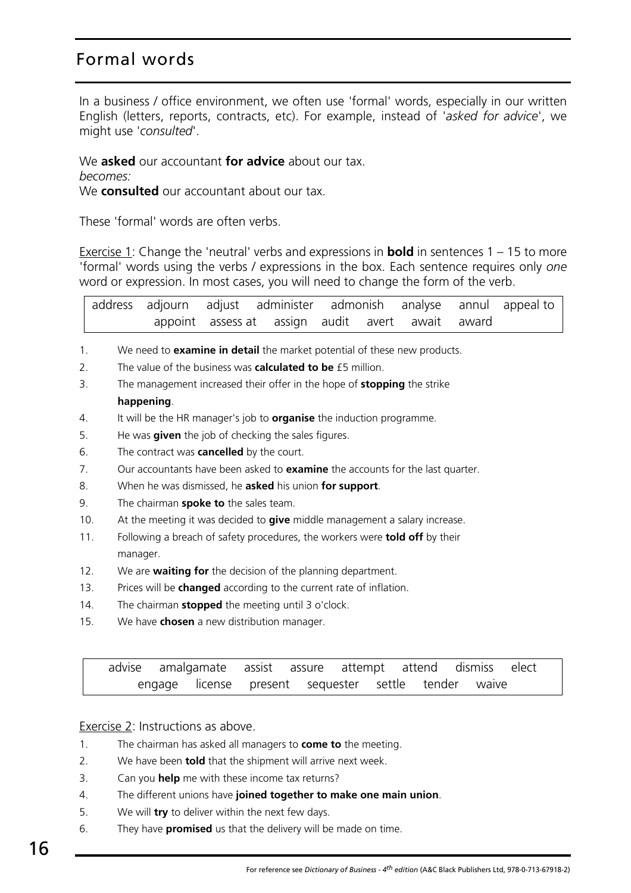# Formal words

In a business / office environment, we often use 'formal' words, especially in our written English (letters, reports, contracts, etc). For example, instead of '*asked for advice*', we might use '*consulted*'.

We **asked** our accountant **for advice** about our tax.
*becomes:*
We **consulted** our accountant about our tax.

These 'formal' words are often verbs.

Exercise 1: Change the 'neutral' verbs and expressions in **bold** in sentences 1 – 15 to more 'formal' words using the verbs / expressions in the box. Each sentence requires only *one* word or expression. In most cases, you will need to change the form of the verb.

| address adjourn adjust administer admonish analyse annul appeal to appoint assess at assign audit avert await award |
|---|

1. We need to **examine in detail** the market potential of these new products.
2. The value of the business was **calculated to be** £5 million.
3. The management increased their offer in the hope of **stopping** the strike **happening**.
4. It will be the HR manager's job to **organise** the induction programme.
5. He was **given** the job of checking the sales figures.
6. The contract was **cancelled** by the court.
7. Our accountants have been asked to **examine** the accounts for the last quarter.
8. When he was dismissed, he **asked** his union **for support**.
9. The chairman **spoke to** the sales team.
10. At the meeting it was decided to **give** middle management a salary increase.
11. Following a breach of safety procedures, the workers were **told off** by their manager.
12. We are **waiting for** the decision of the planning department.
13. Prices will be **changed** according to the current rate of inflation.
14. The chairman **stopped** the meeting until 3 o'clock.
15. We have **chosen** a new distribution manager.

| advise amalgamate assist assure attempt attend dismiss elect engage license present sequester settle tender waive |
|---|

Exercise 2: Instructions as above.

1. The chairman has asked all managers to **come to** the meeting.
2. We have been **told** that the shipment will arrive next week.
3. Can you **help** me with these income tax returns?
4. The different unions have **joined together to make one main union**.
5. We will **try** to deliver within the next few days.
6. They have **promised** us that the delivery will be made on time.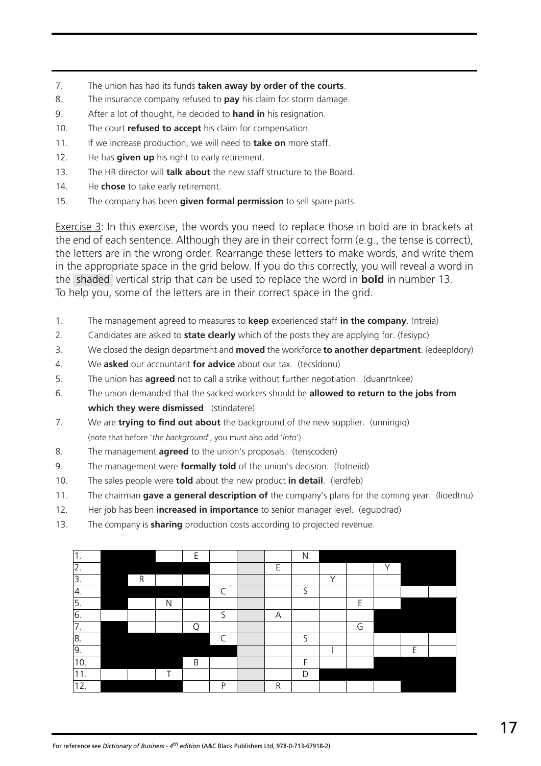7. The union has had its funds **taken away by order of the courts**.
8. The insurance company refused to **pay** his claim for storm damage.
9. After a lot of thought, he decided to **hand in** his resignation.
10. The court **refused to accept** his claim for compensation.
11. If we increase production, we will need to **take on** more staff.
12. He has **given up** his right to early retirement.
13. The HR director will **talk about** the new staff structure to the Board.
14. He **chose** to take early retirement.
15. The company has been **given formal permission** to sell spare parts.

Exercise 3: In this exercise, the words you need to replace those in bold are in brackets at the end of each sentence. Although they are in their correct form (e.g., the tense is correct), the letters are in the wrong order. Rearrange these letters to make words, and write them in the appropriate space in the grid below. If you do this correctly, you will reveal a word in the shaded vertical strip that can be used to replace the word in **bold** in number 13. To help you, some of the letters are in their correct space in the grid.

1. The management agreed to measures to **keep** experienced staff **in the company**. (ntreia)
2. Candidates are asked to **state clearly** which of the posts they are applying for. (fesiypc)
3. We closed the design department and **moved** the workforce **to another department**. (edeepldory)
4. We **asked** our accountant **for advice** about our tax. (tecsldonu)
5. The union has **agreed** not to call a strike without further negotiation. (duanrtnkee)
6. The union demanded that the sacked workers should be **allowed to return to the jobs from which they were dismissed**. (stindatere)
7. We are **trying to find out about** the background of the new supplier. (unnirigiq)
   (note that before '*the background*', you must also add '*into*')
8. The management **agreed** to the union's proposals. (tenscoden)
9. The management were **formally told** of the union's decision. (fotneiid)
10. The sales people were **told** about the new product **in detail**. (ierdfeb)
11. The chairman **gave a general description of** the company's plans for the coming year. (lioedtnu)
12. Her job has been **increased in importance** to senior manager level. (egupdrad)
13. The company is **sharing** production costs according to projected revenue.

| 1. | ■ | ■ |  | E |  |  |  | N | ■ | ■ | ■ | ■ | ■ |
|---|---|---|---|---|---|---|---|---|---|---|---|---|---|
| 2. | ■ | ■ | ■ | ■ |  |  | E |  |  |  | Y | ■ | ■ |
| 3. | ■ | R |  |  |  |  |  |  | Y |  |  | ■ | ■ |
| 4. | ■ | ■ | ■ | ■ | C |  |  | S |  |  |  |  |  |
| 5. | ■ |  | N |  |  |  |  |  |  | E |  | ■ | ■ |
| 6. |  |  |  |  | S |  | A |  |  |  | ■ | ■ | ■ |
| 7. | ■ |  |  | Q |  |  |  |  |  | G | ■ | ■ | ■ |
| 8. | ■ | ■ | ■ | ■ | C |  |  | S |  |  |  |  |  |
| 9. | ■ | ■ | ■ | ■ | ■ |  |  |  | I |  |  | E |  |
| 10. | ■ | ■ | ■ | B |  |  |  | F |  |  | ■ | ■ | ■ |
| 11. |  |  | T |  |  |  |  | D | ■ | ■ | ■ | ■ | ■ |
| 12. | ■ | ■ | ■ |  | P |  | R |  |  |  |  | ■ | ■ |

For reference see *Dictionary of Business - 4th edition* (A&C Black Publishers Ltd, 978-0-713-67918-2)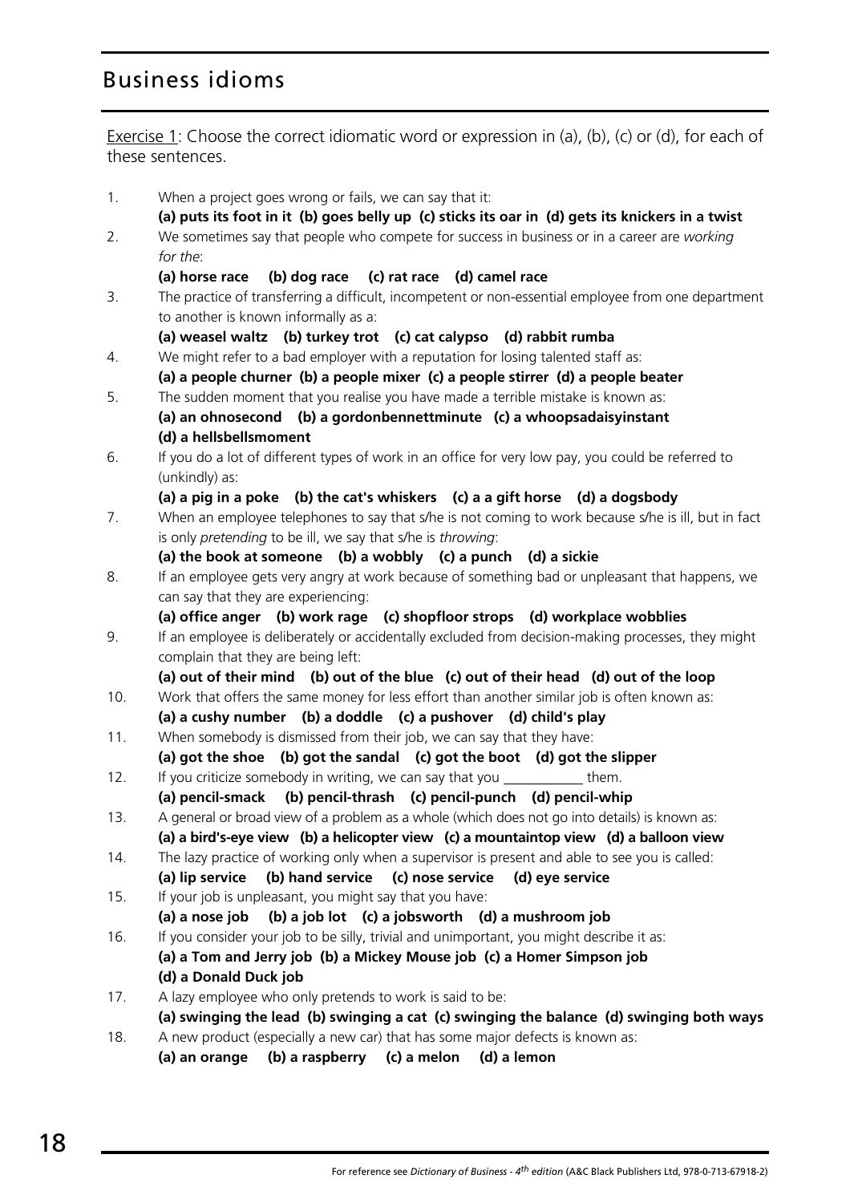# Business idioms

Exercise 1: Choose the correct idiomatic word or expression in (a), (b), (c) or (d), for each of these sentences.

1. When a project goes wrong or fails, we can say that it:
   **(a) puts its foot in it (b) goes belly up (c) sticks its oar in (d) gets its knickers in a twist**
2. We sometimes say that people who compete for success in business or in a career are *working for the*:
   **(a) horse race (b) dog race (c) rat race (d) camel race**
3. The practice of transferring a difficult, incompetent or non-essential employee from one department to another is known informally as a:
   **(a) weasel waltz (b) turkey trot (c) cat calypso (d) rabbit rumba**
4. We might refer to a bad employer with a reputation for losing talented staff as:
   **(a) a people churner (b) a people mixer (c) a people stirrer (d) a people beater**
5. The sudden moment that you realise you have made a terrible mistake is known as:
   **(a) an ohnosecond (b) a gordonbennettminute (c) a whoopsadaisyinstant (d) a hellsbellsmoment**
6. If you do a lot of different types of work in an office for very low pay, you could be referred to (unkindly) as:
   **(a) a pig in a poke (b) the cat's whiskers (c) a a gift horse (d) a dogsbody**
7. When an employee telephones to say that s/he is not coming to work because s/he is ill, but in fact is only *pretending* to be ill, we say that s/he is *throwing*:
   **(a) the book at someone (b) a wobbly (c) a punch (d) a sickie**
8. If an employee gets very angry at work because of something bad or unpleasant that happens, we can say that they are experiencing:
   **(a) office anger (b) work rage (c) shopfloor strops (d) workplace wobblies**
9. If an employee is deliberately or accidentally excluded from decision-making processes, they might complain that they are being left:
   **(a) out of their mind (b) out of the blue (c) out of their head (d) out of the loop**
10. Work that offers the same money for less effort than another similar job is often known as:
    **(a) a cushy number (b) a doddle (c) a pushover (d) child's play**
11. When somebody is dismissed from their job, we can say that they have:
    **(a) got the shoe (b) got the sandal (c) got the boot (d) got the slipper**
12. If you criticize somebody in writing, we can say that you ___________ them.
    **(a) pencil-smack (b) pencil-thrash (c) pencil-punch (d) pencil-whip**
13. A general or broad view of a problem as a whole (which does not go into details) is known as:
    **(a) a bird's-eye view (b) a helicopter view (c) a mountaintop view (d) a balloon view**
14. The lazy practice of working only when a supervisor is present and able to see you is called:
    **(a) lip service (b) hand service (c) nose service (d) eye service**
15. If your job is unpleasant, you might say that you have:
    **(a) a nose job (b) a job lot (c) a jobsworth (d) a mushroom job**
16. If you consider your job to be silly, trivial and unimportant, you might describe it as:
    **(a) a Tom and Jerry job (b) a Mickey Mouse job (c) a Homer Simpson job (d) a Donald Duck job**
17. A lazy employee who only pretends to work is said to be:
    **(a) swinging the lead (b) swinging a cat (c) swinging the balance (d) swinging both ways**
18. A new product (especially a new car) that has some major defects is known as:
    **(a) an orange (b) a raspberry (c) a melon (d) a lemon**

For reference see *Dictionary of Business - 4th edition* (A&C Black Publishers Ltd, 978-0-713-67918-2)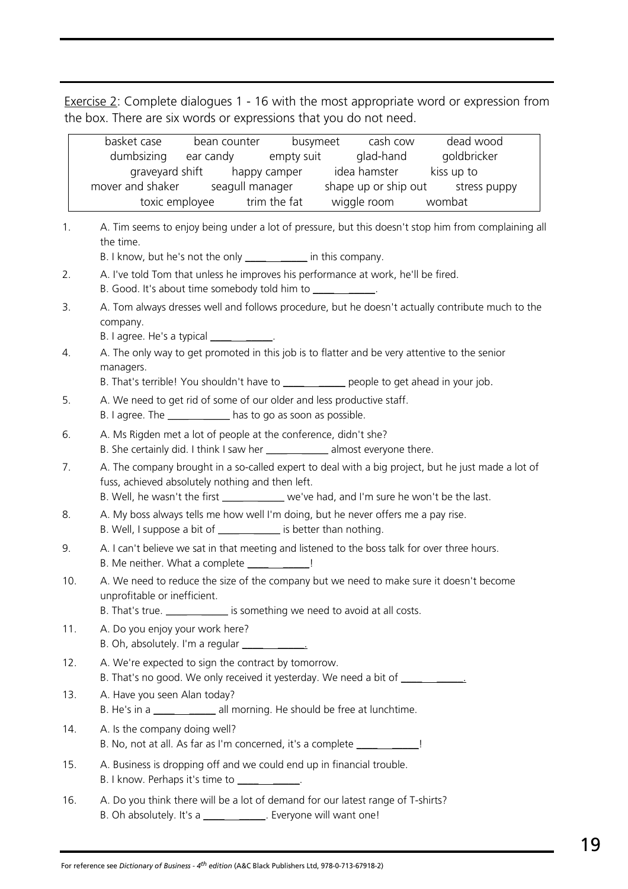Exercise 2: Complete dialogues 1 - 16 with the most appropriate word or expression from the box. There are six words or expressions that you do not need.

| | | | | |
|---|---|---|---|---|
| basket case | bean counter | busymeet | cash cow | dead wood |
| dumbsizing | ear candy | empty suit | glad-hand | goldbricker |
| graveyard shift | happy camper | idea hamster | kiss up to | |
| mover and shaker | seagull manager | shape up or ship out | stress puppy | |
| toxic employee | trim the fat | wiggle room | wombat | |

1. A. Tim seems to enjoy being under a lot of pressure, but this doesn't stop him from complaining all the time.
   B. I know, but he's not the only __________ in this company.
2. A. I've told Tom that unless he improves his performance at work, he'll be fired.
   B. Good. It's about time somebody told him to __________.
3. A. Tom always dresses well and follows procedure, but he doesn't actually contribute much to the company.
   B. I agree. He's a typical __________.
4. A. The only way to get promoted in this job is to flatter and be very attentive to the senior managers.
   B. That's terrible! You shouldn't have to __________ people to get ahead in your job.
5. A. We need to get rid of some of our older and less productive staff.
   B. I agree. The __________ has to go as soon as possible.
6. A. Ms Rigden met a lot of people at the conference, didn't she?
   B. She certainly did. I think I saw her __________ almost everyone there.
7. A. The company brought in a so-called expert to deal with a big project, but he just made a lot of fuss, achieved absolutely nothing and then left.
   B. Well, he wasn't the first __________ we've had, and I'm sure he won't be the last.
8. A. My boss always tells me how well I'm doing, but he never offers me a pay rise.
   B. Well, I suppose a bit of __________ is better than nothing.
9. A. I can't believe we sat in that meeting and listened to the boss talk for over three hours.
   B. Me neither. What a complete __________!
10. A. We need to reduce the size of the company but we need to make sure it doesn't become unprofitable or inefficient.
    B. That's true. __________ is something we need to avoid at all costs.
11. A. Do you enjoy your work here?
    B. Oh, absolutely. I'm a regular __________.
12. A. We're expected to sign the contract by tomorrow.
    B. That's no good. We only received it yesterday. We need a bit of __________.
13. A. Have you seen Alan today?
    B. He's in a __________ all morning. He should be free at lunchtime.
14. A. Is the company doing well?
    B. No, not at all. As far as I'm concerned, it's a complete __________!
15. A. Business is dropping off and we could end up in financial trouble.
    B. I know. Perhaps it's time to __________.
16. A. Do you think there will be a lot of demand for our latest range of T-shirts?
    B. Oh absolutely. It's a __________. Everyone will want one!

For reference see *Dictionary of Business - 4th edition* (A&C Black Publishers Ltd, 978-0-713-67918-2)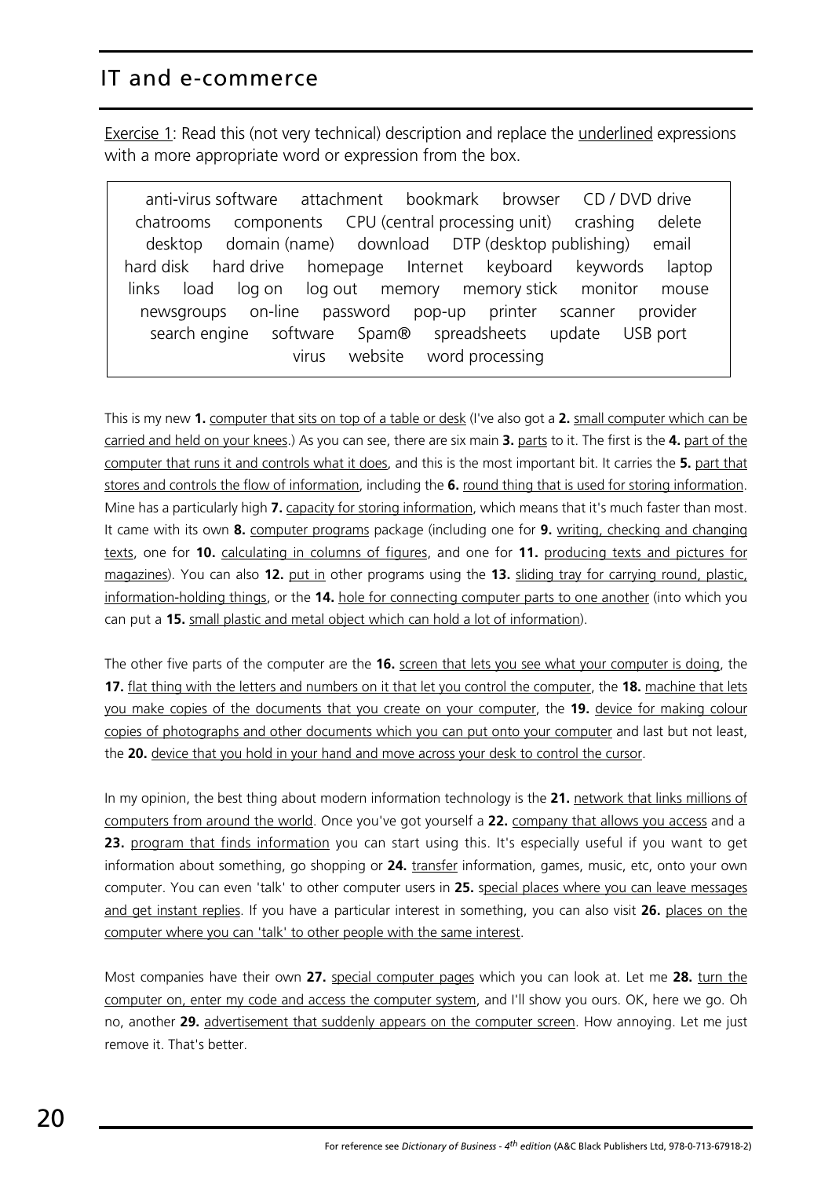# IT and e-commerce

Exercise 1: Read this (not very technical) description and replace the underlined expressions with a more appropriate word or expression from the box.

> anti-virus software   attachment   bookmark   browser   CD / DVD drive   chatrooms   components   CPU (central processing unit)   crashing   delete   desktop   domain (name)   download   DTP (desktop publishing)   email   hard disk   hard drive   homepage   Internet   keyboard   keywords   laptop   links   load   log on   log out   memory   memory stick   monitor   mouse   newsgroups   on-line   password   pop-up   printer   scanner   provider   search engine   software   Spam®   spreadsheets   update   USB port   virus   website   word processing

This is my new **1.** computer that sits on top of a table or desk (I've also got a **2.** small computer which can be carried and held on your knees.) As you can see, there are six main **3.** parts to it. The first is the **4.** part of the computer that runs it and controls what it does, and this is the most important bit. It carries the **5.** part that stores and controls the flow of information, including the **6.** round thing that is used for storing information. Mine has a particularly high **7.** capacity for storing information, which means that it's much faster than most. It came with its own **8.** computer programs package (including one for **9.** writing, checking and changing texts, one for **10.** calculating in columns of figures, and one for **11.** producing texts and pictures for magazines). You can also **12.** put in other programs using the **13.** sliding tray for carrying round, plastic, information-holding things, or the **14.** hole for connecting computer parts to one another (into which you can put a **15.** small plastic and metal object which can hold a lot of information).

The other five parts of the computer are the **16.** screen that lets you see what your computer is doing, the **17.** flat thing with the letters and numbers on it that let you control the computer, the **18.** machine that lets you make copies of the documents that you create on your computer, the **19.** device for making colour copies of photographs and other documents which you can put onto your computer and last but not least, the **20.** device that you hold in your hand and move across your desk to control the cursor.

In my opinion, the best thing about modern information technology is the **21.** network that links millions of computers from around the world. Once you've got yourself a **22.** company that allows you access and a **23.** program that finds information you can start using this. It's especially useful if you want to get information about something, go shopping or **24.** transfer information, games, music, etc, onto your own computer. You can even 'talk' to other computer users in **25.** special places where you can leave messages and get instant replies. If you have a particular interest in something, you can also visit **26.** places on the computer where you can 'talk' to other people with the same interest.

Most companies have their own **27.** special computer pages which you can look at. Let me **28.** turn the computer on, enter my code and access the computer system, and I'll show you ours. OK, here we go. Oh no, another **29.** advertisement that suddenly appears on the computer screen. How annoying. Let me just remove it. That's better.

For reference see *Dictionary of Business - 4th edition* (A&C Black Publishers Ltd, 978-0-713-67918-2)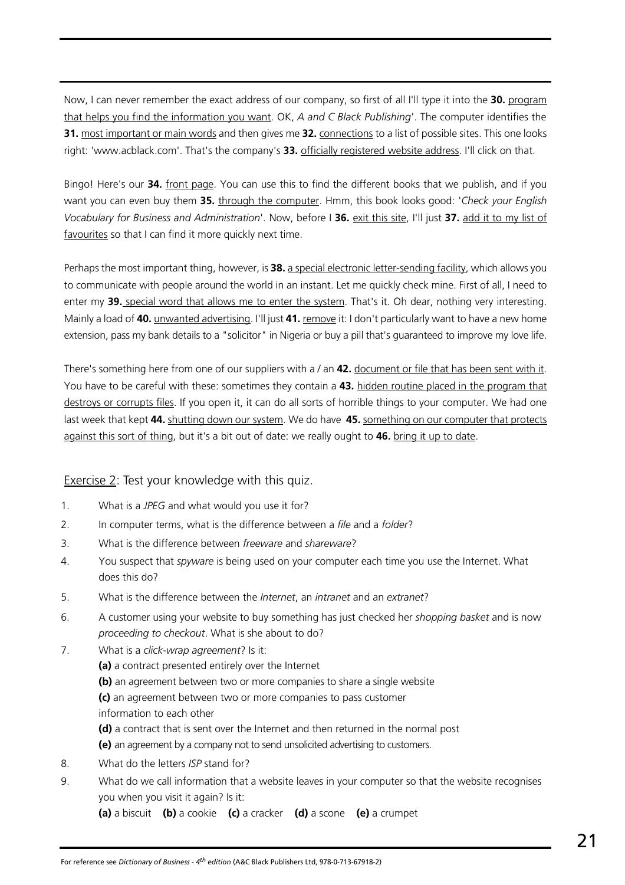Now, I can never remember the exact address of our company, so first of all I'll type it into the **30.** <u>program that helps you find the information you want</u>. OK, *A and C Black Publishing*'. The computer identifies the **31.** <u>most important or main words</u> and then gives me **32.** <u>connections</u> to a list of possible sites. This one looks right: 'www.acblack.com'. That's the company's **33.** <u>officially registered website address</u>. I'll click on that.

Bingo! Here's our **34.** <u>front page</u>. You can use this to find the different books that we publish, and if you want you can even buy them **35.** <u>through the computer</u>. Hmm, this book looks good: '*Check your English Vocabulary for Business and Administration*'. Now, before I **36.** <u>exit this site</u>, I'll just **37.** <u>add it to my list of favourites</u> so that I can find it more quickly next time.

Perhaps the most important thing, however, is **38.** <u>a special electronic letter-sending facility</u>, which allows you to communicate with people around the world in an instant. Let me quickly check mine. First of all, I need to enter my **39.** <u>special word that allows me to enter the system</u>. That's it. Oh dear, nothing very interesting. Mainly a load of **40.** <u>unwanted advertising</u>. I'll just **41.** <u>remove</u> it: I don't particularly want to have a new home extension, pass my bank details to a "solicitor" in Nigeria or buy a pill that's guaranteed to improve my love life.

There's something here from one of our suppliers with a / an **42.** <u>document or file that has been sent with it</u>. You have to be careful with these: sometimes they contain a **43.** <u>hidden routine placed in the program that destroys or corrupts files</u>. If you open it, it can do all sorts of horrible things to your computer. We had one last week that kept **44.** <u>shutting down our system</u>. We do have **45.** <u>something on our computer that protects against this sort of thing</u>, but it's a bit out of date: we really ought to **46.** <u>bring it up to date</u>.

<u>Exercise 2</u>: Test your knowledge with this quiz.

1. What is a *JPEG* and what would you use it for?
2. In computer terms, what is the difference between a *file* and a *folder*?
3. What is the difference between *freeware* and *shareware*?
4. You suspect that *spyware* is being used on your computer each time you use the Internet. What does this do?
5. What is the difference between the *Internet*, an *intranet* and an *extranet*?
6. A customer using your website to buy something has just checked her *shopping basket* and is now *proceeding to checkout*. What is she about to do?
7. What is a *click-wrap agreement*? Is it:
   **(a)** a contract presented entirely over the Internet
   **(b)** an agreement between two or more companies to share a single website
   **(c)** an agreement between two or more companies to pass customer information to each other
   **(d)** a contract that is sent over the Internet and then returned in the normal post
   **(e)** an agreement by a company not to send unsolicited advertising to customers.
8. What do the letters *ISP* stand for?
9. What do we call information that a website leaves in your computer so that the website recognises you when you visit it again? Is it:
   **(a)** a biscuit **(b)** a cookie **(c)** a cracker **(d)** a scone **(e)** a crumpet

For reference see *Dictionary of Business - 4th edition* (A&C Black Publishers Ltd, 978-0-713-67918-2)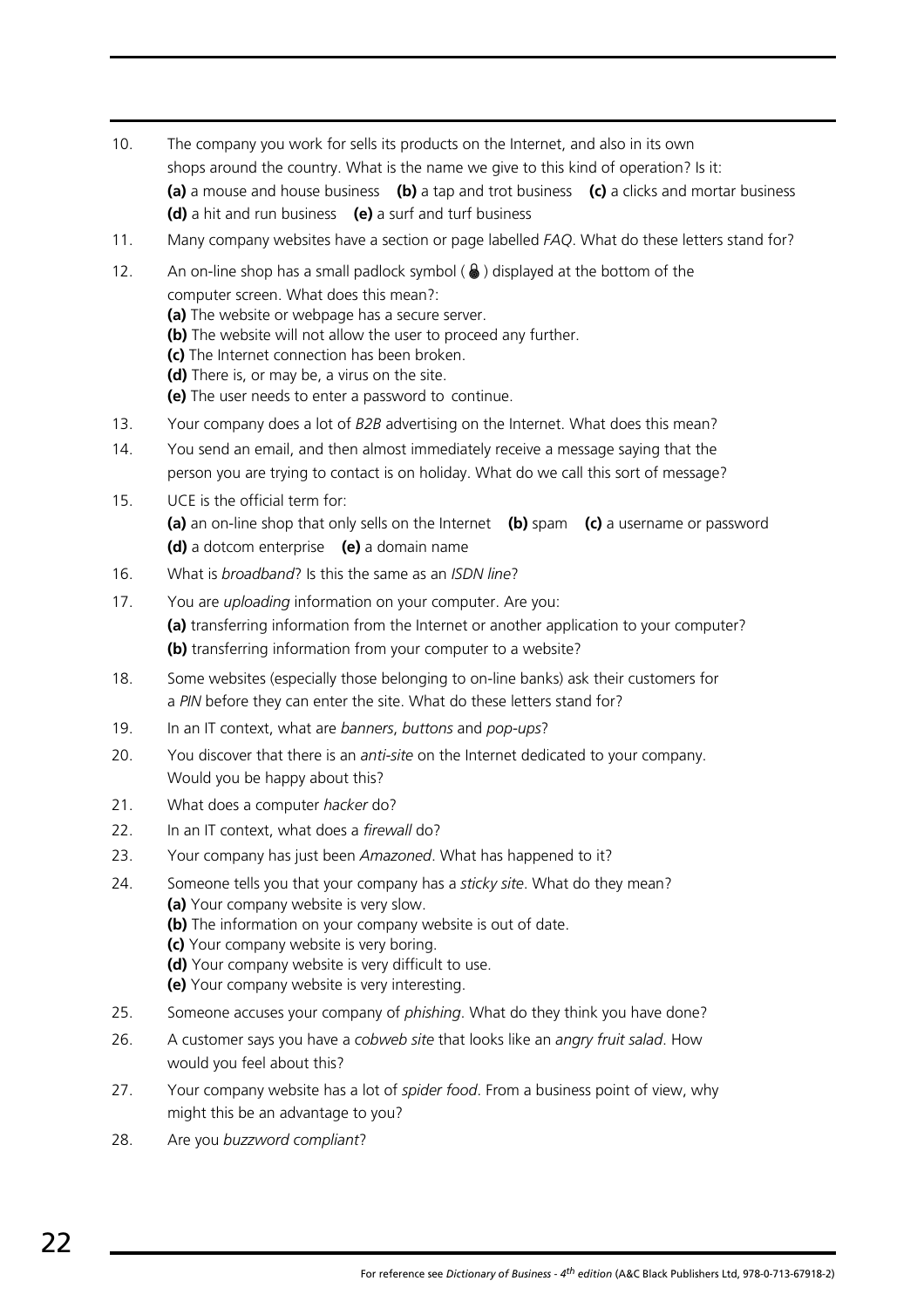10. The company you work for sells its products on the Internet, and also in its own shops around the country. What is the name we give to this kind of operation? Is it:
    **(a)** a mouse and house business **(b)** a tap and trot business **(c)** a clicks and mortar business **(d)** a hit and run business **(e)** a surf and turf business

11. Many company websites have a section or page labelled *FAQ*. What do these letters stand for?

12. An on-line shop has a small padlock symbol ( 🔒 ) displayed at the bottom of the computer screen. What does this mean?:
    **(a)** The website or webpage has a secure server.
    **(b)** The website will not allow the user to proceed any further.
    **(c)** The Internet connection has been broken.
    **(d)** There is, or may be, a virus on the site.
    **(e)** The user needs to enter a password to continue.

13. Your company does a lot of *B2B* advertising on the Internet. What does this mean?

14. You send an email, and then almost immediately receive a message saying that the person you are trying to contact is on holiday. What do we call this sort of message?

15. UCE is the official term for:
    **(a)** an on-line shop that only sells on the Internet **(b)** spam **(c)** a username or password **(d)** a dotcom enterprise **(e)** a domain name

16. What is *broadband*? Is this the same as an *ISDN line*?

17. You are *uploading* information on your computer. Are you:
    **(a)** transferring information from the Internet or another application to your computer?
    **(b)** transferring information from your computer to a website?

18. Some websites (especially those belonging to on-line banks) ask their customers for a *PIN* before they can enter the site. What do these letters stand for?

19. In an IT context, what are *banners*, *buttons* and *pop-ups*?

20. You discover that there is an *anti-site* on the Internet dedicated to your company. Would you be happy about this?

21. What does a computer *hacker* do?

22. In an IT context, what does a *firewall* do?

23. Your company has just been *Amazoned*. What has happened to it?

24. Someone tells you that your company has a *sticky site*. What do they mean?
    **(a)** Your company website is very slow.
    **(b)** The information on your company website is out of date.
    **(c)** Your company website is very boring.
    **(d)** Your company website is very difficult to use.
    **(e)** Your company website is very interesting.

25. Someone accuses your company of *phishing*. What do they think you have done?

26. A customer says you have a *cobweb site* that looks like an *angry fruit salad*. How would you feel about this?

27. Your company website has a lot of *spider food*. From a business point of view, why might this be an advantage to you?

28. Are you *buzzword compliant*?

For reference see *Dictionary of Business - 4th edition* (A&C Black Publishers Ltd, 978-0-713-67918-2)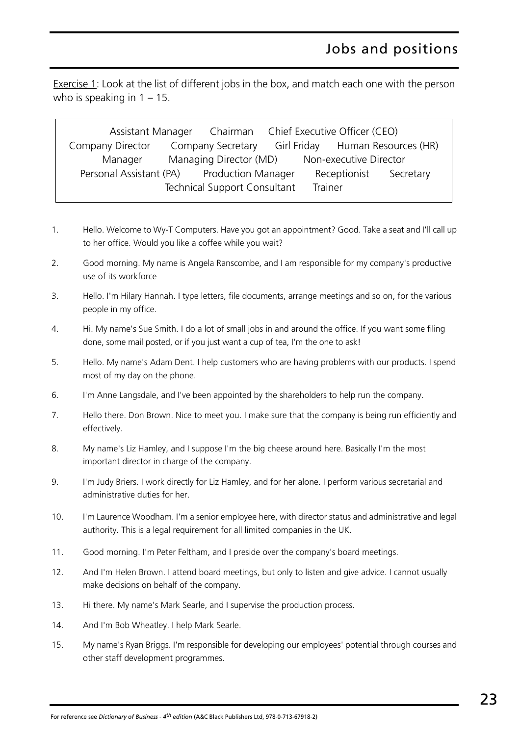# Jobs and positions

Exercise 1: Look at the list of different jobs in the box, and match each one with the person who is speaking in 1 – 15.

| | | | |
|---|---|---|---|
| Assistant Manager | Chairman | Chief Executive Officer (CEO) | |
| Company Director | Company Secretary | Girl Friday | Human Resources (HR) |
| Manager | Managing Director (MD) | Non-executive Director | |
| Personal Assistant (PA) | Production Manager | Receptionist | Secretary |
| Technical Support Consultant | Trainer | | |

1. Hello. Welcome to Wy-T Computers. Have you got an appointment? Good. Take a seat and I'll call up to her office. Would you like a coffee while you wait?
2. Good morning. My name is Angela Ranscombe, and I am responsible for my company's productive use of its workforce
3. Hello. I'm Hilary Hannah. I type letters, file documents, arrange meetings and so on, for the various people in my office.
4. Hi. My name's Sue Smith. I do a lot of small jobs in and around the office. If you want some filing done, some mail posted, or if you just want a cup of tea, I'm the one to ask!
5. Hello. My name's Adam Dent. I help customers who are having problems with our products. I spend most of my day on the phone.
6. I'm Anne Langsdale, and I've been appointed by the shareholders to help run the company.
7. Hello there. Don Brown. Nice to meet you. I make sure that the company is being run efficiently and effectively.
8. My name's Liz Hamley, and I suppose I'm the big cheese around here. Basically I'm the most important director in charge of the company.
9. I'm Judy Briers. I work directly for Liz Hamley, and for her alone. I perform various secretarial and administrative duties for her.
10. I'm Laurence Woodham. I'm a senior employee here, with director status and administrative and legal authority. This is a legal requirement for all limited companies in the UK.
11. Good morning. I'm Peter Feltham, and I preside over the company's board meetings.
12. And I'm Helen Brown. I attend board meetings, but only to listen and give advice. I cannot usually make decisions on behalf of the company.
13. Hi there. My name's Mark Searle, and I supervise the production process.
14. And I'm Bob Wheatley. I help Mark Searle.
15. My name's Ryan Briggs. I'm responsible for developing our employees' potential through courses and other staff development programmes.

For reference see *Dictionary of Business - 4th edition* (A&C Black Publishers Ltd, 978-0-713-67918-2)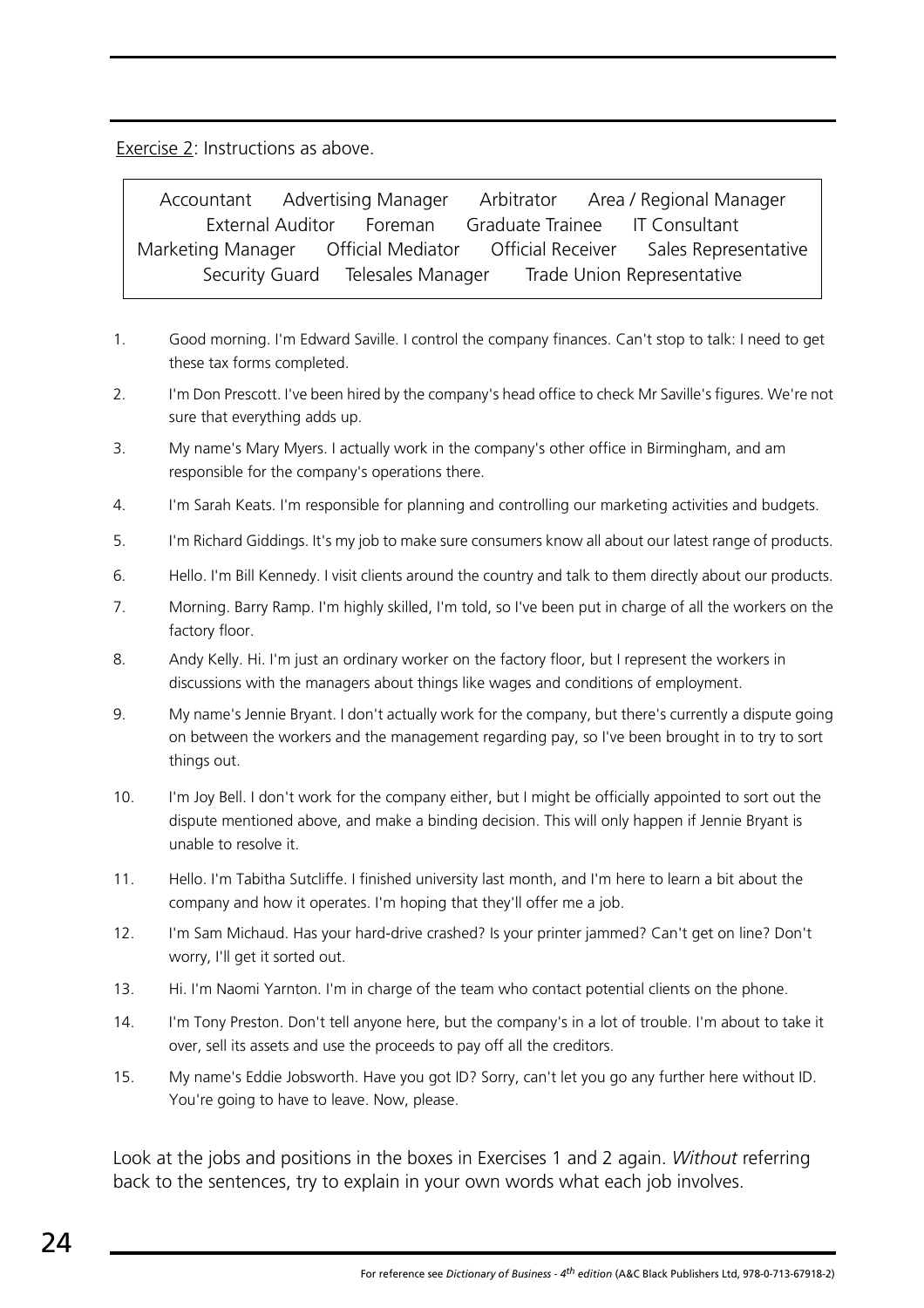Exercise 2: Instructions as above.

Accountant Advertising Manager Arbitrator Area / Regional Manager External Auditor Foreman Graduate Trainee IT Consultant Marketing Manager Official Mediator Official Receiver Sales Representative Security Guard Telesales Manager Trade Union Representative

1. Good morning. I'm Edward Saville. I control the company finances. Can't stop to talk: I need to get these tax forms completed.
2. I'm Don Prescott. I've been hired by the company's head office to check Mr Saville's figures. We're not sure that everything adds up.
3. My name's Mary Myers. I actually work in the company's other office in Birmingham, and am responsible for the company's operations there.
4. I'm Sarah Keats. I'm responsible for planning and controlling our marketing activities and budgets.
5. I'm Richard Giddings. It's my job to make sure consumers know all about our latest range of products.
6. Hello. I'm Bill Kennedy. I visit clients around the country and talk to them directly about our products.
7. Morning. Barry Ramp. I'm highly skilled, I'm told, so I've been put in charge of all the workers on the factory floor.
8. Andy Kelly. Hi. I'm just an ordinary worker on the factory floor, but I represent the workers in discussions with the managers about things like wages and conditions of employment.
9. My name's Jennie Bryant. I don't actually work for the company, but there's currently a dispute going on between the workers and the management regarding pay, so I've been brought in to try to sort things out.
10. I'm Joy Bell. I don't work for the company either, but I might be officially appointed to sort out the dispute mentioned above, and make a binding decision. This will only happen if Jennie Bryant is unable to resolve it.
11. Hello. I'm Tabitha Sutcliffe. I finished university last month, and I'm here to learn a bit about the company and how it operates. I'm hoping that they'll offer me a job.
12. I'm Sam Michaud. Has your hard-drive crashed? Is your printer jammed? Can't get on line? Don't worry, I'll get it sorted out.
13. Hi. I'm Naomi Yarnton. I'm in charge of the team who contact potential clients on the phone.
14. I'm Tony Preston. Don't tell anyone here, but the company's in a lot of trouble. I'm about to take it over, sell its assets and use the proceeds to pay off all the creditors.
15. My name's Eddie Jobsworth. Have you got ID? Sorry, can't let you go any further here without ID. You're going to have to leave. Now, please.

Look at the jobs and positions in the boxes in Exercises 1 and 2 again. *Without* referring back to the sentences, try to explain in your own words what each job involves.

For reference see *Dictionary of Business - 4th edition* (A&C Black Publishers Ltd, 978-0-713-67918-2)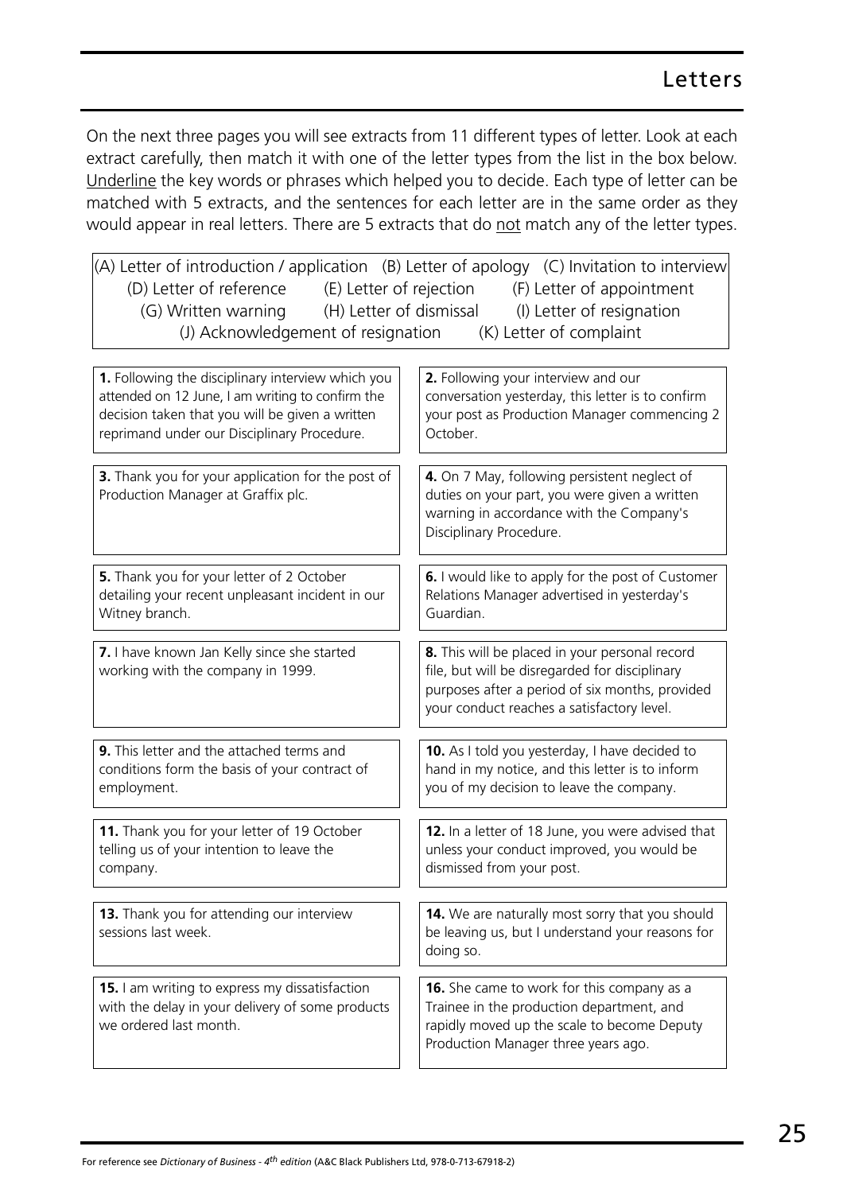# Letters

On the next three pages you will see extracts from 11 different types of letter. Look at each extract carefully, then match it with one of the letter types from the list in the box below. Underline the key words or phrases which helped you to decide. Each type of letter can be matched with 5 extracts, and the sentences for each letter are in the same order as they would appear in real letters. There are 5 extracts that do not match any of the letter types.

(A) Letter of introduction / application (B) Letter of apology (C) Invitation to interview
(D) Letter of reference (E) Letter of rejection (F) Letter of appointment
(G) Written warning (H) Letter of dismissal (I) Letter of resignation
(J) Acknowledgement of resignation (K) Letter of complaint

**1.** Following the disciplinary interview which you attended on 12 June, I am writing to confirm the decision taken that you will be given a written reprimand under our Disciplinary Procedure.

**2.** Following your interview and our conversation yesterday, this letter is to confirm your post as Production Manager commencing 2 October.

**3.** Thank you for your application for the post of Production Manager at Graffix plc.

**4.** On 7 May, following persistent neglect of duties on your part, you were given a written warning in accordance with the Company's Disciplinary Procedure.

**5.** Thank you for your letter of 2 October detailing your recent unpleasant incident in our Witney branch.

**6.** I would like to apply for the post of Customer Relations Manager advertised in yesterday's Guardian.

**7.** I have known Jan Kelly since she started working with the company in 1999.

**8.** This will be placed in your personal record file, but will be disregarded for disciplinary purposes after a period of six months, provided your conduct reaches a satisfactory level.

**9.** This letter and the attached terms and conditions form the basis of your contract of employment.

**10.** As I told you yesterday, I have decided to hand in my notice, and this letter is to inform you of my decision to leave the company.

**11.** Thank you for your letter of 19 October telling us of your intention to leave the company.

**12.** In a letter of 18 June, you were advised that unless your conduct improved, you would be dismissed from your post.

**13.** Thank you for attending our interview sessions last week.

**14.** We are naturally most sorry that you should be leaving us, but I understand your reasons for doing so.

**15.** I am writing to express my dissatisfaction with the delay in your delivery of some products we ordered last month.

**16.** She came to work for this company as a Trainee in the production department, and rapidly moved up the scale to become Deputy Production Manager three years ago.

For reference see *Dictionary of Business - 4th edition* (A&C Black Publishers Ltd, 978-0-713-67918-2)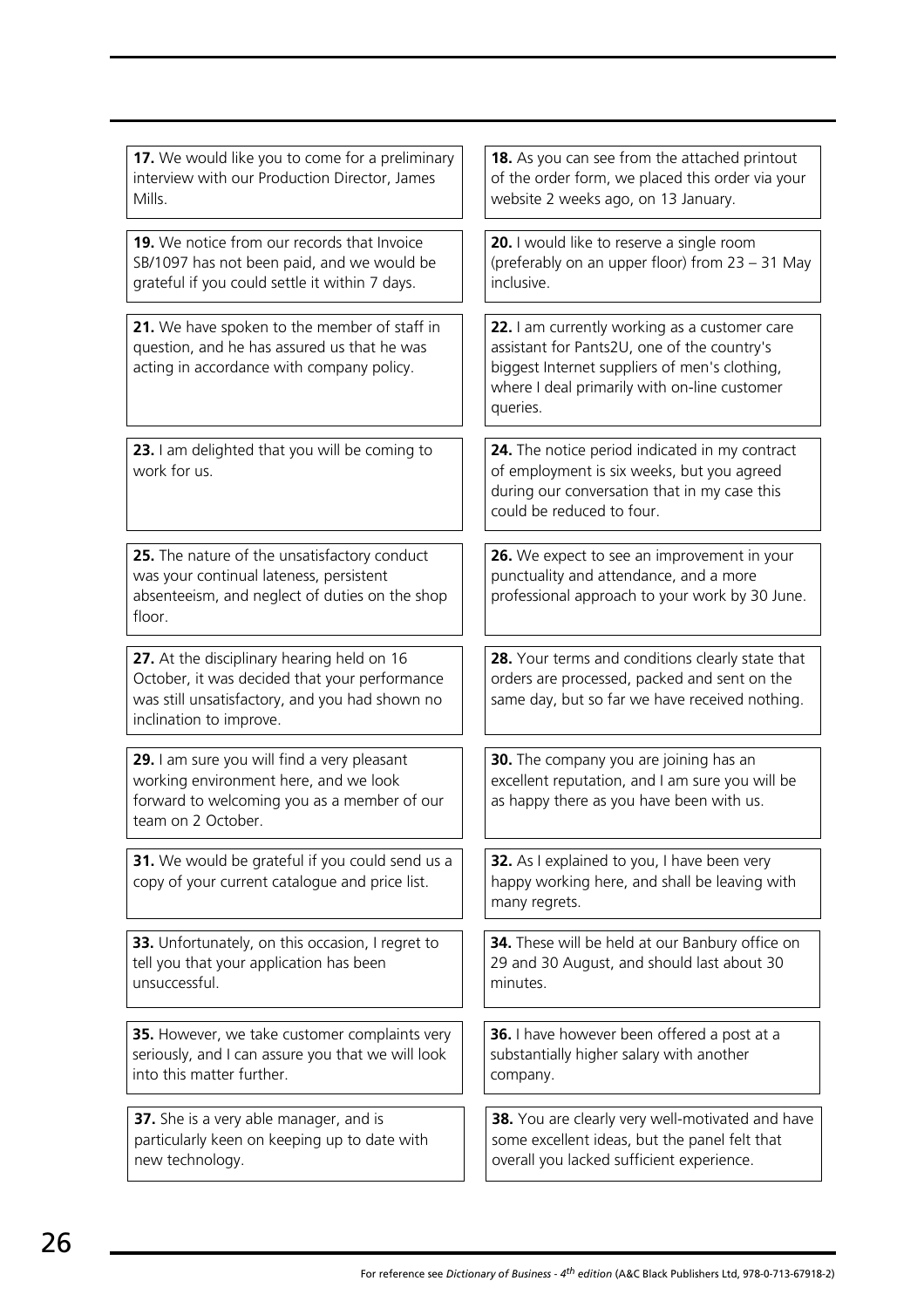**17.** We would like you to come for a preliminary interview with our Production Director, James Mills.

**18.** As you can see from the attached printout of the order form, we placed this order via your website 2 weeks ago, on 13 January.

**19.** We notice from our records that Invoice SB/1097 has not been paid, and we would be grateful if you could settle it within 7 days.

**20.** I would like to reserve a single room (preferably on an upper floor) from 23 – 31 May inclusive.

**21.** We have spoken to the member of staff in question, and he has assured us that he was acting in accordance with company policy.

**22.** I am currently working as a customer care assistant for Pants2U, one of the country's biggest Internet suppliers of men's clothing, where I deal primarily with on-line customer queries.

**23.** I am delighted that you will be coming to work for us.

**24.** The notice period indicated in my contract of employment is six weeks, but you agreed during our conversation that in my case this could be reduced to four.

**25.** The nature of the unsatisfactory conduct was your continual lateness, persistent absenteeism, and neglect of duties on the shop floor.

**26.** We expect to see an improvement in your punctuality and attendance, and a more professional approach to your work by 30 June.

**27.** At the disciplinary hearing held on 16 October, it was decided that your performance was still unsatisfactory, and you had shown no inclination to improve.

**28.** Your terms and conditions clearly state that orders are processed, packed and sent on the same day, but so far we have received nothing.

**29.** I am sure you will find a very pleasant working environment here, and we look forward to welcoming you as a member of our team on 2 October.

**30.** The company you are joining has an excellent reputation, and I am sure you will be as happy there as you have been with us.

**31.** We would be grateful if you could send us a copy of your current catalogue and price list.

**32.** As I explained to you, I have been very happy working here, and shall be leaving with many regrets.

**33.** Unfortunately, on this occasion, I regret to tell you that your application has been unsuccessful.

**34.** These will be held at our Banbury office on 29 and 30 August, and should last about 30 minutes.

**35.** However, we take customer complaints very seriously, and I can assure you that we will look into this matter further.

**36.** I have however been offered a post at a substantially higher salary with another company.

**37.** She is a very able manager, and is particularly keen on keeping up to date with new technology.

**38.** You are clearly very well-motivated and have some excellent ideas, but the panel felt that overall you lacked sufficient experience.

For reference see *Dictionary of Business - 4th edition* (A&C Black Publishers Ltd, 978-0-713-67918-2)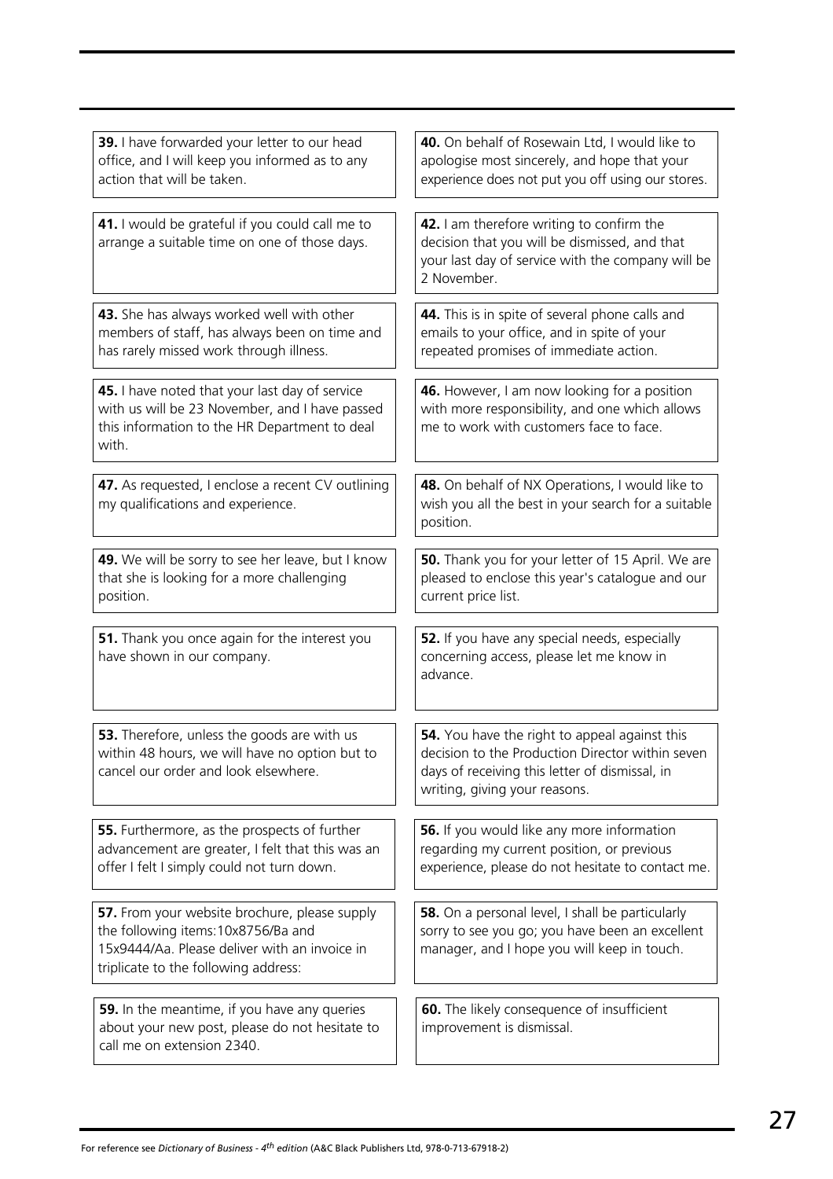**39.** I have forwarded your letter to our head office, and I will keep you informed as to any action that will be taken.

**40.** On behalf of Rosewain Ltd, I would like to apologise most sincerely, and hope that your experience does not put you off using our stores.

**41.** I would be grateful if you could call me to arrange a suitable time on one of those days.

**42.** I am therefore writing to confirm the decision that you will be dismissed, and that your last day of service with the company will be 2 November.

**43.** She has always worked well with other members of staff, has always been on time and has rarely missed work through illness.

**44.** This is in spite of several phone calls and emails to your office, and in spite of your repeated promises of immediate action.

**45.** I have noted that your last day of service with us will be 23 November, and I have passed this information to the HR Department to deal with.

**46.** However, I am now looking for a position with more responsibility, and one which allows me to work with customers face to face.

**47.** As requested, I enclose a recent CV outlining my qualifications and experience.

**48.** On behalf of NX Operations, I would like to wish you all the best in your search for a suitable position.

**49.** We will be sorry to see her leave, but I know that she is looking for a more challenging position.

**50.** Thank you for your letter of 15 April. We are pleased to enclose this year's catalogue and our current price list.

**51.** Thank you once again for the interest you have shown in our company.

**52.** If you have any special needs, especially concerning access, please let me know in advance.

**53.** Therefore, unless the goods are with us within 48 hours, we will have no option but to cancel our order and look elsewhere.

**54.** You have the right to appeal against this decision to the Production Director within seven days of receiving this letter of dismissal, in writing, giving your reasons.

**55.** Furthermore, as the prospects of further advancement are greater, I felt that this was an offer I felt I simply could not turn down.

**56.** If you would like any more information regarding my current position, or previous experience, please do not hesitate to contact me.

**57.** From your website brochure, please supply the following items:10x8756/Ba and 15x9444/Aa. Please deliver with an invoice in triplicate to the following address:

**58.** On a personal level, I shall be particularly sorry to see you go; you have been an excellent manager, and I hope you will keep in touch.

**59.** In the meantime, if you have any queries about your new post, please do not hesitate to call me on extension 2340.

**60.** The likely consequence of insufficient improvement is dismissal.

For reference see *Dictionary of Business - 4th edition* (A&C Black Publishers Ltd, 978-0-713-67918-2)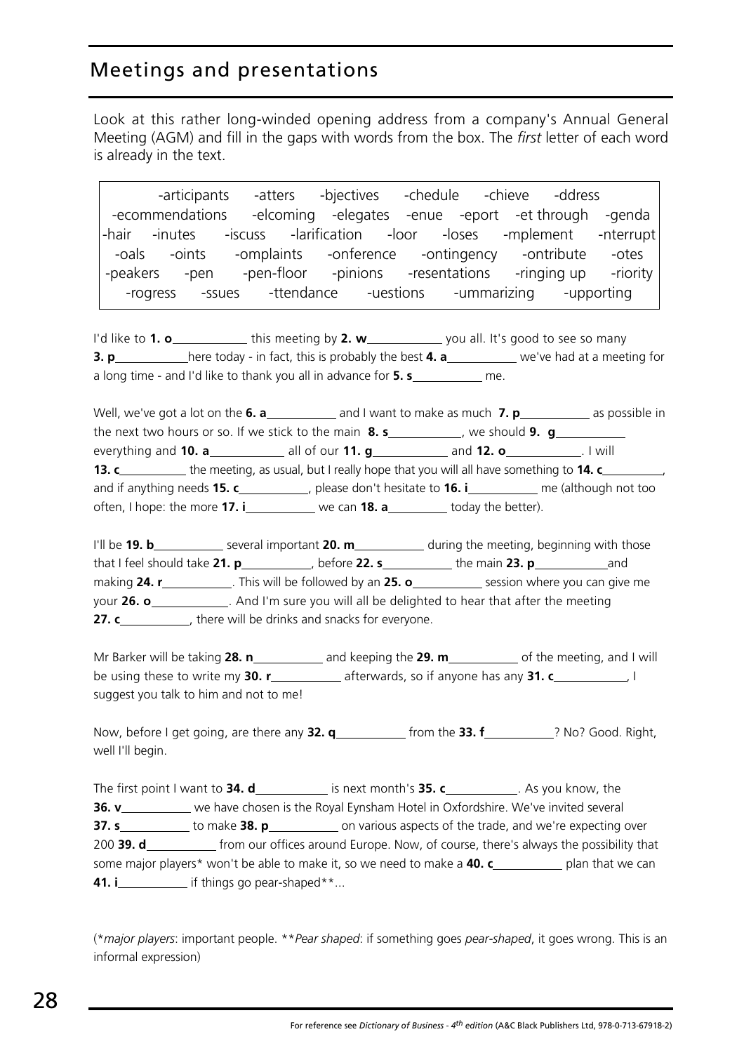# Meetings and presentations

Look at this rather long-winded opening address from a company's Annual General Meeting (AGM) and fill in the gaps with words from the box. The *first* letter of each word is already in the text.

| | | | | | | |
|---|---|---|---|---|---|---|
| -articipants | -atters | -bjectives | -chedule | -chieve | -ddress | |
| -ecommendations | -elcoming | -elegates | -enue | -eport | -et through | -genda |
| -hair | -inutes | -iscuss | -larification | -loor | -loses | -mplement | -nterrupt |
| -oals | -oints | -omplaints | -onference | -ontingency | -ontribute | -otes |
| -peakers | -pen | -pen-floor | -pinions | -resentations | -ringing up | -riority |
| -rogress | -ssues | -ttendance | -uestions | -ummarizing | -upporting | |

I'd like to **1. o**__________ this meeting by **2. w**__________ you all. It's good to see so many **3. p**__________ here today - in fact, this is probably the best **4. a**__________ we've had at a meeting for a long time - and I'd like to thank you all in advance for **5. s**__________ me.

Well, we've got a lot on the **6. a**__________ and I want to make as much **7. p**__________ as possible in the next two hours or so. If we stick to the main **8. s**__________, we should **9. g**__________ everything and **10. a**__________ all of our **11. g**__________ and **12. o**__________. I will **13. c**__________ the meeting, as usual, but I really hope that you will all have something to **14. c**__________, and if anything needs **15. c**__________, please don't hesitate to **16. i**__________ me (although not too often, I hope: the more **17. i**__________ we can **18. a**__________ today the better).

I'll be **19. b**__________ several important **20. m**__________ during the meeting, beginning with those that I feel should take **21. p**__________, before **22. s**__________ the main **23. p**__________ and making **24. r**__________. This will be followed by an **25. o**__________ session where you can give me your **26. o**__________. And I'm sure you will all be delighted to hear that after the meeting **27. c**__________, there will be drinks and snacks for everyone.

Mr Barker will be taking **28. n**__________ and keeping the **29. m**__________ of the meeting, and I will be using these to write my **30. r**__________ afterwards, so if anyone has any **31. c**__________, I suggest you talk to him and not to me!

Now, before I get going, are there any **32. q**__________ from the **33. f**__________? No? Good. Right, well I'll begin.

The first point I want to **34. d**__________ is next month's **35. c**__________. As you know, the **36. v**__________ we have chosen is the Royal Eynsham Hotel in Oxfordshire. We've invited several **37. s**__________ to make **38. p**__________ on various aspects of the trade, and we're expecting over 200 **39. d**__________ from our offices around Europe. Now, of course, there's always the possibility that some major players* won't be able to make it, so we need to make a **40. c**__________ plan that we can **41. i**__________ if things go pear-shaped**...

(**major players*: important people. ***Pear shaped*: if something goes *pear-shaped*, it goes wrong. This is an informal expression)

For reference see *Dictionary of Business - 4th edition* (A&C Black Publishers Ltd, 978-0-713-67918-2)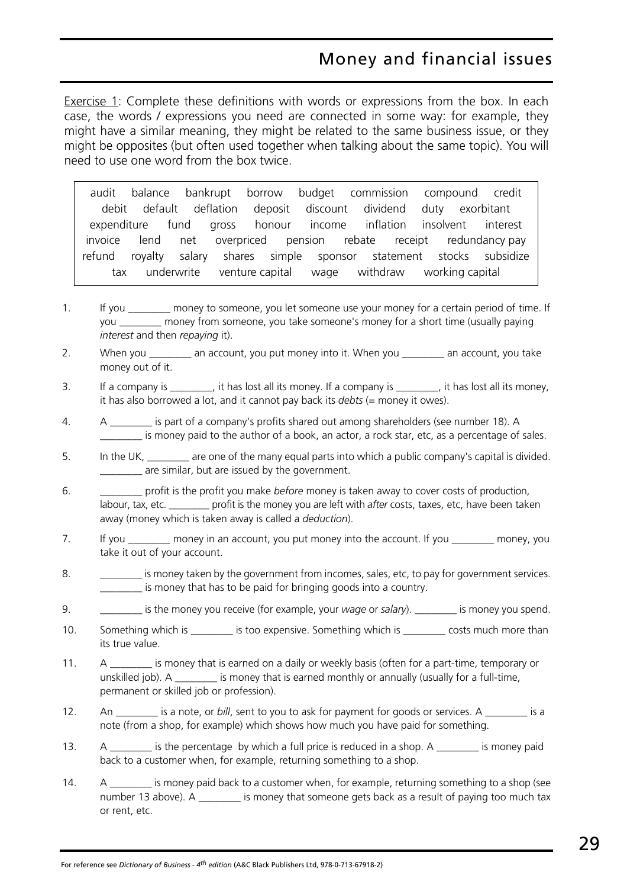# Money and financial issues

Exercise 1: Complete these definitions with words or expressions from the box. In each case, the words / expressions you need are connected in some way: for example, they might have a similar meaning, they might be related to the same business issue, or they might be opposites (but often used together when talking about the same topic). You will need to use one word from the box twice.

> audit balance bankrupt borrow budget commission compound credit debit default deflation deposit discount dividend duty exorbitant expenditure fund gross honour income inflation insolvent interest invoice lend net overpriced pension rebate receipt redundancy pay refund royalty salary shares simple sponsor statement stocks subsidize tax underwrite venture capital wage withdraw working capital

1. If you ________ money to someone, you let someone use your money for a certain period of time. If you ________ money from someone, you take someone's money for a short time (usually paying *interest* and then *repaying* it).
2. When you ________ an account, you put money into it. When you ________ an account, you take money out of it.
3. If a company is ________, it has lost all its money. If a company is ________, it has lost all its money, it has also borrowed a lot, and it cannot pay back its *debts* (= money it owes).
4. A ________ is part of a company's profits shared out among shareholders (see number 18). A ________ is money paid to the author of a book, an actor, a rock star, etc, as a percentage of sales.
5. In the UK, ________ are one of the many equal parts into which a public company's capital is divided. ________ are similar, but are issued by the government.
6. ________ profit is the profit you make *before* money is taken away to cover costs of production, labour, tax, etc. ________ profit is the money you are left with *after* costs, taxes, etc, have been taken away (money which is taken away is called a *deduction*).
7. If you ________ money in an account, you put money into the account. If you ________ money, you take it out of your account.
8. ________ is money taken by the government from incomes, sales, etc, to pay for government services. ________ is money that has to be paid for bringing goods into a country.
9. ________ is the money you receive (for example, your *wage* or *salary*). ________ is money you spend.
10. Something which is ________ is too expensive. Something which is ________ costs much more than its true value.
11. A ________ is money that is earned on a daily or weekly basis (often for a part-time, temporary or unskilled job). A ________ is money that is earned monthly or annually (usually for a full-time, permanent or skilled job or profession).
12. An ________ is a note, or *bill*, sent to you to ask for payment for goods or services. A ________ is a note (from a shop, for example) which shows how much you have paid for something.
13. A ________ is the percentage by which a full price is reduced in a shop. A ________ is money paid back to a customer when, for example, returning something to a shop.
14. A ________ is money paid back to a customer when, for example, returning something to a shop (see number 13 above). A ________ is money that someone gets back as a result of paying too much tax or rent, etc.

For reference see *Dictionary of Business - 4th edition* (A&C Black Publishers Ltd, 978-0-713-67918-2)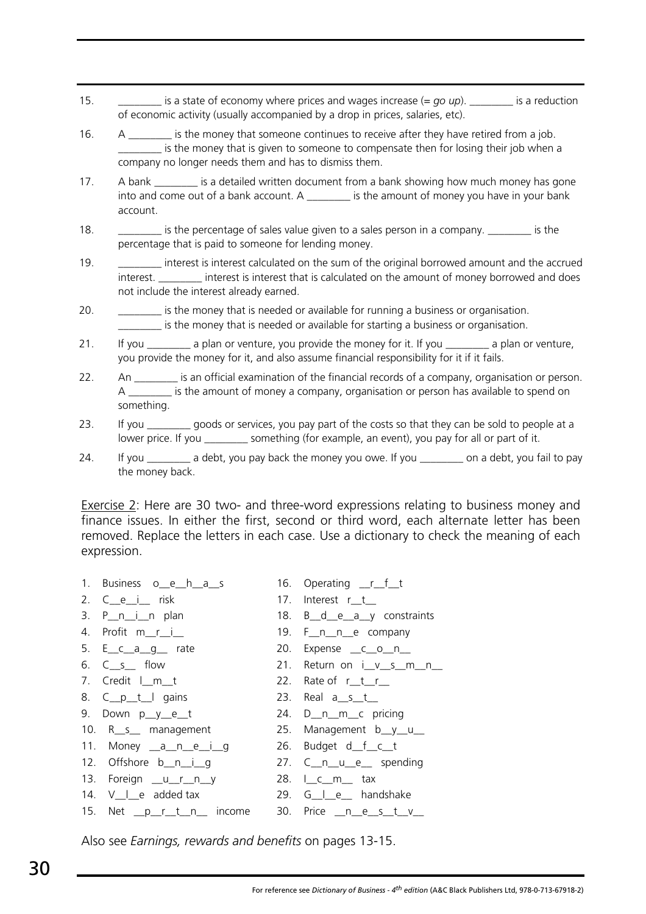15. ________ is a state of economy where prices and wages increase (= *go up*). ________ is a reduction of economic activity (usually accompanied by a drop in prices, salaries, etc).

16. A ________ is the money that someone continues to receive after they have retired from a job. ________ is the money that is given to someone to compensate then for losing their job when a company no longer needs them and has to dismiss them.

17. A bank ________ is a detailed written document from a bank showing how much money has gone into and come out of a bank account. A ________ is the amount of money you have in your bank account.

18. ________ is the percentage of sales value given to a sales person in a company. ________ is the percentage that is paid to someone for lending money.

19. ________ interest is interest calculated on the sum of the original borrowed amount and the accrued interest. ________ interest is interest that is calculated on the amount of money borrowed and does not include the interest already earned.

20. ________ is the money that is needed or available for running a business or organisation. ________ is the money that is needed or available for starting a business or organisation.

21. If you ________ a plan or venture, you provide the money for it. If you ________ a plan or venture, you provide the money for it, and also assume financial responsibility for it if it fails.

22. An ________ is an official examination of the financial records of a company, organisation or person. A ________ is the amount of money a company, organisation or person has available to spend on something.

23. If you ________ goods or services, you pay part of the costs so that they can be sold to people at a lower price. If you ________ something (for example, an event), you pay for all or part of it.

24. If you ________ a debt, you pay back the money you owe. If you ________ on a debt, you fail to pay the money back.

Exercise 2: Here are 30 two- and three-word expressions relating to business money and finance issues. In either the first, second or third word, each alternate letter has been removed. Replace the letters in each case. Use a dictionary to check the meaning of each expression.

1. Business o__e__h__a__s
2. C__e__i__ risk
3. P__n__i__n plan
4. Profit m__r__i__
5. E__c__a__g__ rate
6. C__s__ flow
7. Credit l__m__t
8. C__p__t__l gains
9. Down p__y__e__t
10. R__s__ management
11. Money __a__n__e__i__g
12. Offshore b__n__i__g
13. Foreign __u__r__n__y
14. V__l__e added tax
15. Net __p__r__t__n__ income
16. Operating __r__f__t
17. Interest r__t__
18. B__d__e__a__y constraints
19. F__n__n__e company
20. Expense __c__o__n__
21. Return on i__v__s__m__n__
22. Rate of r__t__r__
23. Real a__s__t__
24. D__n__m__c pricing
25. Management b__y__u__
26. Budget d__f__c__t
27. C__n__u__e__ spending
28. I__c__m__ tax
29. G__l__e__ handshake
30. Price __n__e__s__t__v__

Also see *Earnings, rewards and benefits* on pages 13-15.

For reference see *Dictionary of Business - 4th edition* (A&C Black Publishers Ltd, 978-0-713-67918-2)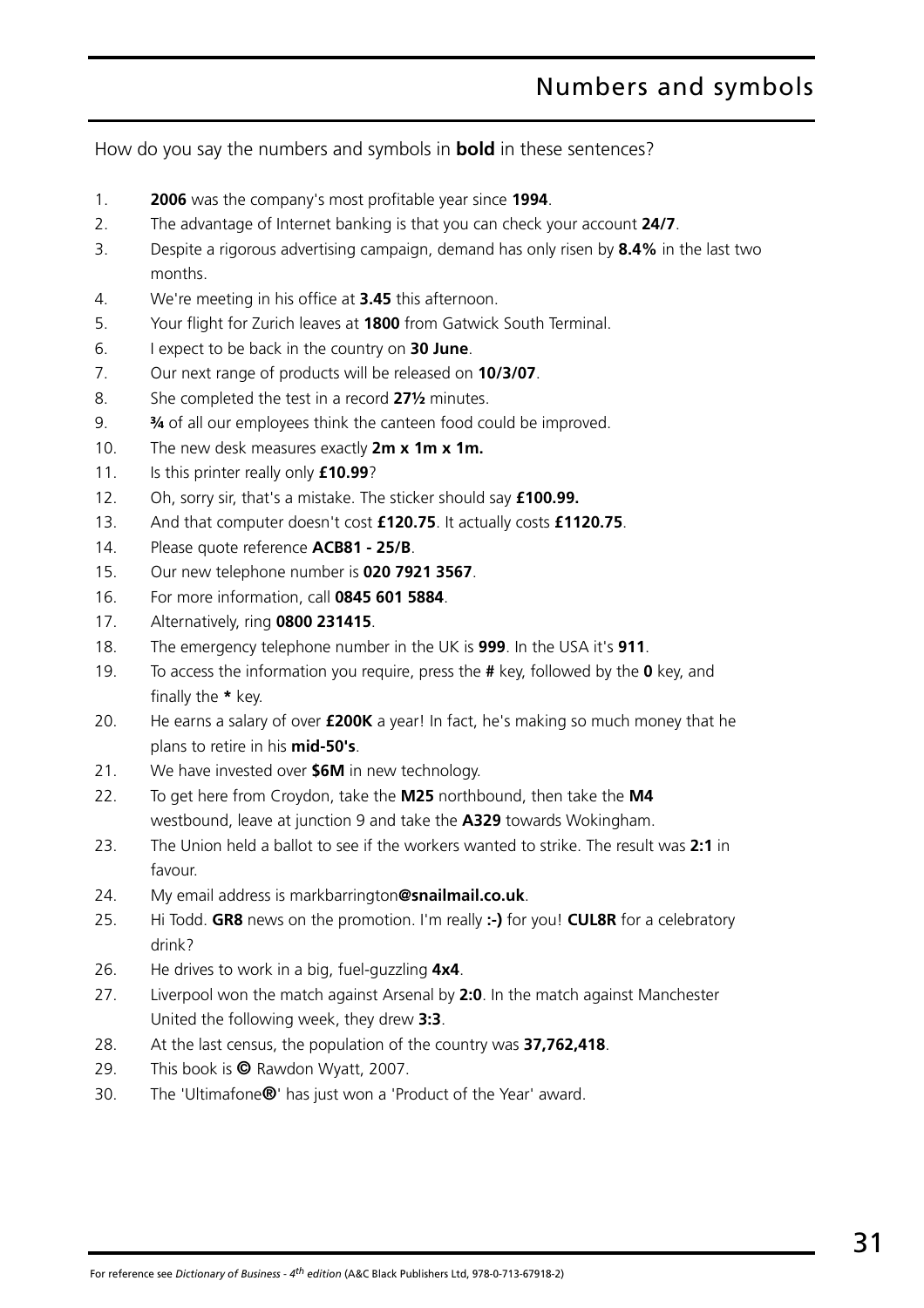# Numbers and symbols

How do you say the numbers and symbols in **bold** in these sentences?

1. **2006** was the company's most profitable year since **1994**.
2. The advantage of Internet banking is that you can check your account **24/7**.
3. Despite a rigorous advertising campaign, demand has only risen by **8.4%** in the last two months.
4. We're meeting in his office at **3.45** this afternoon.
5. Your flight for Zurich leaves at **1800** from Gatwick South Terminal.
6. I expect to be back in the country on **30 June**.
7. Our next range of products will be released on **10/3/07**.
8. She completed the test in a record **27½** minutes.
9. **¾** of all our employees think the canteen food could be improved.
10. The new desk measures exactly **2m x 1m x 1m.**
11. Is this printer really only **£10.99**?
12. Oh, sorry sir, that's a mistake. The sticker should say **£100.99.**
13. And that computer doesn't cost **£120.75**. It actually costs **£1120.75**.
14. Please quote reference **ACB81 - 25/B**.
15. Our new telephone number is **020 7921 3567**.
16. For more information, call **0845 601 5884**.
17. Alternatively, ring **0800 231415**.
18. The emergency telephone number in the UK is **999**. In the USA it's **911**.
19. To access the information you require, press the **#** key, followed by the **0** key, and finally the ***** key.
20. He earns a salary of over **£200K** a year! In fact, he's making so much money that he plans to retire in his **mid-50's**.
21. We have invested over **$6M** in new technology.
22. To get here from Croydon, take the **M25** northbound, then take the **M4** westbound, leave at junction 9 and take the **A329** towards Wokingham.
23. The Union held a ballot to see if the workers wanted to strike. The result was **2:1** in favour.
24. My email address is markbarrington**@snailmail.co.uk**.
25. Hi Todd. **GR8** news on the promotion. I'm really **:-)** for you! **CUL8R** for a celebratory drink?
26. He drives to work in a big, fuel-guzzling **4x4**.
27. Liverpool won the match against Arsenal by **2:0**. In the match against Manchester United the following week, they drew **3:3**.
28. At the last census, the population of the country was **37,762,418**.
29. This book is **©** Rawdon Wyatt, 2007.
30. The 'Ultimafone**®**' has just won a 'Product of the Year' award.

For reference see *Dictionary of Business - 4th edition* (A&C Black Publishers Ltd, 978-0-713-67918-2)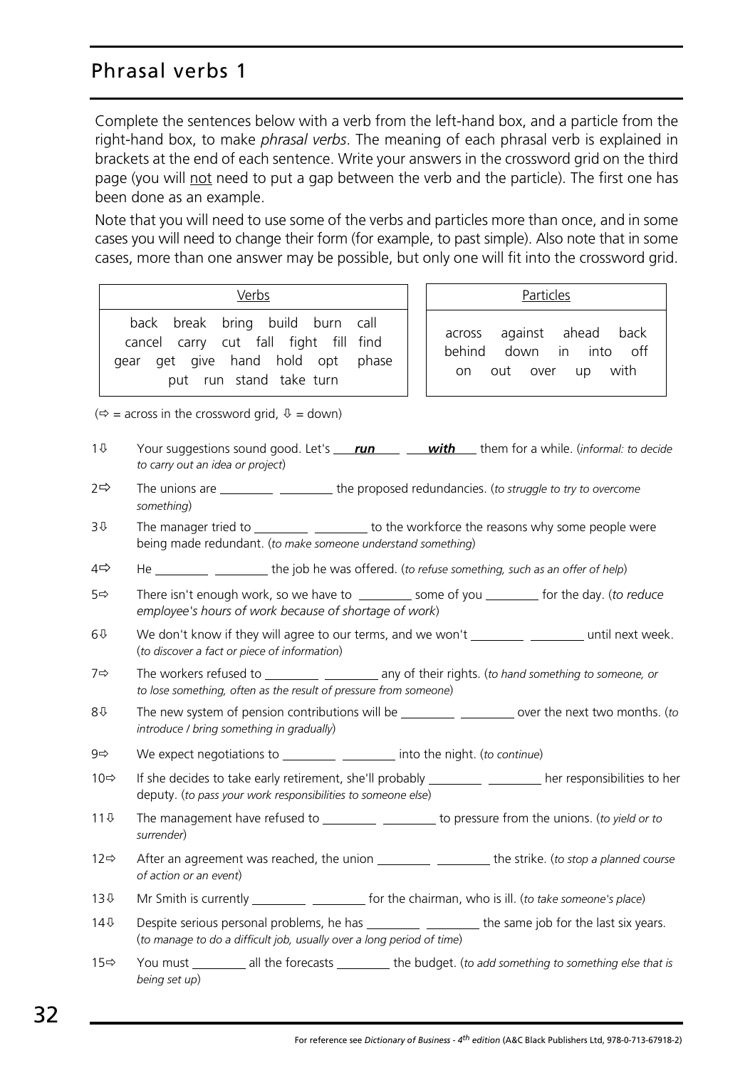# Phrasal verbs 1

Complete the sentences below with a verb from the left-hand box, and a particle from the right-hand box, to make *phrasal verbs*. The meaning of each phrasal verb is explained in brackets at the end of each sentence. Write your answers in the crossword grid on the third page (you will not need to put a gap between the verb and the particle). The first one has been done as an example.

Note that you will need to use some of the verbs and particles more than once, and in some cases you will need to change their form (for example, to past simple). Also note that in some cases, more than one answer may be possible, but only one will fit into the crossword grid.

| Verbs |
|---|
| back break bring build burn call cancel carry cut fall fight fill find gear get give hand hold opt phase put run stand take turn |

| Particles |
|---|
| across against ahead back behind down in into off on out over up with |

(⇨ = across in the crossword grid, ⇩ = down)

1⇩ Your suggestions sound good. Let's ***run*** ***with*** them for a while. (*informal: to decide to carry out an idea or project*)

2⇨ The unions are ________ ________ the proposed redundancies. (*to struggle to try to overcome something*)

3⇩ The manager tried to ________ ________ to the workforce the reasons why some people were being made redundant. (*to make someone understand something*)

4⇨ He ________ ________ the job he was offered. (*to refuse something, such as an offer of help*)

5⇨ There isn't enough work, so we have to ________ some of you ________ for the day. (*to reduce employee's hours of work because of shortage of work*)

6⇩ We don't know if they will agree to our terms, and we won't ________ ________ until next week. (*to discover a fact or piece of information*)

7⇨ The workers refused to ________ ________ any of their rights. (*to hand something to someone, or to lose something, often as the result of pressure from someone*)

8⇩ The new system of pension contributions will be ________ ________ over the next two months. (*to introduce / bring something in gradually*)

9⇨ We expect negotiations to ________ ________ into the night. (*to continue*)

10⇨ If she decides to take early retirement, she'll probably ________ ________ her responsibilities to her deputy. (*to pass your work responsibilities to someone else*)

11⇩ The management have refused to ________ ________ to pressure from the unions. (*to yield or to surrender*)

12⇨ After an agreement was reached, the union ________ ________ the strike. (*to stop a planned course of action or an event*)

13⇩ Mr Smith is currently ________ ________ for the chairman, who is ill. (*to take someone's place*)

14⇩ Despite serious personal problems, he has ________ ________ the same job for the last six years. (*to manage to do a difficult job, usually over a long period of time*)

15⇨ You must ________ all the forecasts ________ the budget. (*to add something to something else that is being set up*)

For reference see *Dictionary of Business - 4th edition* (A&C Black Publishers Ltd, 978-0-713-67918-2)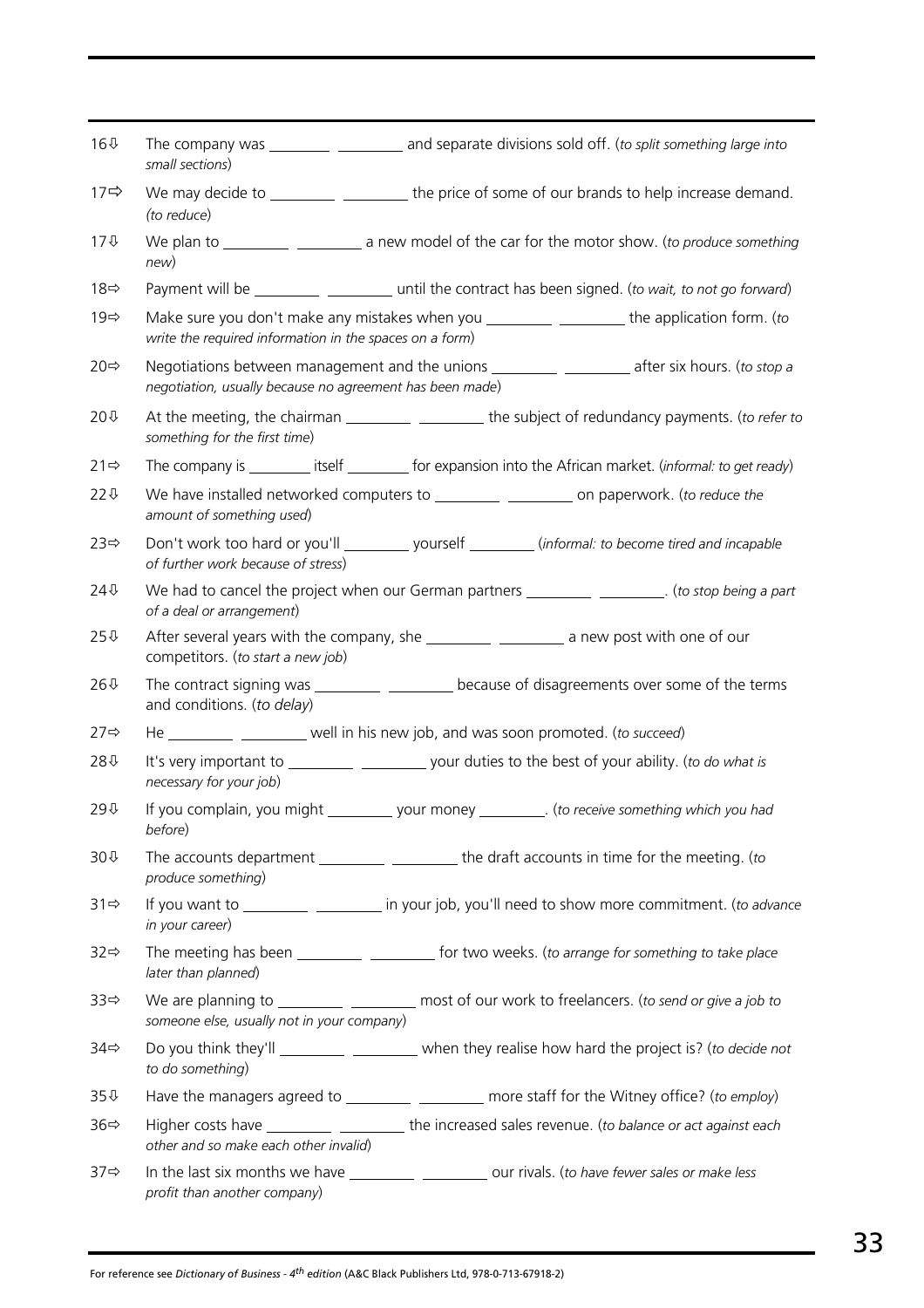| | |
|---|---|
| 16⇩ | The company was ________ ________ and separate divisions sold off. (*to split something large into small sections*) |
| 17⇨ | We may decide to ________ ________ the price of some of our brands to help increase demand. (*to reduce*) |
| 17⇩ | We plan to ________ ________ a new model of the car for the motor show. (*to produce something new*) |
| 18⇨ | Payment will be ________ ________ until the contract has been signed. (*to wait, to not go forward*) |
| 19⇨ | Make sure you don't make any mistakes when you ________ ________ the application form. (*to write the required information in the spaces on a form*) |
| 20⇨ | Negotiations between management and the unions ________ ________ after six hours. (*to stop a negotiation, usually because no agreement has been made*) |
| 20⇩ | At the meeting, the chairman ________ ________ the subject of redundancy payments. (*to refer to something for the first time*) |
| 21⇨ | The company is ________ itself ________ for expansion into the African market. (*informal: to get ready*) |
| 22⇩ | We have installed networked computers to ________ ________ on paperwork. (*to reduce the amount of something used*) |
| 23⇨ | Don't work too hard or you'll ________ yourself ________ (*informal: to become tired and incapable of further work because of stress*) |
| 24⇩ | We had to cancel the project when our German partners ________ ________. (*to stop being a part of a deal or arrangement*) |
| 25⇩ | After several years with the company, she ________ ________ a new post with one of our competitors. (*to start a new job*) |
| 26⇩ | The contract signing was ________ ________ because of disagreements over some of the terms and conditions. (*to delay*) |
| 27⇨ | He ________ ________ well in his new job, and was soon promoted. (*to succeed*) |
| 28⇩ | It's very important to ________ ________ your duties to the best of your ability. (*to do what is necessary for your job*) |
| 29⇩ | If you complain, you might ________ your money ________. (*to receive something which you had before*) |
| 30⇩ | The accounts department ________ ________ the draft accounts in time for the meeting. (*to produce something*) |
| 31⇨ | If you want to ________ ________ in your job, you'll need to show more commitment. (*to advance in your career*) |
| 32⇨ | The meeting has been ________ ________ for two weeks. (*to arrange for something to take place later than planned*) |
| 33⇨ | We are planning to ________ ________ most of our work to freelancers. (*to send or give a job to someone else, usually not in your company*) |
| 34⇨ | Do you think they'll ________ ________ when they realise how hard the project is? (*to decide not to do something*) |
| 35⇩ | Have the managers agreed to ________ ________ more staff for the Witney office? (*to employ*) |
| 36⇨ | Higher costs have ________ ________ the increased sales revenue. (*to balance or act against each other and so make each other invalid*) |
| 37⇨ | In the last six months we have ________ ________ our rivals. (*to have fewer sales or make less profit than another company*) |

For reference see *Dictionary of Business - 4[th] edition* (A&C Black Publishers Ltd, 978-0-713-67918-2)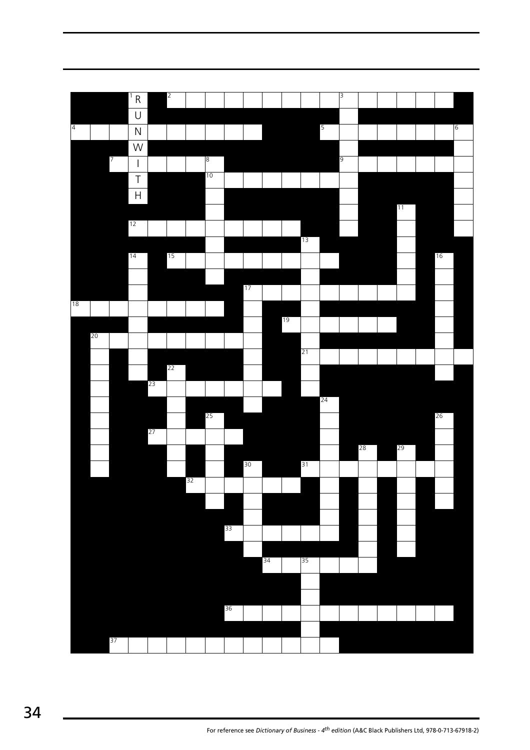1 RUNWITH

For reference see *Dictionary of Business - 4th edition* (A&C Black Publishers Ltd, 978-0-713-67918-2)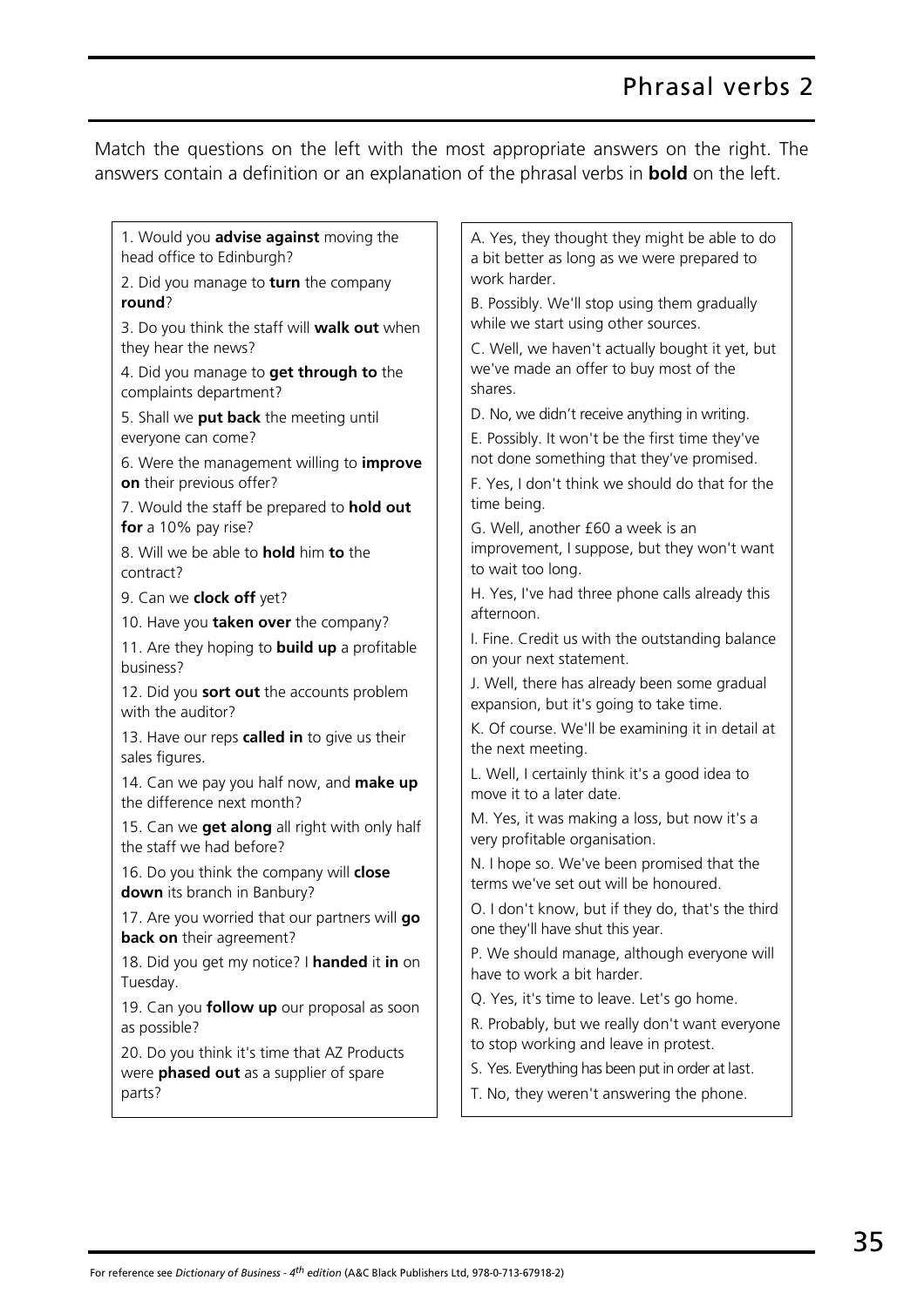# Phrasal verbs 2

Match the questions on the left with the most appropriate answers on the right. The answers contain a definition or an explanation of the phrasal verbs in **bold** on the left.

1. Would you **advise against** moving the head office to Edinburgh?

2. Did you manage to **turn** the company **round**?

3. Do you think the staff will **walk out** when they hear the news?

4. Did you manage to **get through to** the complaints department?

5. Shall we **put back** the meeting until everyone can come?

6. Were the management willing to **improve on** their previous offer?

7. Would the staff be prepared to **hold out for** a 10% pay rise?

8. Will we be able to **hold** him **to** the contract?

9. Can we **clock off** yet?

10. Have you **taken over** the company?

11. Are they hoping to **build up** a profitable business?

12. Did you **sort out** the accounts problem with the auditor?

13. Have our reps **called in** to give us their sales figures.

14. Can we pay you half now, and **make up** the difference next month?

15. Can we **get along** all right with only half the staff we had before?

16. Do you think the company will **close down** its branch in Banbury?

17. Are you worried that our partners will **go back on** their agreement?

18. Did you get my notice? I **handed** it **in** on Tuesday.

19. Can you **follow up** our proposal as soon as possible?

20. Do you think it's time that AZ Products were **phased out** as a supplier of spare parts?

A. Yes, they thought they might be able to do a bit better as long as we were prepared to work harder.

B. Possibly. We'll stop using them gradually while we start using other sources.

C. Well, we haven't actually bought it yet, but we've made an offer to buy most of the shares.

D. No, we didn't receive anything in writing.

E. Possibly. It won't be the first time they've not done something that they've promised.

F. Yes, I don't think we should do that for the time being.

G. Well, another £60 a week is an improvement, I suppose, but they won't want to wait too long.

H. Yes, I've had three phone calls already this afternoon.

I. Fine. Credit us with the outstanding balance on your next statement.

J. Well, there has already been some gradual expansion, but it's going to take time.

K. Of course. We'll be examining it in detail at the next meeting.

L. Well, I certainly think it's a good idea to move it to a later date.

M. Yes, it was making a loss, but now it's a very profitable organisation.

N. I hope so. We've been promised that the terms we've set out will be honoured.

O. I don't know, but if they do, that's the third one they'll have shut this year.

P. We should manage, although everyone will have to work a bit harder.

Q. Yes, it's time to leave. Let's go home.

R. Probably, but we really don't want everyone to stop working and leave in protest.

S. Yes. Everything has been put in order at last.

T. No, they weren't answering the phone.

For reference see *Dictionary of Business - 4th edition* (A&C Black Publishers Ltd, 978-0-713-67918-2)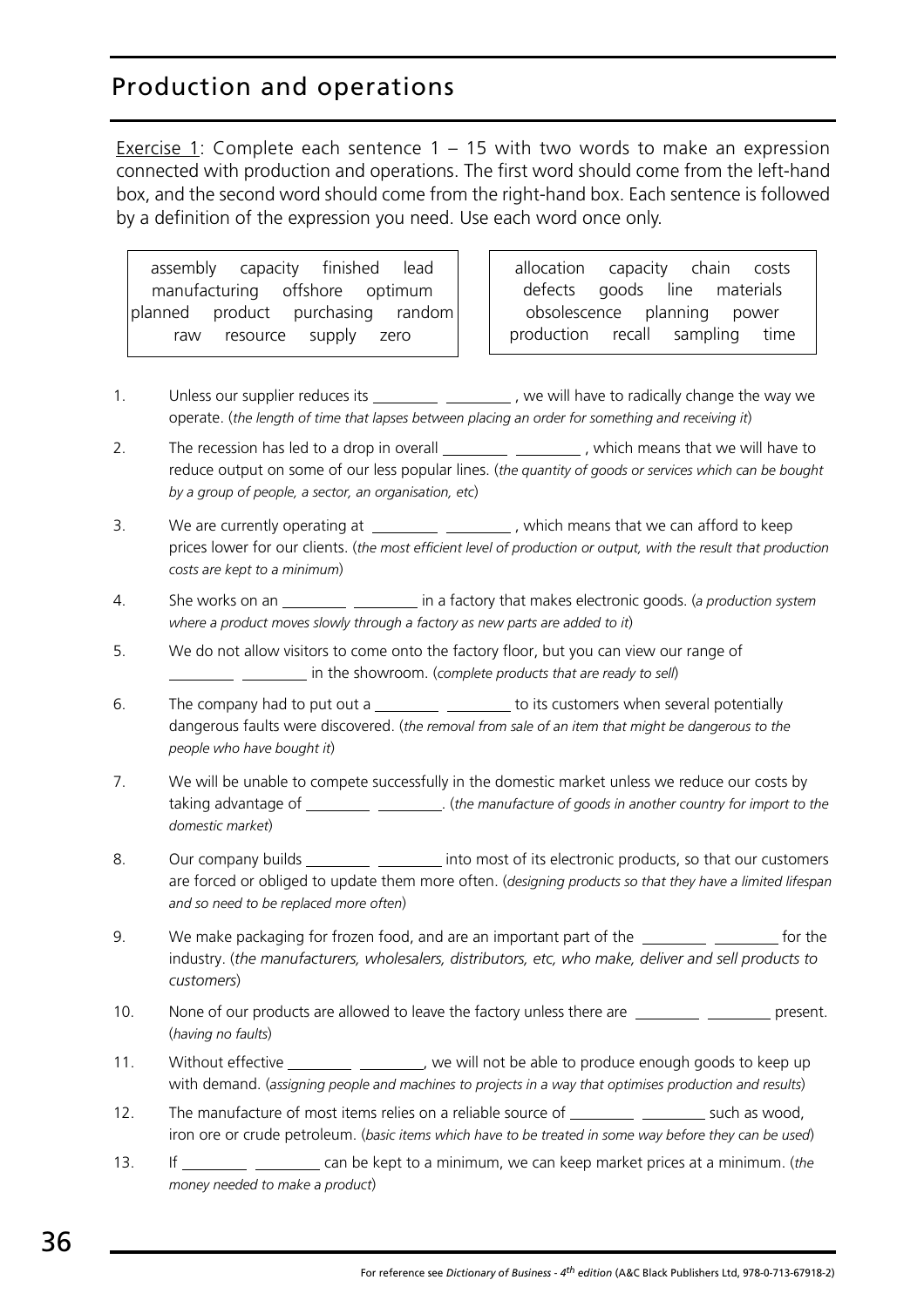# Production and operations

Exercise 1: Complete each sentence 1 – 15 with two words to make an expression connected with production and operations. The first word should come from the left-hand box, and the second word should come from the right-hand box. Each sentence is followed by a definition of the expression you need. Use each word once only.

| Left-hand box | Right-hand box |
|---|---|
| assembly capacity finished lead manufacturing offshore optimum planned product purchasing random raw resource supply zero | allocation capacity chain costs defects goods line materials obsolescence planning power production recall sampling time |

1. Unless our supplier reduces its ________ ________ , we will have to radically change the way we operate. (*the length of time that lapses between placing an order for something and receiving it*)
2. The recession has led to a drop in overall ________ ________ , which means that we will have to reduce output on some of our less popular lines. (*the quantity of goods or services which can be bought by a group of people, a sector, an organisation, etc*)
3. We are currently operating at ________ ________ , which means that we can afford to keep prices lower for our clients. (*the most efficient level of production or output, with the result that production costs are kept to a minimum*)
4. She works on an ________ ________ in a factory that makes electronic goods. (*a production system where a product moves slowly through a factory as new parts are added to it*)
5. We do not allow visitors to come onto the factory floor, but you can view our range of ________ ________ in the showroom. (*complete products that are ready to sell*)
6. The company had to put out a ________ ________ to its customers when several potentially dangerous faults were discovered. (*the removal from sale of an item that might be dangerous to the people who have bought it*)
7. We will be unable to compete successfully in the domestic market unless we reduce our costs by taking advantage of ________ ________. (*the manufacture of goods in another country for import to the domestic market*)
8. Our company builds ________ ________ into most of its electronic products, so that our customers are forced or obliged to update them more often. (*designing products so that they have a limited lifespan and so need to be replaced more often*)
9. We make packaging for frozen food, and are an important part of the ________ ________ for the industry. (*the manufacturers, wholesalers, distributors, etc, who make, deliver and sell products to customers*)
10. None of our products are allowed to leave the factory unless there are ________ ________ present. (*having no faults*)
11. Without effective ________ ________, we will not be able to produce enough goods to keep up with demand. (*assigning people and machines to projects in a way that optimises production and results*)
12. The manufacture of most items relies on a reliable source of ________ ________ such as wood, iron ore or crude petroleum. (*basic items which have to be treated in some way before they can be used*)
13. If ________ ________ can be kept to a minimum, we can keep market prices at a minimum. (*the money needed to make a product*)

For reference see *Dictionary of Business - 4th edition* (A&C Black Publishers Ltd, 978-0-713-67918-2)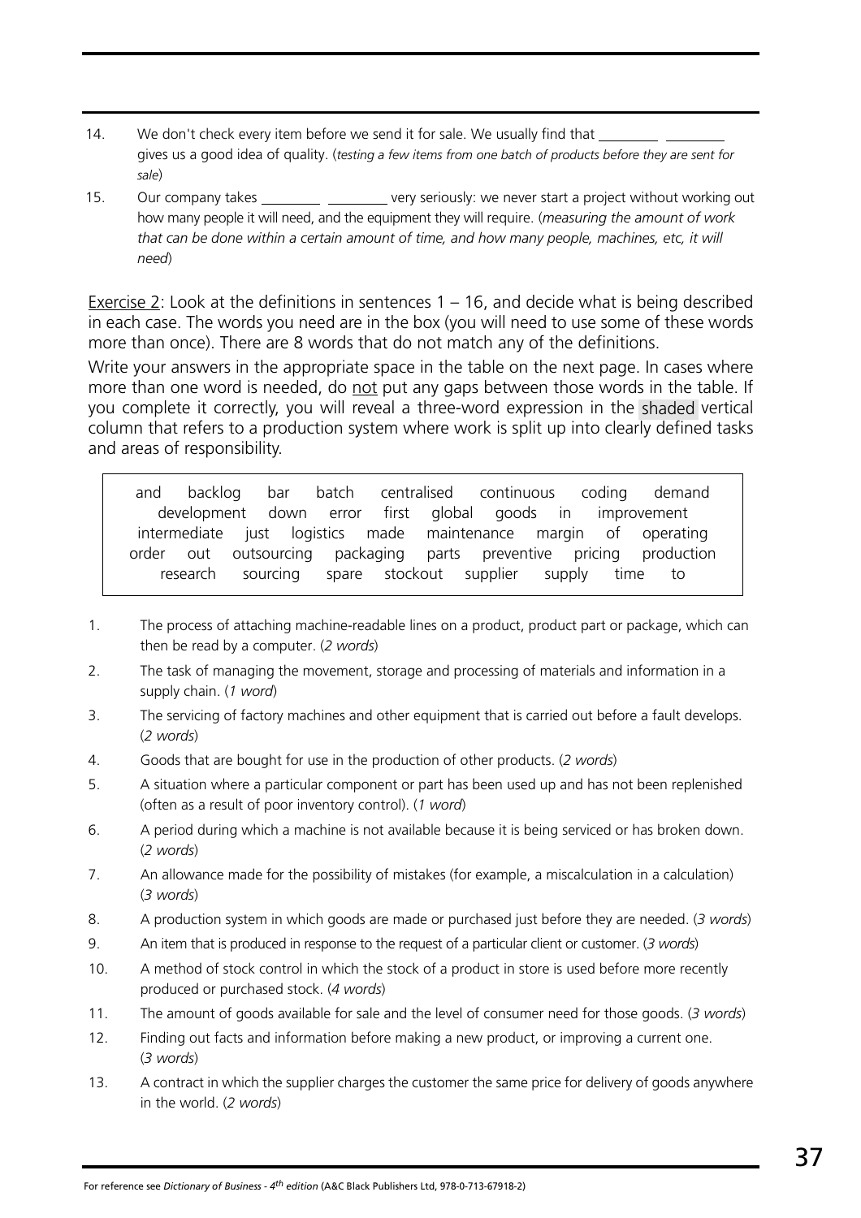14. We don't check every item before we send it for sale. We usually find that ________ ________ gives us a good idea of quality. (*testing a few items from one batch of products before they are sent for sale*)

15. Our company takes ________ ________ very seriously: we never start a project without working out how many people it will need, and the equipment they will require. (*measuring the amount of work that can be done within a certain amount of time, and how many people, machines, etc, it will need*)

<u>Exercise 2</u>: Look at the definitions in sentences 1 – 16, and decide what is being described in each case. The words you need are in the box (you will need to use some of these words more than once). There are 8 words that do not match any of the definitions.

Write your answers in the appropriate space in the table on the next page. In cases where more than one word is needed, do <u>not</u> put any gaps between those words in the table. If you complete it correctly, you will reveal a three-word expression in the shaded vertical column that refers to a production system where work is split up into clearly defined tasks and areas of responsibility.

> and backlog bar batch centralised continuous coding demand development down error first global goods in improvement intermediate just logistics made maintenance margin of operating order out outsourcing packaging parts preventive pricing production research sourcing spare stockout supplier supply time to

1. The process of attaching machine-readable lines on a product, product part or package, which can then be read by a computer. (*2 words*)
2. The task of managing the movement, storage and processing of materials and information in a supply chain. (*1 word*)
3. The servicing of factory machines and other equipment that is carried out before a fault develops. (*2 words*)
4. Goods that are bought for use in the production of other products. (*2 words*)
5. A situation where a particular component or part has been used up and has not been replenished (often as a result of poor inventory control). (*1 word*)
6. A period during which a machine is not available because it is being serviced or has broken down. (*2 words*)
7. An allowance made for the possibility of mistakes (for example, a miscalculation in a calculation) (*3 words*)
8. A production system in which goods are made or purchased just before they are needed. (*3 words*)
9. An item that is produced in response to the request of a particular client or customer. (*3 words*)
10. A method of stock control in which the stock of a product in store is used before more recently produced or purchased stock. (*4 words*)
11. The amount of goods available for sale and the level of consumer need for those goods. (*3 words*)
12. Finding out facts and information before making a new product, or improving a current one. (*3 words*)
13. A contract in which the supplier charges the customer the same price for delivery of goods anywhere in the world. (*2 words*)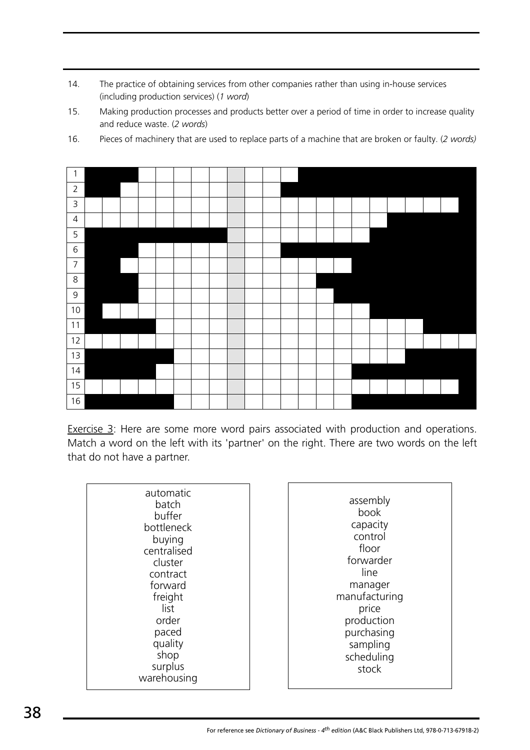14. The practice of obtaining services from other companies rather than using in-house services (including production services) (*1 word*)
15. Making production processes and products better over a period of time in order to increase quality and reduce waste. (*2 words*)
16. Pieces of machinery that are used to replace parts of a machine that are broken or faulty. (*2 words)*

| | | | | | | | | | | | | | | | | | | | | | | |
|---|---|---|---|---|---|---|---|---|---|---|---|---|---|---|---|---|---|---|---|---|---|---|
| 1 | | | | | | | | | | | | | | | | | | | | | | |
| 2 | | | | | | | | | | | | | | | | | | | | | | |
| 3 | | | | | | | | | | | | | | | | | | | | | | |
| 4 | | | | | | | | | | | | | | | | | | | | | | |
| 5 | | | | | | | | | | | | | | | | | | | | | | |
| 6 | | | | | | | | | | | | | | | | | | | | | | |
| 7 | | | | | | | | | | | | | | | | | | | | | | |
| 8 | | | | | | | | | | | | | | | | | | | | | | |
| 9 | | | | | | | | | | | | | | | | | | | | | | |
| 10 | | | | | | | | | | | | | | | | | | | | | | |
| 11 | | | | | | | | | | | | | | | | | | | | | | |
| 12 | | | | | | | | | | | | | | | | | | | | | | |
| 13 | | | | | | | | | | | | | | | | | | | | | | |
| 14 | | | | | | | | | | | | | | | | | | | | | | |
| 15 | | | | | | | | | | | | | | | | | | | | | | |
| 16 | | | | | | | | | | | | | | | | | | | | | | |

Exercise 3: Here are some more word pairs associated with production and operations. Match a word on the left with its 'partner' on the right. There are two words on the left that do not have a partner.

| Left | Right |
|---|---|
| automatic | assembly |
| batch | book |
| buffer | capacity |
| bottleneck | control |
| buying | floor |
| centralised | forwarder |
| cluster | line |
| contract | manager |
| forward | manufacturing |
| freight | price |
| list | production |
| order | purchasing |
| paced | sampling |
| quality | scheduling |
| shop | stock |
| surplus | |
| warehousing | |

For reference see *Dictionary of Business - 4th edition* (A&C Black Publishers Ltd, 978-0-713-67918-2)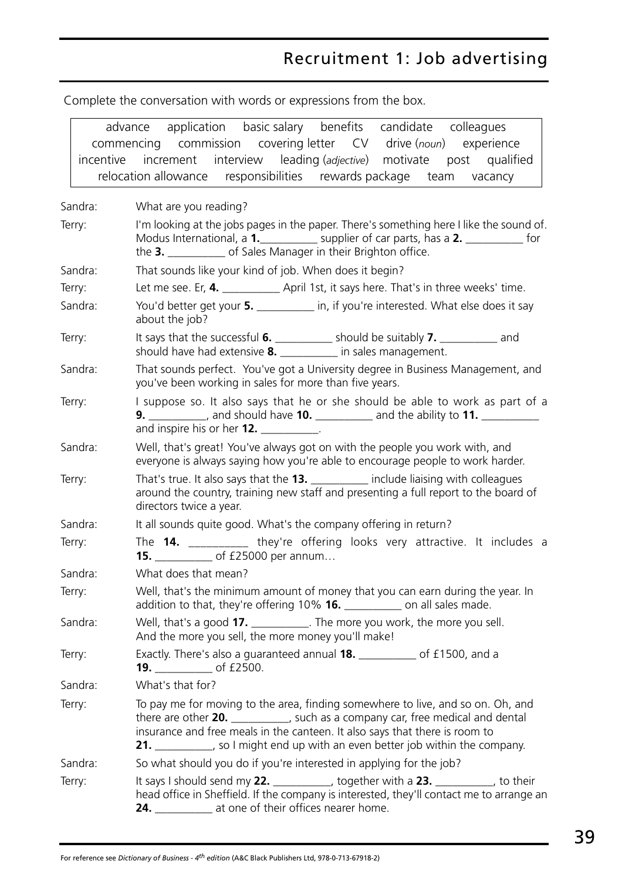# Recruitment 1: Job advertising

Complete the conversation with words or expressions from the box.

| advance | application | basic salary | benefits | candidate | colleagues |
|---|---|---|---|---|---|
| commencing | commission | covering letter | CV | drive (*noun*) | experience |
| incentive | increment | interview | leading (*adjective*) | motivate | post | qualified |
| relocation allowance | responsibilities | rewards package | team | vacancy | |

Sandra: What are you reading?

Terry: I'm looking at the jobs pages in the paper. There's something here I like the sound of. Modus International, a **1.**__________ supplier of car parts, has a **2.** __________ for the **3.** __________ of Sales Manager in their Brighton office.

Sandra: That sounds like your kind of job. When does it begin?

Terry: Let me see. Er, **4.** __________ April 1st, it says here. That's in three weeks' time.

Sandra: You'd better get your **5.** __________ in, if you're interested. What else does it say about the job?

Terry: It says that the successful **6.** __________ should be suitably **7.** __________ and should have had extensive **8.** __________ in sales management.

Sandra: That sounds perfect. You've got a University degree in Business Management, and you've been working in sales for more than five years.

Terry: I suppose so. It also says that he or she should be able to work as part of a **9.** __________, and should have **10.** __________ and the ability to **11.** __________ and inspire his or her **12.** __________.

Sandra: Well, that's great! You've always got on with the people you work with, and everyone is always saying how you're able to encourage people to work harder.

Terry: That's true. It also says that the **13.** __________ include liaising with colleagues around the country, training new staff and presenting a full report to the board of directors twice a year.

Sandra: It all sounds quite good. What's the company offering in return?

Terry: The **14.** __________ they're offering looks very attractive. It includes a **15.** __________ of £25000 per annum…

Sandra: What does that mean?

Terry: Well, that's the minimum amount of money that you can earn during the year. In addition to that, they're offering 10% **16.** __________ on all sales made.

Sandra: Well, that's a good **17.** __________. The more you work, the more you sell. And the more you sell, the more money you'll make!

Terry: Exactly. There's also a guaranteed annual **18.** __________ of £1500, and a **19.** __________ of £2500.

Sandra: What's that for?

Terry: To pay me for moving to the area, finding somewhere to live, and so on. Oh, and there are other **20.** __________, such as a company car, free medical and dental insurance and free meals in the canteen. It also says that there is room to **21.** __________, so I might end up with an even better job within the company.

Sandra: So what should you do if you're interested in applying for the job?

Terry: It says I should send my **22.** __________, together with a **23.** __________, to their head office in Sheffield. If the company is interested, they'll contact me to arrange an **24.** __________ at one of their offices nearer home.

For reference see *Dictionary of Business - 4th edition* (A&C Black Publishers Ltd, 978-0-713-67918-2)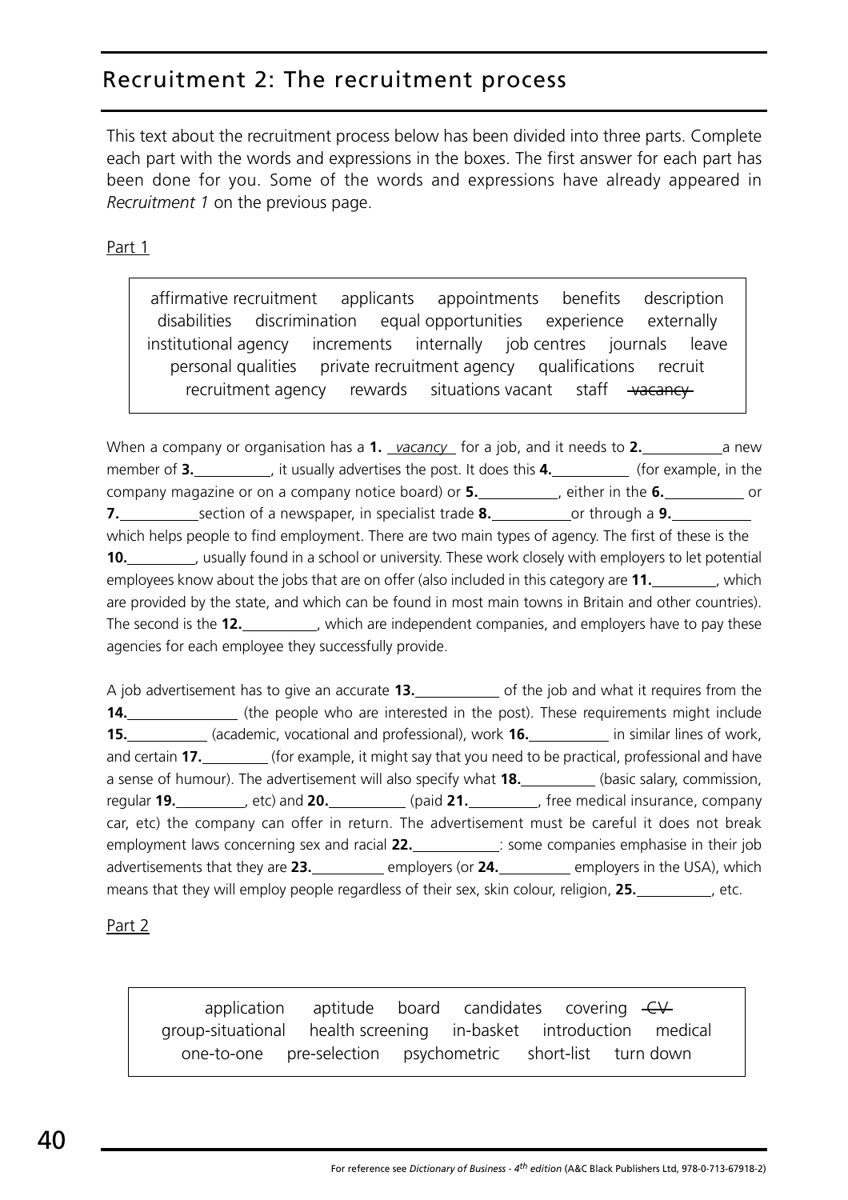## Recruitment 2: The recruitment process

This text about the recruitment process below has been divided into three parts. Complete each part with the words and expressions in the boxes. The first answer for each part has been done for you. Some of the words and expressions have already appeared in *Recruitment 1* on the previous page.

Part 1

> affirmative recruitment applicants appointments benefits description disabilities discrimination equal opportunities experience externally institutional agency increments internally job centres journals leave personal qualities private recruitment agency qualifications recruit recruitment agency rewards situations vacant staff ~~vacancy~~

When a company or organisation has a **1.** _vacancy_ for a job, and it needs to **2.**__________ a new member of **3.**__________, it usually advertises the post. It does this **4.**__________ (for example, in the company magazine or on a company notice board) or **5.**__________, either in the **6.**__________ or **7.**__________ section of a newspaper, in specialist trade **8.**__________ or through a **9.**__________ which helps people to find employment. There are two main types of agency. The first of these is the **10.**__________, usually found in a school or university. These work closely with employers to let potential employees know about the jobs that are on offer (also included in this category are **11.**__________, which are provided by the state, and which can be found in most main towns in Britain and other countries). The second is the **12.**__________, which are independent companies, and employers have to pay these agencies for each employee they successfully provide.

A job advertisement has to give an accurate **13.**__________ of the job and what it requires from the **14.**__________ (the people who are interested in the post). These requirements might include **15.**__________ (academic, vocational and professional), work **16.**__________ in similar lines of work, and certain **17.**__________ (for example, it might say that you need to be practical, professional and have a sense of humour). The advertisement will also specify what **18.**__________ (basic salary, commission, regular **19.**__________, etc) and **20.**__________ (paid **21.**__________, free medical insurance, company car, etc) the company can offer in return. The advertisement must be careful it does not break employment laws concerning sex and racial **22.**__________: some companies emphasise in their job advertisements that they are **23.**__________ employers (or **24.**__________ employers in the USA), which means that they will employ people regardless of their sex, skin colour, religion, **25.**__________, etc.

Part 2

> application aptitude board candidates covering ~~CV~~ group-situational health screening in-basket introduction medical one-to-one pre-selection psychometric short-list turn down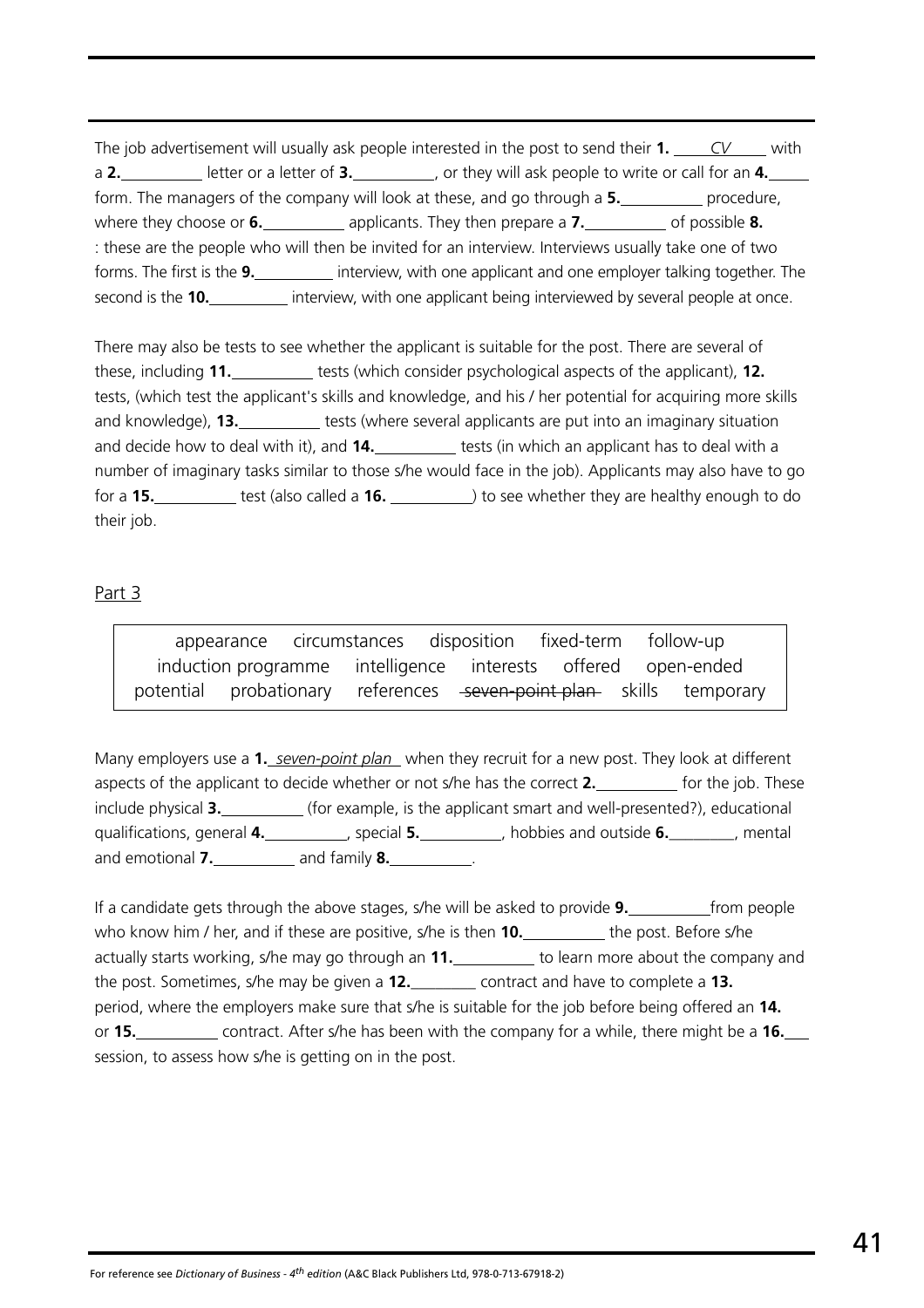The job advertisement will usually ask people interested in the post to send their **1.** _____*CV*_____ with a **2.**__________ letter or a letter of **3.**__________, or they will ask people to write or call for an **4.**_____ form. The managers of the company will look at these, and go through a **5.**__________ procedure, where they choose or **6.**__________ applicants. They then prepare a **7.**__________ of possible **8.** : these are the people who will then be invited for an interview. Interviews usually take one of two forms. The first is the **9.**__________ interview, with one applicant and one employer talking together. The second is the **10.**__________ interview, with one applicant being interviewed by several people at once.

There may also be tests to see whether the applicant is suitable for the post. There are several of these, including **11.**__________ tests (which consider psychological aspects of the applicant), **12.** tests, (which test the applicant's skills and knowledge, and his / her potential for acquiring more skills and knowledge), **13.**__________ tests (where several applicants are put into an imaginary situation and decide how to deal with it), and **14.**__________ tests (in which an applicant has to deal with a number of imaginary tasks similar to those s/he would face in the job). Applicants may also have to go for a **15.**__________ test (also called a **16.** __________) to see whether they are healthy enough to do their job.

Part 3

| appearance | circumstances | disposition | fixed-term | follow-up |
|---|---|---|---|---|
| induction programme | intelligence | interests | offered | open-ended |
| potential | probationary | references | ~~seven-point plan~~ | skills | temporary |

Many employers use a **1.** *seven-point plan* when they recruit for a new post. They look at different aspects of the applicant to decide whether or not s/he has the correct **2.**__________ for the job. These include physical **3.**__________ (for example, is the applicant smart and well-presented?), educational qualifications, general **4.**__________, special **5.**__________, hobbies and outside **6.**________, mental and emotional **7.**__________ and family **8.**__________.

If a candidate gets through the above stages, s/he will be asked to provide **9.**__________from people who know him / her, and if these are positive, s/he is then **10.**__________ the post. Before s/he actually starts working, s/he may go through an **11.**__________ to learn more about the company and the post. Sometimes, s/he may be given a **12.**________ contract and have to complete a **13.** period, where the employers make sure that s/he is suitable for the job before being offered an **14.** or **15.**__________ contract. After s/he has been with the company for a while, there might be a **16.**___ session, to assess how s/he is getting on in the post.

For reference see *Dictionary of Business - 4th edition* (A&C Black Publishers Ltd, 978-0-713-67918-2)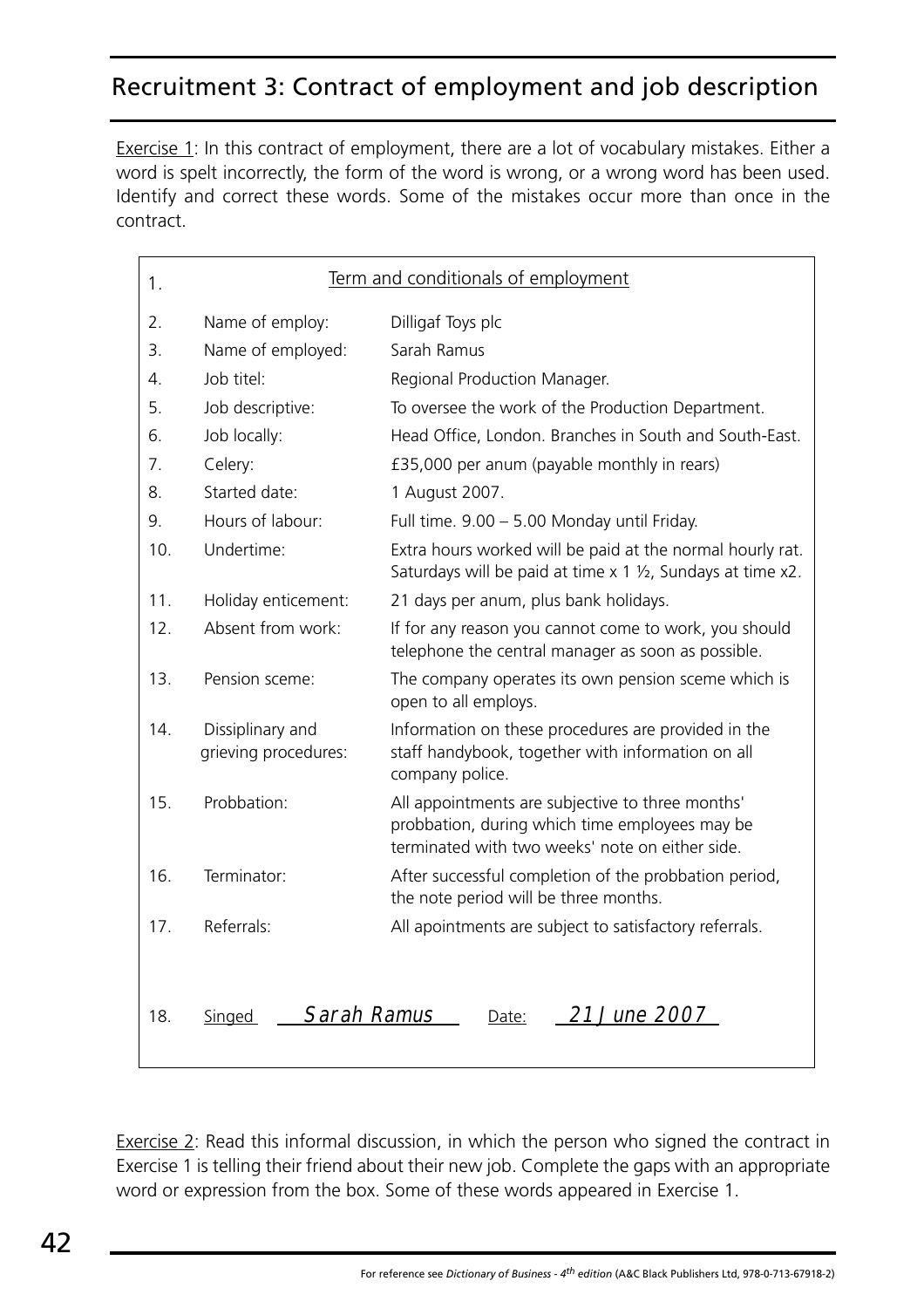# Recruitment 3: Contract of employment and job description

Exercise 1: In this contract of employment, there are a lot of vocabulary mistakes. Either a word is spelt incorrectly, the form of the word is wrong, or a wrong word has been used. Identify and correct these words. Some of the mistakes occur more than once in the contract.

| | | |
|---|---|---|
| 1. | Term and conditionals of employment | |
| 2. | Name of employ: | Dilligaf Toys plc |
| 3. | Name of employed: | Sarah Ramus |
| 4. | Job titel: | Regional Production Manager. |
| 5. | Job descriptive: | To oversee the work of the Production Department. |
| 6. | Job locally: | Head Office, London. Branches in South and South-East. |
| 7. | Celery: | £35,000 per anum (payable monthly in rears) |
| 8. | Started date: | 1 August 2007. |
| 9. | Hours of labour: | Full time. 9.00 – 5.00 Monday until Friday. |
| 10. | Undertime: | Extra hours worked will be paid at the normal hourly rat. Saturdays will be paid at time x 1 ½, Sundays at time x2. |
| 11. | Holiday enticement: | 21 days per anum, plus bank holidays. |
| 12. | Absent from work: | If for any reason you cannot come to work, you should telephone the central manager as soon as possible. |
| 13. | Pension sceme: | The company operates its own pension sceme which is open to all employs. |
| 14. | Dissiplinary and grieving procedures: | Information on these procedures are provided in the staff handybook, together with information on all company police. |
| 15. | Probbation: | All appointments are subjective to three months' probbation, during which time employees may be terminated with two weeks' note on either side. |
| 16. | Terminator: | After successful completion of the probbation period, the note period will be three months. |
| 17. | Referrals: | All apointments are subject to satisfactory referrals. |
| 18. | Singed *Sarah Ramus* | Date: *21 June 2007* |

Exercise 2: Read this informal discussion, in which the person who signed the contract in Exercise 1 is telling their friend about their new job. Complete the gaps with an appropriate word or expression from the box. Some of these words appeared in Exercise 1.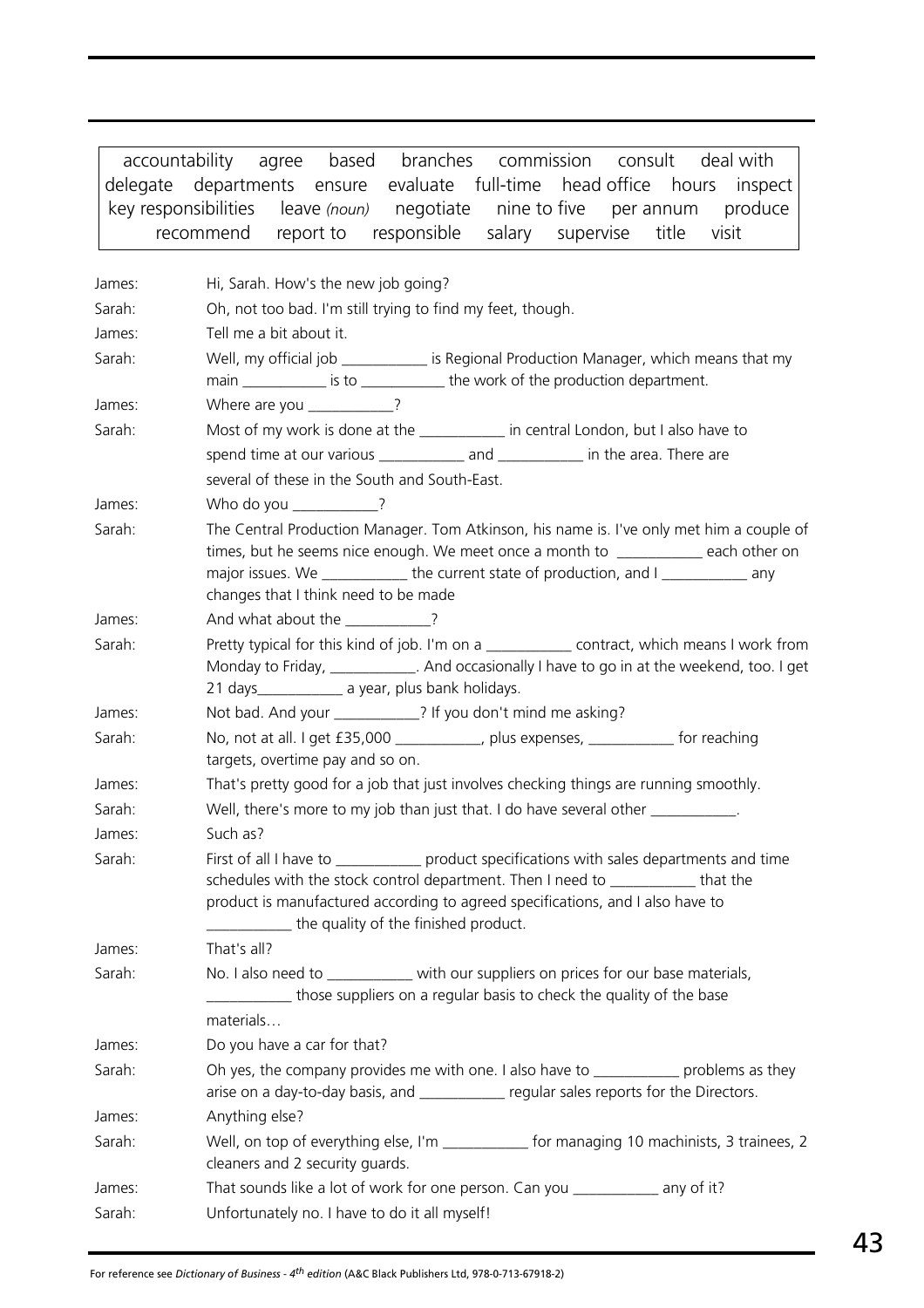| accountability agree based branches commission consult deal with delegate departments ensure evaluate full-time head office hours inspect key responsibilities leave *(noun)* negotiate nine to five per annum produce recommend report to responsible salary supervise title visit |
|---|

James: Hi, Sarah. How's the new job going?

Sarah: Oh, not too bad. I'm still trying to find my feet, though.

James: Tell me a bit about it.

Sarah: Well, my official job ___________ is Regional Production Manager, which means that my main ___________ is to ___________ the work of the production department.

James: Where are you ___________?

Sarah: Most of my work is done at the ___________ in central London, but I also have to spend time at our various ___________ and ___________ in the area. There are several of these in the South and South-East.

James: Who do you ___________?

Sarah: The Central Production Manager. Tom Atkinson, his name is. I've only met him a couple of times, but he seems nice enough. We meet once a month to ___________ each other on major issues. We ___________ the current state of production, and I ___________ any changes that I think need to be made

James: And what about the ___________?

Sarah: Pretty typical for this kind of job. I'm on a ___________ contract, which means I work from Monday to Friday, ___________. And occasionally I have to go in at the weekend, too. I get 21 days___________ a year, plus bank holidays.

James: Not bad. And your ___________? If you don't mind me asking?

Sarah: No, not at all. I get £35,000 ___________, plus expenses, ___________ for reaching targets, overtime pay and so on.

James: That's pretty good for a job that just involves checking things are running smoothly.

Sarah: Well, there's more to my job than just that. I do have several other ___________.

James: Such as?

Sarah: First of all I have to ___________ product specifications with sales departments and time schedules with the stock control department. Then I need to ___________ that the product is manufactured according to agreed specifications, and I also have to ___________ the quality of the finished product.

James: That's all?

Sarah: No. I also need to ___________ with our suppliers on prices for our base materials, ___________ those suppliers on a regular basis to check the quality of the base materials…

James: Do you have a car for that?

Sarah: Oh yes, the company provides me with one. I also have to ___________ problems as they arise on a day-to-day basis, and ___________ regular sales reports for the Directors.

James: Anything else?

Sarah: Well, on top of everything else, I'm ___________ for managing 10 machinists, 3 trainees, 2 cleaners and 2 security guards.

James: That sounds like a lot of work for one person. Can you ___________ any of it?

Sarah: Unfortunately no. I have to do it all myself!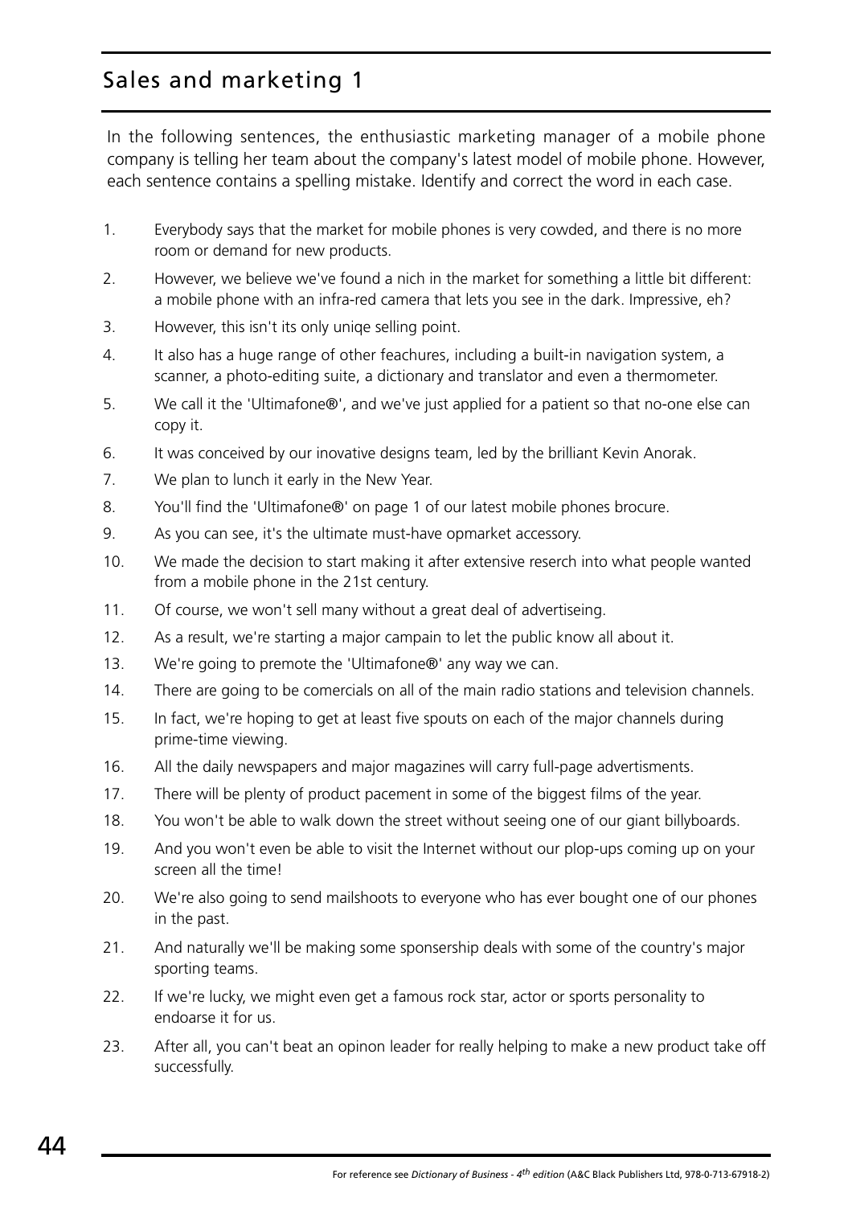# Sales and marketing 1

In the following sentences, the enthusiastic marketing manager of a mobile phone company is telling her team about the company's latest model of mobile phone. However, each sentence contains a spelling mistake. Identify and correct the word in each case.

1. Everybody says that the market for mobile phones is very cowded, and there is no more room or demand for new products.
2. However, we believe we've found a nich in the market for something a little bit different: a mobile phone with an infra-red camera that lets you see in the dark. Impressive, eh?
3. However, this isn't its only uniqe selling point.
4. It also has a huge range of other feachures, including a built-in navigation system, a scanner, a photo-editing suite, a dictionary and translator and even a thermometer.
5. We call it the 'Ultimafone®', and we've just applied for a patient so that no-one else can copy it.
6. It was conceived by our inovative designs team, led by the brilliant Kevin Anorak.
7. We plan to lunch it early in the New Year.
8. You'll find the 'Ultimafone®' on page 1 of our latest mobile phones brocure.
9. As you can see, it's the ultimate must-have opmarket accessory.
10. We made the decision to start making it after extensive reserch into what people wanted from a mobile phone in the 21st century.
11. Of course, we won't sell many without a great deal of advertiseing.
12. As a result, we're starting a major campain to let the public know all about it.
13. We're going to premote the 'Ultimafone®' any way we can.
14. There are going to be comercials on all of the main radio stations and television channels.
15. In fact, we're hoping to get at least five spouts on each of the major channels during prime-time viewing.
16. All the daily newspapers and major magazines will carry full-page advertisments.
17. There will be plenty of product pacement in some of the biggest films of the year.
18. You won't be able to walk down the street without seeing one of our giant billyboards.
19. And you won't even be able to visit the Internet without our plop-ups coming up on your screen all the time!
20. We're also going to send mailshoots to everyone who has ever bought one of our phones in the past.
21. And naturally we'll be making some sponsership deals with some of the country's major sporting teams.
22. If we're lucky, we might even get a famous rock star, actor or sports personality to endoarse it for us.
23. After all, you can't beat an opinon leader for really helping to make a new product take off successfully.

For reference see *Dictionary of Business - 4th edition* (A&C Black Publishers Ltd, 978-0-713-67918-2)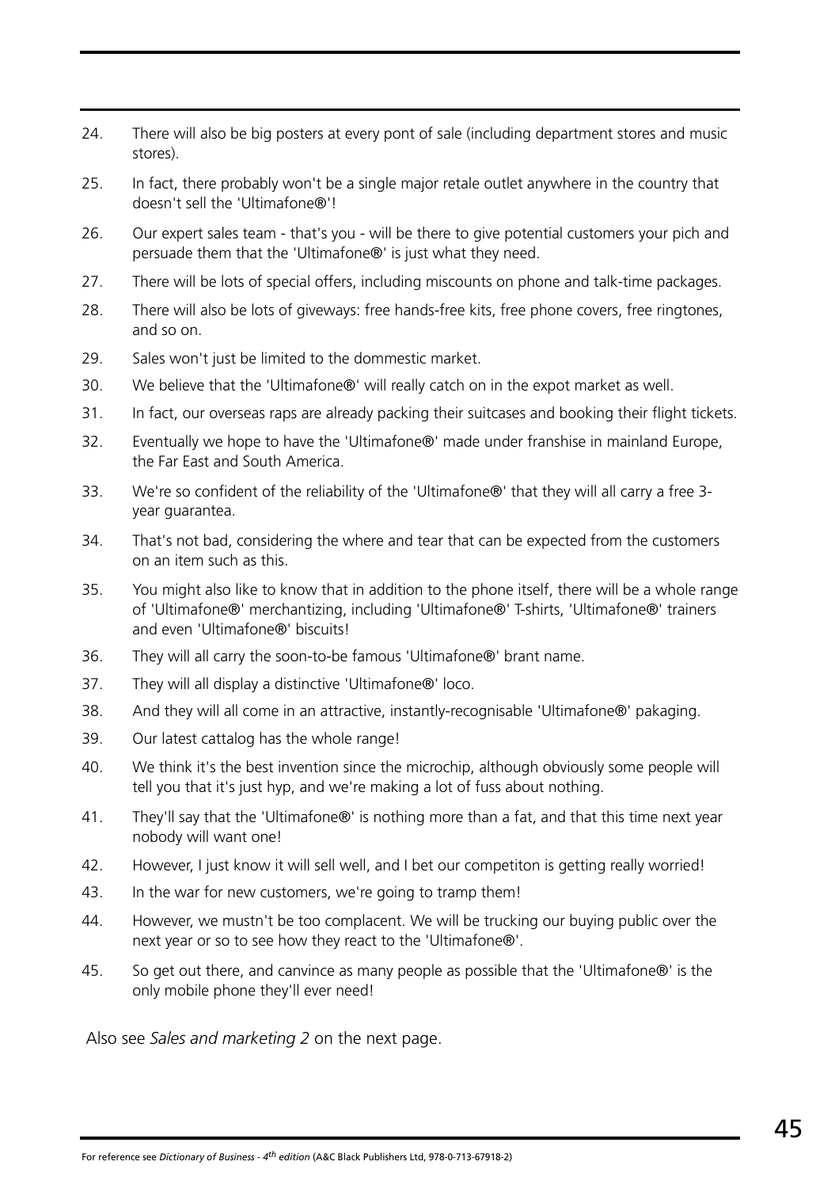24. There will also be big posters at every pont of sale (including department stores and music stores).

25. In fact, there probably won't be a single major retale outlet anywhere in the country that doesn't sell the 'Ultimafone®'!

26. Our expert sales team - that's you - will be there to give potential customers your pich and persuade them that the 'Ultimafone®' is just what they need.

27. There will be lots of special offers, including miscounts on phone and talk-time packages.

28. There will also be lots of giveways: free hands-free kits, free phone covers, free ringtones, and so on.

29. Sales won't just be limited to the dommestic market.

30. We believe that the 'Ultimafone®' will really catch on in the expot market as well.

31. In fact, our overseas raps are already packing their suitcases and booking their flight tickets.

32. Eventually we hope to have the 'Ultimafone®' made under franshise in mainland Europe, the Far East and South America.

33. We're so confident of the reliability of the 'Ultimafone®' that they will all carry a free 3-year guarantea.

34. That's not bad, considering the where and tear that can be expected from the customers on an item such as this.

35. You might also like to know that in addition to the phone itself, there will be a whole range of 'Ultimafone®' merchantizing, including 'Ultimafone®' T-shirts, 'Ultimafone®' trainers and even 'Ultimafone®' biscuits!

36. They will all carry the soon-to-be famous 'Ultimafone®' brant name.

37. They will all display a distinctive 'Ultimafone®' loco.

38. And they will all come in an attractive, instantly-recognisable 'Ultimafone®' pakaging.

39. Our latest cattalog has the whole range!

40. We think it's the best invention since the microchip, although obviously some people will tell you that it's just hyp, and we're making a lot of fuss about nothing.

41. They'll say that the 'Ultimafone®' is nothing more than a fat, and that this time next year nobody will want one!

42. However, I just know it will sell well, and I bet our competiton is getting really worried!

43. In the war for new customers, we're going to tramp them!

44. However, we mustn't be too complacent. We will be trucking our buying public over the next year or so to see how they react to the 'Ultimafone®'.

45. So get out there, and canvince as many people as possible that the 'Ultimafone®' is the only mobile phone they'll ever need!

Also see *Sales and marketing 2* on the next page.

For reference see *Dictionary of Business - 4th edition* (A&C Black Publishers Ltd, 978-0-713-67918-2)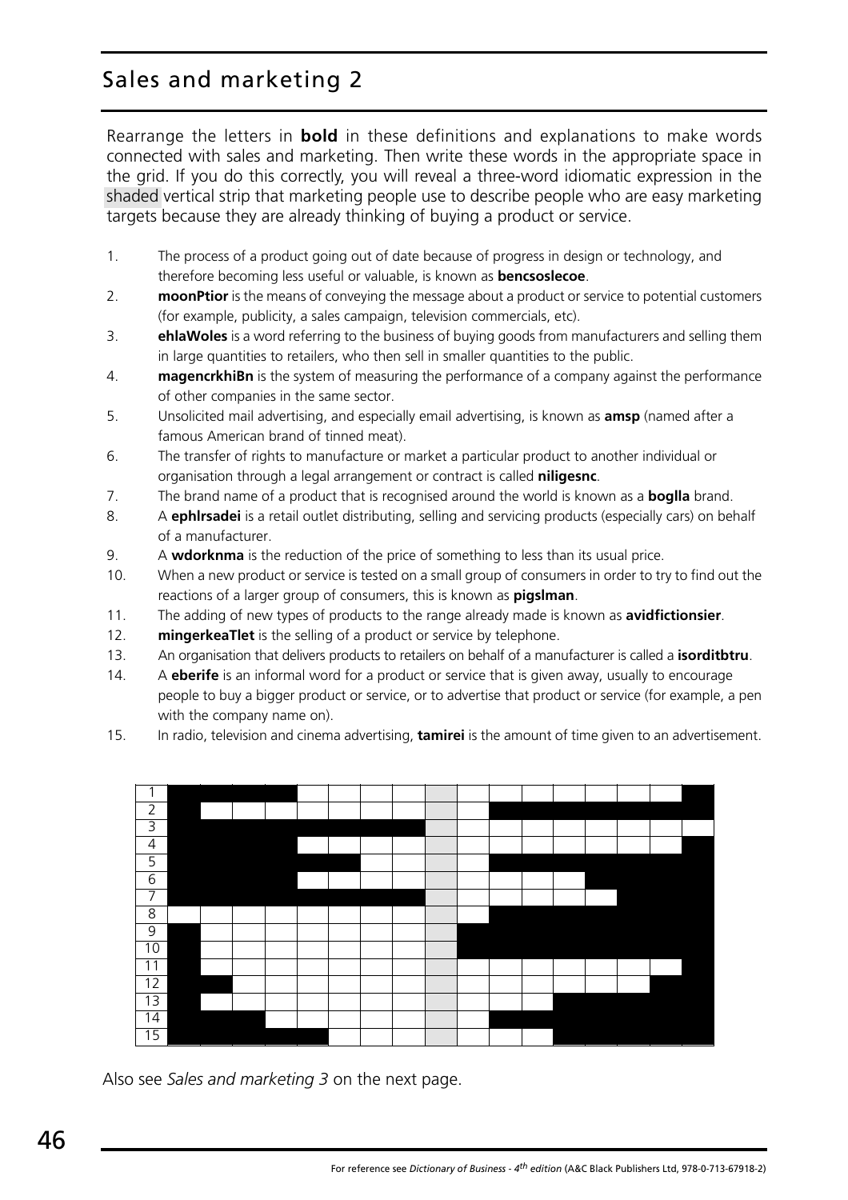# Sales and marketing 2

Rearrange the letters in **bold** in these definitions and explanations to make words connected with sales and marketing. Then write these words in the appropriate space in the grid. If you do this correctly, you will reveal a three-word idiomatic expression in the shaded vertical strip that marketing people use to describe people who are easy marketing targets because they are already thinking of buying a product or service.

1. The process of a product going out of date because of progress in design or technology, and therefore becoming less useful or valuable, is known as **bencsoslecoe**.
2. **moonPtior** is the means of conveying the message about a product or service to potential customers (for example, publicity, a sales campaign, television commercials, etc).
3. **ehlaWoles** is a word referring to the business of buying goods from manufacturers and selling them in large quantities to retailers, who then sell in smaller quantities to the public.
4. **magencrkhiBn** is the system of measuring the performance of a company against the performance of other companies in the same sector.
5. Unsolicited mail advertising, and especially email advertising, is known as **amsp** (named after a famous American brand of tinned meat).
6. The transfer of rights to manufacture or market a particular product to another individual or organisation through a legal arrangement or contract is called **niligesnc**.
7. The brand name of a product that is recognised around the world is known as a **boglla** brand.
8. A **ephlrsadei** is a retail outlet distributing, selling and servicing products (especially cars) on behalf of a manufacturer.
9. A **wdorknma** is the reduction of the price of something to less than its usual price.
10. When a new product or service is tested on a small group of consumers in order to try to find out the reactions of a larger group of consumers, this is known as **pigslman**.
11. The adding of new types of products to the range already made is known as **avidfictionsier**.
12. **mingerkeaTlet** is the selling of a product or service by telephone.
13. An organisation that delivers products to retailers on behalf of a manufacturer is called a **isorditbtru**.
14. A **eberife** is an informal word for a product or service that is given away, usually to encourage people to buy a bigger product or service, or to advertise that product or service (for example, a pen with the company name on).
15. In radio, television and cinema advertising, **tamirei** is the amount of time given to an advertisement.

| | | | | | | | | | | | | | | | | | |
|---|---|---|---|---|---|---|---|---|---|---|---|---|---|---|---|---|---|
| 1 | ■ | ■ | ■ | ■ | | | | | | | | | | | | | ■ |
| 2 | ■ | | | | | | | | | | ■ | ■ | ■ | ■ | ■ | ■ | ■ |
| 3 | ■ | ■ | ■ | ■ | ■ | ■ | ■ | ■ | | | | | | | | | |
| 4 | ■ | ■ | ■ | ■ | | | | | | | | | | | | | ■ |
| 5 | ■ | ■ | ■ | ■ | ■ | ■ | | | | | ■ | ■ | ■ | ■ | ■ | ■ | ■ |
| 6 | ■ | ■ | ■ | ■ | | | | | | | | | | ■ | ■ | ■ | ■ |
| 7 | ■ | ■ | ■ | ■ | ■ | ■ | ■ | ■ | | | | | | | ■ | ■ | ■ |
| 8 | | | | | | | | | | | ■ | ■ | ■ | ■ | ■ | ■ | ■ |
| 9 | ■ | | | | | | | | | ■ | ■ | ■ | ■ | ■ | ■ | ■ | ■ |
| 10 | ■ | | | | | | | | | ■ | ■ | ■ | ■ | ■ | ■ | ■ | ■ |
| 11 | ■ | | | | | | | | | | | | | | | | ■ |
| 12 | ■ | ■ | | | | | | | | | | | | | | ■ | ■ |
| 13 | ■ | | | | | | | | | | | | ■ | ■ | ■ | ■ | ■ |
| 14 | ■ | ■ | ■ | | | | | | | | ■ | ■ | ■ | ■ | ■ | ■ | ■ |
| 15 | ■ | ■ | ■ | ■ | ■ | | | | | | | | ■ | ■ | ■ | ■ | ■ |

Also see *Sales and marketing 3* on the next page.

For reference see *Dictionary of Business - 4th edition* (A&C Black Publishers Ltd, 978-0-713-67918-2)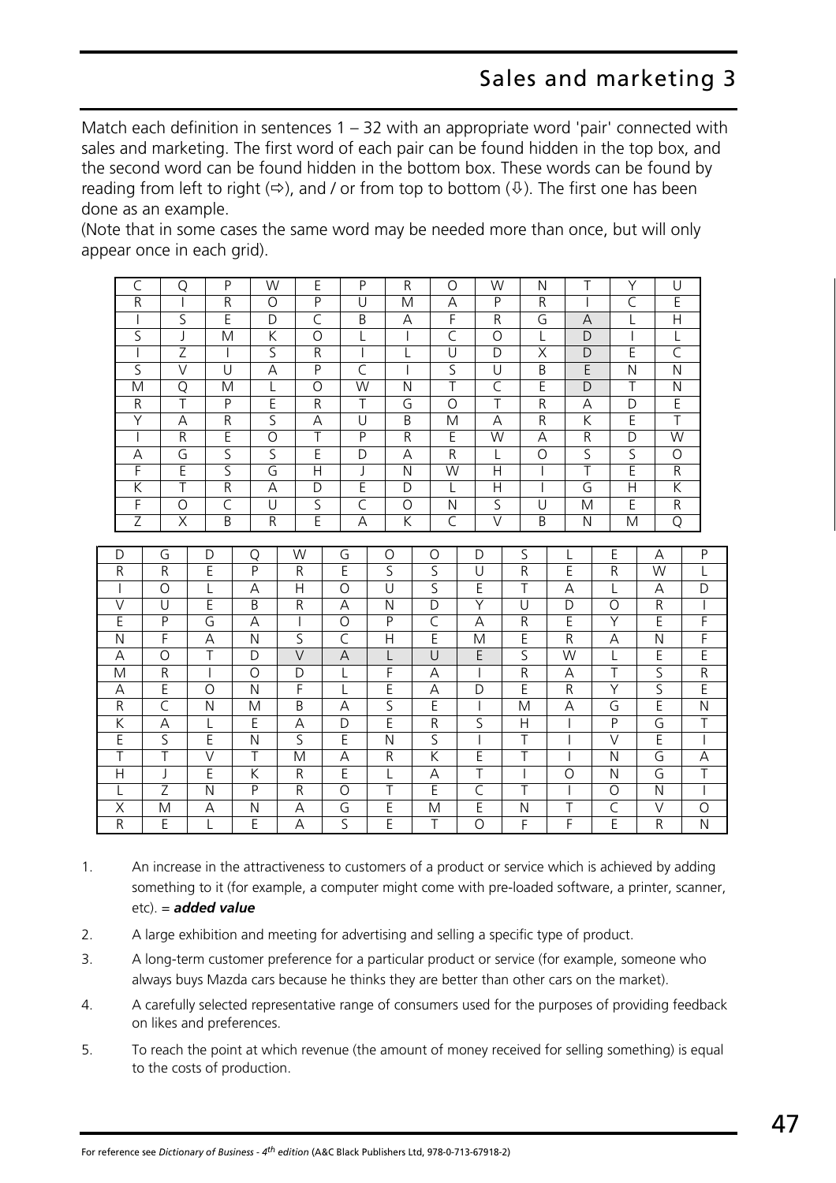# Sales and marketing 3

Match each definition in sentences 1 – 32 with an appropriate word 'pair' connected with sales and marketing. The first word of each pair can be found hidden in the top box, and the second word can be found hidden in the bottom box. These words can be found by reading from left to right (⇨), and / or from top to bottom (⇩). The first one has been done as an example.

(Note that in some cases the same word may be needed more than once, but will only appear once in each grid).

| | | | | | | | | | | | | |
|---|---|---|---|---|---|---|---|---|---|---|---|---|
| C | Q | P | W | E | P | R | O | W | N | T | Y | U |
| R | I | R | O | P | U | M | A | P | R | I | C | E |
| I | S | E | D | C | B | A | F | R | G | A | L | H |
| S | J | M | K | O | L | I | C | O | L | D | I | L |
| I | Z | I | S | R | I | L | U | D | X | D | E | C |
| S | V | U | A | P | C | I | S | U | B | E | N | N |
| M | Q | M | L | O | W | N | T | C | E | D | T | N |
| R | T | P | E | R | T | G | O | T | R | A | D | E |
| Y | A | R | S | A | U | B | M | A | R | K | E | T |
| I | R | E | O | T | P | R | E | W | A | R | D | W |
| A | G | S | S | E | D | A | R | L | O | S | S | O |
| F | E | S | G | H | J | N | W | H | I | T | E | R |
| K | T | R | A | D | E | D | L | H | I | G | H | K |
| F | O | C | U | S | C | O | N | S | U | M | E | R |
| Z | X | B | R | E | A | K | C | V | B | N | M | Q |

| | | | | | | | | | | | | | |
|---|---|---|---|---|---|---|---|---|---|---|---|---|---|
| D | G | D | Q | W | G | O | O | D | S | L | E | A | P |
| R | R | E | P | R | E | S | S | U | R | E | R | W | L |
| I | O | L | A | H | O | U | S | E | T | A | L | A | D |
| V | U | E | B | R | A | N | D | Y | U | D | O | R | I |
| E | P | G | A | I | O | P | C | A | R | E | Y | E | F |
| N | F | A | N | S | C | H | E | M | E | R | A | N | F |
| A | O | T | D | V | A | L | U | E | S | W | L | E | E |
| M | R | I | O | D | L | F | A | I | R | A | T | S | R |
| A | E | O | N | F | L | E | A | D | E | R | Y | S | E |
| R | C | N | M | B | A | S | E | I | M | A | G | E | N |
| K | A | L | E | A | D | E | R | S | H | I | P | G | T |
| E | S | E | N | S | E | N | S | I | T | I | V | E | I |
| T | T | V | T | M | A | R | K | E | T | I | N | G | A |
| H | J | E | K | R | E | L | A | T | I | O | N | G | T |
| L | Z | N | P | R | O | T | E | C | T | I | O | N | I |
| X | M | A | N | A | G | E | M | E | N | T | C | V | O |
| R | E | L | E | A | S | E | T | O | F | F | E | R | N |

1. An increase in the attractiveness to customers of a product or service which is achieved by adding something to it (for example, a computer might come with pre-loaded software, a printer, scanner, etc). = ***added value***
2. A large exhibition and meeting for advertising and selling a specific type of product.
3. A long-term customer preference for a particular product or service (for example, someone who always buys Mazda cars because he thinks they are better than other cars on the market).
4. A carefully selected representative range of consumers used for the purposes of providing feedback on likes and preferences.
5. To reach the point at which revenue (the amount of money received for selling something) is equal to the costs of production.

For reference see *Dictionary of Business - 4th edition* (A&C Black Publishers Ltd, 978-0-713-67918-2)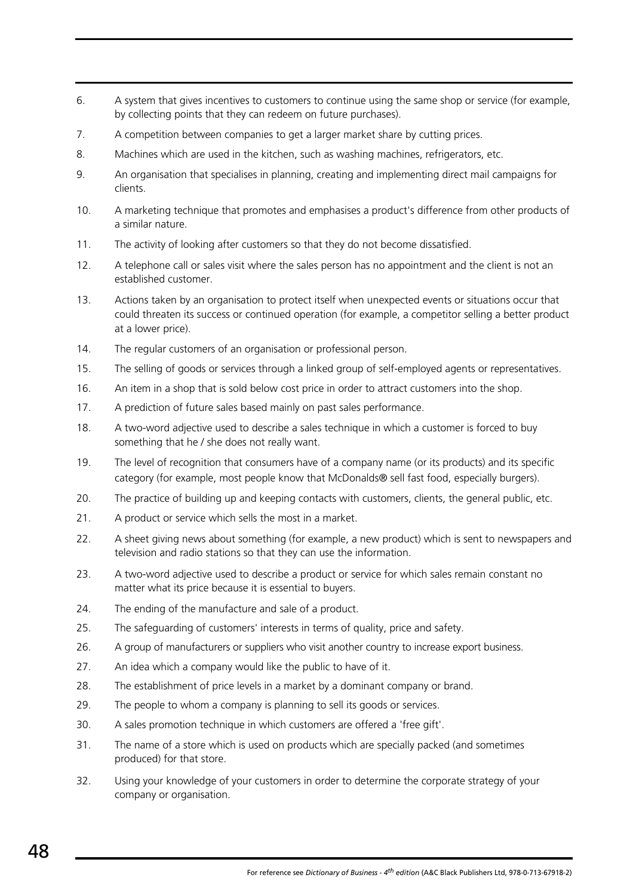6. A system that gives incentives to customers to continue using the same shop or service (for example, by collecting points that they can redeem on future purchases).

7. A competition between companies to get a larger market share by cutting prices.

8. Machines which are used in the kitchen, such as washing machines, refrigerators, etc.

9. An organisation that specialises in planning, creating and implementing direct mail campaigns for clients.

10. A marketing technique that promotes and emphasises a product's difference from other products of a similar nature.

11. The activity of looking after customers so that they do not become dissatisfied.

12. A telephone call or sales visit where the sales person has no appointment and the client is not an established customer.

13. Actions taken by an organisation to protect itself when unexpected events or situations occur that could threaten its success or continued operation (for example, a competitor selling a better product at a lower price).

14. The regular customers of an organisation or professional person.

15. The selling of goods or services through a linked group of self-employed agents or representatives.

16. An item in a shop that is sold below cost price in order to attract customers into the shop.

17. A prediction of future sales based mainly on past sales performance.

18. A two-word adjective used to describe a sales technique in which a customer is forced to buy something that he / she does not really want.

19. The level of recognition that consumers have of a company name (or its products) and its specific category (for example, most people know that McDonalds® sell fast food, especially burgers).

20. The practice of building up and keeping contacts with customers, clients, the general public, etc.

21. A product or service which sells the most in a market.

22. A sheet giving news about something (for example, a new product) which is sent to newspapers and television and radio stations so that they can use the information.

23. A two-word adjective used to describe a product or service for which sales remain constant no matter what its price because it is essential to buyers.

24. The ending of the manufacture and sale of a product.

25. The safeguarding of customers' interests in terms of quality, price and safety.

26. A group of manufacturers or suppliers who visit another country to increase export business.

27. An idea which a company would like the public to have of it.

28. The establishment of price levels in a market by a dominant company or brand.

29. The people to whom a company is planning to sell its goods or services.

30. A sales promotion technique in which customers are offered a 'free gift'.

31. The name of a store which is used on products which are specially packed (and sometimes produced) for that store.

32. Using your knowledge of your customers in order to determine the corporate strategy of your company or organisation.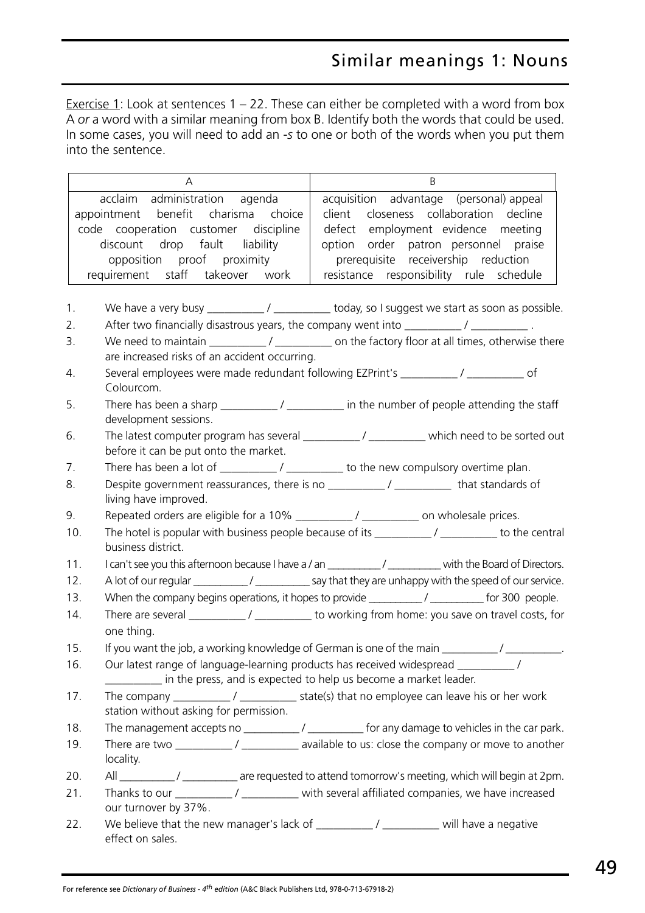# Similar meanings 1: Nouns

Exercise 1: Look at sentences 1 – 22. These can either be completed with a word from box A *or* a word with a similar meaning from box B. Identify both the words that could be used. In some cases, you will need to add an *-s* to one or both of the words when you put them into the sentence.

| A | B |
|---|---|
| acclaim administration agenda appointment benefit charisma choice code cooperation customer discipline discount drop fault liability opposition proof proximity requirement staff takeover work | acquisition advantage (personal) appeal client closeness collaboration decline defect employment evidence meeting option order patron personnel praise prerequisite receivership reduction resistance responsibility rule schedule |

1. We have a very busy __________ / __________ today, so I suggest we start as soon as possible.
2. After two financially disastrous years, the company went into __________ / __________ .
3. We need to maintain __________ / __________ on the factory floor at all times, otherwise there are increased risks of an accident occurring.
4. Several employees were made redundant following EZPrint's __________ / __________ of Colourcom.
5. There has been a sharp __________ / __________ in the number of people attending the staff development sessions.
6. The latest computer program has several __________ / __________ which need to be sorted out before it can be put onto the market.
7. There has been a lot of __________ / __________ to the new compulsory overtime plan.
8. Despite government reassurances, there is no __________ / __________ that standards of living have improved.
9. Repeated orders are eligible for a 10% __________ / __________ on wholesale prices.
10. The hotel is popular with business people because of its __________ / __________ to the central business district.
11. I can't see you this afternoon because I have a / an __________ / __________ with the Board of Directors.
12. A lot of our regular __________ / __________ say that they are unhappy with the speed of our service.
13. When the company begins operations, it hopes to provide __________ / __________ for 300 people.
14. There are several __________ / __________ to working from home: you save on travel costs, for one thing.
15. If you want the job, a working knowledge of German is one of the main __________ / __________.
16. Our latest range of language-learning products has received widespread __________ / __________ in the press, and is expected to help us become a market leader.
17. The company __________ / __________ state(s) that no employee can leave his or her work station without asking for permission.
18. The management accepts no __________ / __________ for any damage to vehicles in the car park.
19. There are two __________ / __________ available to us: close the company or move to another locality.
20. All __________ / __________ are requested to attend tomorrow's meeting, which will begin at 2pm.
21. Thanks to our __________ / __________ with several affiliated companies, we have increased our turnover by 37%.
22. We believe that the new manager's lack of __________ / __________ will have a negative effect on sales.

For reference see *Dictionary of Business - 4th edition* (A&C Black Publishers Ltd, 978-0-713-67918-2)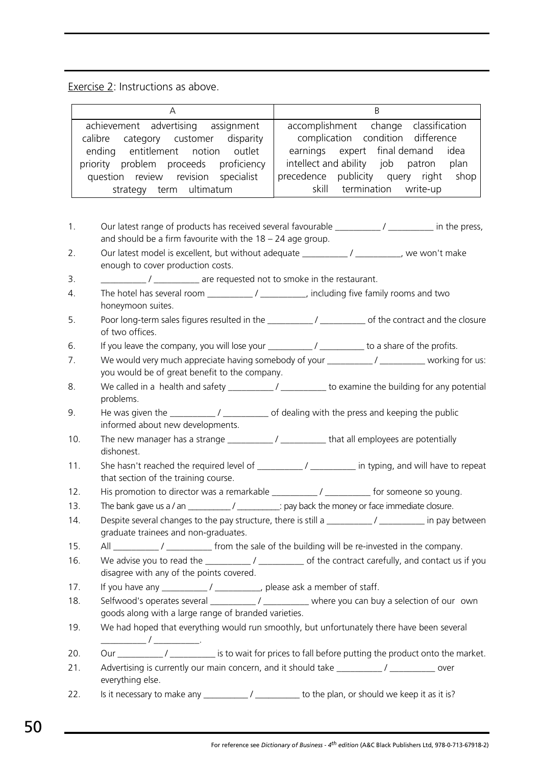Exercise 2: Instructions as above.

| A | B |
| --- | --- |
| achievement advertising assignment calibre category customer disparity ending entitlement notion outlet priority problem proceeds proficiency question review revision specialist strategy term ultimatum | accomplishment change classification complication condition difference earnings expert final demand idea intellect and ability job patron plan precedence publicity query right shop skill termination write-up |

1. Our latest range of products has received several favourable __________ / __________ in the press, and should be a firm favourite with the 18 – 24 age group.
2. Our latest model is excellent, but without adequate __________ / __________, we won't make enough to cover production costs.
3. __________ / __________ are requested not to smoke in the restaurant.
4. The hotel has several room __________ / __________, including five family rooms and two honeymoon suites.
5. Poor long-term sales figures resulted in the __________ / __________ of the contract and the closure of two offices.
6. If you leave the company, you will lose your __________ / __________ to a share of the profits.
7. We would very much appreciate having somebody of your __________ / __________ working for us: you would be of great benefit to the company.
8. We called in a health and safety __________ / __________ to examine the building for any potential problems.
9. He was given the __________ / __________ of dealing with the press and keeping the public informed about new developments.
10. The new manager has a strange __________ / __________ that all employees are potentially dishonest.
11. She hasn't reached the required level of __________ / __________ in typing, and will have to repeat that section of the training course.
12. His promotion to director was a remarkable __________ / __________ for someone so young.
13. The bank gave us a / an __________ / __________: pay back the money or face immediate closure.
14. Despite several changes to the pay structure, there is still a __________ / __________ in pay between graduate trainees and non-graduates.
15. All __________ / __________ from the sale of the building will be re-invested in the company.
16. We advise you to read the __________ / __________ of the contract carefully, and contact us if you disagree with any of the points covered.
17. If you have any __________ / __________, please ask a member of staff.
18. Selfwood's operates several __________ / __________ where you can buy a selection of our own goods along with a large range of branded varieties.
19. We had hoped that everything would run smoothly, but unfortunately there have been several __________ / __________.
20. Our __________ / __________ is to wait for prices to fall before putting the product onto the market.
21. Advertising is currently our main concern, and it should take __________ / __________ over everything else.
22. Is it necessary to make any __________ / __________ to the plan, or should we keep it as it is?

For reference see *Dictionary of Business - 4th edition* (A&C Black Publishers Ltd, 978-0-713-67918-2)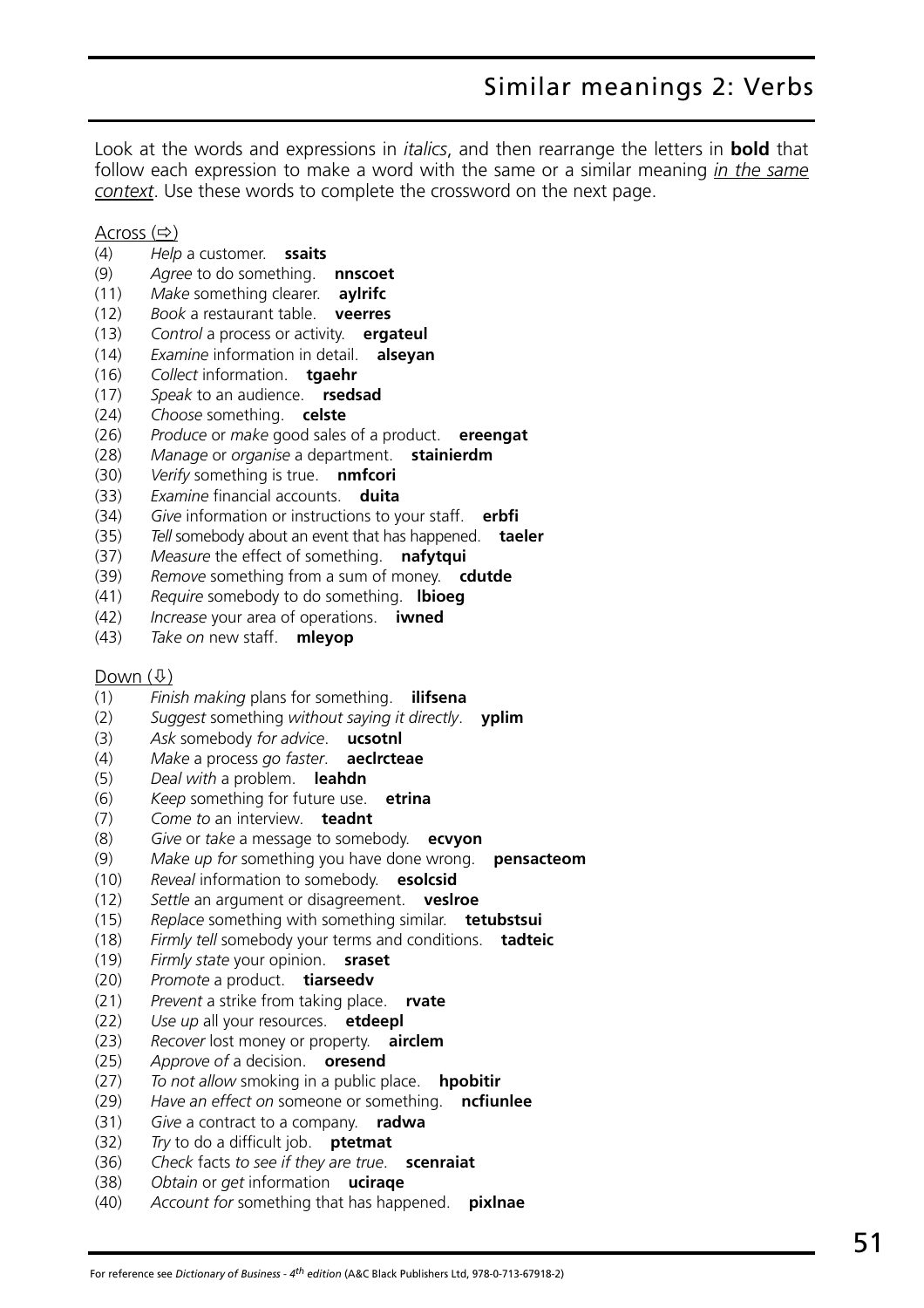# Similar meanings 2: Verbs

Look at the words and expressions in *italics*, and then rearrange the letters in **bold** that follow each expression to make a word with the same or a similar meaning *in the same context*. Use these words to complete the crossword on the next page.

Across (⇨)

(4) *Help* a customer. **ssaits**
(9) *Agree* to do something. **nnscoet**
(11) *Make* something clearer. **aylrifc**
(12) *Book* a restaurant table. **veerres**
(13) *Control* a process or activity. **ergateul**
(14) *Examine* information in detail. **alseyan**
(16) *Collect* information. **tgaehr**
(17) *Speak* to an audience. **rsedsad**
(24) *Choose* something. **celste**
(26) *Produce* or *make* good sales of a product. **ereengat**
(28) *Manage* or *organise* a department. **stainierdm**
(30) *Verify* something is true. **nmfcori**
(33) *Examine* financial accounts. **duita**
(34) *Give* information or instructions to your staff. **erbfi**
(35) *Tell* somebody about an event that has happened. **taeler**
(37) *Measure* the effect of something. **nafytqui**
(39) *Remove* something from a sum of money. **cdutde**
(41) *Require* somebody to do something. **lbioeg**
(42) *Increase* your area of operations. **iwned**
(43) *Take on* new staff. **mleyop**

Down (⇩)

(1) *Finish making* plans for something. **ilifsena**
(2) *Suggest* something *without saying it directly*. **yplim**
(3) *Ask* somebody *for advice*. **ucsotnl**
(4) *Make* a process *go faster*. **aeclrcteae**
(5) *Deal with* a problem. **leahdn**
(6) *Keep* something for future use. **etrina**
(7) *Come to* an interview. **teadnt**
(8) *Give* or *take* a message to somebody. **ecvyon**
(9) *Make up for* something you have done wrong. **pensacteom**
(10) *Reveal* information to somebody. **esolcsid**
(12) *Settle* an argument or disagreement. **veslroe**
(15) *Replace* something with something similar. **tetubstsui**
(18) *Firmly tell* somebody your terms and conditions. **tadteic**
(19) *Firmly state* your opinion. **sraset**
(20) *Promote* a product. **tiarseedv**
(21) *Prevent* a strike from taking place. **rvate**
(22) *Use up* all your resources. **etdeepl**
(23) *Recover* lost money or property. **airclem**
(25) *Approve of* a decision. **oresend**
(27) *To not allow* smoking in a public place. **hpobitir**
(29) *Have an effect on* someone or something. **ncfiunlee**
(31) *Give* a contract to a company. **radwa**
(32) *Try* to do a difficult job. **ptetmat**
(36) *Check* facts *to see if they are true*. **scenraiat**
(38) *Obtain* or *get* information **uciraqe**
(40) *Account for* something that has happened. **pixlnae**

For reference see *Dictionary of Business - 4th edition* (A&C Black Publishers Ltd, 978-0-713-67918-2)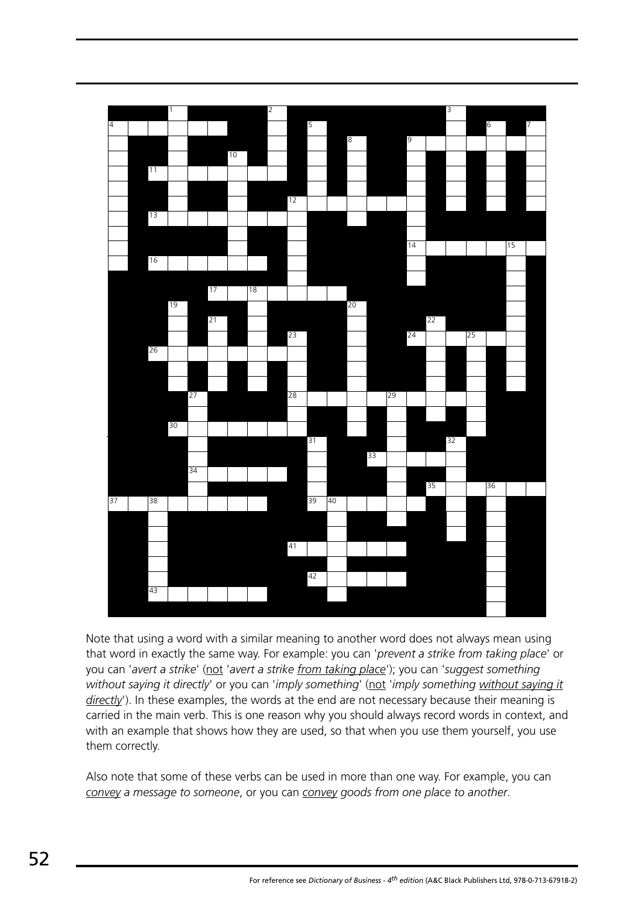Note that using a word with a similar meaning to another word does not always mean using that word in exactly the same way. For example: you can '*prevent a strike from taking place*' or you can '*avert a strike*' (not '*avert a strike from taking place*'); you can '*suggest something without saying it directly*' or you can '*imply something*' (not '*imply something without saying it directly*'). In these examples, the words at the end are not necessary because their meaning is carried in the main verb. This is one reason why you should always record words in context, and with an example that shows how they are used, so that when you use them yourself, you use them correctly.

Also note that some of these verbs can be used in more than one way. For example, you can *convey a message to someone*, or you can *convey goods from one place to another*.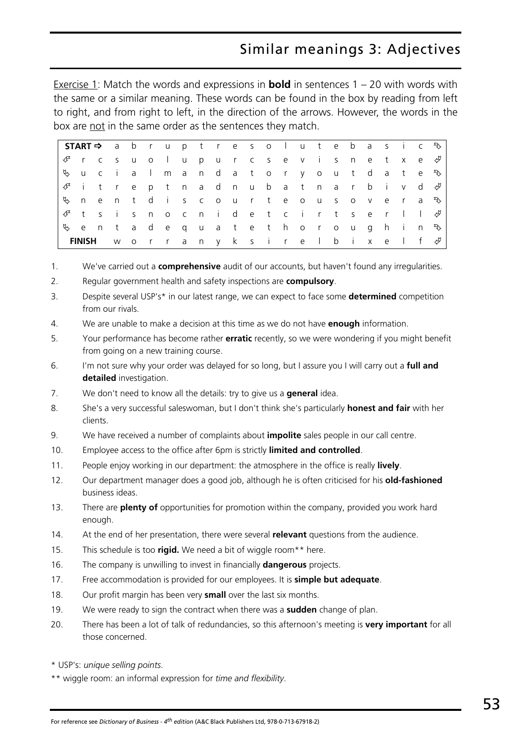# Similar meanings 3: Adjectives

Exercise 1: Match the words and expressions in **bold** in sentences 1 – 20 with words with the same or a similar meaning. These words can be found in the box by reading from left to right, and from right to left, in the direction of the arrows. However, the words in the box are not in the same order as the sentences they match.

| | | | | | | | | | | | | | | | | | | | | |
|---|---|---|---|---|---|---|---|---|---|---|---|---|---|---|---|---|---|---|---|---|
| **START** ⇨ | a | b | r | u | p | t | r | e | s | o | l | u | t | e | b | a | s | i | c | ⤵ |
| ⤶ | r | c | s | u | o | l | u | p | u | r | c | s | e | v | i | s | n | e | t | x | e | ⤶ |
| ⤷ | u | c | i | a | l | m | a | n | d | a | t | o | r | y | o | u | t | d | a | t | e | ⤵ |
| ⤶ | i | t | r | e | p | t | n | a | d | n | u | b | a | t | n | a | r | b | i | v | d | ⤶ |
| ⤷ | n | e | n | t | d | i | s | c | o | u | r | t | e | o | u | s | o | v | e | r | a | ⤵ |
| ⤶ | t | s | i | s | n | o | c | n | i | d | e | t | c | i | r | t | s | e | r | l | l | ⤶ |
| ⤷ | e | n | t | a | d | e | q | u | a | t | e | t | h | o | r | o | u | g | h | i | n | ⤵ |
| **FINISH** | w | o | r | r | a | n | y | k | s | i | r | e | l | b | i | x | e | l | f | ⤶ |

1. We've carried out a **comprehensive** audit of our accounts, but haven't found any irregularities.
2. Regular government health and safety inspections are **compulsory**.
3. Despite several USP's* in our latest range, we can expect to face some **determined** competition from our rivals.
4. We are unable to make a decision at this time as we do not have **enough** information.
5. Your performance has become rather **erratic** recently, so we were wondering if you might benefit from going on a new training course.
6. I'm not sure why your order was delayed for so long, but I assure you I will carry out a **full and detailed** investigation.
7. We don't need to know all the details: try to give us a **general** idea.
8. She's a very successful saleswoman, but I don't think she's particularly **honest and fair** with her clients.
9. We have received a number of complaints about **impolite** sales people in our call centre.
10. Employee access to the office after 6pm is strictly **limited and controlled**.
11. People enjoy working in our department: the atmosphere in the office is really **lively**.
12. Our department manager does a good job, although he is often criticised for his **old-fashioned** business ideas.
13. There are **plenty of** opportunities for promotion within the company, provided you work hard enough.
14. At the end of her presentation, there were several **relevant** questions from the audience.
15. This schedule is too **rigid.** We need a bit of wiggle room** here.
16. The company is unwilling to invest in financially **dangerous** projects.
17. Free accommodation is provided for our employees. It is **simple but adequate**.
18. Our profit margin has been very **small** over the last six months.
19. We were ready to sign the contract when there was a **sudden** change of plan.
20. There has been a lot of talk of redundancies, so this afternoon's meeting is **very important** for all those concerned.

\* USP's: *unique selling points*.

\*\* wiggle room: an informal expression for *time and flexibility*.

For reference see *Dictionary of Business - 4th edition* (A&C Black Publishers Ltd, 978-0-713-67918-2)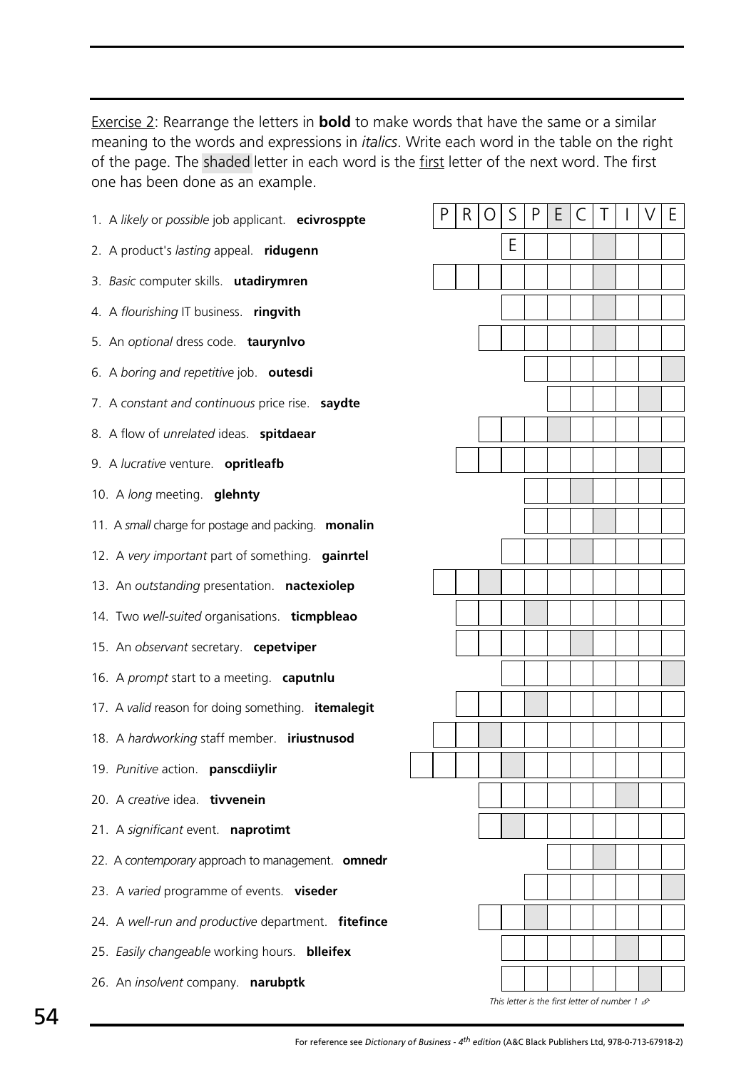Exercise 2: Rearrange the letters in **bold** to make words that have the same or a similar meaning to the words and expressions in *italics*. Write each word in the table on the right of the page. The shaded letter in each word is the first letter of the next word. The first one has been done as an example.

1. A *likely* or *possible* job applicant. **ecivrospppte**
2. A product's *lasting* appeal. **ridugenn**
3. *Basic* computer skills. **utadirymren**
4. A *flourishing* IT business. **ringvith**
5. An *optional* dress code. **taurynlvo**
6. A *boring and repetitive* job. **outesdi**
7. A *constant and continuous* price rise. **saydte**
8. A flow of *unrelated* ideas. **spitdaear**
9. A *lucrative* venture. **opritleafb**
10. A *long* meeting. **glehnty**
11. A *small* charge for postage and packing. **monalin**
12. A *very important* part of something. **gainrtel**
13. An *outstanding* presentation. **nactexiolep**
14. Two *well-suited* organisations. **ticmpbleao**
15. An *observant* secretary. **cepetviper**
16. A *prompt* start to a meeting. **caputnlu**
17. A *valid* reason for doing something. **itemalegit**
18. A *hardworking* staff member. **iriustnusod**
19. *Punitive* action. **panscdiiylir**
20. A *creative* idea. **tivvenein**
21. A *significant* event. **naprotimt**
22. A *contemporary* approach to management. **omnedr**
23. A *varied* programme of events. **viseder**
24. A *well-run and productive* department. **fitefince**
25. *Easily changeable* working hours. **blleifex**
26. An *insolvent* company. **narubptk**

| | | | | | | | | | | | |
|---|---|---|---|---|---|---|---|---|---|---|---|
| | P | R | O | S | P | E | C | T | I | V | E |
| | | | | E | | | | | | | |

*This letter is the first letter of number 1*

For reference see *Dictionary of Business - 4th edition* (A&C Black Publishers Ltd, 978-0-713-67918-2)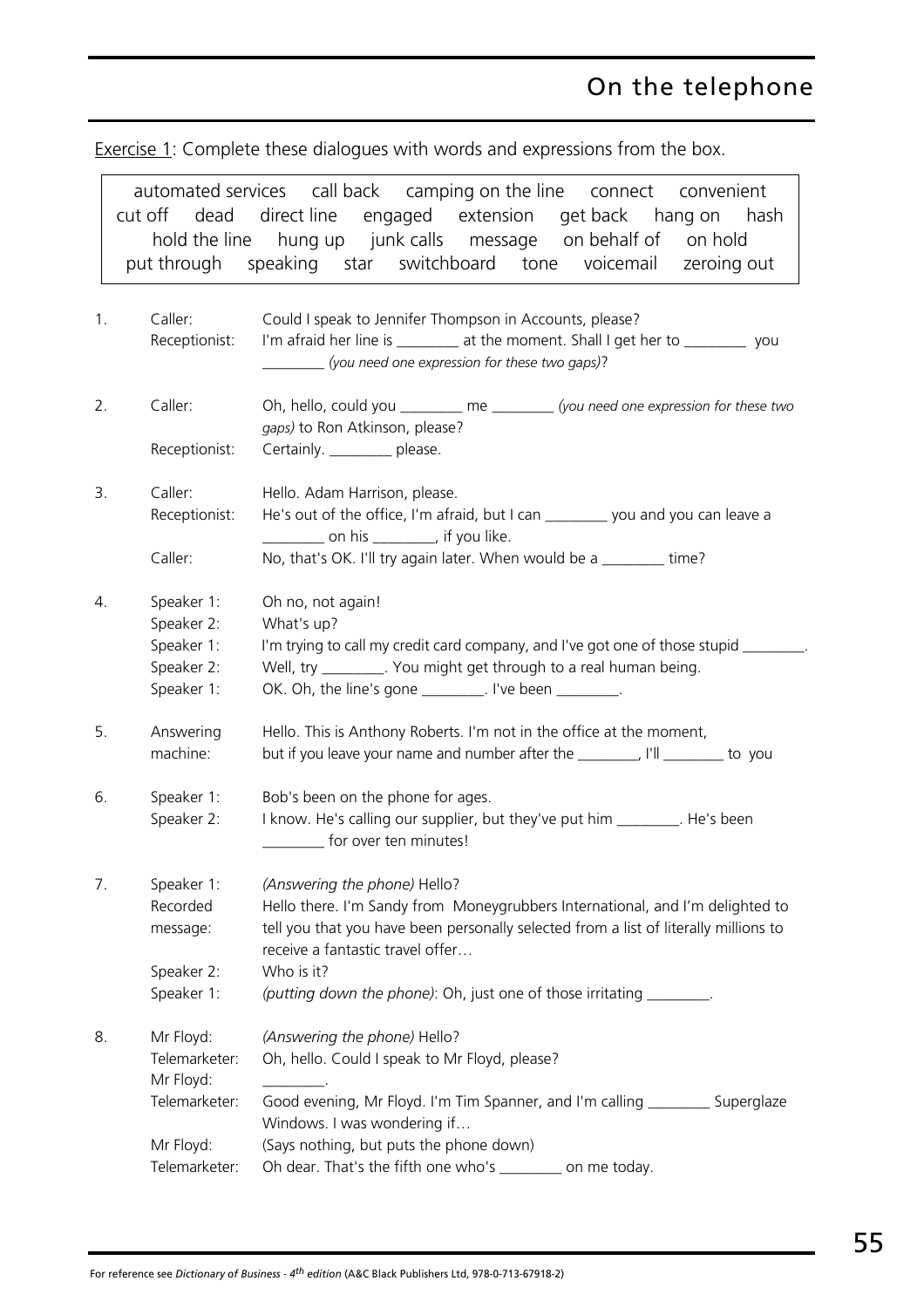# On the telephone

Exercise 1: Complete these dialogues with words and expressions from the box.

> automated services call back camping on the line connect convenient cut off dead direct line engaged extension get back hang on hash hold the line hung up junk calls message on behalf of on hold put through speaking star switchboard tone voicemail zeroing out

1. Caller: Could I speak to Jennifer Thompson in Accounts, please?
   Receptionist: I'm afraid her line is ________ at the moment. Shall I get her to ________ you ________ *(you need one expression for these two gaps)*?

2. Caller: Oh, hello, could you ________ me ________ *(you need one expression for these two gaps)* to Ron Atkinson, please?
   Receptionist: Certainly. ________ please.

3. Caller: Hello. Adam Harrison, please.
   Receptionist: He's out of the office, I'm afraid, but I can ________ you and you can leave a ________ on his ________, if you like.
   Caller: No, that's OK. I'll try again later. When would be a ________ time?

4. Speaker 1: Oh no, not again!
   Speaker 2: What's up?
   Speaker 1: I'm trying to call my credit card company, and I've got one of those stupid ________.
   Speaker 2: Well, try ________. You might get through to a real human being.
   Speaker 1: OK. Oh, the line's gone ________. I've been ________.

5. Answering machine: Hello. This is Anthony Roberts. I'm not in the office at the moment, but if you leave your name and number after the ________, I'll ________ to you

6. Speaker 1: Bob's been on the phone for ages.
   Speaker 2: I know. He's calling our supplier, but they've put him ________. He's been ________ for over ten minutes!

7. Speaker 1: *(Answering the phone)* Hello?
   Recorded message: Hello there. I'm Sandy from Moneygrubbers International, and I'm delighted to tell you that you have been personally selected from a list of literally millions to receive a fantastic travel offer…
   Speaker 2: Who is it?
   Speaker 1: *(putting down the phone)*: Oh, just one of those irritating ________.

8. Mr Floyd: *(Answering the phone)* Hello?
   Telemarketer: Oh, hello. Could I speak to Mr Floyd, please?
   Mr Floyd: ________.
   Telemarketer: Good evening, Mr Floyd. I'm Tim Spanner, and I'm calling ________ Superglaze Windows. I was wondering if…
   Mr Floyd: (Says nothing, but puts the phone down)
   Telemarketer: Oh dear. That's the fifth one who's ________ on me today.

For reference see *Dictionary of Business - 4th edition* (A&C Black Publishers Ltd, 978-0-713-67918-2)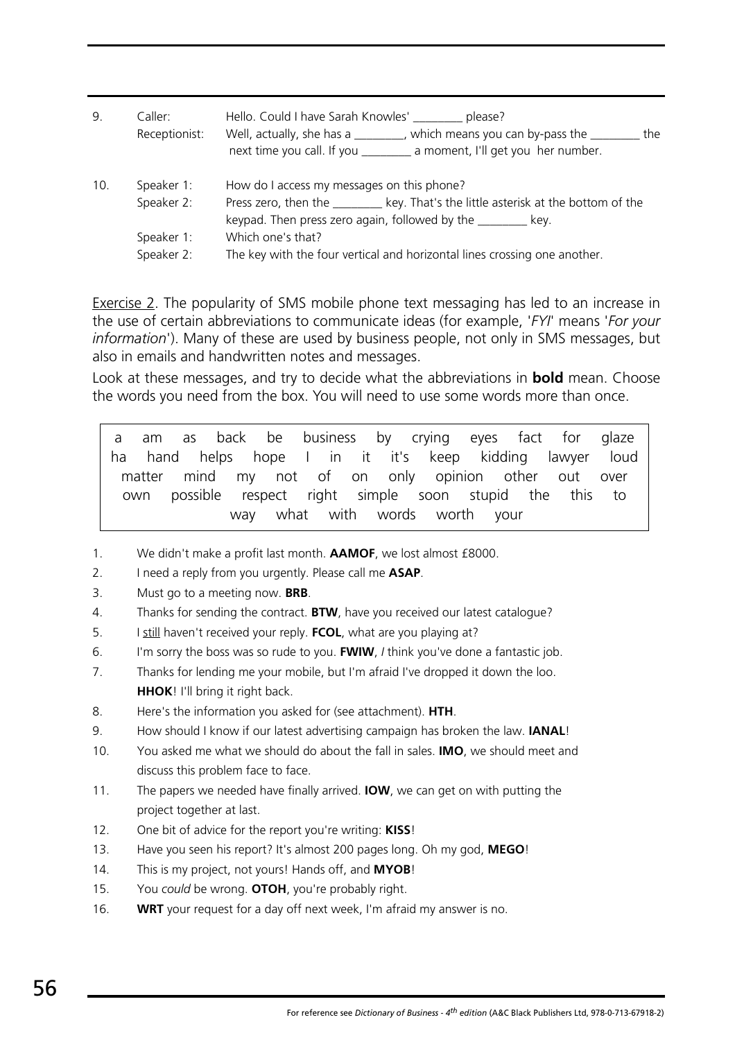9. Caller: Hello. Could I have Sarah Knowles' ________ please?
   Receptionist: Well, actually, she has a ________, which means you can by-pass the ________ the next time you call. If you ________ a moment, I'll get you her number.

10. Speaker 1: How do I access my messages on this phone?
    Speaker 2: Press zero, then the ________ key. That's the little asterisk at the bottom of the keypad. Then press zero again, followed by the ________ key.
    Speaker 1: Which one's that?
    Speaker 2: The key with the four vertical and horizontal lines crossing one another.

<u>Exercise 2</u>. The popularity of SMS mobile phone text messaging has led to an increase in the use of certain abbreviations to communicate ideas (for example, '*FYI*' means '*For your information*'). Many of these are used by business people, not only in SMS messages, but also in emails and handwritten notes and messages.

Look at these messages, and try to decide what the abbreviations in **bold** mean. Choose the words you need from the box. You will need to use some words more than once.

> a am as back be business by crying eyes fact for glaze ha hand helps hope I in it it's keep kidding lawyer loud matter mind my not of on only opinion other out over own possible respect right simple soon stupid the this to way what with words worth your

1. We didn't make a profit last month. **AAMOF**, we lost almost £8000.
2. I need a reply from you urgently. Please call me **ASAP**.
3. Must go to a meeting now. **BRB**.
4. Thanks for sending the contract. **BTW**, have you received our latest catalogue?
5. I <u>still</u> haven't received your reply. **FCOL**, what are you playing at?
6. I'm sorry the boss was so rude to you. **FWIW**, *I* think you've done a fantastic job.
7. Thanks for lending me your mobile, but I'm afraid I've dropped it down the loo. **HHOK**! I'll bring it right back.
8. Here's the information you asked for (see attachment). **HTH**.
9. How should I know if our latest advertising campaign has broken the law. **IANAL**!
10. You asked me what we should do about the fall in sales. **IMO**, we should meet and discuss this problem face to face.
11. The papers we needed have finally arrived. **IOW**, we can get on with putting the project together at last.
12. One bit of advice for the report you're writing: **KISS**!
13. Have you seen his report? It's almost 200 pages long. Oh my god, **MEGO**!
14. This is my project, not yours! Hands off, and **MYOB**!
15. You *could* be wrong. **OTOH**, you're probably right.
16. **WRT** your request for a day off next week, I'm afraid my answer is no.

For reference see *Dictionary of Business - 4th edition* (A&C Black Publishers Ltd, 978-0-713-67918-2)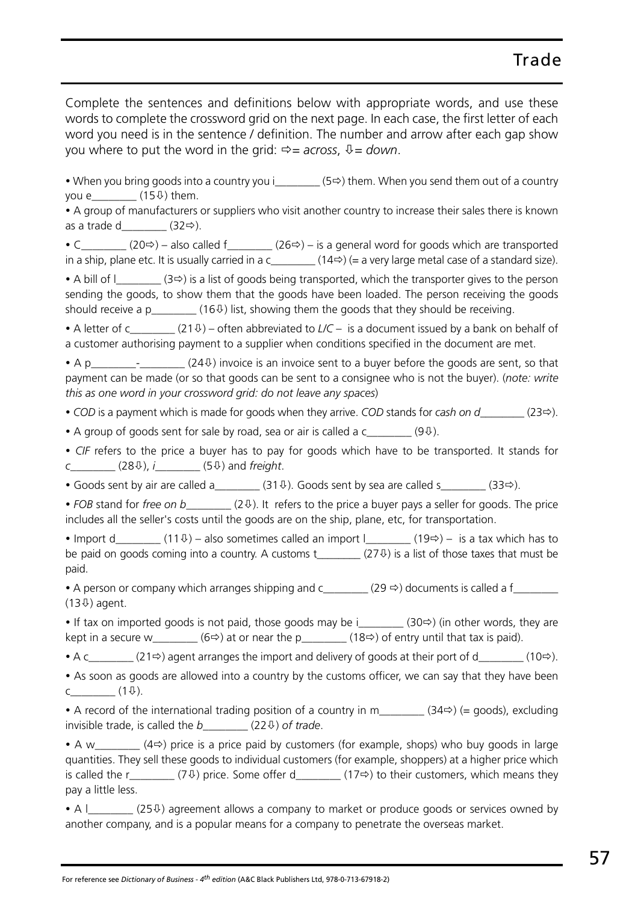# Trade

Complete the sentences and definitions below with appropriate words, and use these words to complete the crossword grid on the next page. In each case, the first letter of each word you need is in the sentence / definition. The number and arrow after each gap show you where to put the word in the grid: ⇨= *across*, ⇩= *down*.

- When you bring goods into a country you i________ (5⇨) them. When you send them out of a country you e________ (15⇩) them.
- A group of manufacturers or suppliers who visit another country to increase their sales there is known as a trade d________ (32⇨).
- C________ (20⇨) – also called f________ (26⇨) – is a general word for goods which are transported in a ship, plane etc. It is usually carried in a c________ (14⇨) (= a very large metal case of a standard size).
- A bill of l________ (3⇨) is a list of goods being transported, which the transporter gives to the person sending the goods, to show them that the goods have been loaded. The person receiving the goods should receive a p________ (16⇩) list, showing them the goods that they should be receiving.
- A letter of c________ (21⇩) – often abbreviated to *L/C* – is a document issued by a bank on behalf of a customer authorising payment to a supplier when conditions specified in the document are met.
- A p________-________ (24⇩) invoice is an invoice sent to a buyer before the goods are sent, so that payment can be made (or so that goods can be sent to a consignee who is not the buyer). (*note: write this as one word in your crossword grid: do not leave any spaces*)
- *COD* is a payment which is made for goods when they arrive. *COD* stands for *cash on d________* (23⇨).
- A group of goods sent for sale by road, sea or air is called a c________ (9⇩).
- *CIF* refers to the price a buyer has to pay for goods which have to be transported. It stands for c________ (28⇩), *i________* (5⇩) and *freight*.
- Goods sent by air are called a________ (31⇩). Goods sent by sea are called s________ (33⇨).
- *FOB* stand for *free on b________* (2⇩). It refers to the price a buyer pays a seller for goods. The price includes all the seller's costs until the goods are on the ship, plane, etc, for transportation.
- Import d________ (11⇩) – also sometimes called an import l________ (19⇨) – is a tax which has to be paid on goods coming into a country. A customs t________ (27⇩) is a list of those taxes that must be paid.
- A person or company which arranges shipping and c________ (29 ⇨) documents is called a f________ (13⇩) agent.
- If tax on imported goods is not paid, those goods may be i________ (30⇨) (in other words, they are kept in a secure w________ (6⇨) at or near the p________ (18⇨) of entry until that tax is paid).
- A c________ (21⇨) agent arranges the import and delivery of goods at their port of d________ (10⇨).
- As soon as goods are allowed into a country by the customs officer, we can say that they have been c________ (1⇩).
- A record of the international trading position of a country in m________ (34⇨) (= goods), excluding invisible trade, is called the *b________* (22⇩) *of trade*.
- A w________ (4⇨) price is a price paid by customers (for example, shops) who buy goods in large quantities. They sell these goods to individual customers (for example, shoppers) at a higher price which is called the r________ (7⇩) price. Some offer d________ (17⇨) to their customers, which means they pay a little less.
- A l________ (25⇩) agreement allows a company to market or produce goods or services owned by another company, and is a popular means for a company to penetrate the overseas market.

For reference see *Dictionary of Business - 4th edition* (A&C Black Publishers Ltd, 978-0-713-67918-2)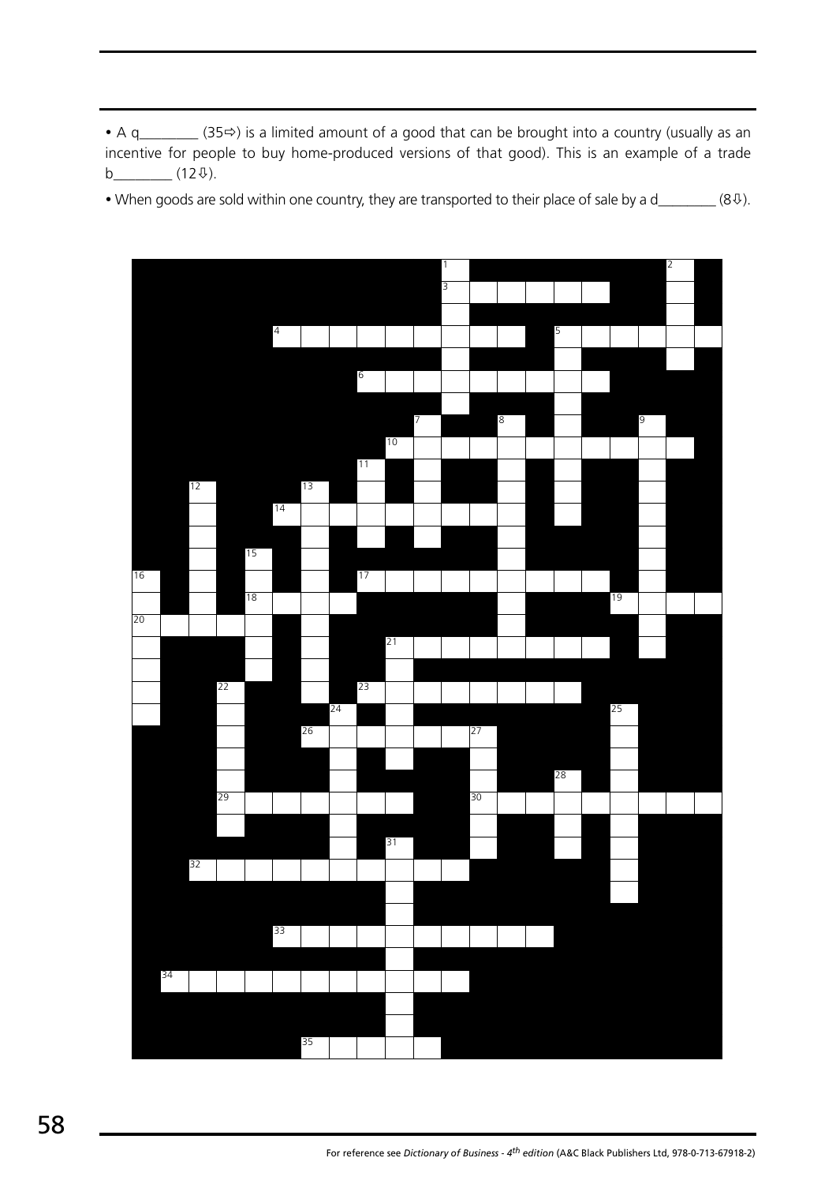• A q________ (35⇨) is a limited amount of a good that can be brought into a country (usually as an incentive for people to buy home-produced versions of that good). This is an example of a trade b________ (12⇩).

• When goods are sold within one country, they are transported to their place of sale by a d________ (8⇩).

For reference see *Dictionary of Business - 4th edition* (A&C Black Publishers Ltd, 978-0-713-67918-2)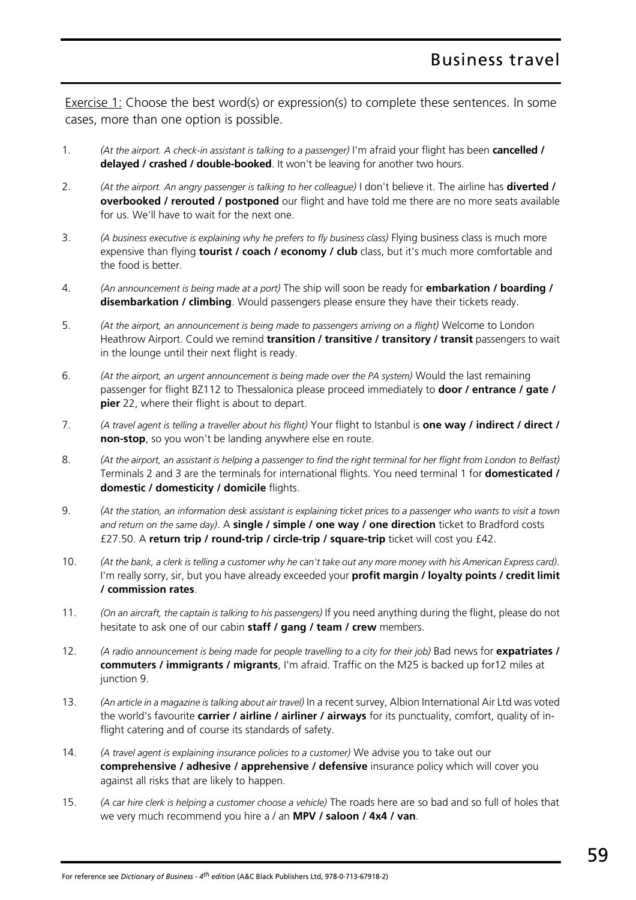# Business travel

<u>Exercise 1:</u> Choose the best word(s) or expression(s) to complete these sentences. In some cases, more than one option is possible.

1. *(At the airport. A check-in assistant is talking to a passenger)* I'm afraid your flight has been **cancelled / delayed / crashed / double-booked**. It won't be leaving for another two hours.

2. *(At the airport. An angry passenger is talking to her colleague)* I don't believe it. The airline has **diverted / overbooked / rerouted / postponed** our flight and have told me there are no more seats available for us. We'll have to wait for the next one.

3. *(A business executive is explaining why he prefers to fly business class)* Flying business class is much more expensive than flying **tourist / coach / economy / club** class, but it's much more comfortable and the food is better.

4. *(An announcement is being made at a port)* The ship will soon be ready for **embarkation / boarding / disembarkation / climbing**. Would passengers please ensure they have their tickets ready.

5. *(At the airport, an announcement is being made to passengers arriving on a flight)* Welcome to London Heathrow Airport. Could we remind **transition / transitive / transitory / transit** passengers to wait in the lounge until their next flight is ready.

6. *(At the airport, an urgent announcement is being made over the PA system)* Would the last remaining passenger for flight BZ112 to Thessalonica please proceed immediately to **door / entrance / gate / pier** 22, where their flight is about to depart.

7. *(A travel agent is telling a traveller about his flight)* Your flight to Istanbul is **one way / indirect / direct / non-stop**, so you won't be landing anywhere else en route.

8. *(At the airport, an assistant is helping a passenger to find the right terminal for her flight from London to Belfast)* Terminals 2 and 3 are the terminals for international flights. You need terminal 1 for **domesticated / domestic / domesticity / domicile** flights.

9. *(At the station, an information desk assistant is explaining ticket prices to a passenger who wants to visit a town and return on the same day)*. A **single / simple / one way / one direction** ticket to Bradford costs £27.50. A **return trip / round-trip / circle-trip / square-trip** ticket will cost you £42.

10. *(At the bank, a clerk is telling a customer why he can't take out any more money with his American Express card)*. I'm really sorry, sir, but you have already exceeded your **profit margin / loyalty points / credit limit / commission rates**.

11. *(On an aircraft, the captain is talking to his passengers)* If you need anything during the flight, please do not hesitate to ask one of our cabin **staff / gang / team / crew** members.

12. *(A radio announcement is being made for people travelling to a city for their job)* Bad news for **expatriates / commuters / immigrants / migrants**, I'm afraid. Traffic on the M25 is backed up for12 miles at junction 9.

13. *(An article in a magazine is talking about air travel)* In a recent survey, Albion International Air Ltd was voted the world's favourite **carrier / airline / airliner / airways** for its punctuality, comfort, quality of in-flight catering and of course its standards of safety.

14. *(A travel agent is explaining insurance policies to a customer)* We advise you to take out our **comprehensive / adhesive / apprehensive / defensive** insurance policy which will cover you against all risks that are likely to happen.

15. *(A car hire clerk is helping a customer choose a vehicle)* The roads here are so bad and so full of holes that we very much recommend you hire a / an **MPV / saloon / 4x4 / van**.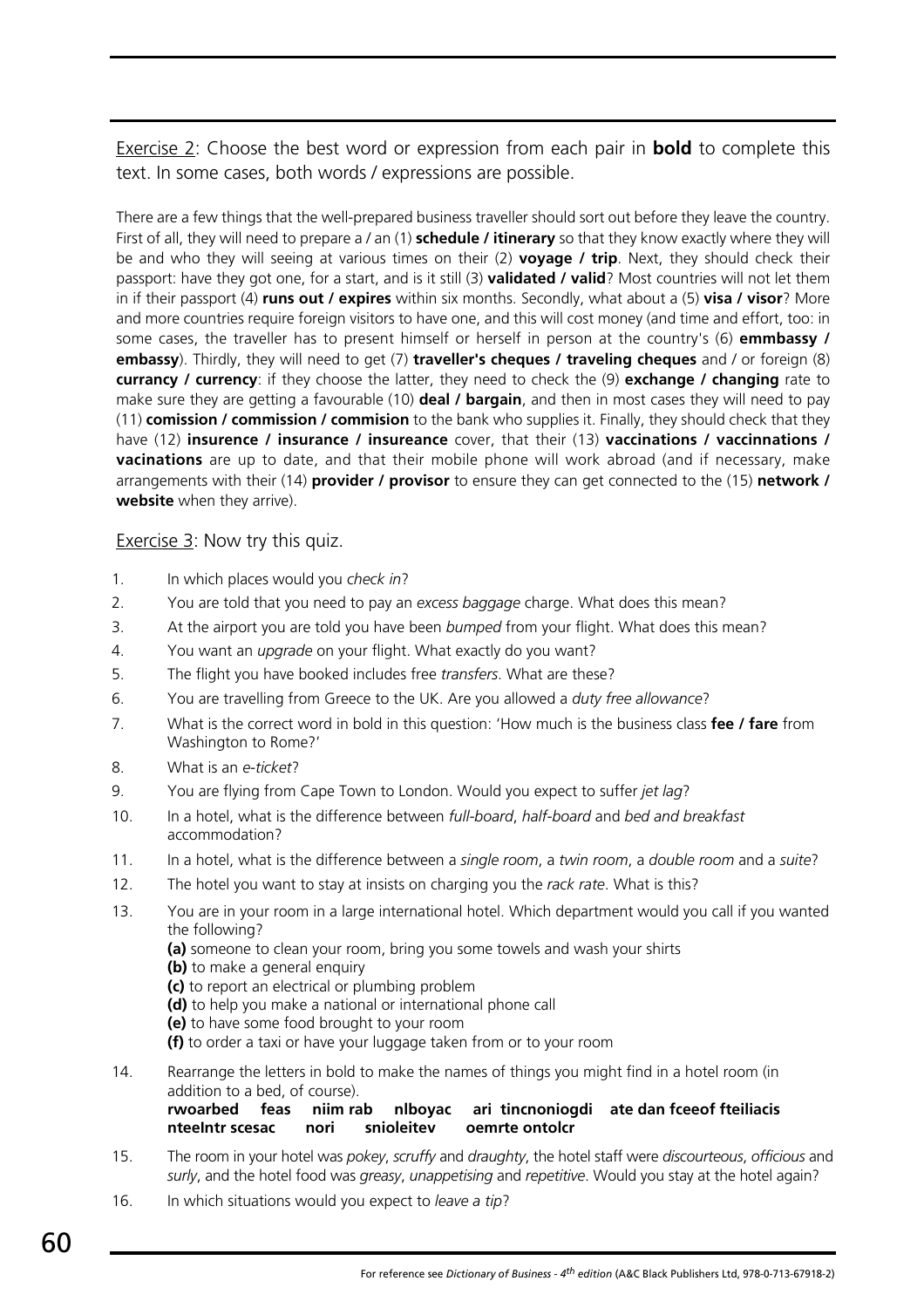Exercise 2: Choose the best word or expression from each pair in **bold** to complete this text. In some cases, both words / expressions are possible.

There are a few things that the well-prepared business traveller should sort out before they leave the country. First of all, they will need to prepare a / an (1) **schedule / itinerary** so that they know exactly where they will be and who they will seeing at various times on their (2) **voyage / trip**. Next, they should check their passport: have they got one, for a start, and is it still (3) **validated / valid**? Most countries will not let them in if their passport (4) **runs out / expires** within six months. Secondly, what about a (5) **visa / visor**? More and more countries require foreign visitors to have one, and this will cost money (and time and effort, too: in some cases, the traveller has to present himself or herself in person at the country's (6) **emmbassy / embassy**). Thirdly, they will need to get (7) **traveller's cheques / traveling cheques** and / or foreign (8) **currancy / currency**: if they choose the latter, they need to check the (9) **exchange / changing** rate to make sure they are getting a favourable (10) **deal / bargain**, and then in most cases they will need to pay (11) **comission / commission / commision** to the bank who supplies it. Finally, they should check that they have (12) **insurence / insurance / insureance** cover, that their (13) **vaccinations / vaccinnations / vacinations** are up to date, and that their mobile phone will work abroad (and if necessary, make arrangements with their (14) **provider / provisor** to ensure they can get connected to the (15) **network / website** when they arrive).

Exercise 3: Now try this quiz.

1. In which places would you *check in*?
2. You are told that you need to pay an *excess baggage* charge. What does this mean?
3. At the airport you are told you have been *bumped* from your flight. What does this mean?
4. You want an *upgrade* on your flight. What exactly do you want?
5. The flight you have booked includes free *transfers*. What are these?
6. You are travelling from Greece to the UK. Are you allowed a *duty free allowance*?
7. What is the correct word in bold in this question: 'How much is the business class **fee / fare** from Washington to Rome?'
8. What is an *e-ticket*?
9. You are flying from Cape Town to London. Would you expect to suffer *jet lag*?
10. In a hotel, what is the difference between *full-board*, *half-board* and *bed and breakfast* accommodation?
11. In a hotel, what is the difference between a *single room*, a *twin room*, a *double room* and a *suite*?
12. The hotel you want to stay at insists on charging you the *rack rate*. What is this?
13. You are in your room in a large international hotel. Which department would you call if you wanted the following?
    **(a)** someone to clean your room, bring you some towels and wash your shirts
    **(b)** to make a general enquiry
    **(c)** to report an electrical or plumbing problem
    **(d)** to help you make a national or international phone call
    **(e)** to have some food brought to your room
    **(f)** to order a taxi or have your luggage taken from or to your room
14. Rearrange the letters in bold to make the names of things you might find in a hotel room (in addition to a bed, of course).
    **rwoarbed feas niim rab nlboyac ari tincnoniogdi ate dan fceeof fteiliacis nteelntr scesac nori snioleitev oemrte ontolcr**
15. The room in your hotel was *pokey*, *scruffy* and *draughty*, the hotel staff were *discourteous*, *officious* and *surly*, and the hotel food was *greasy*, *unappetising* and *repetitive*. Would you stay at the hotel again?
16. In which situations would you expect to *leave a tip*?

For reference see *Dictionary of Business - 4th edition* (A&C Black Publishers Ltd, 978-0-713-67918-2)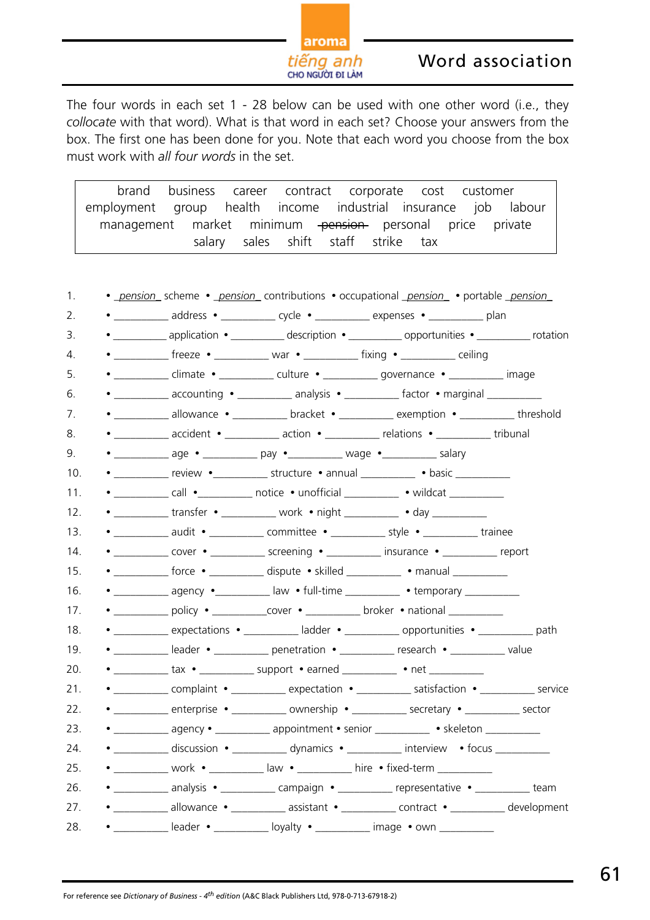# Word association

The four words in each set 1 - 28 below can be used with one other word (i.e., they *collocate* with that word). What is that word in each set? Choose your answers from the box. The first one has been done for you. Note that each word you choose from the box must work with *all four words* in the set.

| | | | | | | | |
|---|---|---|---|---|---|---|---|
| brand | business | career | contract | corporate | cost | customer | |
| employment | group | health | income | industrial | insurance | job | labour |
| management | market | minimum | ~~pension~~ | personal | price | private | |
| salary | sales | shift | staff | strike | tax | | |

1. • _pension_ scheme • _pension_ contributions • occupational _pension_ • portable _pension_
2. • __________ address • __________ cycle • __________ expenses • __________ plan
3. • __________ application • __________ description • __________ opportunities • __________ rotation
4. • __________ freeze • __________ war • __________ fixing • __________ ceiling
5. • __________ climate • __________ culture • __________ governance • __________ image
6. • __________ accounting • __________ analysis • __________ factor • marginal __________
7. • __________ allowance • __________ bracket • __________ exemption • __________ threshold
8. • __________ accident • __________ action • __________ relations • __________ tribunal
9. • __________ age • __________ pay • __________ wage • __________ salary
10. • __________ review • __________ structure • annual __________ • basic __________
11. • __________ call • __________ notice • unofficial __________ • wildcat __________
12. • __________ transfer • __________ work • night __________ • day __________
13. • __________ audit • __________ committee • __________ style • __________ trainee
14. • __________ cover • __________ screening • __________ insurance • __________ report
15. • __________ force • __________ dispute • skilled __________ • manual __________
16. • __________ agency • __________ law • full-time __________ • temporary __________
17. • __________ policy • __________ cover • __________ broker • national __________
18. • __________ expectations • __________ ladder • __________ opportunities • __________ path
19. • __________ leader • __________ penetration • __________ research • __________ value
20. • __________ tax • __________ support • earned __________ • net __________
21. • __________ complaint • __________ expectation • __________ satisfaction • __________ service
22. • __________ enterprise • __________ ownership • __________ secretary • __________ sector
23. • __________ agency • __________ appointment • senior __________ • skeleton __________
24. • __________ discussion • __________ dynamics • __________ interview • focus __________
25. • __________ work • __________ law • __________ hire • fixed-term __________
26. • __________ analysis • __________ campaign • __________ representative • __________ team
27. • __________ allowance • __________ assistant • __________ contract • __________ development
28. • __________ leader • __________ loyalty • __________ image • own __________

For reference see *Dictionary of Business - 4th edition* (A&C Black Publishers Ltd, 978-0-713-67918-2)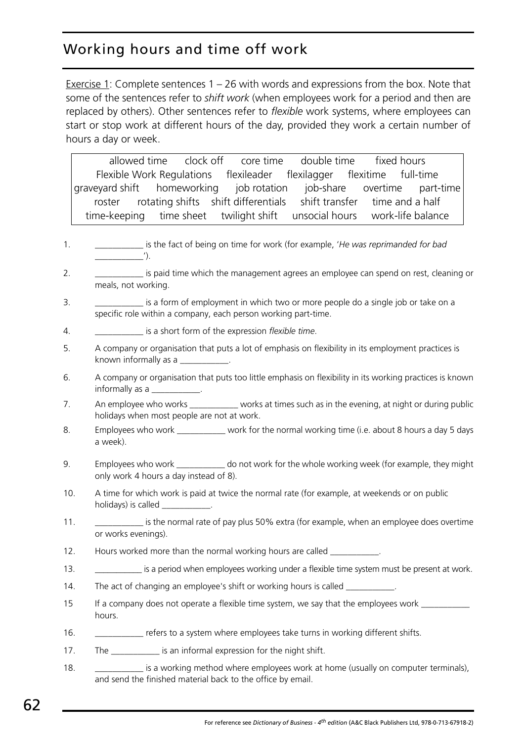## Working hours and time off work

Exercise 1: Complete sentences 1 – 26 with words and expressions from the box. Note that some of the sentences refer to *shift work* (when employees work for a period and then are replaced by others). Other sentences refer to *flexible* work systems, where employees can start or stop work at different hours of the day, provided they work a certain number of hours a day or week.

| allowed time | clock off | core time | double time | fixed hours |
|---|---|---|---|---|
| Flexible Work Regulations | flexileader | flexilagger | flexitime | full-time |
| graveyard shift | homeworking | job rotation | job-share | overtime |
| part-time | roster | rotating shifts | shift differentials | shift transfer |
| time and a half | time-keeping | time sheet | twilight shift | unsocial hours |
| work-life balance | | | | |

1. ___________ is the fact of being on time for work (for example, '*He was reprimanded for bad ___________*').
2. ___________ is paid time which the management agrees an employee can spend on rest, cleaning or meals, not working.
3. ___________ is a form of employment in which two or more people do a single job or take on a specific role within a company, each person working part-time.
4. ___________ is a short form of the expression *flexible time*.
5. A company or organisation that puts a lot of emphasis on flexibility in its employment practices is known informally as a ___________.
6. A company or organisation that puts too little emphasis on flexibility in its working practices is known informally as a ___________.
7. An employee who works ___________ works at times such as in the evening, at night or during public holidays when most people are not at work.
8. Employees who work ___________ work for the normal working time (i.e. about 8 hours a day 5 days a week).
9. Employees who work ___________ do not work for the whole working week (for example, they might only work 4 hours a day instead of 8).
10. A time for which work is paid at twice the normal rate (for example, at weekends or on public holidays) is called ___________.
11. ___________ is the normal rate of pay plus 50% extra (for example, when an employee does overtime or works evenings).
12. Hours worked more than the normal working hours are called ___________.
13. ___________ is a period when employees working under a flexible time system must be present at work.
14. The act of changing an employee's shift or working hours is called ___________.
15. If a company does not operate a flexible time system, we say that the employees work ___________ hours.
16. ___________ refers to a system where employees take turns in working different shifts.
17. The ___________ is an informal expression for the night shift.
18. ___________ is a working method where employees work at home (usually on computer terminals), and send the finished material back to the office by email.

For reference see *Dictionary of Business - 4th edition* (A&C Black Publishers Ltd, 978-0-713-67918-2)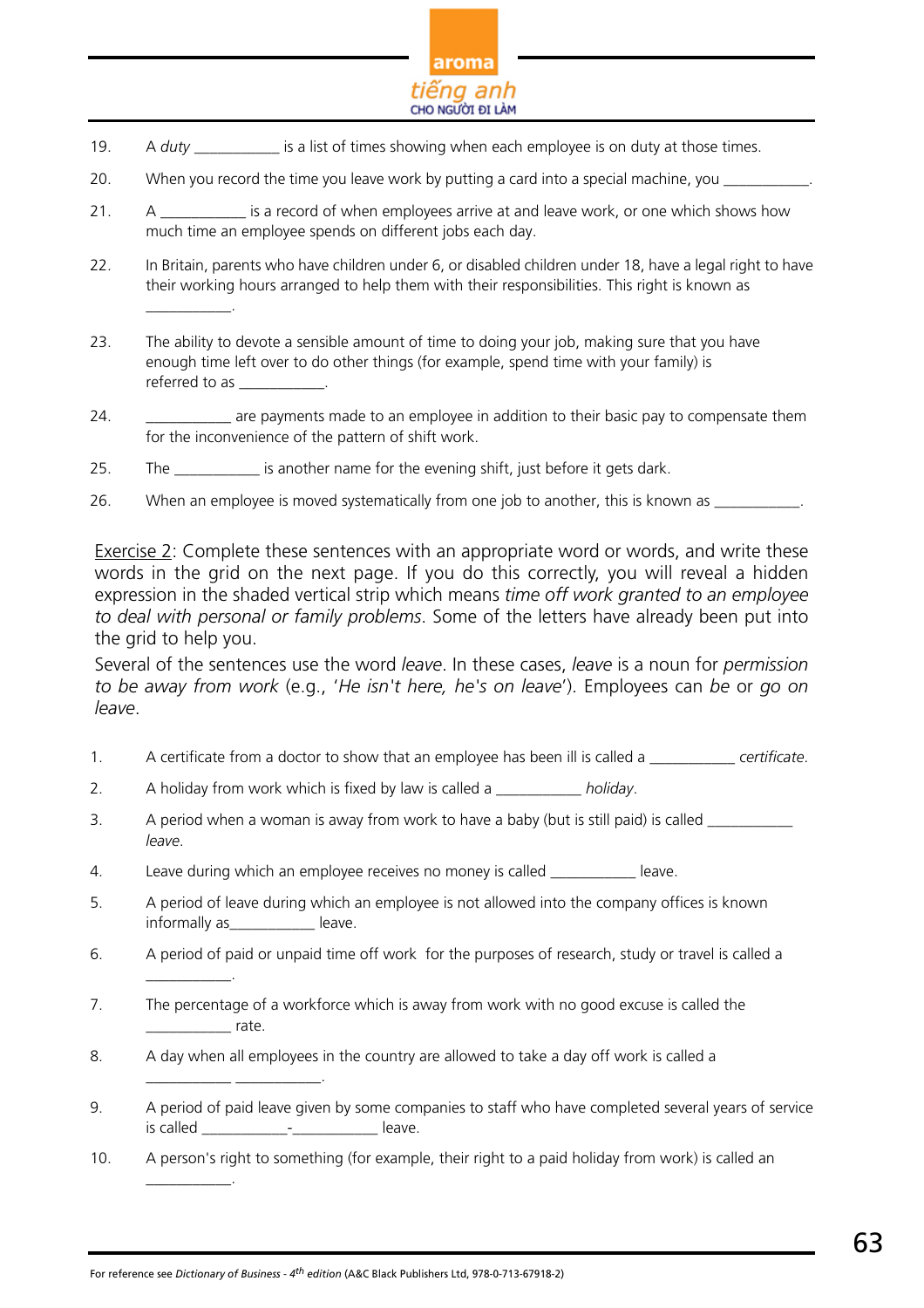19. A *duty* ___________ is a list of times showing when each employee is on duty at those times.

20. When you record the time you leave work by putting a card into a special machine, you ___________.

21. A ___________ is a record of when employees arrive at and leave work, or one which shows how much time an employee spends on different jobs each day.

22. In Britain, parents who have children under 6, or disabled children under 18, have a legal right to have their working hours arranged to help them with their responsibilities. This right is known as ___________.

23. The ability to devote a sensible amount of time to doing your job, making sure that you have enough time left over to do other things (for example, spend time with your family) is referred to as ___________.

24. ___________ are payments made to an employee in addition to their basic pay to compensate them for the inconvenience of the pattern of shift work.

25. The ___________ is another name for the evening shift, just before it gets dark.

26. When an employee is moved systematically from one job to another, this is known as ___________.

<u>Exercise 2</u>: Complete these sentences with an appropriate word or words, and write these words in the grid on the next page. If you do this correctly, you will reveal a hidden expression in the shaded vertical strip which means *time off work granted to an employee to deal with personal or family problems*. Some of the letters have already been put into the grid to help you.

Several of the sentences use the word *leave*. In these cases, *leave* is a noun for *permission to be away from work* (e.g., '*He isn't here, he's on leave*'). Employees can *be* or *go on leave*.

1. A certificate from a doctor to show that an employee has been ill is called a ___________ *certificate*.

2. A holiday from work which is fixed by law is called a ___________ *holiday*.

3. A period when a woman is away from work to have a baby (but is still paid) is called ___________ *leave*.

4. Leave during which an employee receives no money is called ___________ leave.

5. A period of leave during which an employee is not allowed into the company offices is known informally as___________ leave.

6. A period of paid or unpaid time off work for the purposes of research, study or travel is called a ___________.

7. The percentage of a workforce which is away from work with no good excuse is called the ___________ rate.

8. A day when all employees in the country are allowed to take a day off work is called a ___________ ___________.

9. A period of paid leave given by some companies to staff who have completed several years of service is called ___________-___________ leave.

10. A person's right to something (for example, their right to a paid holiday from work) is called an ___________.

For reference see *Dictionary of Business - 4th edition* (A&C Black Publishers Ltd, 978-0-713-67918-2)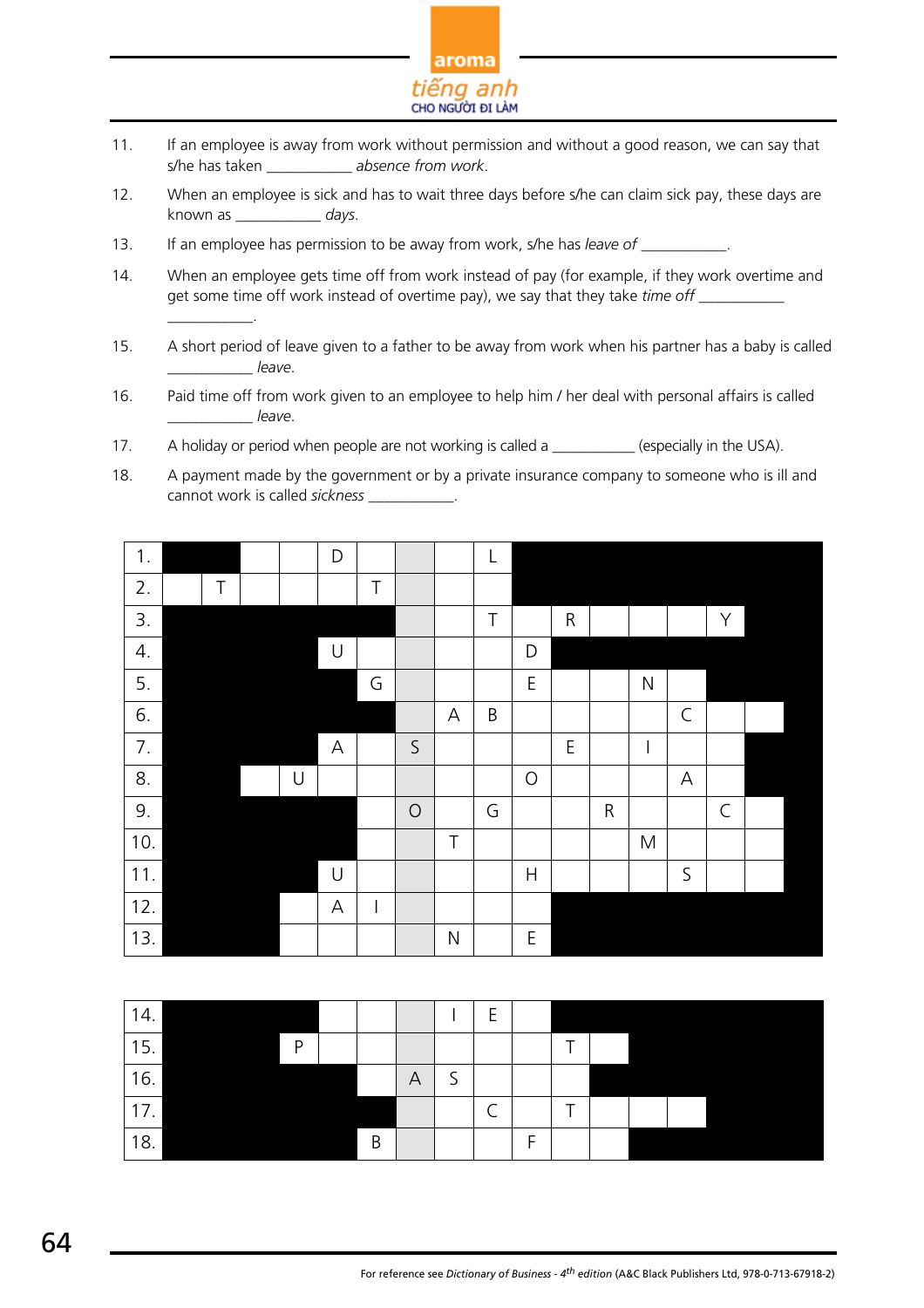11. If an employee is away from work without permission and without a good reason, we can say that s/he has taken ___________ *absence from work*.

12. When an employee is sick and has to wait three days before s/he can claim sick pay, these days are known as ___________ *days*.

13. If an employee has permission to be away from work, s/he has *leave of* ___________.

14. When an employee gets time off from work instead of pay (for example, if they work overtime and get some time off work instead of overtime pay), we say that they take *time off* ___________ ___________.

15. A short period of leave given to a father to be away from work when his partner has a baby is called ___________ *leave*.

16. Paid time off from work given to an employee to help him / her deal with personal affairs is called ___________ *leave*.

17. A holiday or period when people are not working is called a ___________ (especially in the USA).

18. A payment made by the government or by a private insurance company to someone who is ill and cannot work is called *sickness* ___________.

| | | | | | | | | | | | | | | | | | |
|---|---|---|---|---|---|---|---|---|---|---|---|---|---|---|---|---|---|
| 1. | ■ | ■ | | | D | | | | L | ■ | ■ | ■ | ■ | ■ | ■ | ■ | ■ |
| 2. | | T | | | | T | | | | ■ | ■ | ■ | ■ | ■ | ■ | ■ | ■ |
| 3. | ■ | ■ | ■ | ■ | ■ | ■ | | | T | | R | | | | Y | | ■ |
| 4. | ■ | ■ | ■ | ■ | U | | | | | D | ■ | ■ | ■ | ■ | ■ | ■ | ■ |
| 5. | ■ | ■ | ■ | ■ | ■ | G | | | | E | | | N | | ■ | ■ | ■ |
| 6. | ■ | ■ | ■ | ■ | ■ | ■ | | A | B | | | | | C | | | ■ |
| 7. | ■ | ■ | ■ | ■ | A | | S | | | | E | | I | | | ■ | ■ |
| 8. | ■ | ■ | | U | | | | | | O | | | | A | | ■ | ■ |
| 9. | ■ | ■ | ■ | ■ | ■ | | O | | G | | | R | | | C | | ■ |
| 10. | ■ | ■ | ■ | ■ | ■ | | | T | | | | | M | | | | ■ |
| 11. | ■ | ■ | ■ | ■ | U | | | | | H | | | | S | | | ■ |
| 12. | ■ | ■ | ■ | | A | I | | | | | ■ | ■ | ■ | ■ | ■ | ■ | ■ |
| 13. | ■ | ■ | ■ | | | | | N | | E | ■ | ■ | ■ | ■ | ■ | ■ | ■ |

| | | | | | | | | | | | | | | | | | |
|---|---|---|---|---|---|---|---|---|---|---|---|---|---|---|---|---|---|
| 14. | ■ | ■ | ■ | ■ | | | | I | E | | ■ | ■ | ■ | ■ | ■ | ■ | ■ |
| 15. | ■ | ■ | ■ | P | | | | | | | T | | ■ | ■ | ■ | ■ | ■ |
| 16. | ■ | ■ | ■ | ■ | ■ | | A | S | | | | ■ | ■ | ■ | ■ | ■ | ■ |
| 17. | ■ | ■ | ■ | ■ | ■ | ■ | | | C | | T | | | | ■ | ■ | ■ |
| 18. | ■ | ■ | ■ | ■ | ■ | B | | | | F | | | ■ | ■ | ■ | ■ | ■ |

For reference see *Dictionary of Business - 4th edition* (A&C Black Publishers Ltd, 978-0-713-67918-2)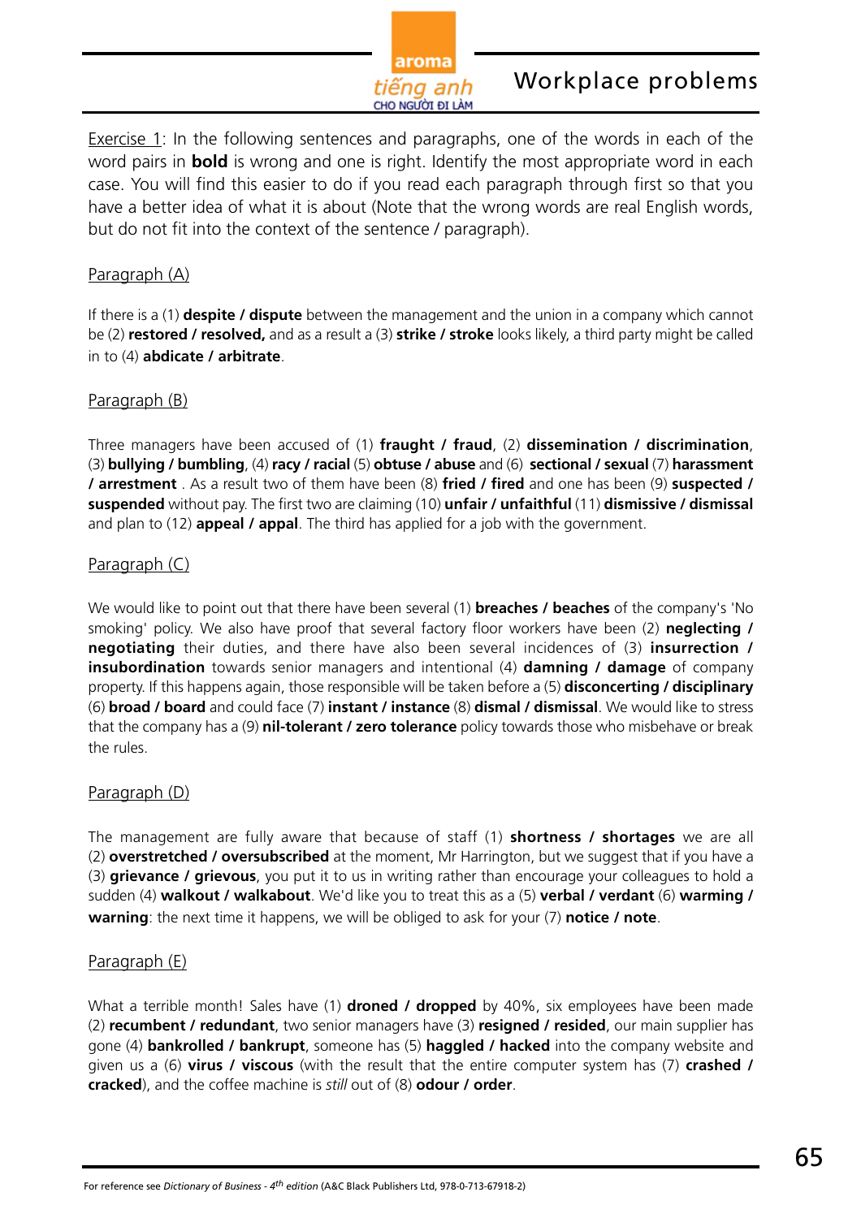# Workplace problems

Exercise 1: In the following sentences and paragraphs, one of the words in each of the word pairs in **bold** is wrong and one is right. Identify the most appropriate word in each case. You will find this easier to do if you read each paragraph through first so that you have a better idea of what it is about (Note that the wrong words are real English words, but do not fit into the context of the sentence / paragraph).

## Paragraph (A)

If there is a (1) **despite / dispute** between the management and the union in a company which cannot be (2) **restored / resolved,** and as a result a (3) **strike / stroke** looks likely, a third party might be called in to (4) **abdicate / arbitrate**.

## Paragraph (B)

Three managers have been accused of (1) **fraught / fraud**, (2) **dissemination / discrimination**, (3) **bullying / bumbling**, (4) **racy / racial** (5) **obtuse / abuse** and (6) **sectional / sexual** (7) **harassment / arrestment** . As a result two of them have been (8) **fried / fired** and one has been (9) **suspected / suspended** without pay. The first two are claiming (10) **unfair / unfaithful** (11) **dismissive / dismissal** and plan to (12) **appeal / appal**. The third has applied for a job with the government.

## Paragraph (C)

We would like to point out that there have been several (1) **breaches / beaches** of the company's 'No smoking' policy. We also have proof that several factory floor workers have been (2) **neglecting / negotiating** their duties, and there have also been several incidences of (3) **insurrection / insubordination** towards senior managers and intentional (4) **damning / damage** of company property. If this happens again, those responsible will be taken before a (5) **disconcerting / disciplinary** (6) **broad / board** and could face (7) **instant / instance** (8) **dismal / dismissal**. We would like to stress that the company has a (9) **nil-tolerant / zero tolerance** policy towards those who misbehave or break the rules.

## Paragraph (D)

The management are fully aware that because of staff (1) **shortness / shortages** we are all (2) **overstretched / oversubscribed** at the moment, Mr Harrington, but we suggest that if you have a (3) **grievance / grievous**, you put it to us in writing rather than encourage your colleagues to hold a sudden (4) **walkout / walkabout**. We'd like you to treat this as a (5) **verbal / verdant** (6) **warming / warning**: the next time it happens, we will be obliged to ask for your (7) **notice / note**.

## Paragraph (E)

What a terrible month! Sales have (1) **droned / dropped** by 40%, six employees have been made (2) **recumbent / redundant**, two senior managers have (3) **resigned / resided**, our main supplier has gone (4) **bankrolled / bankrupt**, someone has (5) **haggled / hacked** into the company website and given us a (6) **virus / viscous** (with the result that the entire computer system has (7) **crashed / cracked**), and the coffee machine is *still* out of (8) **odour / order**.

For reference see *Dictionary of Business - 4th edition* (A&C Black Publishers Ltd, 978-0-713-67918-2)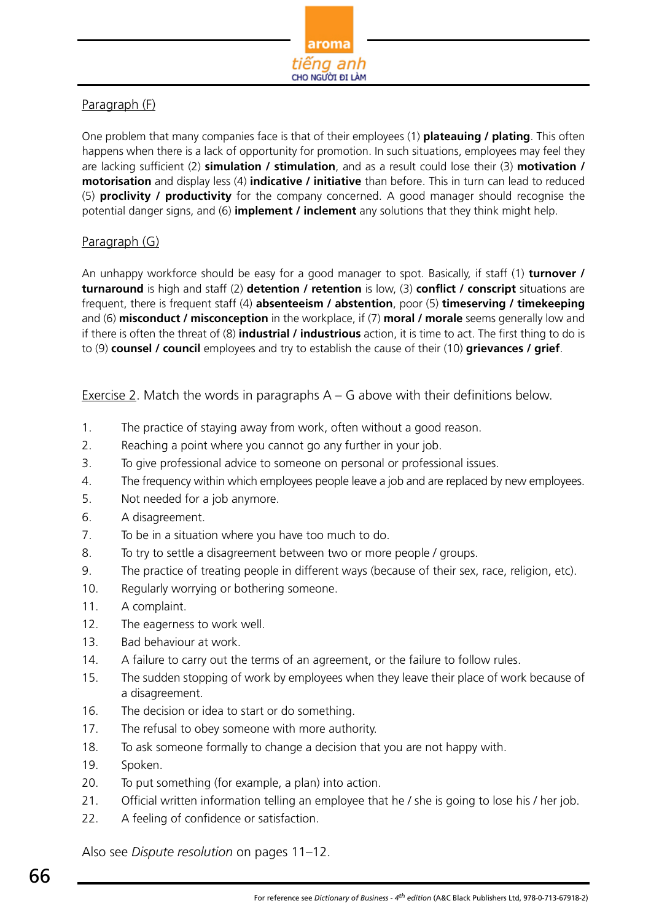Paragraph (F)

One problem that many companies face is that of their employees (1) **plateauing / plating**. This often happens when there is a lack of opportunity for promotion. In such situations, employees may feel they are lacking sufficient (2) **simulation / stimulation**, and as a result could lose their (3) **motivation / motorisation** and display less (4) **indicative / initiative** than before. This in turn can lead to reduced (5) **proclivity / productivity** for the company concerned. A good manager should recognise the potential danger signs, and (6) **implement / inclement** any solutions that they think might help.

Paragraph (G)

An unhappy workforce should be easy for a good manager to spot. Basically, if staff (1) **turnover / turnaround** is high and staff (2) **detention / retention** is low, (3) **conflict / conscript** situations are frequent, there is frequent staff (4) **absenteeism / abstention**, poor (5) **timeserving / timekeeping** and (6) **misconduct / misconception** in the workplace, if (7) **moral / morale** seems generally low and if there is often the threat of (8) **industrial / industrious** action, it is time to act. The first thing to do is to (9) **counsel / council** employees and try to establish the cause of their (10) **grievances / grief**.

Exercise 2. Match the words in paragraphs A – G above with their definitions below.

1. The practice of staying away from work, often without a good reason.
2. Reaching a point where you cannot go any further in your job.
3. To give professional advice to someone on personal or professional issues.
4. The frequency within which employees people leave a job and are replaced by new employees.
5. Not needed for a job anymore.
6. A disagreement.
7. To be in a situation where you have too much to do.
8. To try to settle a disagreement between two or more people / groups.
9. The practice of treating people in different ways (because of their sex, race, religion, etc).
10. Regularly worrying or bothering someone.
11. A complaint.
12. The eagerness to work well.
13. Bad behaviour at work.
14. A failure to carry out the terms of an agreement, or the failure to follow rules.
15. The sudden stopping of work by employees when they leave their place of work because of a disagreement.
16. The decision or idea to start or do something.
17. The refusal to obey someone with more authority.
18. To ask someone formally to change a decision that you are not happy with.
19. Spoken.
20. To put something (for example, a plan) into action.
21. Official written information telling an employee that he / she is going to lose his / her job.
22. A feeling of confidence or satisfaction.

Also see *Dispute resolution* on pages 11–12.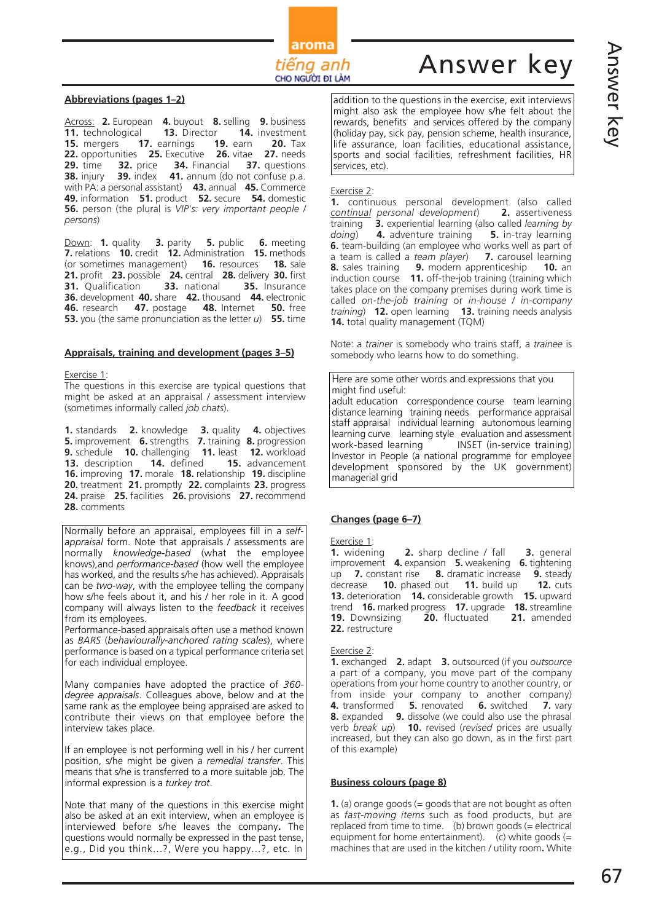# Answer key

## Abbreviations (pages 1–2)

Across: **2.** European **4.** buyout **8.** selling **9.** business **11.** technological **13.** Director **14.** investment **15.** mergers **17.** earnings **19.** earn **20.** Tax **22.** opportunities **25.** Executive **26.** vitae **27.** needs **29.** time **32.** price **34.** Financial **37.** questions **38.** injury **39.** index **41.** annum (do not confuse p.a. with PA: a personal assistant) **43.** annual **45.** Commerce **49.** information **51.** product **52.** secure **54.** domestic **56.** person (the plural is *VIP's: very important people / persons*)

Down: **1.** quality **3.** parity **5.** public **6.** meeting **7.** relations **10.** credit **12.** Administration **15.** methods (or sometimes management) **16.** resources **18.** sale **21.** profit **23.** possible **24.** central **28.** delivery **30.** first **31.** Qualification **33.** national **35.** Insurance **36.** development **40.** share **42.** thousand **44.** electronic **46.** research **47.** postage **48.** Internet **50.** free **53.** you (the same pronunciation as the letter *u*) **55.** time

## Appraisals, training and development (pages 3–5)

Exercise 1:
The questions in this exercise are typical questions that might be asked at an appraisal / assessment interview (sometimes informally called *job chats*).

**1.** standards **2.** knowledge **3.** quality **4.** objectives **5.** improvement **6.** strengths **7.** training **8.** progression **9.** schedule **10.** challenging **11.** least **12.** workload **13.** description **14.** defined **15.** advancement **16.** improving **17.** morale **18.** relationship **19.** discipline **20.** treatment **21.** promptly **22.** complaints **23.** progress **24.** praise **25.** facilities **26.** provisions **27.** recommend **28.** comments

Normally before an appraisal, employees fill in a *self-appraisal* form. Note that appraisals / assessments are normally *knowledge-based* (what the employee knows),and *performance-based* (how well the employee has worked, and the results s/he has achieved). Appraisals can be *two-way*, with the employee telling the company how s/he feels about it, and his / her role in it. A good company will always listen to the *feedback* it receives from its employees.
Performance-based appraisals often use a method known as *BARS* (*behaviourally-anchored rating scales*), where performance is based on a typical performance criteria set for each individual employee.

Many companies have adopted the practice of *360-degree appraisals*. Colleagues above, below and at the same rank as the employee being appraised are asked to contribute their views on that employee before the interview takes place.

If an employee is not performing well in his / her current position, s/he might be given a *remedial transfer*. This means that s/he is transferred to a more suitable job. The informal expression is a *turkey trot*.

Note that many of the questions in this exercise might also be asked at an exit interview, when an employee is interviewed before s/he leaves the company**.** The questions would normally be expressed in the past tense, e.g., Did you think...?, Were you happy...?, etc. In addition to the questions in the exercise, exit interviews might also ask the employee how s/he felt about the rewards, benefits and services offered by the company (holiday pay, sick pay, pension scheme, health insurance, life assurance, loan facilities, educational assistance, sports and social facilities, refreshment facilities, HR services, etc).

Exercise 2:
**1.** continuous personal development (also called *continual personal development*) **2.** assertiveness training **3.** experiential learning (also called *learning by doing*) **4.** adventure training **5.** in-tray learning **6.** team-building (an employee who works well as part of a team is called a *team player*) **7.** carousel learning **8.** sales training **9.** modern apprenticeship **10.** an induction course **11.** off-the-job training (training which takes place on the company premises during work time is called *on-the-job training* or *in-house / in-company training*) **12.** open learning **13.** training needs analysis **14.** total quality management (TQM)

Note: a *trainer* is somebody who trains staff, a *trainee* is somebody who learns how to do something.

Here are some other words and expressions that you might find useful:
adult education correspondence course team learning distance learning training needs performance appraisal staff appraisal individual learning autonomous learning learning curve learning style evaluation and assessment work-based learning INSET (in-service training) Investor in People (a national programme for employee development sponsored by the UK government) managerial grid

## Changes (page 6–7)

Exercise 1:
**1.** widening **2.** sharp decline / fall **3.** general improvement **4.** expansion **5.** weakening **6.** tightening up **7.** constant rise **8.** dramatic increase **9.** steady decrease **10.** phased out **11.** build up **12.** cuts **13.** deterioration **14.** considerable growth **15.** upward trend **16.** marked progress **17.** upgrade **18.** streamline **19.** Downsizing **20.** fluctuated **21.** amended **22.** restructure

Exercise 2:
**1.** exchanged **2.** adapt **3.** outsourced (if you *outsource* a part of a company, you move part of the company operations from your home country to another country, or from inside your company to another company) **4.** transformed **5.** renovated **6.** switched **7.** vary **8.** expanded **9.** dissolve (we could also use the phrasal verb *break up*) **10.** revised (*revised* prices are usually increased, but they can also go down, as in the first part of this example)

## Business colours (page 8)

**1.** (a) orange goods (= goods that are not bought as often as *fast-moving items* such as food products, but are replaced from time to time. (b) brown goods (= electrical equipment for home entertainment). (c) white goods (= machines that are used in the kitchen / utility room**.** White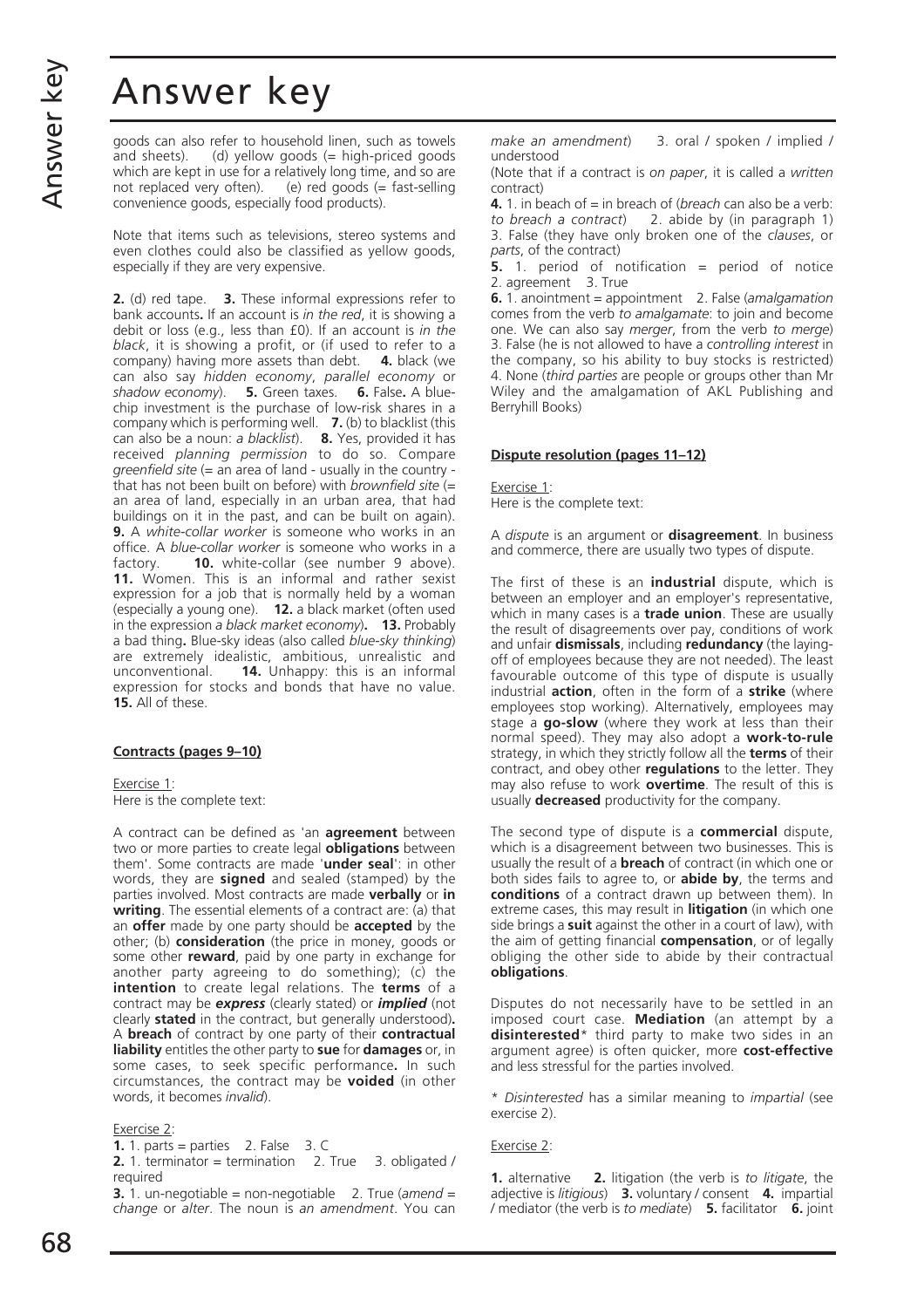# Answer key

goods can also refer to household linen, such as towels and sheets). (d) yellow goods (= high-priced goods which are kept in use for a relatively long time, and so are not replaced very often). (e) red goods (= fast-selling convenience goods, especially food products).

Note that items such as televisions, stereo systems and even clothes could also be classified as yellow goods, especially if they are very expensive.

**2.** (d) red tape. **3.** These informal expressions refer to bank accounts**.** If an account is *in the red*, it is showing a debit or loss (e.g., less than £0). If an account is *in the black*, it is showing a profit, or (if used to refer to a company) having more assets than debt. **4.** black (we can also say *hidden economy*, *parallel economy* or *shadow economy*). **5.** Green taxes. **6.** False**.** A blue-chip investment is the purchase of low-risk shares in a company which is performing well. **7.** (b) to blacklist (this can also be a noun: *a blacklist*). **8.** Yes, provided it has received *planning permission* to do so. Compare *greenfield site* (= an area of land - usually in the country - that has not been built on before) with *brownfield site* (= an area of land, especially in an urban area, that had buildings on it in the past, and can be built on again). **9.** A *white-collar worker* is someone who works in an office. A *blue-collar worker* is someone who works in a factory. **10.** white-collar (see number 9 above). **11.** Women. This is an informal and rather sexist expression for a job that is normally held by a woman (especially a young one). **12.** a black market (often used in the expression *a black market economy*)**. 13.** Probably a bad thing**.** Blue-sky ideas (also called *blue-sky thinking*) are extremely idealistic, ambitious, unrealistic and unconventional. **14.** Unhappy: this is an informal expression for stocks and bonds that have no value. **15.** All of these.

## Contracts (pages 9–10)

Exercise 1:
Here is the complete text:

A contract can be defined as 'an **agreement** between two or more parties to create legal **obligations** between them'. Some contracts are made '**under seal**': in other words, they are **signed** and sealed (stamped) by the parties involved. Most contracts are made **verbally** or **in writing**. The essential elements of a contract are: (a) that an **offer** made by one party should be **accepted** by the other; (b) **consideration** (the price in money, goods or some other **reward**, paid by one party in exchange for another party agreeing to do something); (c) the **intention** to create legal relations. The **terms** of a contract may be ***express*** (clearly stated) or ***implied*** (not clearly **stated** in the contract, but generally understood)**.** A **breach** of contract by one party of their **contractual liability** entitles the other party to **sue** for **damages** or, in some cases, to seek specific performance**.** In such circumstances, the contract may be **voided** (in other words, it becomes *invalid*).

Exercise 2:

**1.** 1. parts = parties 2. False 3. C
**2.** 1. terminator = termination 2. True 3. obligated / required
**3.** 1. un-negotiable = non-negotiable 2. True (*amend* = *change* or *alter*. The noun is *an amendment*. You can *make an amendment*) 3. oral / spoken / implied / understood
(Note that if a contract is *on paper*, it is called a *written* contract)
**4.** 1. in beach of = in breach of (*breach* can also be a verb: *to breach a contract*) 2. abide by (in paragraph 1) 3. False (they have only broken one of the *clauses*, or *parts*, of the contract)
**5.** 1. period of notification = period of notice 2. agreement 3. True
**6.** 1. anointment = appointment 2. False (*amalgamation* comes from the verb *to amalgamate*: to join and become one. We can also say *merger*, from the verb *to merge*) 3. False (he is not allowed to have a *controlling interest* in the company, so his ability to buy stocks is restricted) 4. None (*third parties* are people or groups other than Mr Wiley and the amalgamation of AKL Publishing and Berryhill Books)

## Dispute resolution (pages 11–12)

Exercise 1:
Here is the complete text:

A *dispute* is an argument or **disagreement**. In business and commerce, there are usually two types of dispute.

The first of these is an **industrial** dispute, which is between an employer and an employer's representative, which in many cases is a **trade union**. These are usually the result of disagreements over pay, conditions of work and unfair **dismissals**, including **redundancy** (the laying-off of employees because they are not needed). The least favourable outcome of this type of dispute is usually industrial **action**, often in the form of a **strike** (where employees stop working). Alternatively, employees may stage a **go-slow** (where they work at less than their normal speed). They may also adopt a **work-to-rule** strategy, in which they strictly follow all the **terms** of their contract, and obey other **regulations** to the letter. They may also refuse to work **overtime**. The result of this is usually **decreased** productivity for the company.

The second type of dispute is a **commercial** dispute, which is a disagreement between two businesses. This is usually the result of a **breach** of contract (in which one or both sides fails to agree to, or **abide by**, the terms and **conditions** of a contract drawn up between them). In extreme cases, this may result in **litigation** (in which one side brings a **suit** against the other in a court of law), with the aim of getting financial **compensation**, or of legally obliging the other side to abide by their contractual **obligations**.

Disputes do not necessarily have to be settled in an imposed court case. **Mediation** (an attempt by a **disinterested**\* third party to make two sides in an argument agree) is often quicker, more **cost-effective** and less stressful for the parties involved.

\* *Disinterested* has a similar meaning to *impartial* (see exercise 2).

Exercise 2:

**1.** alternative **2.** litigation (the verb is *to litigate*, the adjective is *litigious*) **3.** voluntary / consent **4.** impartial / mediator (the verb is *to mediate*) **5.** facilitator **6.** joint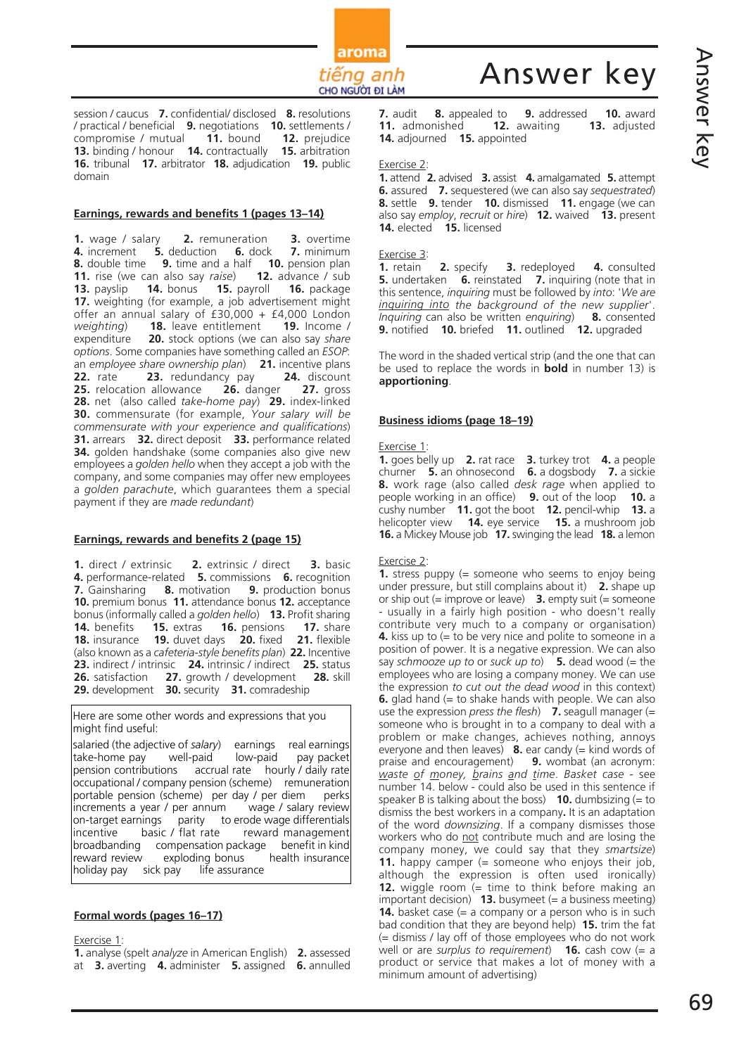session / caucus **7.** confidential/ disclosed **8.** resolutions / practical / beneficial **9.** negotiations **10.** settlements / compromise / mutual **11.** bound **12.** prejudice **13.** binding / honour **14.** contractually **15.** arbitration **16.** tribunal **17.** arbitrator **18.** adjudication **19.** public domain

## Earnings, rewards and benefits 1 (pages 13–14)

**1.** wage / salary **2.** remuneration **3.** overtime **4.** increment **5.** deduction **6.** dock **7.** minimum **8.** double time **9.** time and a half **10.** pension plan **11.** rise (we can also say *raise*) **12.** advance / sub **13.** payslip **14.** bonus **15.** payroll **16.** package **17.** weighting (for example, a job advertisement might offer an annual salary of £30,000 + £4,000 London *weighting*) **18.** leave entitlement **19.** Income / expenditure **20.** stock options (we can also say *share options*. Some companies have something called an *ESOP*: an *employee share ownership plan*) **21.** incentive plans **22.** rate **23.** redundancy pay **24.** discount **25.** relocation allowance **26.** danger **27.** gross **28.** net (also called *take-home pay*) **29.** index-linked **30.** commensurate (for example, *Your salary will be commensurate with your experience and qualifications*) **31.** arrears **32.** direct deposit **33.** performance related **34.** golden handshake (some companies also give new employees a *golden hello* when they accept a job with the company, and some companies may offer new employees a *golden parachute*, which guarantees them a special payment if they are *made redundant*)

## Earnings, rewards and benefits 2 (page 15)

**1.** direct / extrinsic **2.** extrinsic / direct **3.** basic **4.** performance-related **5.** commissions **6.** recognition **7.** Gainsharing **8.** motivation **9.** production bonus **10.** premium bonus **11.** attendance bonus **12.** acceptance bonus (informally called a *golden hello*) **13.** Profit sharing **14.** benefits **15.** extras **16.** pensions **17.** share **18.** insurance **19.** duvet days **20.** fixed **21.** flexible (also known as a *cafeteria-style benefits plan*) **22.** Incentive **23.** indirect / intrinsic **24.** intrinsic / indirect **25.** status **26.** satisfaction **27.** growth / development **28.** skill **29.** development **30.** security **31.** comradeship

Here are some other words and expressions that you might find useful:

salaried (the adjective of *salary*) earnings real earnings take-home pay well-paid low-paid pay packet pension contributions accrual rate hourly / daily rate occupational / company pension (scheme) remuneration portable pension (scheme) per day / per diem perks increments a year / per annum wage / salary review on-target earnings parity to erode wage differentials incentive basic / flat rate reward management broadbanding compensation package benefit in kind reward review exploding bonus health insurance holiday pay sick pay life assurance

## Formal words (pages 16–17)

Exercise 1:
**1.** analyse (spelt *analyze* in American English) **2.** assessed at **3.** averting **4.** administer **5.** assigned **6.** annulled **7.** audit **8.** appealed to **9.** addressed **10.** award **11.** admonished **12.** awaiting **13.** adjusted **14.** adjourned **15.** appointed

Exercise 2:
**1.** attend **2.** advised **3.** assist **4.** amalgamated **5.** attempt **6.** assured **7.** sequestered (we can also say *sequestrated*) **8.** settle **9.** tender **10.** dismissed **11.** engage (we can also say *employ*, *recruit* or *hire*) **12.** waived **13.** present **14.** elected **15.** licensed

Exercise 3:
**1.** retain **2.** specify **3.** redeployed **4.** consulted **5.** undertaken **6.** reinstated **7.** inquiring (note that in this sentence, *inquiring* must be followed by *into*: '*We are inquiring into the background of the new supplier*'. *Inquiring* can also be written *enquiring*) **8.** consented **9.** notified **10.** briefed **11.** outlined **12.** upgraded

The word in the shaded vertical strip (and the one that can be used to replace the words in **bold** in number 13) is **apportioning**.

## Business idioms (page 18–19)

Exercise 1:
**1.** goes belly up **2.** rat race **3.** turkey trot **4.** a people churner **5.** an ohnosecond **6.** a dogsbody **7.** a sickie **8.** work rage (also called *desk rage* when applied to people working in an office) **9.** out of the loop **10.** a cushy number **11.** got the boot **12.** pencil-whip **13.** a helicopter view **14.** eye service **15.** a mushroom job **16.** a Mickey Mouse job **17.** swinging the lead **18.** a lemon

Exercise 2:
**1.** stress puppy (= someone who seems to enjoy being under pressure, but still complains about it) **2.** shape up or ship out (= improve or leave) **3.** empty suit (= someone - usually in a fairly high position - who doesn't really contribute very much to a company or organisation) **4.** kiss up to (= to be very nice and polite to someone in a position of power. It is a negative expression. We can also say *schmooze up to* or *suck up to*) **5.** dead wood (= the employees who are losing a company money. We can use the expression *to cut out the dead wood* in this context) **6.** glad hand (= to shake hands with people. We can also use the expression *press the flesh*) **7.** seagull manager (= someone who is brought in to a company to deal with a problem or make changes, achieves nothing, annoys everyone and then leaves) **8.** ear candy (= kind words of praise and encouragement) **9.** wombat (an acronym: waste of money, brains and time. *Basket case* - see number 14. below - could also be used in this sentence if speaker B is talking about the boss) **10.** dumbsizing (= to dismiss the best workers in a company**.** It is an adaptation of the word *downsizing*. If a company dismisses those workers who do not contribute much and are losing the company money, we could say that they *smartsize*) **11.** happy camper (= someone who enjoys their job, although the expression is often used ironically) **12.** wiggle room (= time to think before making an important decision) **13.** busymeet (= a business meeting) **14.** basket case (= a company or a person who is in such bad condition that they are beyond help) **15.** trim the fat (= dismiss / lay off of those employees who do not work well or are *surplus to requirement*) **16.** cash cow (= a product or service that makes a lot of money with a minimum amount of advertising)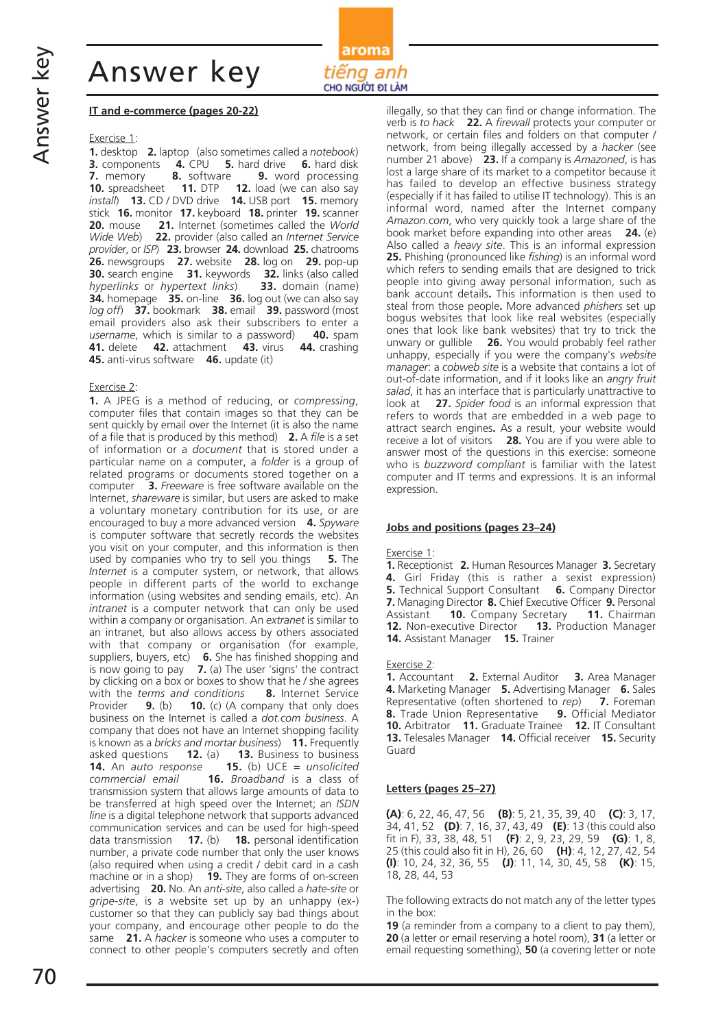# Answer key

### IT and e-commerce (pages 20-22)

Exercise 1:

**1.** desktop **2.** laptop (also sometimes called a *notebook*) **3.** components **4.** CPU **5.** hard drive **6.** hard disk **7.** memory **8.** software **9.** word processing **10.** spreadsheet **11.** DTP **12.** load (we can also say *install*) **13.** CD / DVD drive **14.** USB port **15.** memory stick **16.** monitor **17.** keyboard **18.** printer **19.** scanner **20.** mouse **21.** Internet (sometimes called the *World Wide Web*) **22.** provider (also called an *Internet Service provider*, or *ISP*) **23.** browser **24.** download **25.** chatrooms **26.** newsgroups **27.** website **28.** log on **29.** pop-up **30.** search engine **31.** keywords **32.** links (also called *hyperlinks* or *hypertext links*) **33.** domain (name) **34.** homepage **35.** on-line **36.** log out (we can also say *log off*) **37.** bookmark **38.** email **39.** password (most email providers also ask their subscribers to enter a *username*, which is similar to a password) **40.** spam **41.** delete **42.** attachment **43.** virus **44.** crashing **45.** anti-virus software **46.** update (it)

Exercise 2:

**1.** A JPEG is a method of reducing, or *compressing*, computer files that contain images so that they can be sent quickly by email over the Internet (it is also the name of a file that is produced by this method) **2.** A *file* is a set of information or a *document* that is stored under a particular name on a computer, a *folder* is a group of related programs or documents stored together on a computer **3.** *Freeware* is free software available on the Internet, *shareware* is similar, but users are asked to make a voluntary monetary contribution for its use, or are encouraged to buy a more advanced version **4.** *Spyware* is computer software that secretly records the websites you visit on your computer, and this information is then used by companies who try to sell you things **5.** The *Internet* is a computer system, or network, that allows people in different parts of the world to exchange information (using websites and sending emails, etc). An *intranet* is a computer network that can only be used within a company or organisation. An *extranet* is similar to an intranet, but also allows access by others associated with that company or organisation (for example, suppliers, buyers, etc) **6.** She has finished shopping and is now going to pay **7.** (a) The user 'signs' the contract by clicking on a box or boxes to show that he / she agrees with the *terms and conditions* **8.** Internet Service Provider **9.** (b) **10.** (c) (A company that only does business on the Internet is called a *dot.com business*. A company that does not have an Internet shopping facility is known as a *bricks and mortar business*) **11.** Frequently asked questions **12.** (a) **13.** Business to business **14.** An *auto response* **15.** (b) UCE = *unsolicited commercial email* **16.** *Broadband* is a class of transmission system that allows large amounts of data to be transferred at high speed over the Internet; an *ISDN line* is a digital telephone network that supports advanced communication services and can be used for high-speed data transmission **17.** (b) **18.** personal identification number, a private code number that only the user knows (also required when using a credit / debit card in a cash machine or in a shop) **19.** They are forms of on-screen advertising **20.** No. An *anti-site*, also called a *hate-site* or *gripe-site*, is a website set up by an unhappy (ex-) customer so that they can publicly say bad things about your company, and encourage other people to do the same **21.** A *hacker* is someone who uses a computer to connect to other people's computers secretly and often illegally, so that they can find or change information. The verb is *to hack* **22.** A *firewall* protects your computer or network, or certain files and folders on that computer / network, from being illegally accessed by a *hacker* (see number 21 above) **23.** If a company is *Amazoned*, is has lost a large share of its market to a competitor because it has failed to develop an effective business strategy (especially if it has failed to utilise IT technology). This is an informal word, named after the Internet company *Amazon.com*, who very quickly took a large share of the book market before expanding into other areas **24.** (e) Also called a *heavy site*. This is an informal expression **25.** Phishing (pronounced like *fishing*) is an informal word which refers to sending emails that are designed to trick people into giving away personal information, such as bank account details**.** This information is then used to steal from those people**.** More advanced *phishers* set up bogus websites that look like real websites (especially ones that look like bank websites) that try to trick the unwary or gullible **26.** You would probably feel rather unhappy, especially if you were the company's *website manager*: a *cobweb site* is a website that contains a lot of out-of-date information, and if it looks like an *angry fruit salad*, it has an interface that is particularly unattractive to look at **27.** *Spider food* is an informal expression that refers to words that are embedded in a web page to attract search engines**.** As a result, your website would receive a lot of visitors **28.** You are if you were able to answer most of the questions in this exercise: someone who is *buzzword compliant* is familiar with the latest computer and IT terms and expressions. It is an informal expression.

### Jobs and positions (pages 23–24)

Exercise 1:

**1.** Receptionist **2.** Human Resources Manager **3.** Secretary **4.** Girl Friday (this is rather a sexist expression) **5.** Technical Support Consultant **6.** Company Director **7.** Managing Director **8.** Chief Executive Officer **9.** Personal Assistant **10.** Company Secretary **11.** Chairman **12.** Non-executive Director **13.** Production Manager **14.** Assistant Manager **15.** Trainer

Exercise 2:

**1.** Accountant **2.** External Auditor **3.** Area Manager **4.** Marketing Manager **5.** Advertising Manager **6.** Sales Representative (often shortened to *rep*) **7.** Foreman **8.** Trade Union Representative **9.** Official Mediator **10.** Arbitrator **11.** Graduate Trainee **12.** IT Consultant **13.** Telesales Manager **14.** Official receiver **15.** Security Guard

### Letters (pages 25–27)

**(A)**: 6, 22, 46, 47, 56 **(B)**: 5, 21, 35, 39, 40 **(C)**: 3, 17, 34, 41, 52 **(D)**: 7, 16, 37, 43, 49 **(E)**: 13 (this could also fit in F), 33, 38, 48, 51 **(F)**: 2, 9, 23, 29, 59 **(G)**: 1, 8, 25 (this could also fit in H), 26, 60 **(H)**: 4, 12, 27, 42, 54 **(I)**: 10, 24, 32, 36, 55 **(J)**: 11, 14, 30, 45, 58 **(K)**: 15, 18, 28, 44, 53

The following extracts do not match any of the letter types in the box:

**19** (a reminder from a company to a client to pay them), **20** (a letter or email reserving a hotel room), **31** (a letter or email requesting something), **50** (a covering letter or note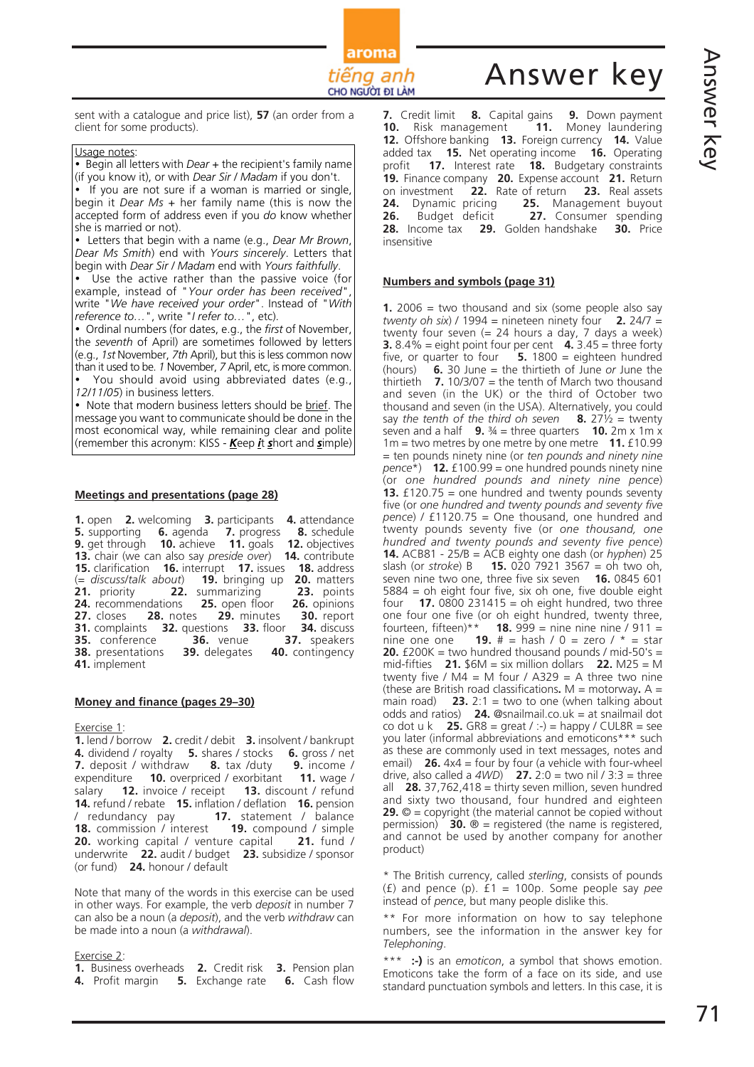sent with a catalogue and price list), **57** (an order from a client for some products).

Usage notes:

• Begin all letters with *Dear* + the recipient's family name (if you know it), or with *Dear Sir / Madam* if you don't.

• If you are not sure if a woman is married or single, begin it *Dear Ms* + her family name (this is now the accepted form of address even if you *do* know whether she is married or not).

• Letters that begin with a name (e.g., *Dear Mr Brown*, *Dear Ms Smith*) end with *Yours sincerely*. Letters that begin with *Dear Sir / Madam* end with *Yours faithfully*.

• Use the active rather than the passive voice (for example, instead of "*Your order has been received*", write "*We have received your order*". Instead of "*With reference to...*", write "*I refer to...*", etc).

• Ordinal numbers (for dates, e.g., the *first* of November, the *seventh* of April) are sometimes followed by letters (e.g., *1st* November, *7th* April), but this is less common now than it used to be. *1* November, *7* April, etc, is more common.

• You should avoid using abbreviated dates (e.g., *12/11/05*) in business letters.

• Note that modern business letters should be brief. The message you want to communicate should be done in the most economical way, while remaining clear and polite (remember this acronym: KISS - ***K****eep* ***i****t* ***s****hort and* ***s****imple*)

**Meetings and presentations (page 28)**

**1.** open **2.** welcoming **3.** participants **4.** attendance **5.** supporting **6.** agenda **7.** progress **8.** schedule **9.** get through **10.** achieve **11.** goals **12.** objectives **13.** chair (we can also say *preside over*) **14.** contribute **15.** clarification **16.** interrupt **17.** issues **18.** address (= *discuss/talk about*) **19.** bringing up **20.** matters **21.** priority **22.** summarizing **23.** points **24.** recommendations **25.** open floor **26.** opinions **27.** closes **28.** notes **29.** minutes **30.** report **31.** complaints **32.** questions **33.** floor **34.** discuss **35.** conference **36.** venue **37.** speakers **38.** presentations **39.** delegates **40.** contingency **41.** implement

**Money and finance (pages 29–30)**

Exercise 1:

**1.** lend / borrow **2.** credit / debit **3.** insolvent / bankrupt **4.** dividend / royalty **5.** shares / stocks **6.** gross / net **7.** deposit / withdraw **8.** tax /duty **9.** income / expenditure **10.** overpriced / exorbitant **11.** wage / salary **12.** invoice / receipt **13.** discount / refund **14.** refund / rebate **15.** inflation / deflation **16.** pension / redundancy pay **17.** statement / balance **18.** commission / interest **19.** compound / simple **20.** working capital / venture capital **21.** fund / underwrite **22.** audit / budget **23.** subsidize / sponsor (or fund) **24.** honour / default

Note that many of the words in this exercise can be used in other ways. For example, the verb *deposit* in number 7 can also be used as a noun (a *deposit*), and the verb *withdraw* can be made into a noun (a *withdrawal*).

Exercise 2:

**1.** Business overheads **2.** Credit risk **3.** Pension plan **4.** Profit margin **5.** Exchange rate **6.** Cash flow **7.** Credit limit **8.** Capital gains **9.** Down payment **10.** Risk management **11.** Money laundering **12.** Offshore banking **13.** Foreign currency **14.** Value added tax **15.** Net operating income **16.** Operating profit **17.** Interest rate **18.** Budgetary constraints **19.** Finance company **20.** Expense account **21.** Return on investment **22.** Rate of return **23.** Real assets **24.** Dynamic pricing **25.** Management buyout **26.** Budget deficit **27.** Consumer spending **28.** Income tax **29.** Golden handshake **30.** Price insensitive

**Numbers and symbols (page 31)**

**1.** 2006 = two thousand and six (some people also say *twenty oh six*) / 1994 = nineteen ninety four **2.** 24/7 = twenty four seven (= 24 hours a day, 7 days a week) **3.** 8.4% = eight point four per cent **4.** 3.45 = three forty five, or quarter to four **5.** 1800 = eighteen hundred (hours) **6.** 30 June = the thirtieth of June *or* June the thirtieth **7.** 10/3/07 = the tenth of March two thousand and seven (in the UK) or the third of October two thousand and seven (in the USA). Alternatively, you could say *the tenth of the third oh seven* **8.** 27½ = twenty seven and a half **9.** ¾ = three quarters **10.** 2m x 1m x 1m = two metres by one metre by one metre **11.** £10.99 = ten pounds ninety nine (or *ten pounds and ninety nine pence*\*) **12.** £100.99 = one hundred pounds ninety nine (or *one hundred pounds and ninety nine pence*) **13.** £120.75 = one hundred and twenty pounds seventy five (or *one hundred and twenty pounds and seventy five pence*) / £1120.75 = One thousand, one hundred and twenty pounds seventy five (or *one thousand, one hundred and twenty pounds and seventy five pence*) **14.** ACB81 - 25/B = ACB eighty one dash (or *hyphen*) 25 slash (or *stroke*) B **15.** 020 7921 3567 = oh two oh, seven nine two one, three five six seven **16.** 0845 601 5884 = oh eight four five, six oh one, five double eight four **17.** 0800 231415 = oh eight hundred, two three one four one five (or oh eight hundred, twenty three, fourteen, fifteen)\*\* **18.** 999 = nine nine nine / 911 = nine one one **19.** # = hash / 0 = zero / * = star **20.** £200K = two hundred thousand pounds / mid-50's = mid-fifties **21.** $6M = six million dollars **22.** M25 = M twenty five / M4 = M four / A329 = A three two nine (these are British road classifications**.** M = motorway**.** A = main road) **23.** 2:1 = two to one (when talking about odds and ratios) **24.** @snailmail.co.uk = at snailmail dot co dot u k **25.** GR8 = great / :-) = happy / CUL8R = see you later (informal abbreviations and emoticons\*\*\* such as these are commonly used in text messages, notes and email) **26.** 4x4 = four by four (a vehicle with four-wheel drive, also called a *4WD*) **27.** 2:0 = two nil / 3:3 = three all **28.** 37,762,418 = thirty seven million, seven hundred and sixty two thousand, four hundred and eighteen **29.** © = copyright (the material cannot be copied without permission) **30.** ® = registered (the name is registered, and cannot be used by another company for another product)

\* The British currency, called *sterling*, consists of pounds (£) and pence (p). £1 = 100p. Some people say *pee* instead of *pence*, but many people dislike this.

\*\* For more information on how to say telephone numbers, see the information in the answer key for *Telephoning*.

\*\*\* **:-)** is an *emoticon*, a symbol that shows emotion. Emoticons take the form of a face on its side, and use standard punctuation symbols and letters. In this case, it is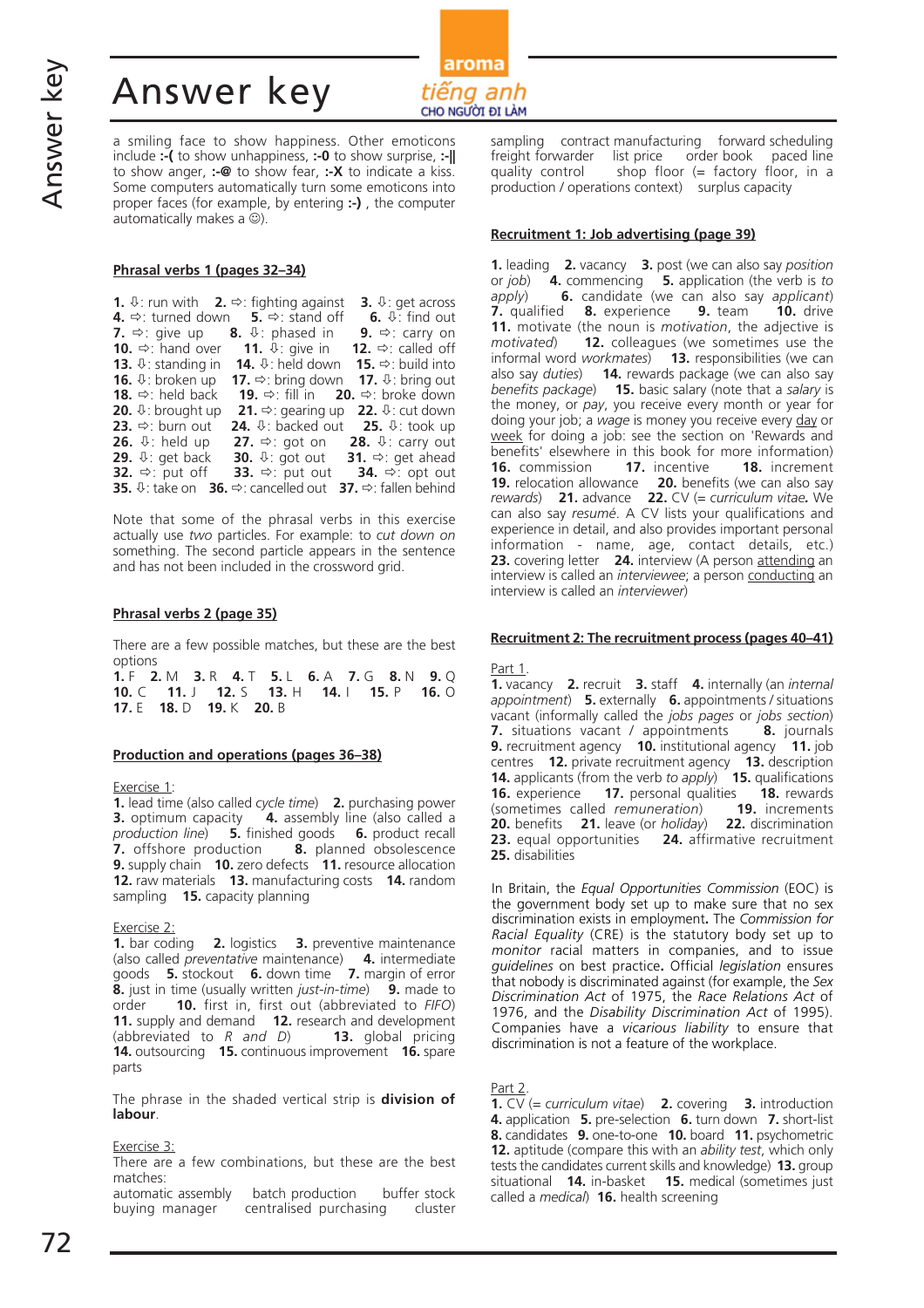# Answer key

a smiling face to show happiness. Other emoticons include **:-(** to show unhappiness, **:-0** to show surprise, **:-||** to show anger, **:-@** to show fear, **:-X** to indicate a kiss. Some computers automatically turn some emoticons into proper faces (for example, by entering **:-)** , the computer automatically makes a ☺).

## Phrasal verbs 1 (pages 32–34)

**1.** ⇩: run with **2.** ⇨: fighting against **3.** ⇩: get across **4.** ⇨: turned down **5.** ⇨: stand off **6.** ⇩: find out **7.** ⇨: give up **8.** ⇩: phased in **9.** ⇨: carry on **10.** ⇨: hand over **11.** ⇩: give in **12.** ⇨: called off **13.** ⇩: standing in **14.** ⇩: held down **15.** ⇨: build into **16.** ⇩: broken up **17.** ⇨: bring down **17.** ⇩: bring out **18.** ⇨: held back **19.** ⇨: fill in **20.** ⇨: broke down **20.** ⇩: brought up **21.** ⇨: gearing up **22.** ⇩: cut down **23.** ⇨: burn out **24.** ⇩: backed out **25.** ⇩: took up **26.** ⇩: held up **27.** ⇨: got on **28.** ⇩: carry out **29.** ⇩: get back **30.** ⇩: got out **31.** ⇨: get ahead **32.** ⇨: put off **33.** ⇨: put out **34.** ⇨: opt out **35.** ⇩: take on **36.** ⇨: cancelled out **37.** ⇨: fallen behind

Note that some of the phrasal verbs in this exercise actually use *two* particles. For example: to *cut down on* something. The second particle appears in the sentence and has not been included in the crossword grid.

## Phrasal verbs 2 (page 35)

There are a few possible matches, but these are the best options

**1.** F **2.** M **3.** R **4.** T **5.** L **6.** A **7.** G **8.** N **9.** Q **10.** C **11.** J **12.** S **13.** H **14.** I **15.** P **16.** O **17.** E **18.** D **19.** K **20.** B

## Production and operations (pages 36–38)

Exercise 1:

**1.** lead time (also called *cycle time*) **2.** purchasing power **3.** optimum capacity **4.** assembly line (also called a *production line*) **5.** finished goods **6.** product recall **7.** offshore production **8.** planned obsolescence **9.** supply chain **10.** zero defects **11.** resource allocation **12.** raw materials **13.** manufacturing costs **14.** random sampling **15.** capacity planning

Exercise 2:

**1.** bar coding **2.** logistics **3.** preventive maintenance (also called *preventative* maintenance) **4.** intermediate goods **5.** stockout **6.** down time **7.** margin of error **8.** just in time (usually written *just-in-time*) **9.** made to order **10.** first in, first out (abbreviated to *FIFO*) **11.** supply and demand **12.** research and development (abbreviated to *R and D*) **13.** global pricing **14.** outsourcing **15.** continuous improvement **16.** spare parts

The phrase in the shaded vertical strip is **division of labour**.

Exercise 3:

There are a few combinations, but these are the best matches:

automatic assembly  batch production  buffer stock  buying manager  centralised purchasing  cluster sampling  contract manufacturing  forward scheduling  freight forwarder  list price  order book  paced line  quality control  shop floor (= factory floor, in a production / operations context)  surplus capacity

## Recruitment 1: Job advertising (page 39)

**1.** leading **2.** vacancy **3.** post (we can also say *position* or *job*) **4.** commencing **5.** application (the verb is *to apply*) **6.** candidate (we can also say *applicant*) **7.** qualified **8.** experience **9.** team **10.** drive **11.** motivate (the noun is *motivation*, the adjective is *motivated*) **12.** colleagues (we sometimes use the informal word *workmates*) **13.** responsibilities (we can also say *duties*) **14.** rewards package (we can also say *benefits package*) **15.** basic salary (note that a *salary* is the money, or *pay*, you receive every month or year for doing your job; a *wage* is money you receive every day or week for doing a job: see the section on 'Rewards and benefits' elsewhere in this book for more information) **16.** commission **17.** incentive **18.** increment **19.** relocation allowance **20.** benefits (we can also say *rewards*) **21.** advance **22.** CV (= *curriculum vitae***.** We can also say *resumé*. A CV lists your qualifications and experience in detail, and also provides important personal information - name, age, contact details, etc.) **23.** covering letter **24.** interview (A person attending an interview is called an *interviewee*; a person conducting an interview is called an *interviewer*)

## Recruitment 2: The recruitment process (pages 40–41)

Part 1.

**1.** vacancy **2.** recruit **3.** staff **4.** internally (an *internal appointment*) **5.** externally **6.** appointments / situations vacant (informally called the *jobs pages* or *jobs section*) **7.** situations vacant / appointments **8.** journals **9.** recruitment agency **10.** institutional agency **11.** job centres **12.** private recruitment agency **13.** description **14.** applicants (from the verb *to apply*) **15.** qualifications **16.** experience **17.** personal qualities **18.** rewards (sometimes called *remuneration*) **19.** increments **20.** benefits **21.** leave (or *holiday*) **22.** discrimination **23.** equal opportunities **24.** affirmative recruitment **25.** disabilities

In Britain, the *Equal Opportunities Commission* (EOC) is the government body set up to make sure that no sex discrimination exists in employment**.** The *Commission for Racial Equality* (CRE) is the statutory body set up to *monitor* racial matters in companies, and to issue *guidelines* on best practice**.** Official *legislation* ensures that nobody is discriminated against (for example, the *Sex Discrimination Act* of 1975, the *Race Relations Act* of 1976, and the *Disability Discrimination Act* of 1995). Companies have a *vicarious liability* to ensure that discrimination is not a feature of the workplace.

Part 2.

**1.** CV (= *curriculum vitae*) **2.** covering **3.** introduction **4.** application **5.** pre-selection **6.** turn down **7.** short-list **8.** candidates **9.** one-to-one **10.** board **11.** psychometric **12.** aptitude (compare this with an *ability test*, which only tests the candidates current skills and knowledge) **13.** group situational **14.** in-basket **15.** medical (sometimes just called a *medical*) **16.** health screening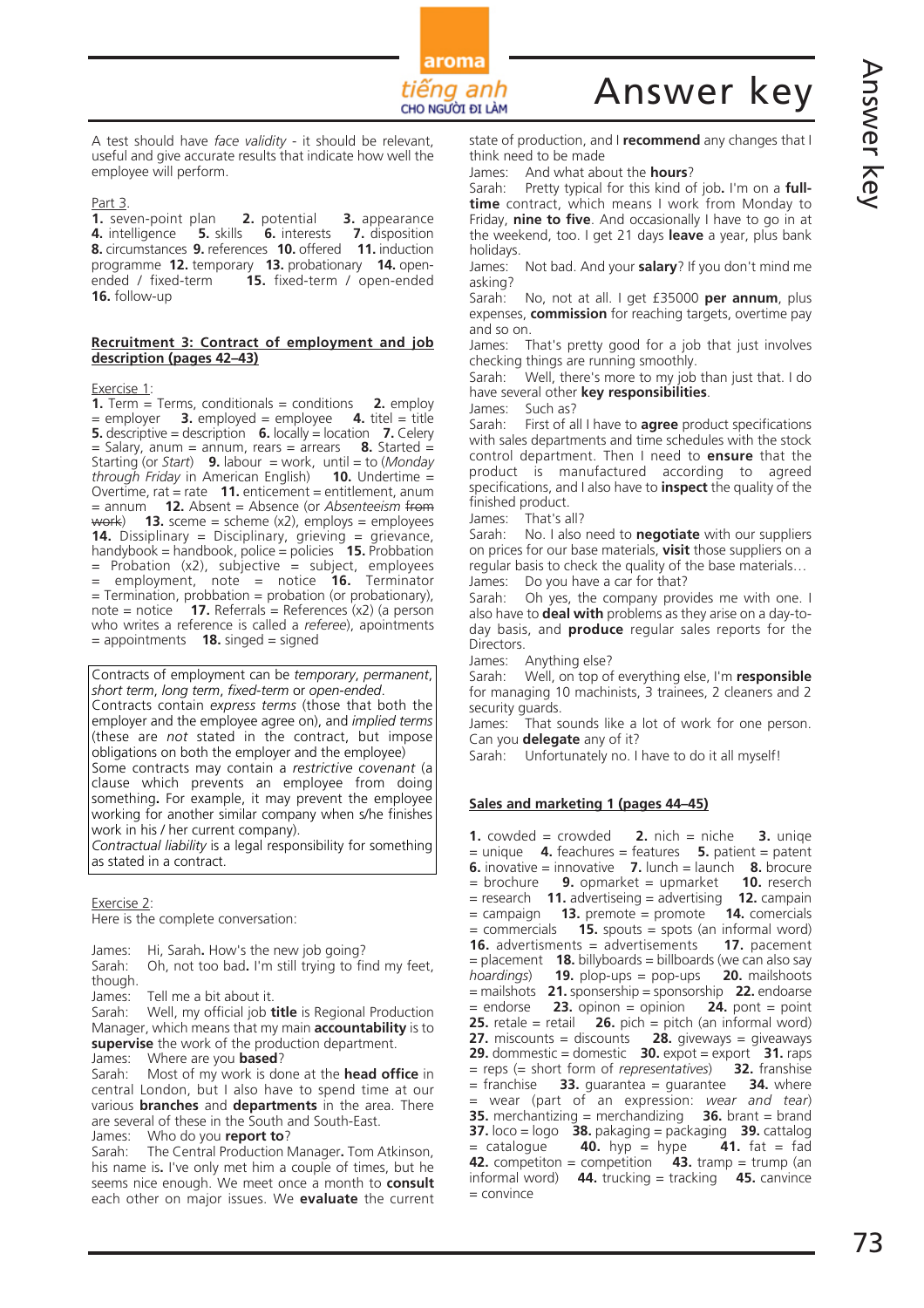A test should have *face validity* - it should be relevant, useful and give accurate results that indicate how well the employee will perform.

Part 3.
**1.** seven-point plan **2.** potential **3.** appearance **4.** intelligence **5.** skills **6.** interests **7.** disposition **8.** circumstances **9.** references **10.** offered **11.** induction programme **12.** temporary **13.** probationary **14.** open-ended / fixed-term **15.** fixed-term / open-ended **16.** follow-up

**Recruitment 3: Contract of employment and job description (pages 42–43)**

Exercise 1:
**1.** Term = Terms, conditionals = conditions **2.** employ = employer **3.** employed = employee **4.** titel = title **5.** descriptive = description **6.** locally = location **7.** Celery = Salary, anum = annum, rears = arrears **8.** Started = Starting (or *Start*) **9.** labour = work, until = to (*Monday through Friday* in American English) **10.** Undertime = Overtime, rat = rate **11.** enticement = entitlement, anum = annum **12.** Absent = Absence (or *Absenteeism* ~~from work~~) **13.** sceme = scheme (x2), employs = employees **14.** Dissiplinary = Disciplinary, grieving = grievance, handybook = handbook, police = policies **15.** Probbation = Probation (x2), subjective = subject, employees = employment, note = notice **16.** Terminator = Termination, probbation = probation (or probationary), note = notice **17.** Referrals = References (x2) (a person who writes a reference is called a *referee*), apointments = appointments **18.** singed = signed

Contracts of employment can be *temporary*, *permanent*, *short term*, *long term*, *fixed-term* or *open-ended*.
Contracts contain *express terms* (those that both the employer and the employee agree on), and *implied terms* (these are *not* stated in the contract, but impose obligations on both the employer and the employee)
Some contracts may contain a *restrictive covenant* (a clause which prevents an employee from doing something**.** For example, it may prevent the employee working for another similar company when s/he finishes work in his / her current company).
*Contractual liability* is a legal responsibility for something as stated in a contract.

Exercise 2:
Here is the complete conversation:

James: Hi, Sarah**.** How's the new job going?
Sarah: Oh, not too bad**.** I'm still trying to find my feet, though.
James: Tell me a bit about it.
Sarah: Well, my official job **title** is Regional Production Manager, which means that my main **accountability** is to **supervise** the work of the production department.
James: Where are you **based**?
Sarah: Most of my work is done at the **head office** in central London, but I also have to spend time at our various **branches** and **departments** in the area. There are several of these in the South and South-East.
James: Who do you **report to**?
Sarah: The Central Production Manager**.** Tom Atkinson, his name is**.** I've only met him a couple of times, but he seems nice enough. We meet once a month to **consult** each other on major issues. We **evaluate** the current state of production, and I **recommend** any changes that I think need to be made
James: And what about the **hours**?
Sarah: Pretty typical for this kind of job**.** I'm on a **full-time** contract, which means I work from Monday to Friday, **nine to five**. And occasionally I have to go in at the weekend, too. I get 21 days **leave** a year, plus bank holidays.
James: Not bad. And your **salary**? If you don't mind me asking?
Sarah: No, not at all. I get £35000 **per annum**, plus expenses, **commission** for reaching targets, overtime pay and so on.
James: That's pretty good for a job that just involves checking things are running smoothly.
Sarah: Well, there's more to my job than just that. I do have several other **key responsibilities**.
James: Such as?
Sarah: First of all I have to **agree** product specifications with sales departments and time schedules with the stock control department. Then I need to **ensure** that the product is manufactured according to agreed specifications, and I also have to **inspect** the quality of the finished product.
James: That's all?
Sarah: No. I also need to **negotiate** with our suppliers on prices for our base materials, **visit** those suppliers on a regular basis to check the quality of the base materials…
James: Do you have a car for that?
Sarah: Oh yes, the company provides me with one. I also have to **deal with** problems as they arise on a day-to-day basis, and **produce** regular sales reports for the Directors.
James: Anything else?
Sarah: Well, on top of everything else, I'm **responsible** for managing 10 machinists, 3 trainees, 2 cleaners and 2 security guards.
James: That sounds like a lot of work for one person. Can you **delegate** any of it?
Sarah: Unfortunately no. I have to do it all myself!

**Sales and marketing 1 (pages 44–45)**

**1.** cowded = crowded **2.** nich = niche **3.** uniqe = unique **4.** feachures = features **5.** patient = patent **6.** inovative = innovative **7.** lunch = launch **8.** brocure = brochure **9.** opmarket = upmarket **10.** reserch = research **11.** advertiseing = advertising **12.** campain = campaign **13.** premote = promote **14.** comercials = commercials **15.** spouts = spots (an informal word) **16.** advertisments = advertisements **17.** pacement = placement **18.** billyboards = billboards (we can also say *hoardings*) **19.** plop-ups = pop-ups **20.** mailshoots = mailshots **21.** sponsership = sponsorship **22.** endoarse = endorse **23.** opinon = opinion **24.** pont = point **25.** retale = retail **26.** pich = pitch (an informal word) **27.** miscounts = discounts **28.** giveways = giveaways **29.** dommestic = domestic **30.** expot = export **31.** raps = reps (= short form of *representatives*) **32.** franshise = franchise **33.** guarantea = guarantee **34.** where = wear (part of an expression: *wear and tear*) **35.** merchantizing = merchandizing **36.** brant = brand **37.** loco = logo **38.** pakaging = packaging **39.** cattalog = catalogue **40.** hyp = hype **41.** fat = fad **42.** competiton = competition **43.** tramp = trump (an informal word) **44.** trucking = tracking **45.** canvince = convince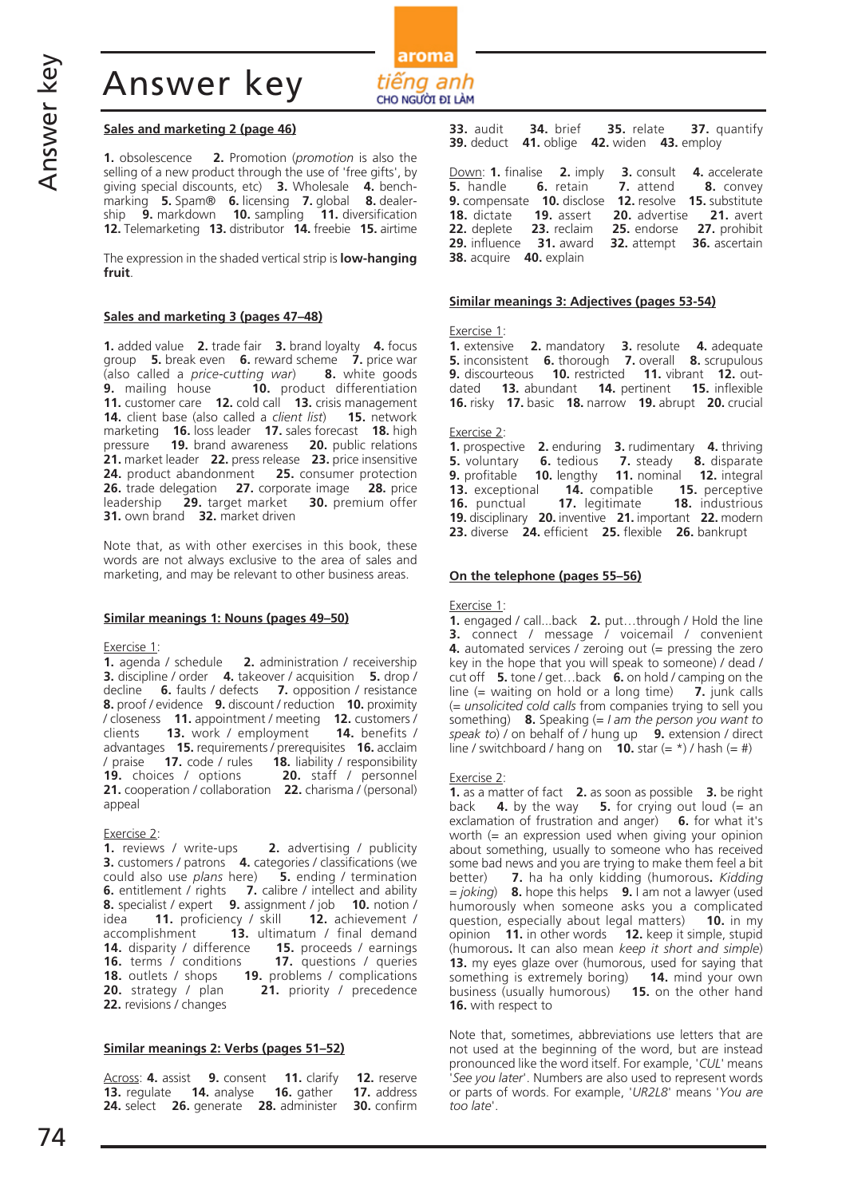# Answer key

## Sales and marketing 2 (page 46)

**1.** obsolescence **2.** Promotion (*promotion* is also the selling of a new product through the use of 'free gifts', by giving special discounts, etc) **3.** Wholesale **4.** benchmarking **5.** Spam® **6.** licensing **7.** global **8.** dealership **9.** markdown **10.** sampling **11.** diversification **12.** Telemarketing **13.** distributor **14.** freebie **15.** airtime

The expression in the shaded vertical strip is **low-hanging fruit**.

## Sales and marketing 3 (pages 47–48)

**1.** added value **2.** trade fair **3.** brand loyalty **4.** focus group **5.** break even **6.** reward scheme **7.** price war (also called a *price-cutting war*) **8.** white goods **9.** mailing house **10.** product differentiation **11.** customer care **12.** cold call **13.** crisis management **14.** client base (also called a *client list*) **15.** network marketing **16.** loss leader **17.** sales forecast **18.** high pressure **19.** brand awareness **20.** public relations **21.** market leader **22.** press release **23.** price insensitive **24.** product abandonment **25.** consumer protection **26.** trade delegation **27.** corporate image **28.** price leadership **29.** target market **30.** premium offer **31.** own brand **32.** market driven

Note that, as with other exercises in this book, these words are not always exclusive to the area of sales and marketing, and may be relevant to other business areas.

## Similar meanings 1: Nouns (pages 49–50)

Exercise 1:
**1.** agenda / schedule **2.** administration / receivership **3.** discipline / order **4.** takeover / acquisition **5.** drop / decline **6.** faults / defects **7.** opposition / resistance **8.** proof / evidence **9.** discount / reduction **10.** proximity / closeness **11.** appointment / meeting **12.** customers / clients **13.** work / employment **14.** benefits / advantages **15.** requirements / prerequisites **16.** acclaim / praise **17.** code / rules **18.** liability / responsibility **19.** choices / options **20.** staff / personnel **21.** cooperation / collaboration **22.** charisma / (personal) appeal

Exercise 2:
**1.** reviews / write-ups **2.** advertising / publicity **3.** customers / patrons **4.** categories / classifications (we could also use *plans* here) **5.** ending / termination **6.** entitlement / rights **7.** calibre / intellect and ability **8.** specialist / expert **9.** assignment / job **10.** notion / idea **11.** proficiency / skill **12.** achievement / accomplishment **13.** ultimatum / final demand **14.** disparity / difference **15.** proceeds / earnings **16.** terms / conditions **17.** questions / queries **18.** outlets / shops **19.** problems / complications **20.** strategy / plan **21.** priority / precedence **22.** revisions / changes

## Similar meanings 2: Verbs (pages 51–52)

Across: **4.** assist **9.** consent **11.** clarify **12.** reserve **13.** regulate **14.** analyse **16.** gather **17.** address **24.** select **26.** generate **28.** administer **30.** confirm **33.** audit **34.** brief **35.** relate **37.** quantify **39.** deduct **41.** oblige **42.** widen **43.** employ

Down: **1.** finalise **2.** imply **3.** consult **4.** accelerate **5.** handle **6.** retain **7.** attend **8.** convey **9.** compensate **10.** disclose **12.** resolve **15.** substitute **18.** dictate **19.** assert **20.** advertise **21.** avert **22.** deplete **23.** reclaim **25.** endorse **27.** prohibit **29.** influence **31.** award **32.** attempt **36.** ascertain **38.** acquire **40.** explain

## Similar meanings 3: Adjectives (pages 53-54)

Exercise 1:
**1.** extensive **2.** mandatory **3.** resolute **4.** adequate **5.** inconsistent **6.** thorough **7.** overall **8.** scrupulous **9.** discourteous **10.** restricted **11.** vibrant **12.** outdated **13.** abundant **14.** pertinent **15.** inflexible **16.** risky **17.** basic **18.** narrow **19.** abrupt **20.** crucial

Exercise 2:
**1.** prospective **2.** enduring **3.** rudimentary **4.** thriving **5.** voluntary **6.** tedious **7.** steady **8.** disparate **9.** profitable **10.** lengthy **11.** nominal **12.** integral **13.** exceptional **14.** compatible **15.** perceptive **16.** punctual **17.** legitimate **18.** industrious **19.** disciplinary **20.** inventive **21.** important **22.** modern **23.** diverse **24.** efficient **25.** flexible **26.** bankrupt

## On the telephone (pages 55–56)

Exercise 1:
**1.** engaged / call...back **2.** put…through / Hold the line **3.** connect / message / voicemail / convenient **4.** automated services / zeroing out (= pressing the zero key in the hope that you will speak to someone) / dead / cut off **5.** tone / get…back **6.** on hold / camping on the line (= waiting on hold or a long time) **7.** junk calls (= *unsolicited cold calls* from companies trying to sell you something) **8.** Speaking (= *I am the person you want to speak to*) / on behalf of / hung up **9.** extension / direct line / switchboard / hang on **10.** star (= *) / hash (= #)

Exercise 2:
**1.** as a matter of fact **2.** as soon as possible **3.** be right back **4.** by the way **5.** for crying out loud (= an exclamation of frustration and anger) **6.** for what it's worth (= an expression used when giving your opinion about something, usually to someone who has received some bad news and you are trying to make them feel a bit better) **7.** ha ha only kidding (humorous**.** *Kidding = joking*) **8.** hope this helps **9.** I am not a lawyer (used humorously when someone asks you a complicated question, especially about legal matters) **10.** in my opinion **11.** in other words **12.** keep it simple, stupid (humorous**.** It can also mean *keep it short and simple*) **13.** my eyes glaze over (humorous, used for saying that something is extremely boring) **14.** mind your own business (usually humorous) **15.** on the other hand **16.** with respect to

Note that, sometimes, abbreviations use letters that are not used at the beginning of the word, but are instead pronounced like the word itself. For example, '*CUL*' means '*See you later*'. Numbers are also used to represent words or parts of words. For example, '*UR2L8*' means '*You are too late*'.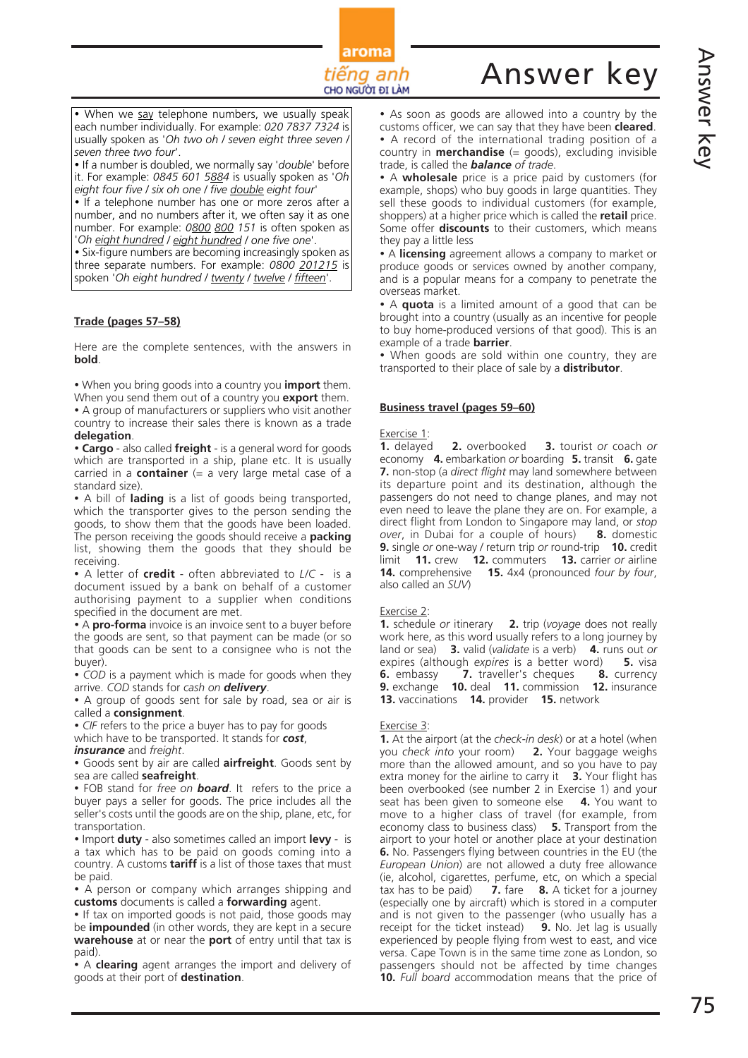• When we <u>say</u> telephone numbers, we usually speak each number individually. For example: *020 7837 7324* is usually spoken as '*Oh two oh / seven eight three seven / seven three two four*'.

• If a number is doubled, we normally say '*double*' before it. For example: *0845 601 5<u>88</u>4* is usually spoken as '*Oh eight four five / six oh one / five <u>double</u> eight four*'

• If a telephone number has one or more zeros after a number, and no numbers after it, we often say it as one number. For example: *0<u>800</u> <u>800</u> 151* is often spoken as '*Oh <u>eight hundred</u> / <u>eight hundred</u> / one five one*'.

• Six-figure numbers are becoming increasingly spoken as three separate numbers. For example: *0800 <u>201215</u>* is spoken '*Oh eight hundred / <u>twenty</u> / <u>twelve</u> / <u>fifteen</u>*'.

## <u>Trade (pages 57–58)</u>

Here are the complete sentences, with the answers in **bold**.

• When you bring goods into a country you **import** them. When you send them out of a country you **export** them.

• A group of manufacturers or suppliers who visit another country to increase their sales there is known as a trade **delegation**.

• **Cargo** - also called **freight** - is a general word for goods which are transported in a ship, plane etc. It is usually carried in a **container** (= a very large metal case of a standard size).

• A bill of **lading** is a list of goods being transported, which the transporter gives to the person sending the goods, to show them that the goods have been loaded. The person receiving the goods should receive a **packing** list, showing them the goods that they should be receiving.

• A letter of **credit** - often abbreviated to *L/C* - is a document issued by a bank on behalf of a customer authorising payment to a supplier when conditions specified in the document are met.

• A **pro-forma** invoice is an invoice sent to a buyer before the goods are sent, so that payment can be made (or so that goods can be sent to a consignee who is not the buyer).

• *COD* is a payment which is made for goods when they arrive. *COD* stands for *cash on **delivery***.

• A group of goods sent for sale by road, sea or air is called a **consignment**.

• *CIF* refers to the price a buyer has to pay for goods which have to be transported. It stands for ***cost***, ***insurance*** and *freight*.

• Goods sent by air are called **airfreight**. Goods sent by sea are called **seafreight**.

• FOB stand for *free on **board***. It refers to the price a buyer pays a seller for goods. The price includes all the seller's costs until the goods are on the ship, plane, etc, for transportation.

• Import **duty** - also sometimes called an import **levy** - is a tax which has to be paid on goods coming into a country. A customs **tariff** is a list of those taxes that must be paid.

• A person or company which arranges shipping and **customs** documents is called a **forwarding** agent.

• If tax on imported goods is not paid, those goods may be **impounded** (in other words, they are kept in a secure **warehouse** at or near the **port** of entry until that tax is paid).

• A **clearing** agent arranges the import and delivery of goods at their port of **destination**.

• As soon as goods are allowed into a country by the customs officer, we can say that they have been **cleared**.

• A record of the international trading position of a country in **merchandise** (= goods), excluding invisible trade, is called the ***balance** of trade*.

• A **wholesale** price is a price paid by customers (for example, shops) who buy goods in large quantities. They sell these goods to individual customers (for example, shoppers) at a higher price which is called the **retail** price. Some offer **discounts** to their customers, which means they pay a little less

• A **licensing** agreement allows a company to market or produce goods or services owned by another company, and is a popular means for a company to penetrate the overseas market.

• A **quota** is a limited amount of a good that can be brought into a country (usually as an incentive for people to buy home-produced versions of that good). This is an example of a trade **barrier**.

• When goods are sold within one country, they are transported to their place of sale by a **distributor**.

## <u>Business travel (pages 59–60)</u>

<u>Exercise 1</u>:

**1.** delayed **2.** overbooked **3.** tourist *or* coach *or* economy **4.** embarkation *or* boarding **5.** transit **6.** gate **7.** non-stop (a *direct flight* may land somewhere between its departure point and its destination, although the passengers do not need to change planes, and may not even need to leave the plane they are on. For example, a direct flight from London to Singapore may land, or *stop over*, in Dubai for a couple of hours) **8.** domestic **9.** single *or* one-way / return trip *or* round-trip **10.** credit limit **11.** crew **12.** commuters **13.** carrier *or* airline **14.** comprehensive **15.** 4x4 (pronounced *four by four*, also called an *SUV*)

<u>Exercise 2</u>:

**1.** schedule *or* itinerary **2.** trip (*voyage* does not really work here, as this word usually refers to a long journey by land or sea) **3.** valid (*validate* is a verb) **4.** runs out *or* expires (although *expires* is a better word) **5.** visa **6.** embassy **7.** traveller's cheques **8.** currency **9.** exchange **10.** deal **11.** commission **12.** insurance **13.** vaccinations **14.** provider **15.** network

<u>Exercise 3</u>:

**1.** At the airport (at the *check-in desk*) or at a hotel (when you *check into* your room) **2.** Your baggage weighs more than the allowed amount, and so you have to pay extra money for the airline to carry it **3.** Your flight has been overbooked (see number 2 in Exercise 1) and your seat has been given to someone else **4.** You want to move to a higher class of travel (for example, from economy class to business class) **5.** Transport from the airport to your hotel or another place at your destination **6.** No. Passengers flying between countries in the EU (the *European Union*) are not allowed a duty free allowance (ie, alcohol, cigarettes, perfume, etc, on which a special tax has to be paid) **7.** fare **8.** A ticket for a journey (especially one by aircraft) which is stored in a computer and is not given to the passenger (who usually has a receipt for the ticket instead) **9.** No. Jet lag is usually experienced by people flying from west to east, and vice versa. Cape Town is in the same time zone as London, so passengers should not be affected by time changes **10.** *Full board* accommodation means that the price of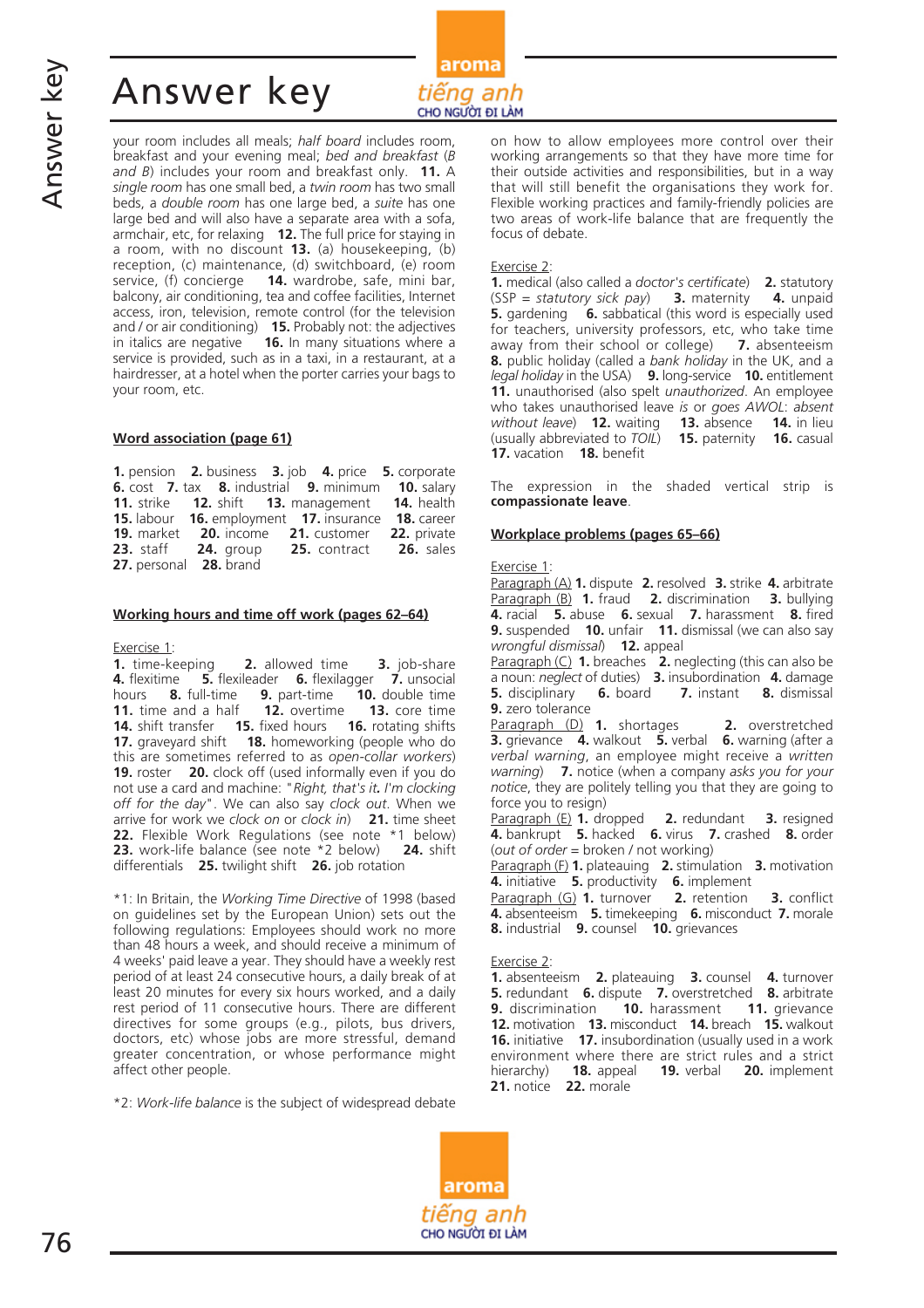# Answer key

your room includes all meals; *half board* includes room, breakfast and your evening meal; *bed and breakfast* (*B and B*) includes your room and breakfast only. **11.** A *single room* has one small bed, a *twin room* has two small beds, a *double room* has one large bed, a *suite* has one large bed and will also have a separate area with a sofa, armchair, etc, for relaxing **12.** The full price for staying in a room, with no discount **13.** (a) housekeeping, (b) reception, (c) maintenance, (d) switchboard, (e) room service, (f) concierge **14.** wardrobe, safe, mini bar, balcony, air conditioning, tea and coffee facilities, Internet access, iron, television, remote control (for the television and / or air conditioning) **15.** Probably not: the adjectives in italics are negative **16.** In many situations where a service is provided, such as in a taxi, in a restaurant, at a hairdresser, at a hotel when the porter carries your bags to your room, etc.

## Word association (page 61)

**1.** pension **2.** business **3.** job **4.** price **5.** corporate **6.** cost **7.** tax **8.** industrial **9.** minimum **10.** salary **11.** strike **12.** shift **13.** management **14.** health **15.** labour **16.** employment **17.** insurance **18.** career **19.** market **20.** income **21.** customer **22.** private **23.** staff **24.** group **25.** contract **26.** sales **27.** personal **28.** brand

## Working hours and time off work (pages 62–64)

Exercise 1:
**1.** time-keeping **2.** allowed time **3.** job-share **4.** flexitime **5.** flexileader **6.** flexilagger **7.** unsocial hours **8.** full-time **9.** part-time **10.** double time **11.** time and a half **12.** overtime **13.** core time **14.** shift transfer **15.** fixed hours **16.** rotating shifts **17.** graveyard shift **18.** homeworking (people who do this are sometimes referred to as *open-collar workers*) **19.** roster **20.** clock off (used informally even if you do not use a card and machine: "*Right, that's it. I'm clocking off for the day*". We can also say *clock out*. When we arrive for work we *clock on* or *clock in*) **21.** time sheet **22.** Flexible Work Regulations (see note *1 below) **23.** work-life balance (see note *2 below) **24.** shift differentials **25.** twilight shift **26.** job rotation

*1: In Britain, the *Working Time Directive* of 1998 (based on guidelines set by the European Union) sets out the following regulations: Employees should work no more than 48 hours a week, and should receive a minimum of 4 weeks' paid leave a year. They should have a weekly rest period of at least 24 consecutive hours, a daily break of at least 20 minutes for every six hours worked, and a daily rest period of 11 consecutive hours. There are different directives for some groups (e.g., pilots, bus drivers, doctors, etc) whose jobs are more stressful, demand greater concentration, or whose performance might affect other people.

*2: *Work-life balance* is the subject of widespread debate on how to allow employees more control over their working arrangements so that they have more time for their outside activities and responsibilities, but in a way that will still benefit the organisations they work for. Flexible working practices and family-friendly policies are two areas of work-life balance that are frequently the focus of debate.

Exercise 2:
**1.** medical (also called a *doctor's certificate*) **2.** statutory (SSP = *statutory sick pay*) **3.** maternity **4.** unpaid **5.** gardening **6.** sabbatical (this word is especially used for teachers, university professors, etc, who take time away from their school or college) **7.** absenteeism **8.** public holiday (called a *bank holiday* in the UK, and a *legal holiday* in the USA) **9.** long-service **10.** entitlement **11.** unauthorised (also spelt *unauthorized*. An employee who takes unauthorised leave *is* or *goes AWOL*: *absent without leave*) **12.** waiting **13.** absence **14.** in lieu (usually abbreviated to *TOIL*) **15.** paternity **16.** casual **17.** vacation **18.** benefit

The expression in the shaded vertical strip is **compassionate leave**.

## Workplace problems (pages 65–66)

Exercise 1:
Paragraph (A) **1.** dispute **2.** resolved **3.** strike **4.** arbitrate
Paragraph (B) **1.** fraud **2.** discrimination **3.** bullying **4.** racial **5.** abuse **6.** sexual **7.** harassment **8.** fired **9.** suspended **10.** unfair **11.** dismissal (we can also say *wrongful dismissal*) **12.** appeal
Paragraph (C) **1.** breaches **2.** neglecting (this can also be a noun: *neglect* of duties) **3.** insubordination **4.** damage **5.** disciplinary **6.** board **7.** instant **8.** dismissal **9.** zero tolerance
Paragraph (D) **1.** shortages **2.** overstretched **3.** grievance **4.** walkout **5.** verbal **6.** warning (after a *verbal warning*, an employee might receive a *written warning*) **7.** notice (when a company *asks you for your notice*, they are politely telling you that they are going to force you to resign)
Paragraph (E) **1.** dropped **2.** redundant **3.** resigned **4.** bankrupt **5.** hacked **6.** virus **7.** crashed **8.** order (*out of order* = broken / not working)
Paragraph (F) **1.** plateauing **2.** stimulation **3.** motivation **4.** initiative **5.** productivity **6.** implement
Paragraph (G) **1.** turnover **2.** retention **3.** conflict **4.** absenteeism **5.** timekeeping **6.** misconduct **7.** morale **8.** industrial **9.** counsel **10.** grievances

Exercise 2:
**1.** absenteeism **2.** plateauing **3.** counsel **4.** turnover **5.** redundant **6.** dispute **7.** overstretched **8.** arbitrate **9.** discrimination **10.** harassment **11.** grievance **12.** motivation **13.** misconduct **14.** breach **15.** walkout **16.** initiative **17.** insubordination (usually used in a work environment where there are strict rules and a strict hierarchy) **18.** appeal **19.** verbal **20.** implement **21.** notice **22.** morale